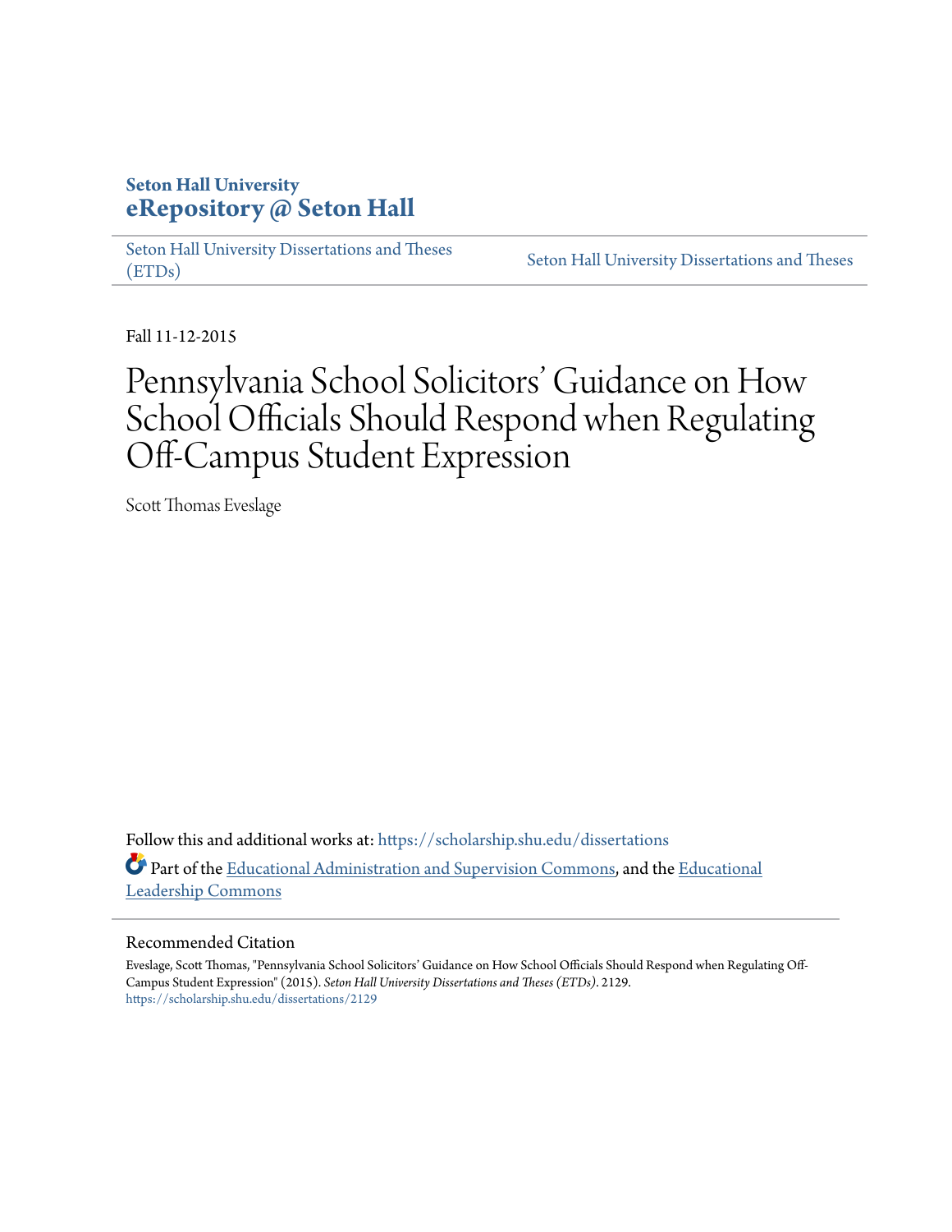**Seton Hall University**
**eRepository @ Seton Hall**

Seton Hall University Dissertations and Theses (ETDs) | Seton Hall University Dissertations and Theses

Fall 11-12-2015

# Pennsylvania School Solicitors' Guidance on How School Officials Should Respond when Regulating Off-Campus Student Expression

Scott Thomas Eveslage

Follow this and additional works at: https://scholarship.shu.edu/dissertations

Part of the Educational Administration and Supervision Commons, and the Educational Leadership Commons

## Recommended Citation

Eveslage, Scott Thomas, "Pennsylvania School Solicitors' Guidance on How School Officials Should Respond when Regulating Off-Campus Student Expression" (2015). *Seton Hall University Dissertations and Theses (ETDs)*. 2129.
https://scholarship.shu.edu/dissertations/2129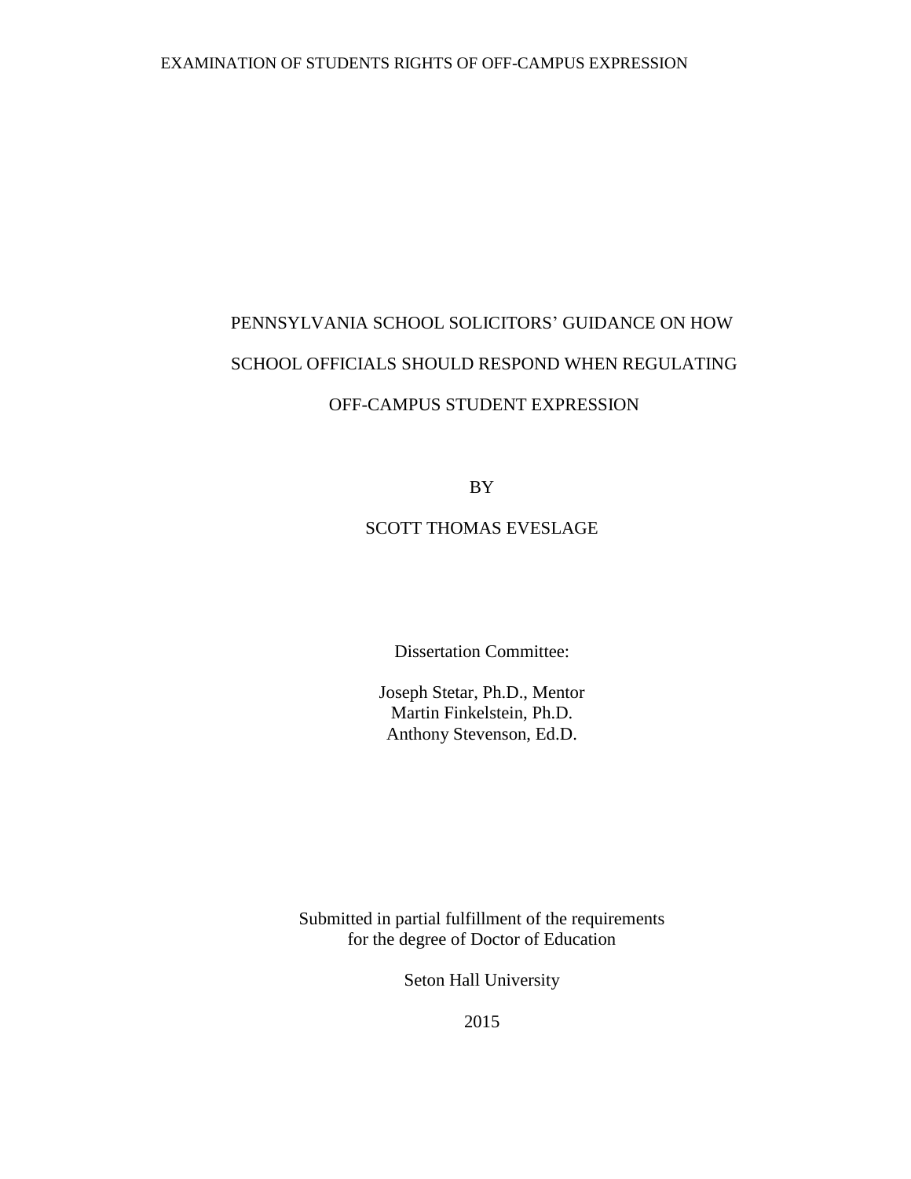# PENNSYLVANIA SCHOOL SOLICITORS' GUIDANCE ON HOW SCHOOL OFFICIALS SHOULD RESPOND WHEN REGULATING OFF-CAMPUS STUDENT EXPRESSION

BY

SCOTT THOMAS EVESLAGE

Dissertation Committee:

Joseph Stetar, Ph.D., Mentor
Martin Finkelstein, Ph.D.
Anthony Stevenson, Ed.D.

Submitted in partial fulfillment of the requirements
for the degree of Doctor of Education

Seton Hall University

2015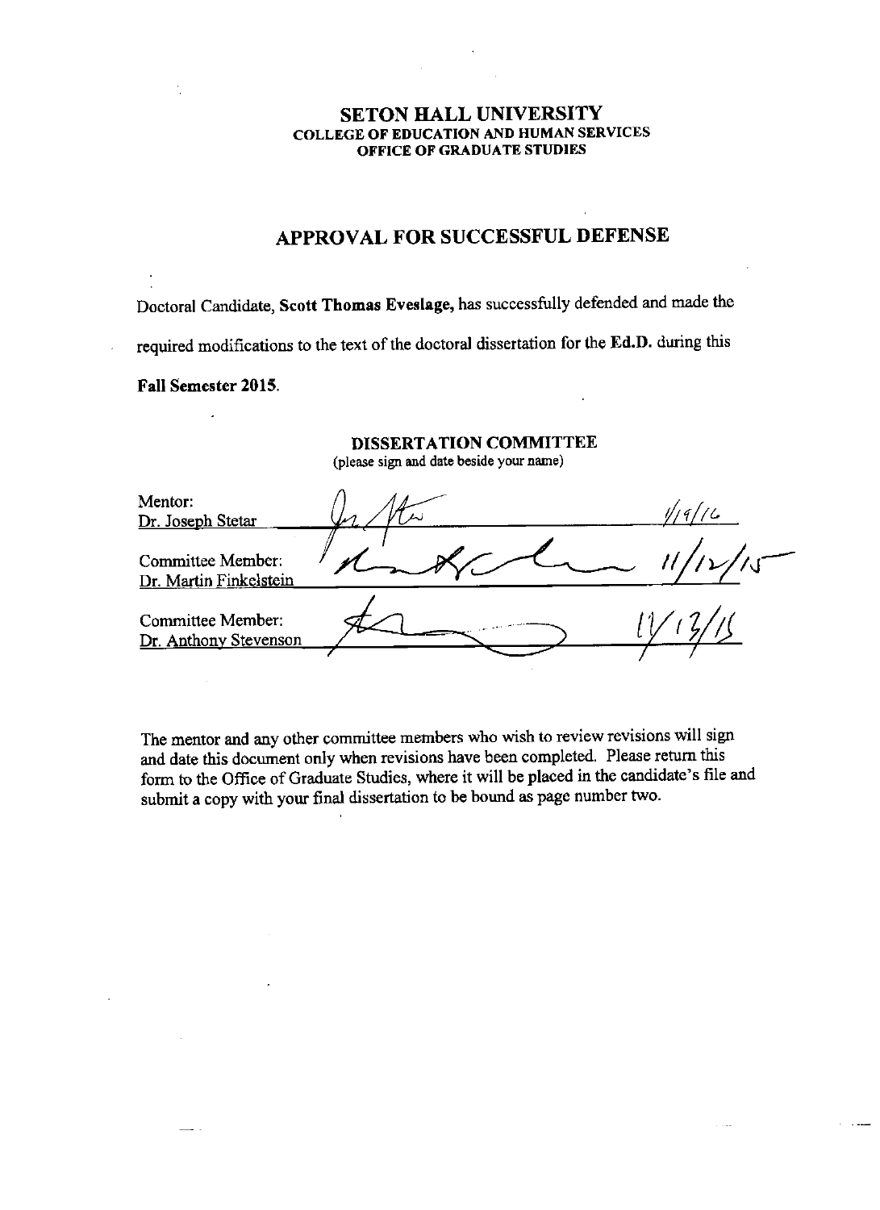**SETON HALL UNIVERSITY**
**COLLEGE OF EDUCATION AND HUMAN SERVICES**
**OFFICE OF GRADUATE STUDIES**

## APPROVAL FOR SUCCESSFUL DEFENSE

Doctoral Candidate, **Scott Thomas Eveslage,** has successfully defended and made the required modifications to the text of the doctoral dissertation for the **Ed.D.** during this **Fall Semester 2015**.

**DISSERTATION COMMITTEE**
(please sign and date beside your name)

| | | |
|---|---|---|
| Mentor: Dr. Joseph Stetar | [signature] | 1/19/16 |
| Committee Member: Dr. Martin Finkelstein | [signature] | 11/12/15 |
| Committee Member: Dr. Anthony Stevenson | [signature] | 11/13/15 |

The mentor and any other committee members who wish to review revisions will sign and date this document only when revisions have been completed. Please return this form to the Office of Graduate Studies, where it will be placed in the candidate's file and submit a copy with your final dissertation to be bound as page number two.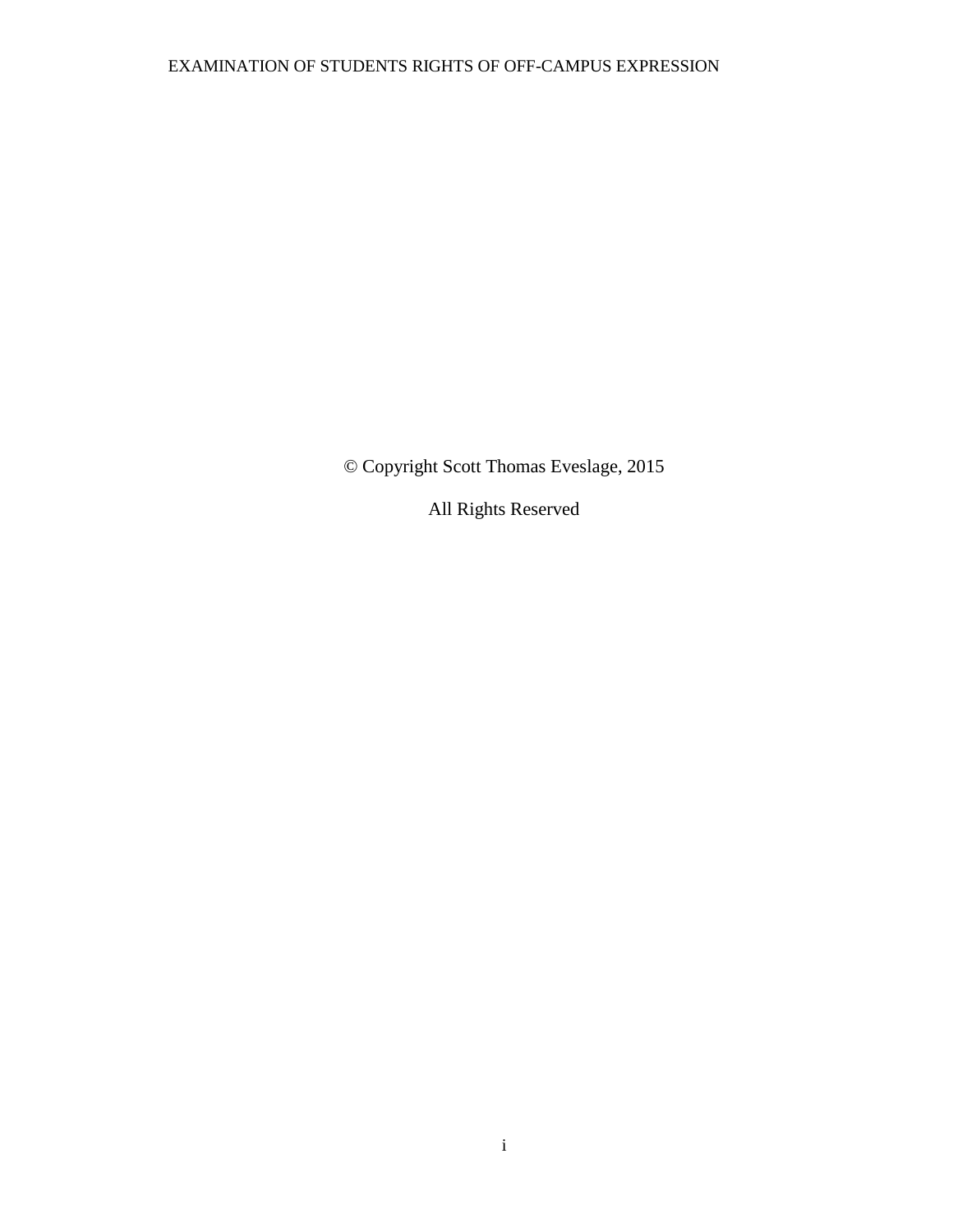© Copyright Scott Thomas Eveslage, 2015

All Rights Reserved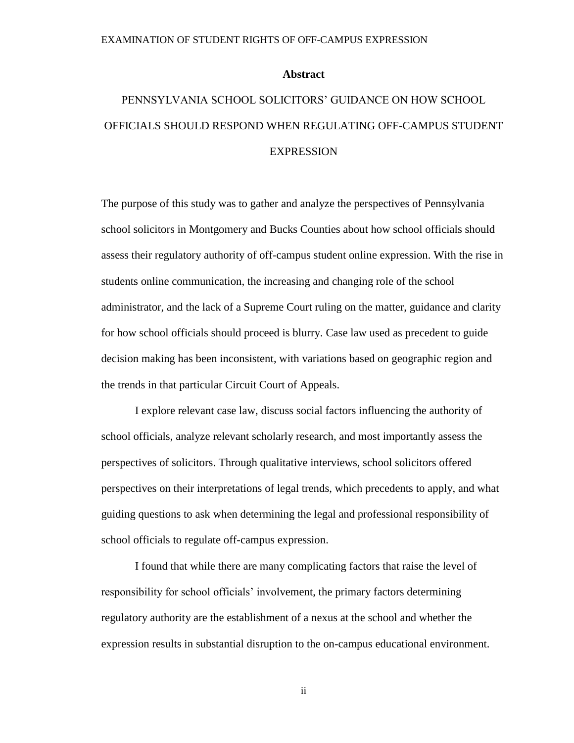## Abstract

PENNSYLVANIA SCHOOL SOLICITORS' GUIDANCE ON HOW SCHOOL OFFICIALS SHOULD RESPOND WHEN REGULATING OFF-CAMPUS STUDENT EXPRESSION

The purpose of this study was to gather and analyze the perspectives of Pennsylvania school solicitors in Montgomery and Bucks Counties about how school officials should assess their regulatory authority of off-campus student online expression. With the rise in students online communication, the increasing and changing role of the school administrator, and the lack of a Supreme Court ruling on the matter, guidance and clarity for how school officials should proceed is blurry. Case law used as precedent to guide decision making has been inconsistent, with variations based on geographic region and the trends in that particular Circuit Court of Appeals.

I explore relevant case law, discuss social factors influencing the authority of school officials, analyze relevant scholarly research, and most importantly assess the perspectives of solicitors. Through qualitative interviews, school solicitors offered perspectives on their interpretations of legal trends, which precedents to apply, and what guiding questions to ask when determining the legal and professional responsibility of school officials to regulate off-campus expression.

I found that while there are many complicating factors that raise the level of responsibility for school officials' involvement, the primary factors determining regulatory authority are the establishment of a nexus at the school and whether the expression results in substantial disruption to the on-campus educational environment.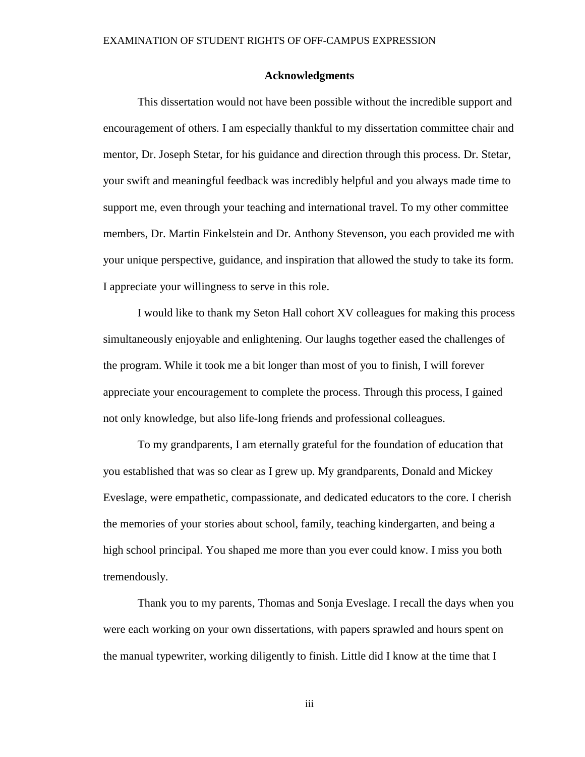## Acknowledgments

This dissertation would not have been possible without the incredible support and encouragement of others. I am especially thankful to my dissertation committee chair and mentor, Dr. Joseph Stetar, for his guidance and direction through this process. Dr. Stetar, your swift and meaningful feedback was incredibly helpful and you always made time to support me, even through your teaching and international travel. To my other committee members, Dr. Martin Finkelstein and Dr. Anthony Stevenson, you each provided me with your unique perspective, guidance, and inspiration that allowed the study to take its form. I appreciate your willingness to serve in this role.

I would like to thank my Seton Hall cohort XV colleagues for making this process simultaneously enjoyable and enlightening. Our laughs together eased the challenges of the program. While it took me a bit longer than most of you to finish, I will forever appreciate your encouragement to complete the process. Through this process, I gained not only knowledge, but also life-long friends and professional colleagues.

To my grandparents, I am eternally grateful for the foundation of education that you established that was so clear as I grew up. My grandparents, Donald and Mickey Eveslage, were empathetic, compassionate, and dedicated educators to the core. I cherish the memories of your stories about school, family, teaching kindergarten, and being a high school principal. You shaped me more than you ever could know. I miss you both tremendously.

Thank you to my parents, Thomas and Sonja Eveslage. I recall the days when you were each working on your own dissertations, with papers sprawled and hours spent on the manual typewriter, working diligently to finish. Little did I know at the time that I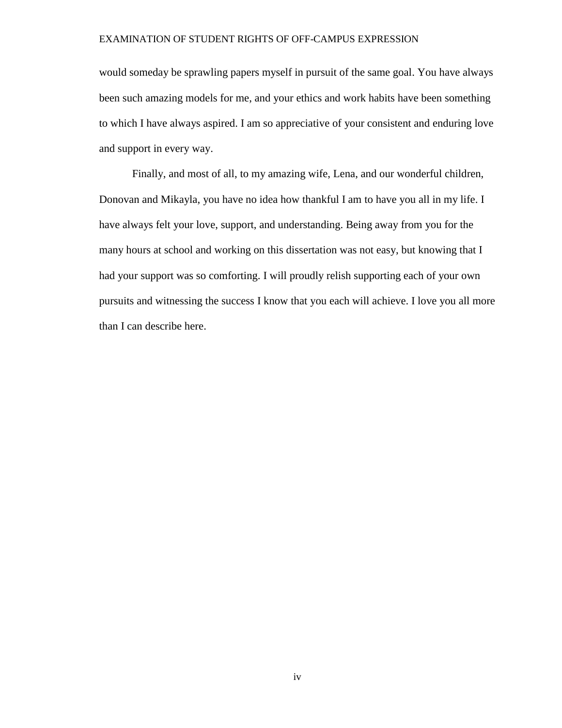would someday be sprawling papers myself in pursuit of the same goal. You have always been such amazing models for me, and your ethics and work habits have been something to which I have always aspired. I am so appreciative of your consistent and enduring love and support in every way.

Finally, and most of all, to my amazing wife, Lena, and our wonderful children, Donovan and Mikayla, you have no idea how thankful I am to have you all in my life. I have always felt your love, support, and understanding. Being away from you for the many hours at school and working on this dissertation was not easy, but knowing that I had your support was so comforting. I will proudly relish supporting each of your own pursuits and witnessing the success I know that you each will achieve. I love you all more than I can describe here.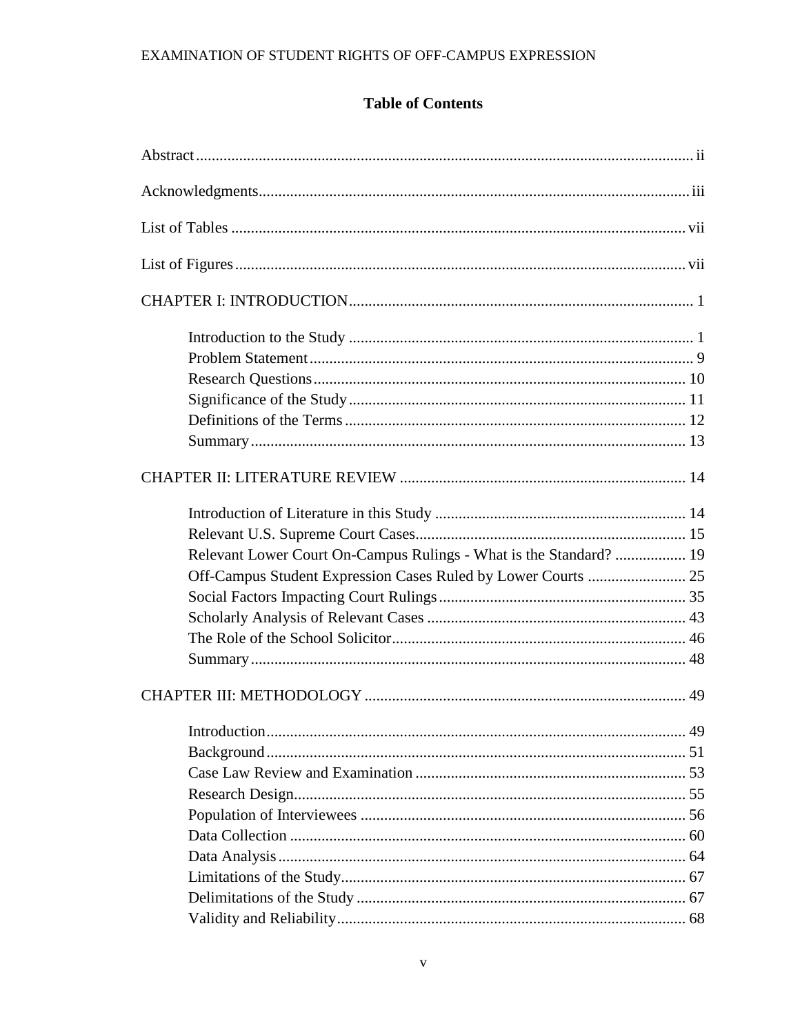## Table of Contents

Abstract ..... ii

Acknowledgments ..... iii

List of Tables ..... vii

List of Figures ..... vii

CHAPTER I: INTRODUCTION ..... 1

- Introduction to the Study ..... 1
- Problem Statement ..... 9
- Research Questions ..... 10
- Significance of the Study ..... 11
- Definitions of the Terms ..... 12
- Summary ..... 13

CHAPTER II: LITERATURE REVIEW ..... 14

- Introduction of Literature in this Study ..... 14
- Relevant U.S. Supreme Court Cases ..... 15
- Relevant Lower Court On-Campus Rulings - What is the Standard? ..... 19
- Off-Campus Student Expression Cases Ruled by Lower Courts ..... 25
- Social Factors Impacting Court Rulings ..... 35
- Scholarly Analysis of Relevant Cases ..... 43
- The Role of the School Solicitor ..... 46
- Summary ..... 48

CHAPTER III: METHODOLOGY ..... 49

- Introduction ..... 49
- Background ..... 51
- Case Law Review and Examination ..... 53
- Research Design ..... 55
- Population of Interviewees ..... 56
- Data Collection ..... 60
- Data Analysis ..... 64
- Limitations of the Study ..... 67
- Delimitations of the Study ..... 67
- Validity and Reliability ..... 68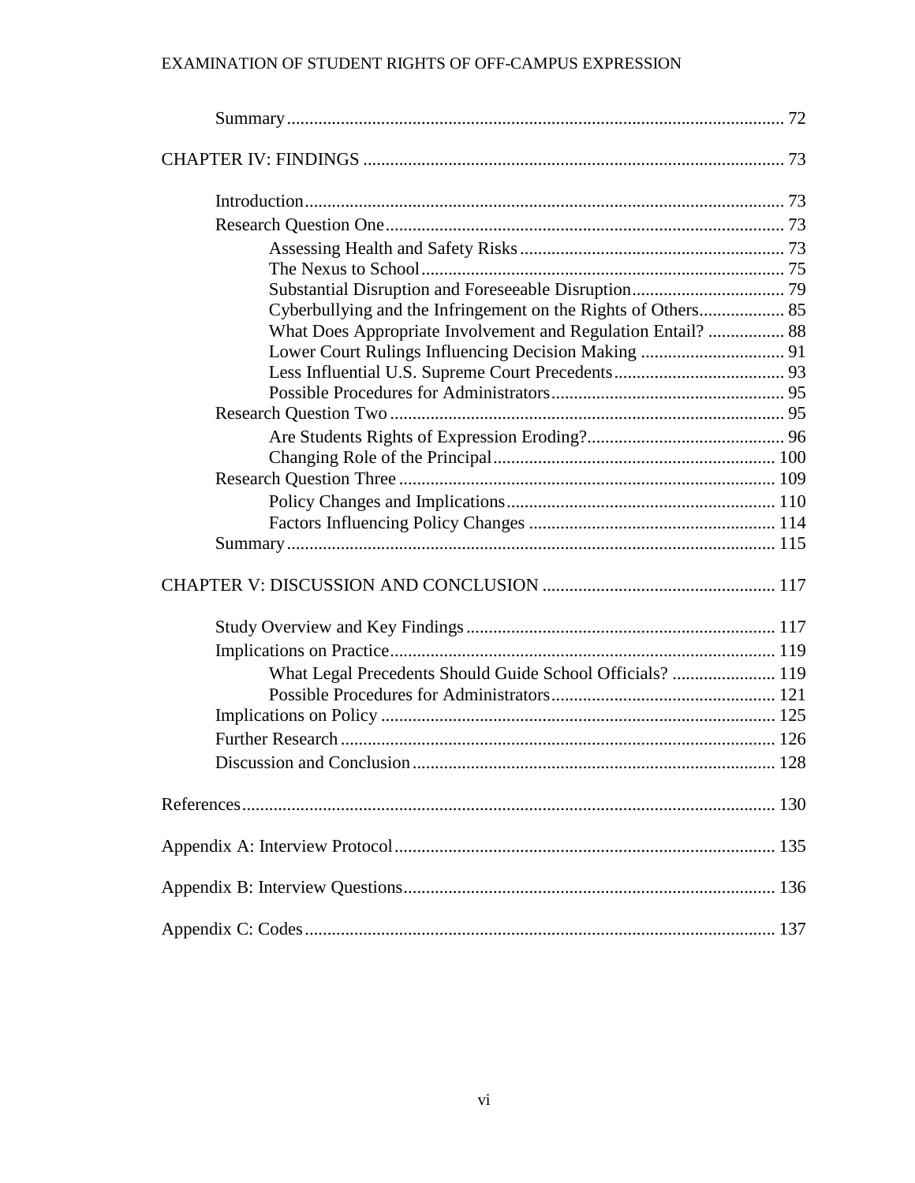Summary .............................................................................................................. 72

CHAPTER IV: FINDINGS ............................................................................................ 73

Introduction .......................................................................................................... 73
Research Question One ........................................................................................ 73
Assessing Health and Safety Risks .......................................................... 73
The Nexus to School ................................................................................ 75
Substantial Disruption and Foreseeable Disruption .................................. 79
Cyberbullying and the Infringement on the Rights of Others ................... 85
What Does Appropriate Involvement and Regulation Entail? ................. 88
Lower Court Rulings Influencing Decision Making ................................ 91
Less Influential U.S. Supreme Court Precedents ...................................... 93
Possible Procedures for Administrators .................................................... 95
Research Question Two ....................................................................................... 95
Are Students Rights of Expression Eroding? ............................................ 96
Changing Role of the Principal ............................................................... 100
Research Question Three .................................................................................... 109
Policy Changes and Implications ............................................................ 110
Factors Influencing Policy Changes ....................................................... 114
Summary ............................................................................................................ 115

CHAPTER V: DISCUSSION AND CONCLUSION .................................................... 117

Study Overview and Key Findings .................................................................... 117
Implications on Practice ..................................................................................... 119
What Legal Precedents Should Guide School Officials? ....................... 119
Possible Procedures for Administrators .................................................. 121
Implications on Policy ....................................................................................... 125
Further Research ................................................................................................ 126
Discussion and Conclusion ................................................................................ 128

References ...................................................................................................................... 130

Appendix A: Interview Protocol .................................................................................... 135

Appendix B: Interview Questions .................................................................................. 136

Appendix C: Codes ........................................................................................................ 137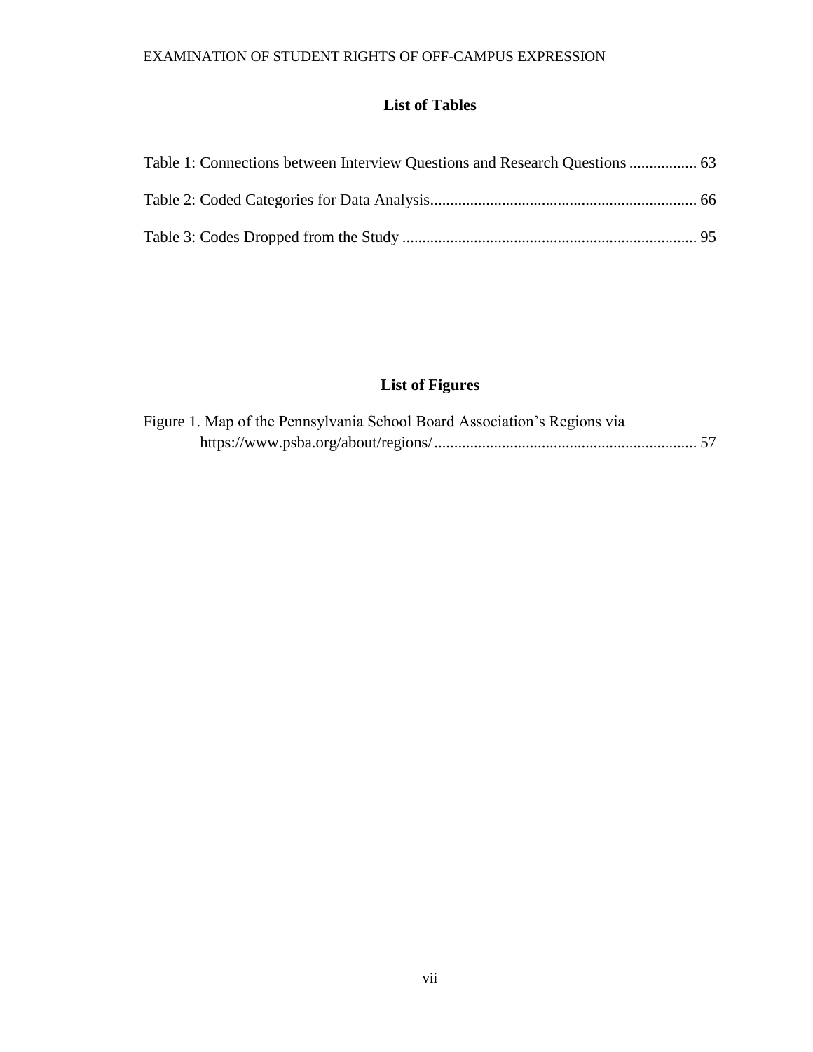## List of Tables

Table 1: Connections between Interview Questions and Research Questions ................. 63

Table 2: Coded Categories for Data Analysis.................................................................. 66

Table 3: Codes Dropped from the Study ......................................................................... 95

## List of Figures

Figure 1. Map of the Pennsylvania School Board Association's Regions via https://www.psba.org/about/regions/ ................................................................. 57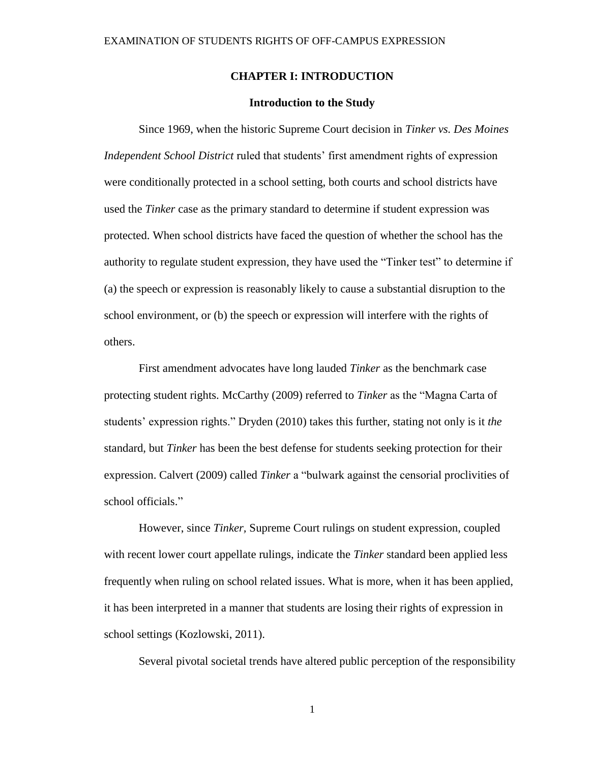# CHAPTER I: INTRODUCTION

## Introduction to the Study

Since 1969, when the historic Supreme Court decision in *Tinker vs. Des Moines Independent School District* ruled that students' first amendment rights of expression were conditionally protected in a school setting, both courts and school districts have used the *Tinker* case as the primary standard to determine if student expression was protected. When school districts have faced the question of whether the school has the authority to regulate student expression, they have used the "Tinker test" to determine if (a) the speech or expression is reasonably likely to cause a substantial disruption to the school environment, or (b) the speech or expression will interfere with the rights of others.

First amendment advocates have long lauded *Tinker* as the benchmark case protecting student rights. McCarthy (2009) referred to *Tinker* as the "Magna Carta of students' expression rights." Dryden (2010) takes this further, stating not only is it *the* standard, but *Tinker* has been the best defense for students seeking protection for their expression. Calvert (2009) called *Tinker* a "bulwark against the censorial proclivities of school officials."

However, since *Tinker,* Supreme Court rulings on student expression, coupled with recent lower court appellate rulings, indicate the *Tinker* standard been applied less frequently when ruling on school related issues. What is more, when it has been applied, it has been interpreted in a manner that students are losing their rights of expression in school settings (Kozlowski, 2011).

Several pivotal societal trends have altered public perception of the responsibility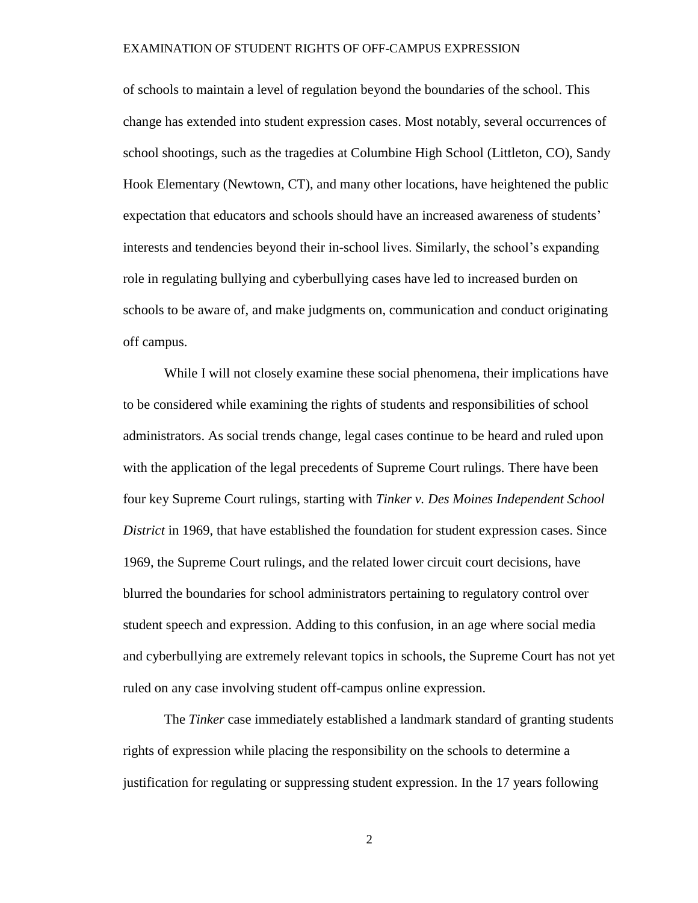of schools to maintain a level of regulation beyond the boundaries of the school. This change has extended into student expression cases. Most notably, several occurrences of school shootings, such as the tragedies at Columbine High School (Littleton, CO), Sandy Hook Elementary (Newtown, CT), and many other locations, have heightened the public expectation that educators and schools should have an increased awareness of students' interests and tendencies beyond their in-school lives. Similarly, the school's expanding role in regulating bullying and cyberbullying cases have led to increased burden on schools to be aware of, and make judgments on, communication and conduct originating off campus.

While I will not closely examine these social phenomena, their implications have to be considered while examining the rights of students and responsibilities of school administrators. As social trends change, legal cases continue to be heard and ruled upon with the application of the legal precedents of Supreme Court rulings. There have been four key Supreme Court rulings, starting with *Tinker v. Des Moines Independent School District* in 1969, that have established the foundation for student expression cases. Since 1969, the Supreme Court rulings, and the related lower circuit court decisions, have blurred the boundaries for school administrators pertaining to regulatory control over student speech and expression. Adding to this confusion, in an age where social media and cyberbullying are extremely relevant topics in schools, the Supreme Court has not yet ruled on any case involving student off-campus online expression.

The *Tinker* case immediately established a landmark standard of granting students rights of expression while placing the responsibility on the schools to determine a justification for regulating or suppressing student expression. In the 17 years following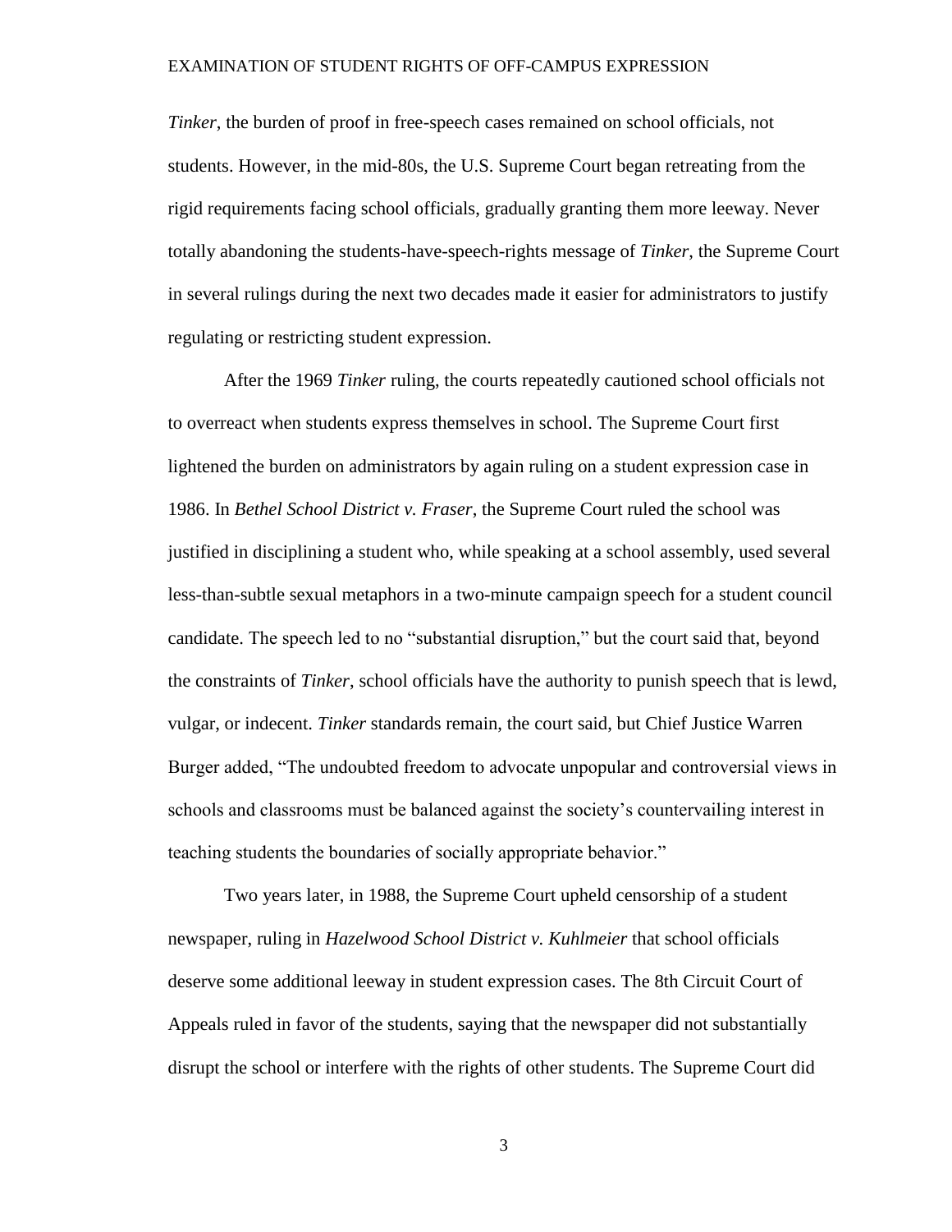*Tinker*, the burden of proof in free-speech cases remained on school officials, not students. However, in the mid-80s, the U.S. Supreme Court began retreating from the rigid requirements facing school officials, gradually granting them more leeway. Never totally abandoning the students-have-speech-rights message of *Tinker*, the Supreme Court in several rulings during the next two decades made it easier for administrators to justify regulating or restricting student expression.

After the 1969 *Tinker* ruling, the courts repeatedly cautioned school officials not to overreact when students express themselves in school. The Supreme Court first lightened the burden on administrators by again ruling on a student expression case in 1986. In *Bethel School District v. Fraser*, the Supreme Court ruled the school was justified in disciplining a student who, while speaking at a school assembly, used several less-than-subtle sexual metaphors in a two-minute campaign speech for a student council candidate. The speech led to no "substantial disruption," but the court said that, beyond the constraints of *Tinker*, school officials have the authority to punish speech that is lewd, vulgar, or indecent. *Tinker* standards remain, the court said, but Chief Justice Warren Burger added, "The undoubted freedom to advocate unpopular and controversial views in schools and classrooms must be balanced against the society's countervailing interest in teaching students the boundaries of socially appropriate behavior."

Two years later, in 1988, the Supreme Court upheld censorship of a student newspaper, ruling in *Hazelwood School District v. Kuhlmeier* that school officials deserve some additional leeway in student expression cases. The 8th Circuit Court of Appeals ruled in favor of the students, saying that the newspaper did not substantially disrupt the school or interfere with the rights of other students. The Supreme Court did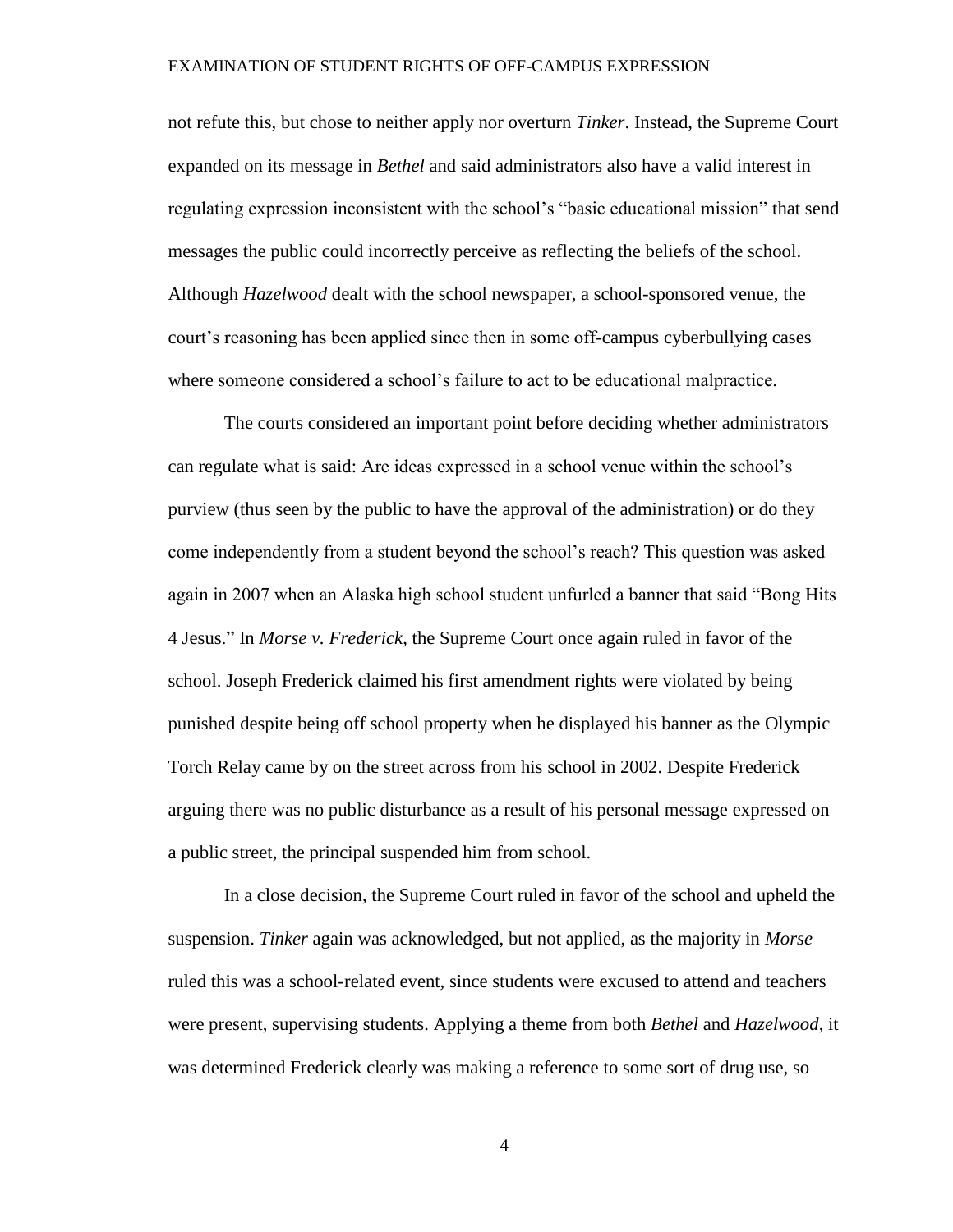not refute this, but chose to neither apply nor overturn *Tinker*. Instead, the Supreme Court expanded on its message in *Bethel* and said administrators also have a valid interest in regulating expression inconsistent with the school's "basic educational mission" that send messages the public could incorrectly perceive as reflecting the beliefs of the school. Although *Hazelwood* dealt with the school newspaper, a school-sponsored venue, the court's reasoning has been applied since then in some off-campus cyberbullying cases where someone considered a school's failure to act to be educational malpractice.

The courts considered an important point before deciding whether administrators can regulate what is said: Are ideas expressed in a school venue within the school's purview (thus seen by the public to have the approval of the administration) or do they come independently from a student beyond the school's reach? This question was asked again in 2007 when an Alaska high school student unfurled a banner that said "Bong Hits 4 Jesus." In *Morse v. Frederick,* the Supreme Court once again ruled in favor of the school. Joseph Frederick claimed his first amendment rights were violated by being punished despite being off school property when he displayed his banner as the Olympic Torch Relay came by on the street across from his school in 2002. Despite Frederick arguing there was no public disturbance as a result of his personal message expressed on a public street, the principal suspended him from school.

In a close decision, the Supreme Court ruled in favor of the school and upheld the suspension. *Tinker* again was acknowledged, but not applied, as the majority in *Morse* ruled this was a school-related event, since students were excused to attend and teachers were present, supervising students. Applying a theme from both *Bethel* and *Hazelwood*, it was determined Frederick clearly was making a reference to some sort of drug use, so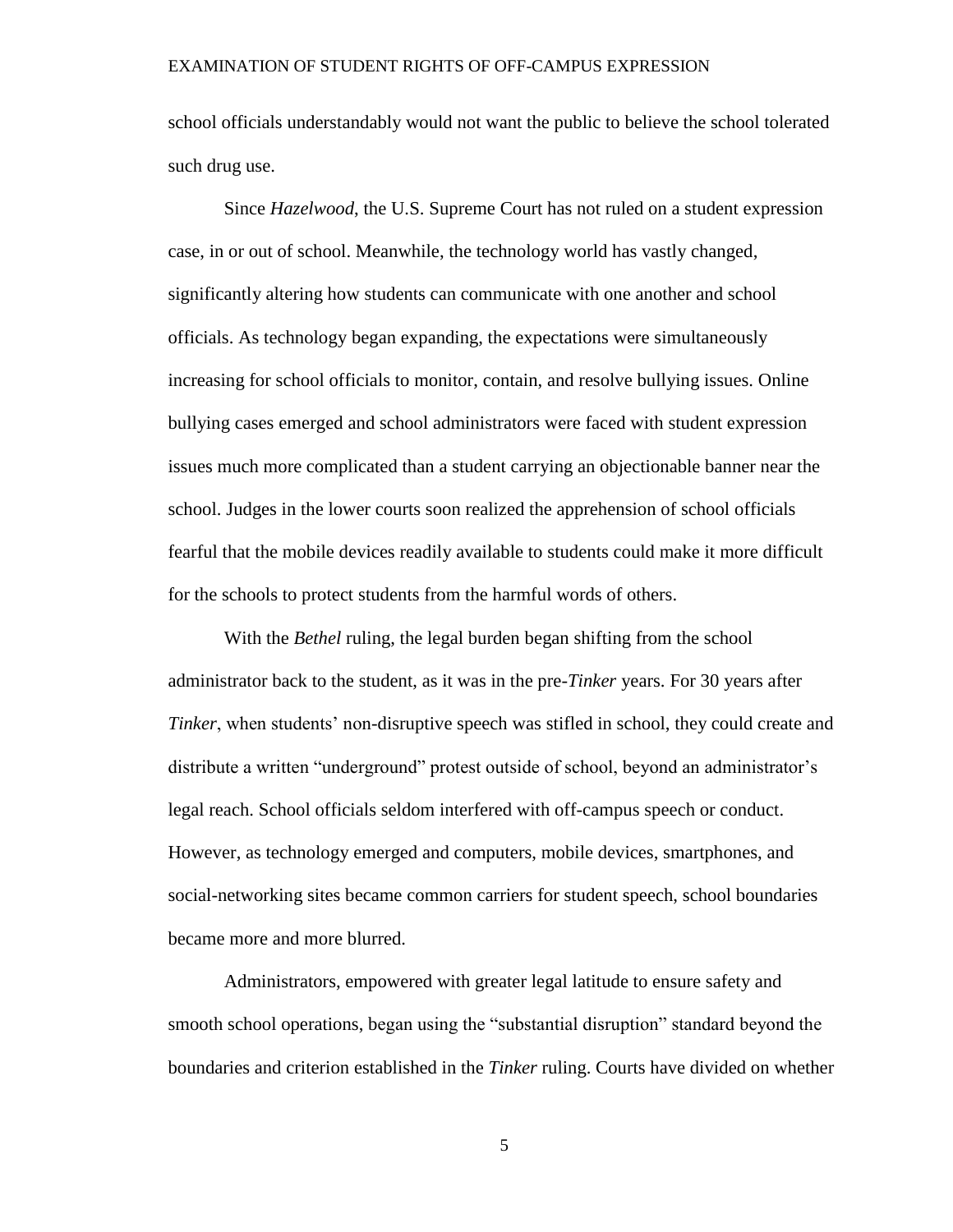school officials understandably would not want the public to believe the school tolerated such drug use.

Since *Hazelwood*, the U.S. Supreme Court has not ruled on a student expression case, in or out of school. Meanwhile, the technology world has vastly changed, significantly altering how students can communicate with one another and school officials. As technology began expanding, the expectations were simultaneously increasing for school officials to monitor, contain, and resolve bullying issues. Online bullying cases emerged and school administrators were faced with student expression issues much more complicated than a student carrying an objectionable banner near the school. Judges in the lower courts soon realized the apprehension of school officials fearful that the mobile devices readily available to students could make it more difficult for the schools to protect students from the harmful words of others.

With the *Bethel* ruling, the legal burden began shifting from the school administrator back to the student, as it was in the pre-*Tinker* years. For 30 years after *Tinker*, when students' non-disruptive speech was stifled in school, they could create and distribute a written "underground" protest outside of school, beyond an administrator's legal reach. School officials seldom interfered with off-campus speech or conduct. However, as technology emerged and computers, mobile devices, smartphones, and social-networking sites became common carriers for student speech, school boundaries became more and more blurred.

Administrators, empowered with greater legal latitude to ensure safety and smooth school operations, began using the "substantial disruption" standard beyond the boundaries and criterion established in the *Tinker* ruling. Courts have divided on whether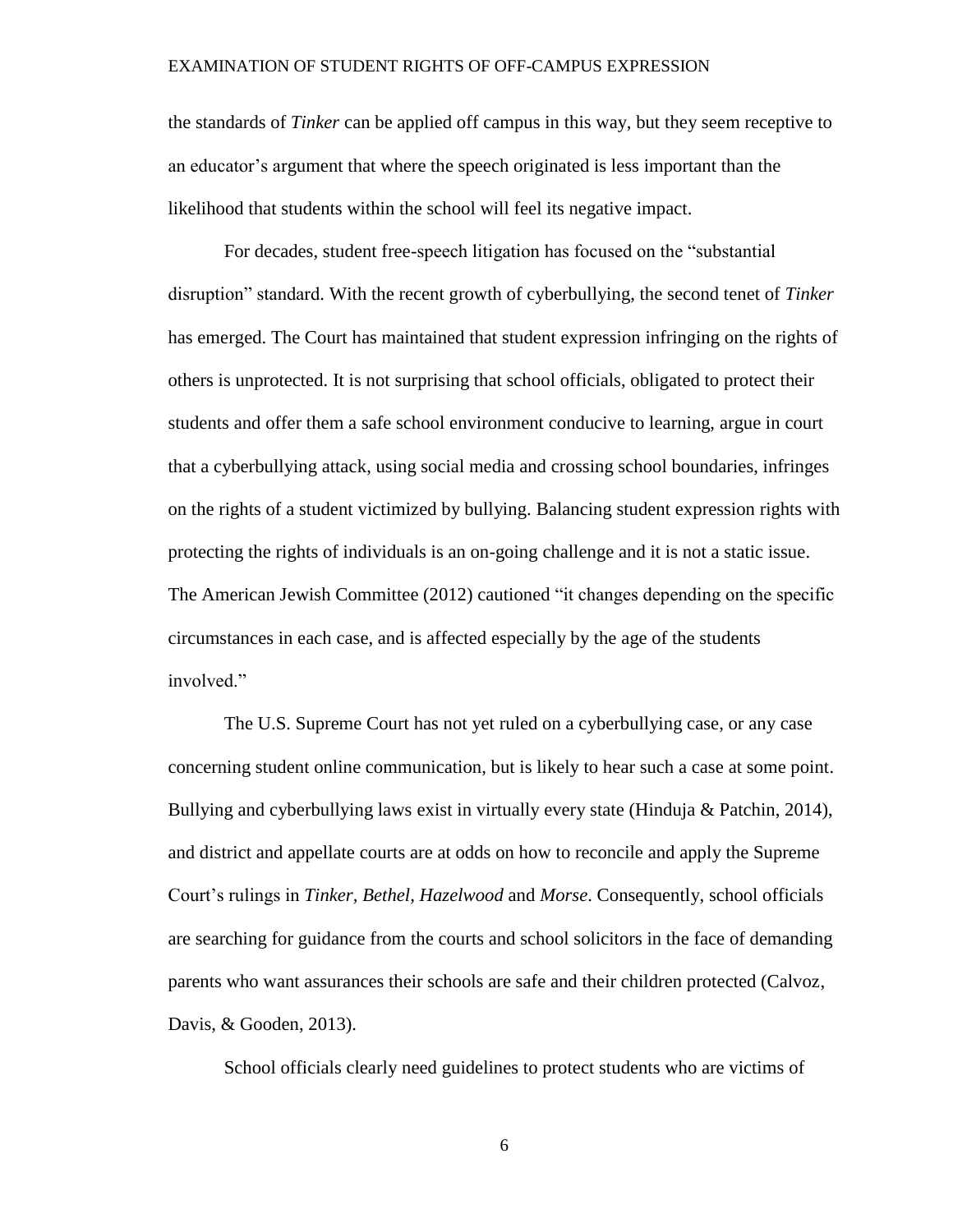the standards of *Tinker* can be applied off campus in this way, but they seem receptive to an educator's argument that where the speech originated is less important than the likelihood that students within the school will feel its negative impact.

For decades, student free-speech litigation has focused on the "substantial disruption" standard. With the recent growth of cyberbullying, the second tenet of *Tinker* has emerged. The Court has maintained that student expression infringing on the rights of others is unprotected. It is not surprising that school officials, obligated to protect their students and offer them a safe school environment conducive to learning, argue in court that a cyberbullying attack, using social media and crossing school boundaries, infringes on the rights of a student victimized by bullying. Balancing student expression rights with protecting the rights of individuals is an on-going challenge and it is not a static issue. The American Jewish Committee (2012) cautioned "it changes depending on the specific circumstances in each case, and is affected especially by the age of the students involved."

The U.S. Supreme Court has not yet ruled on a cyberbullying case, or any case concerning student online communication, but is likely to hear such a case at some point. Bullying and cyberbullying laws exist in virtually every state (Hinduja & Patchin, 2014), and district and appellate courts are at odds on how to reconcile and apply the Supreme Court's rulings in *Tinker, Bethel, Hazelwood* and *Morse*. Consequently, school officials are searching for guidance from the courts and school solicitors in the face of demanding parents who want assurances their schools are safe and their children protected (Calvoz, Davis, & Gooden, 2013).

School officials clearly need guidelines to protect students who are victims of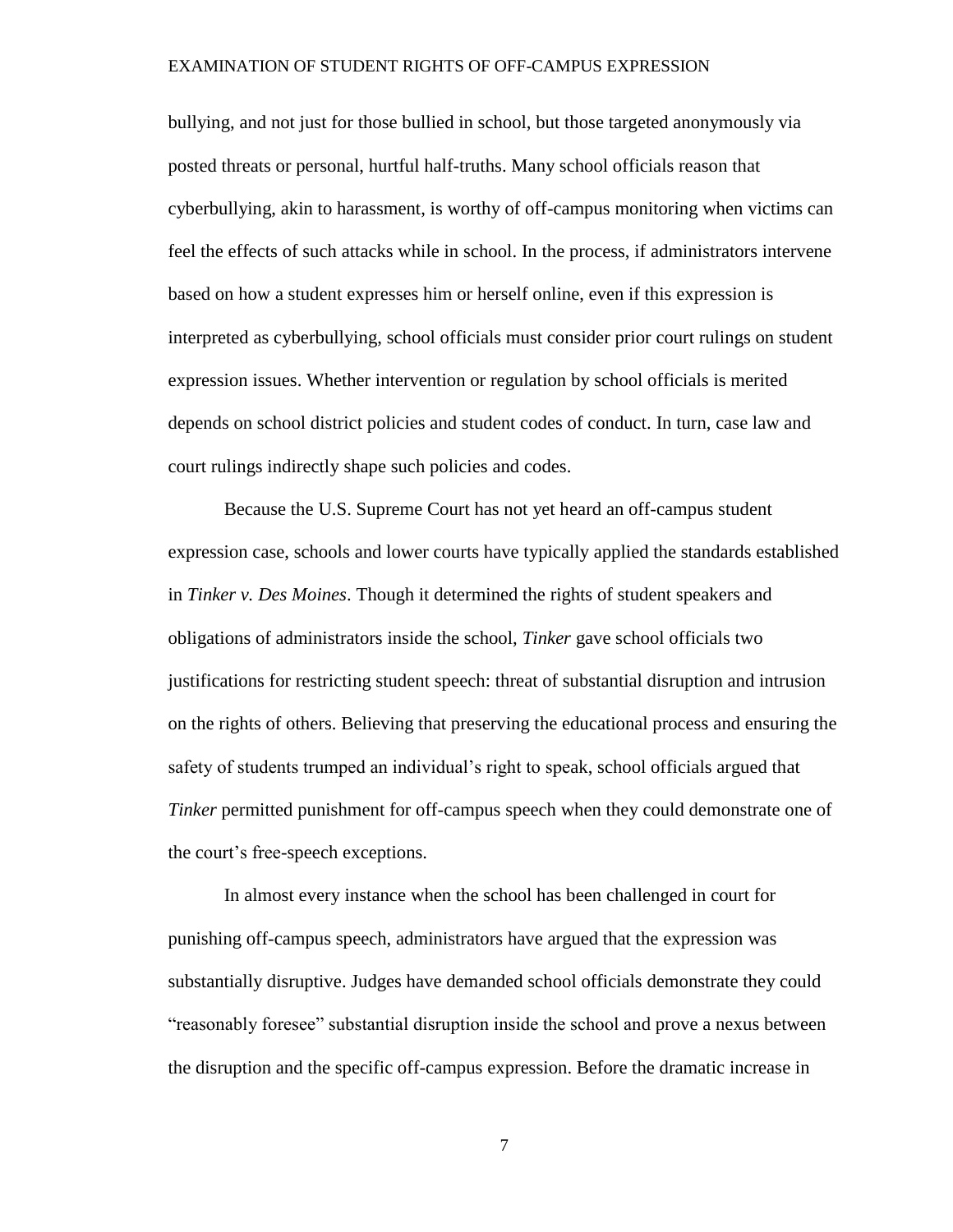bullying, and not just for those bullied in school, but those targeted anonymously via posted threats or personal, hurtful half-truths. Many school officials reason that cyberbullying, akin to harassment, is worthy of off-campus monitoring when victims can feel the effects of such attacks while in school. In the process, if administrators intervene based on how a student expresses him or herself online, even if this expression is interpreted as cyberbullying, school officials must consider prior court rulings on student expression issues. Whether intervention or regulation by school officials is merited depends on school district policies and student codes of conduct. In turn, case law and court rulings indirectly shape such policies and codes.

Because the U.S. Supreme Court has not yet heard an off-campus student expression case, schools and lower courts have typically applied the standards established in *Tinker v. Des Moines*. Though it determined the rights of student speakers and obligations of administrators inside the school, *Tinker* gave school officials two justifications for restricting student speech: threat of substantial disruption and intrusion on the rights of others. Believing that preserving the educational process and ensuring the safety of students trumped an individual's right to speak, school officials argued that *Tinker* permitted punishment for off-campus speech when they could demonstrate one of the court's free-speech exceptions.

In almost every instance when the school has been challenged in court for punishing off-campus speech, administrators have argued that the expression was substantially disruptive. Judges have demanded school officials demonstrate they could "reasonably foresee" substantial disruption inside the school and prove a nexus between the disruption and the specific off-campus expression. Before the dramatic increase in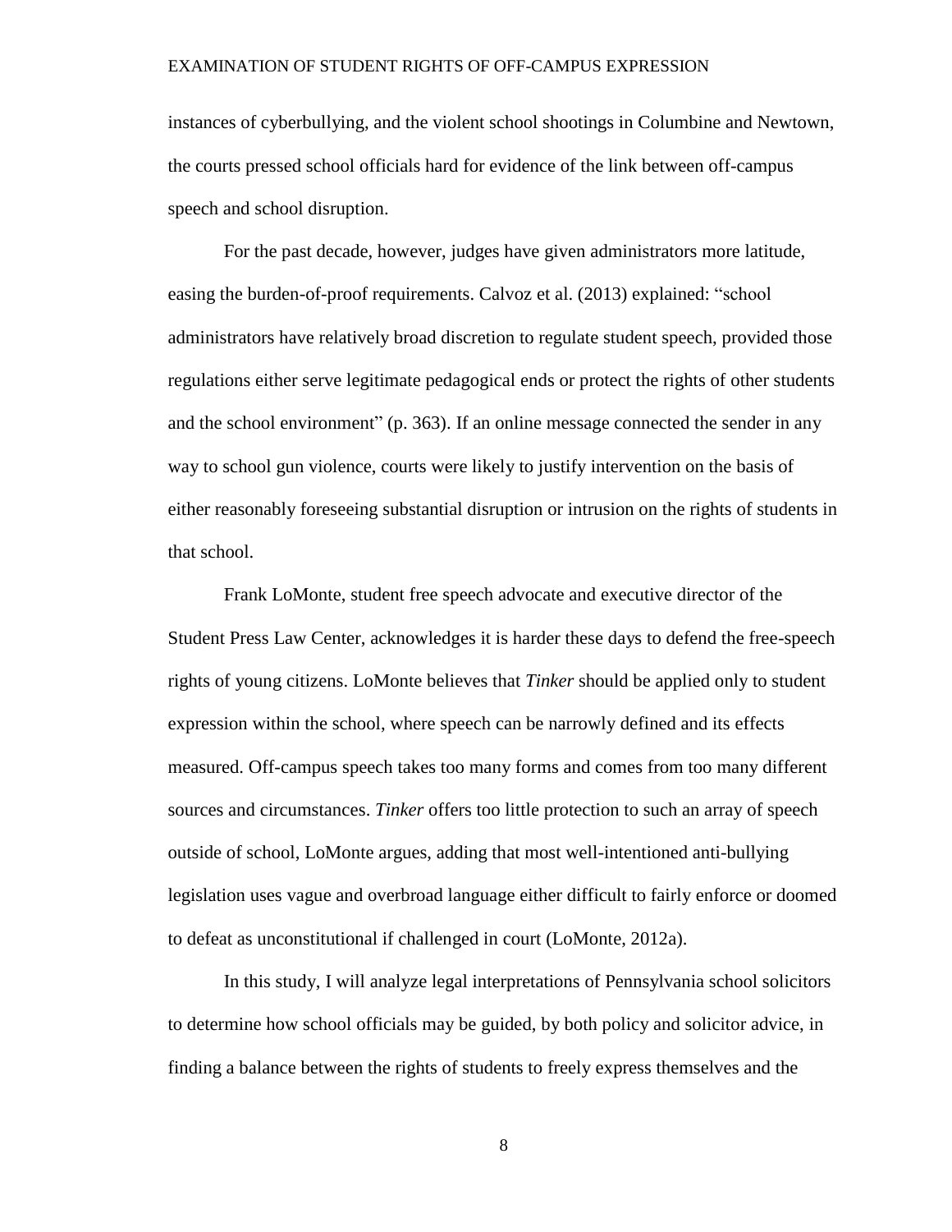instances of cyberbullying, and the violent school shootings in Columbine and Newtown, the courts pressed school officials hard for evidence of the link between off-campus speech and school disruption.

For the past decade, however, judges have given administrators more latitude, easing the burden-of-proof requirements. Calvoz et al. (2013) explained: "school administrators have relatively broad discretion to regulate student speech, provided those regulations either serve legitimate pedagogical ends or protect the rights of other students and the school environment" (p. 363). If an online message connected the sender in any way to school gun violence, courts were likely to justify intervention on the basis of either reasonably foreseeing substantial disruption or intrusion on the rights of students in that school.

Frank LoMonte, student free speech advocate and executive director of the Student Press Law Center, acknowledges it is harder these days to defend the free-speech rights of young citizens. LoMonte believes that *Tinker* should be applied only to student expression within the school, where speech can be narrowly defined and its effects measured. Off-campus speech takes too many forms and comes from too many different sources and circumstances. *Tinker* offers too little protection to such an array of speech outside of school, LoMonte argues, adding that most well-intentioned anti-bullying legislation uses vague and overbroad language either difficult to fairly enforce or doomed to defeat as unconstitutional if challenged in court (LoMonte, 2012a).

In this study, I will analyze legal interpretations of Pennsylvania school solicitors to determine how school officials may be guided, by both policy and solicitor advice, in finding a balance between the rights of students to freely express themselves and the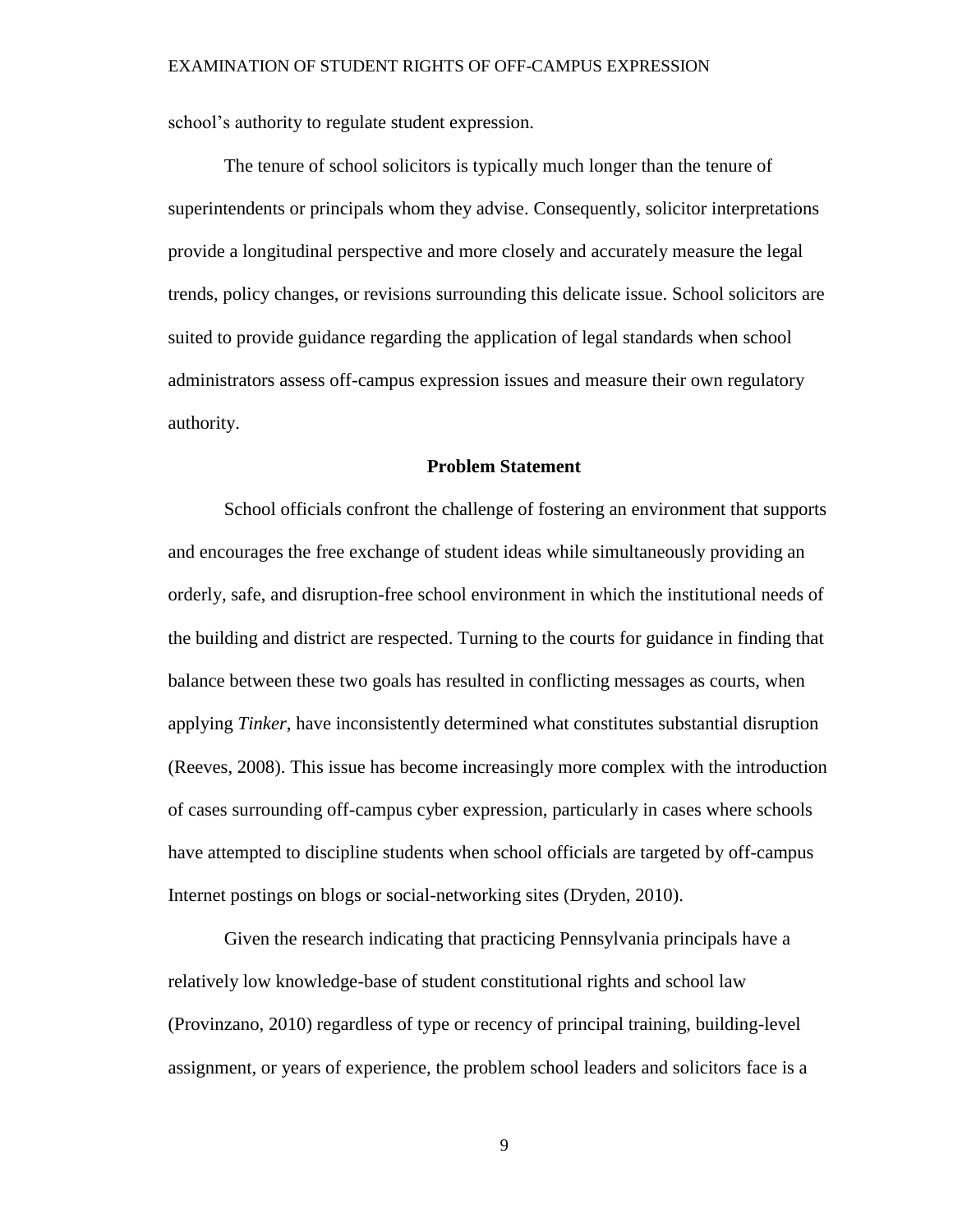school's authority to regulate student expression.

The tenure of school solicitors is typically much longer than the tenure of superintendents or principals whom they advise. Consequently, solicitor interpretations provide a longitudinal perspective and more closely and accurately measure the legal trends, policy changes, or revisions surrounding this delicate issue. School solicitors are suited to provide guidance regarding the application of legal standards when school administrators assess off-campus expression issues and measure their own regulatory authority.

## Problem Statement

School officials confront the challenge of fostering an environment that supports and encourages the free exchange of student ideas while simultaneously providing an orderly, safe, and disruption-free school environment in which the institutional needs of the building and district are respected. Turning to the courts for guidance in finding that balance between these two goals has resulted in conflicting messages as courts, when applying *Tinker*, have inconsistently determined what constitutes substantial disruption (Reeves, 2008). This issue has become increasingly more complex with the introduction of cases surrounding off-campus cyber expression, particularly in cases where schools have attempted to discipline students when school officials are targeted by off-campus Internet postings on blogs or social-networking sites (Dryden, 2010).

Given the research indicating that practicing Pennsylvania principals have a relatively low knowledge-base of student constitutional rights and school law (Provinzano, 2010) regardless of type or recency of principal training, building-level assignment, or years of experience, the problem school leaders and solicitors face is a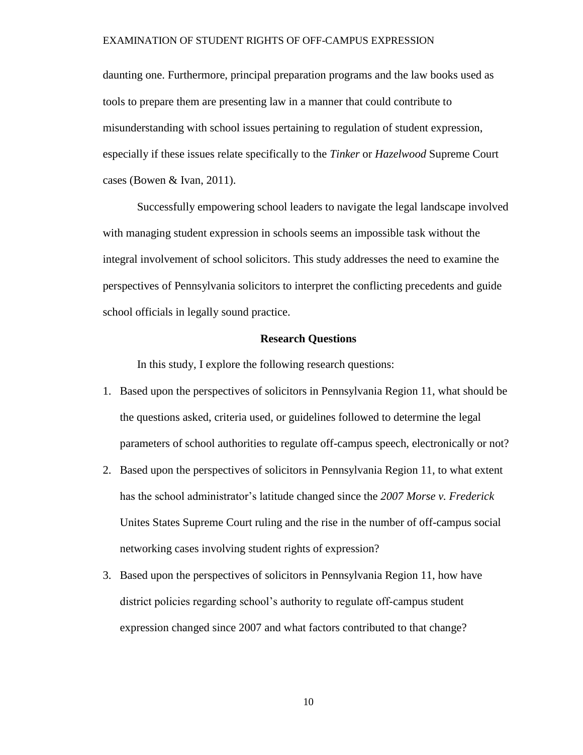daunting one. Furthermore, principal preparation programs and the law books used as tools to prepare them are presenting law in a manner that could contribute to misunderstanding with school issues pertaining to regulation of student expression, especially if these issues relate specifically to the *Tinker* or *Hazelwood* Supreme Court cases (Bowen & Ivan, 2011).

Successfully empowering school leaders to navigate the legal landscape involved with managing student expression in schools seems an impossible task without the integral involvement of school solicitors. This study addresses the need to examine the perspectives of Pennsylvania solicitors to interpret the conflicting precedents and guide school officials in legally sound practice.

## Research Questions

In this study, I explore the following research questions:

1. Based upon the perspectives of solicitors in Pennsylvania Region 11, what should be the questions asked, criteria used, or guidelines followed to determine the legal parameters of school authorities to regulate off-campus speech, electronically or not?
2. Based upon the perspectives of solicitors in Pennsylvania Region 11, to what extent has the school administrator's latitude changed since the *2007 Morse v. Frederick* Unites States Supreme Court ruling and the rise in the number of off-campus social networking cases involving student rights of expression?
3. Based upon the perspectives of solicitors in Pennsylvania Region 11, how have district policies regarding school's authority to regulate off-campus student expression changed since 2007 and what factors contributed to that change?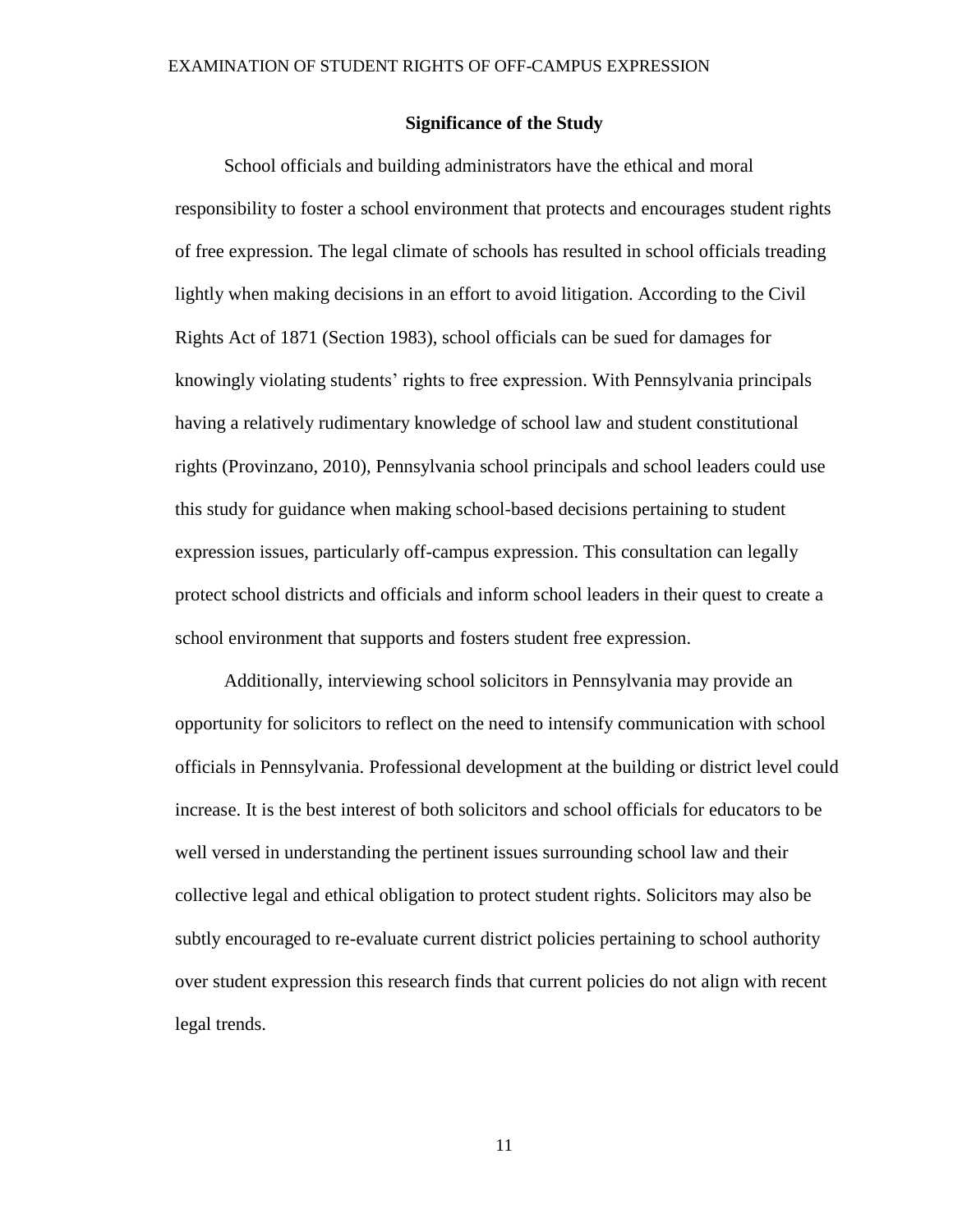## Significance of the Study

School officials and building administrators have the ethical and moral responsibility to foster a school environment that protects and encourages student rights of free expression. The legal climate of schools has resulted in school officials treading lightly when making decisions in an effort to avoid litigation. According to the Civil Rights Act of 1871 (Section 1983), school officials can be sued for damages for knowingly violating students' rights to free expression. With Pennsylvania principals having a relatively rudimentary knowledge of school law and student constitutional rights (Provinzano, 2010), Pennsylvania school principals and school leaders could use this study for guidance when making school-based decisions pertaining to student expression issues, particularly off-campus expression. This consultation can legally protect school districts and officials and inform school leaders in their quest to create a school environment that supports and fosters student free expression.

Additionally, interviewing school solicitors in Pennsylvania may provide an opportunity for solicitors to reflect on the need to intensify communication with school officials in Pennsylvania. Professional development at the building or district level could increase. It is the best interest of both solicitors and school officials for educators to be well versed in understanding the pertinent issues surrounding school law and their collective legal and ethical obligation to protect student rights. Solicitors may also be subtly encouraged to re-evaluate current district policies pertaining to school authority over student expression this research finds that current policies do not align with recent legal trends.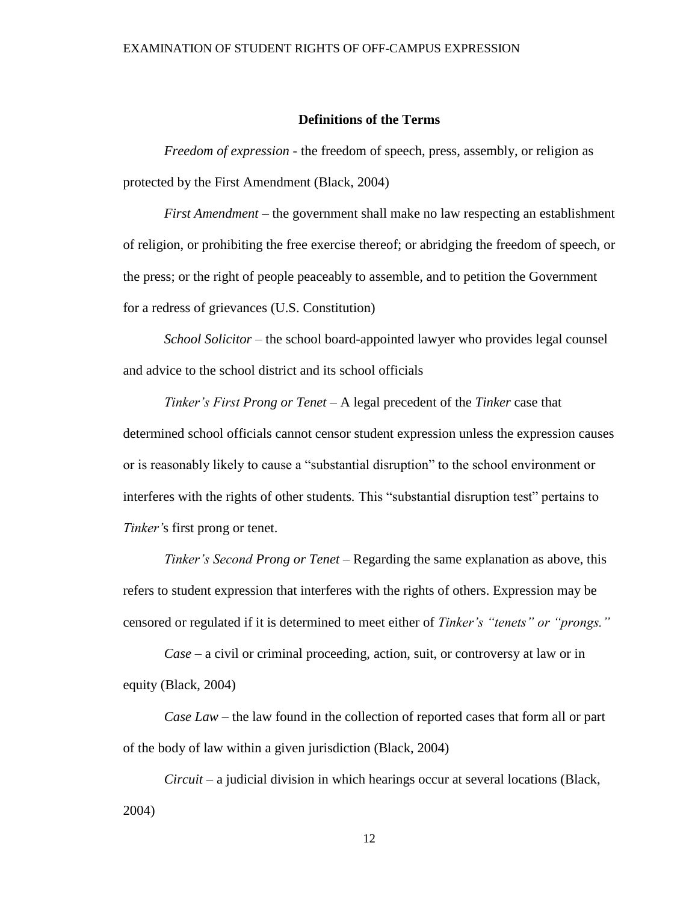## Definitions of the Terms

*Freedom of expression* - the freedom of speech, press, assembly, or religion as protected by the First Amendment (Black, 2004)

*First Amendment* – the government shall make no law respecting an establishment of religion, or prohibiting the free exercise thereof; or abridging the freedom of speech, or the press; or the right of people peaceably to assemble, and to petition the Government for a redress of grievances (U.S. Constitution)

*School Solicitor* – the school board-appointed lawyer who provides legal counsel and advice to the school district and its school officials

*Tinker's First Prong or Tenet* – A legal precedent of the *Tinker* case that determined school officials cannot censor student expression unless the expression causes or is reasonably likely to cause a "substantial disruption" to the school environment or interferes with the rights of other students. This "substantial disruption test" pertains to *Tinker'*s first prong or tenet.

*Tinker's Second Prong or Tenet* – Regarding the same explanation as above, this refers to student expression that interferes with the rights of others. Expression may be censored or regulated if it is determined to meet either of *Tinker's "tenets" or "prongs."*

*Case* – a civil or criminal proceeding, action, suit, or controversy at law or in equity (Black, 2004)

*Case Law* – the law found in the collection of reported cases that form all or part of the body of law within a given jurisdiction (Black, 2004)

*Circuit* – a judicial division in which hearings occur at several locations (Black, 2004)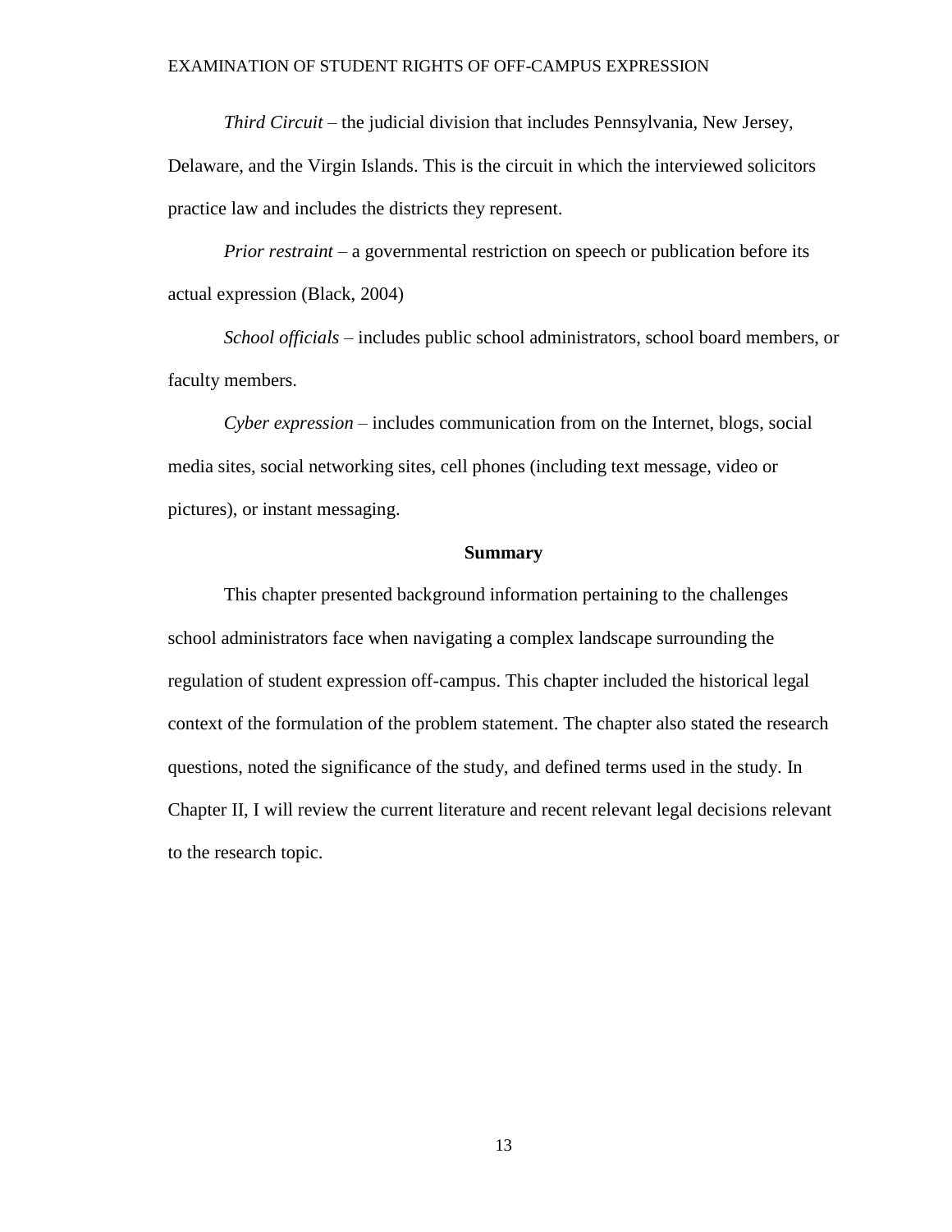*Third Circuit* – the judicial division that includes Pennsylvania, New Jersey, Delaware, and the Virgin Islands. This is the circuit in which the interviewed solicitors practice law and includes the districts they represent.

*Prior restraint* – a governmental restriction on speech or publication before its actual expression (Black, 2004)

*School officials* – includes public school administrators, school board members, or faculty members.

*Cyber expression* – includes communication from on the Internet, blogs, social media sites, social networking sites, cell phones (including text message, video or pictures), or instant messaging.

## Summary

This chapter presented background information pertaining to the challenges school administrators face when navigating a complex landscape surrounding the regulation of student expression off-campus. This chapter included the historical legal context of the formulation of the problem statement. The chapter also stated the research questions, noted the significance of the study, and defined terms used in the study. In Chapter II, I will review the current literature and recent relevant legal decisions relevant to the research topic.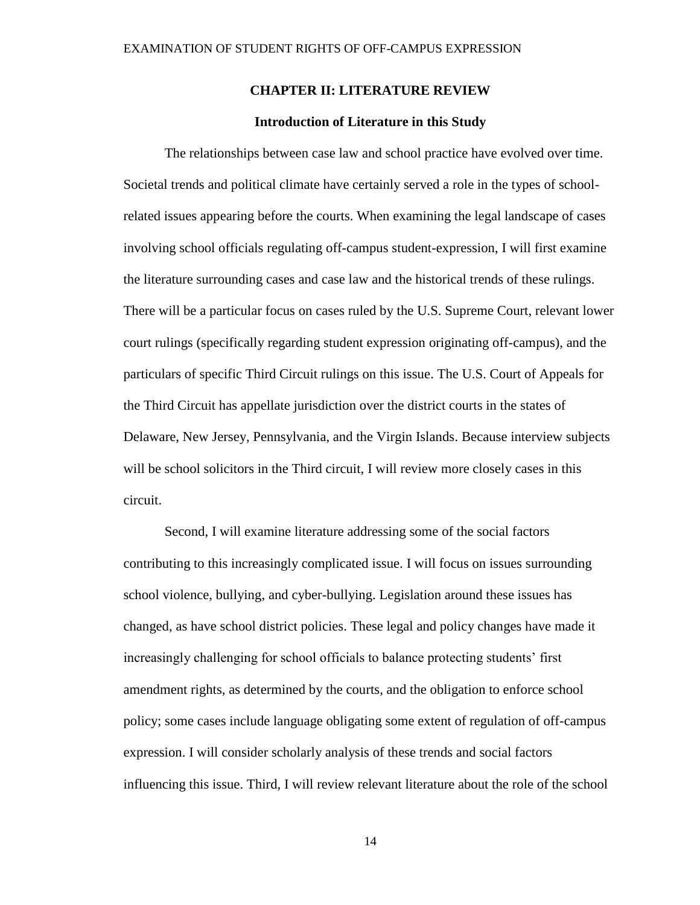## CHAPTER II: LITERATURE REVIEW

### Introduction of Literature in this Study

The relationships between case law and school practice have evolved over time. Societal trends and political climate have certainly served a role in the types of school-related issues appearing before the courts. When examining the legal landscape of cases involving school officials regulating off-campus student-expression, I will first examine the literature surrounding cases and case law and the historical trends of these rulings. There will be a particular focus on cases ruled by the U.S. Supreme Court, relevant lower court rulings (specifically regarding student expression originating off-campus), and the particulars of specific Third Circuit rulings on this issue. The U.S. Court of Appeals for the Third Circuit has appellate jurisdiction over the district courts in the states of Delaware, New Jersey, Pennsylvania, and the Virgin Islands. Because interview subjects will be school solicitors in the Third circuit, I will review more closely cases in this circuit.

Second, I will examine literature addressing some of the social factors contributing to this increasingly complicated issue. I will focus on issues surrounding school violence, bullying, and cyber-bullying. Legislation around these issues has changed, as have school district policies. These legal and policy changes have made it increasingly challenging for school officials to balance protecting students' first amendment rights, as determined by the courts, and the obligation to enforce school policy; some cases include language obligating some extent of regulation of off-campus expression. I will consider scholarly analysis of these trends and social factors influencing this issue. Third, I will review relevant literature about the role of the school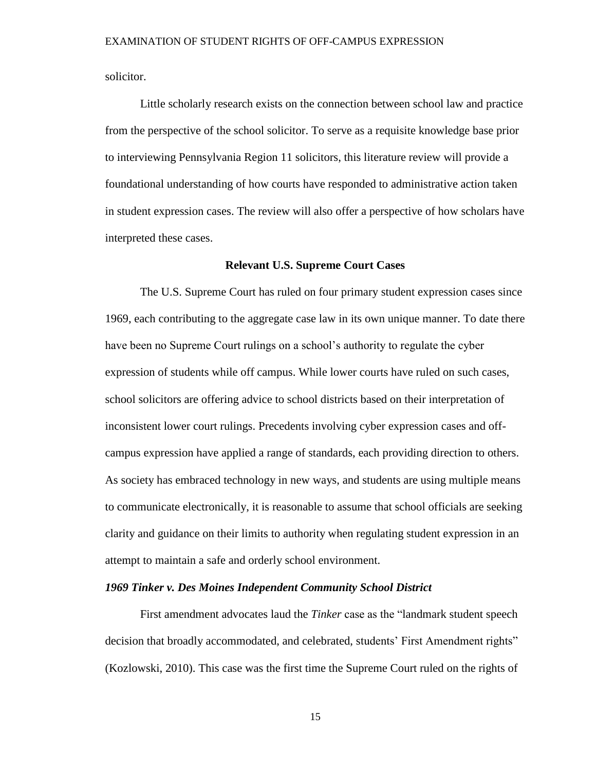solicitor.

Little scholarly research exists on the connection between school law and practice from the perspective of the school solicitor. To serve as a requisite knowledge base prior to interviewing Pennsylvania Region 11 solicitors, this literature review will provide a foundational understanding of how courts have responded to administrative action taken in student expression cases. The review will also offer a perspective of how scholars have interpreted these cases.

## Relevant U.S. Supreme Court Cases

The U.S. Supreme Court has ruled on four primary student expression cases since 1969, each contributing to the aggregate case law in its own unique manner. To date there have been no Supreme Court rulings on a school's authority to regulate the cyber expression of students while off campus. While lower courts have ruled on such cases, school solicitors are offering advice to school districts based on their interpretation of inconsistent lower court rulings. Precedents involving cyber expression cases and off-campus expression have applied a range of standards, each providing direction to others. As society has embraced technology in new ways, and students are using multiple means to communicate electronically, it is reasonable to assume that school officials are seeking clarity and guidance on their limits to authority when regulating student expression in an attempt to maintain a safe and orderly school environment.

### *1969 Tinker v. Des Moines Independent Community School District*

First amendment advocates laud the *Tinker* case as the "landmark student speech decision that broadly accommodated, and celebrated, students' First Amendment rights" (Kozlowski, 2010). This case was the first time the Supreme Court ruled on the rights of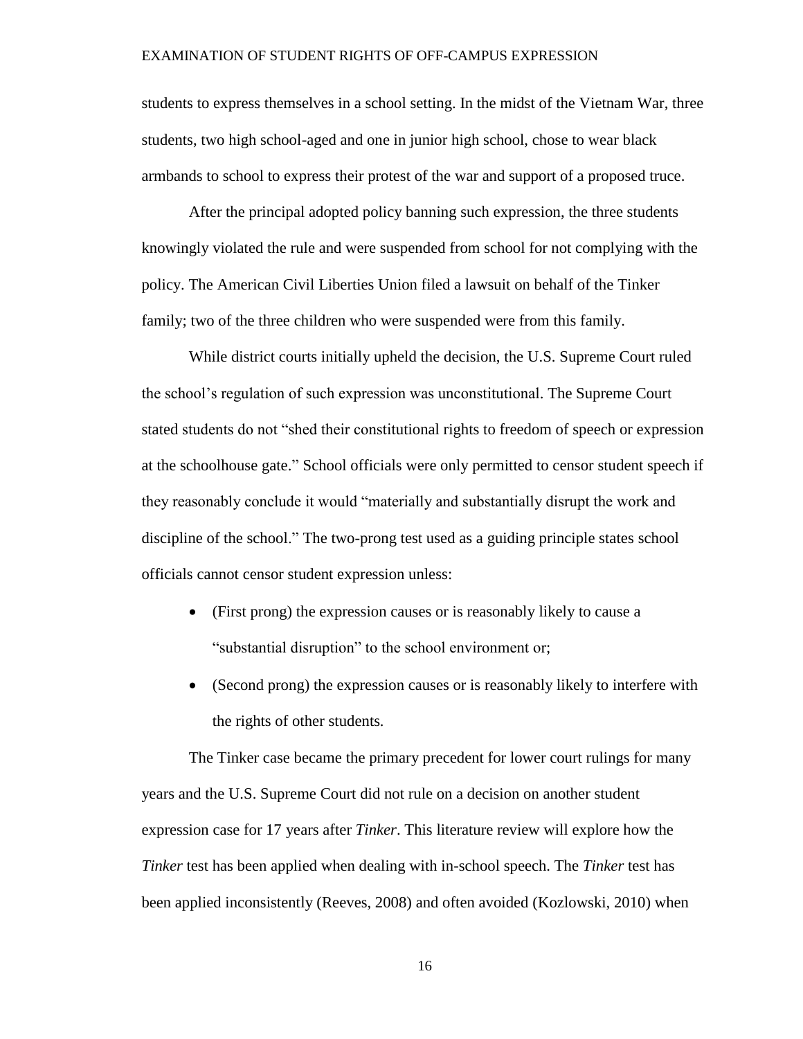students to express themselves in a school setting. In the midst of the Vietnam War, three students, two high school-aged and one in junior high school, chose to wear black armbands to school to express their protest of the war and support of a proposed truce.

After the principal adopted policy banning such expression, the three students knowingly violated the rule and were suspended from school for not complying with the policy. The American Civil Liberties Union filed a lawsuit on behalf of the Tinker family; two of the three children who were suspended were from this family.

While district courts initially upheld the decision, the U.S. Supreme Court ruled the school's regulation of such expression was unconstitutional. The Supreme Court stated students do not "shed their constitutional rights to freedom of speech or expression at the schoolhouse gate." School officials were only permitted to censor student speech if they reasonably conclude it would "materially and substantially disrupt the work and discipline of the school." The two-prong test used as a guiding principle states school officials cannot censor student expression unless:

- (First prong) the expression causes or is reasonably likely to cause a "substantial disruption" to the school environment or;
- (Second prong) the expression causes or is reasonably likely to interfere with the rights of other students.

The Tinker case became the primary precedent for lower court rulings for many years and the U.S. Supreme Court did not rule on a decision on another student expression case for 17 years after *Tinker*. This literature review will explore how the *Tinker* test has been applied when dealing with in-school speech. The *Tinker* test has been applied inconsistently (Reeves, 2008) and often avoided (Kozlowski, 2010) when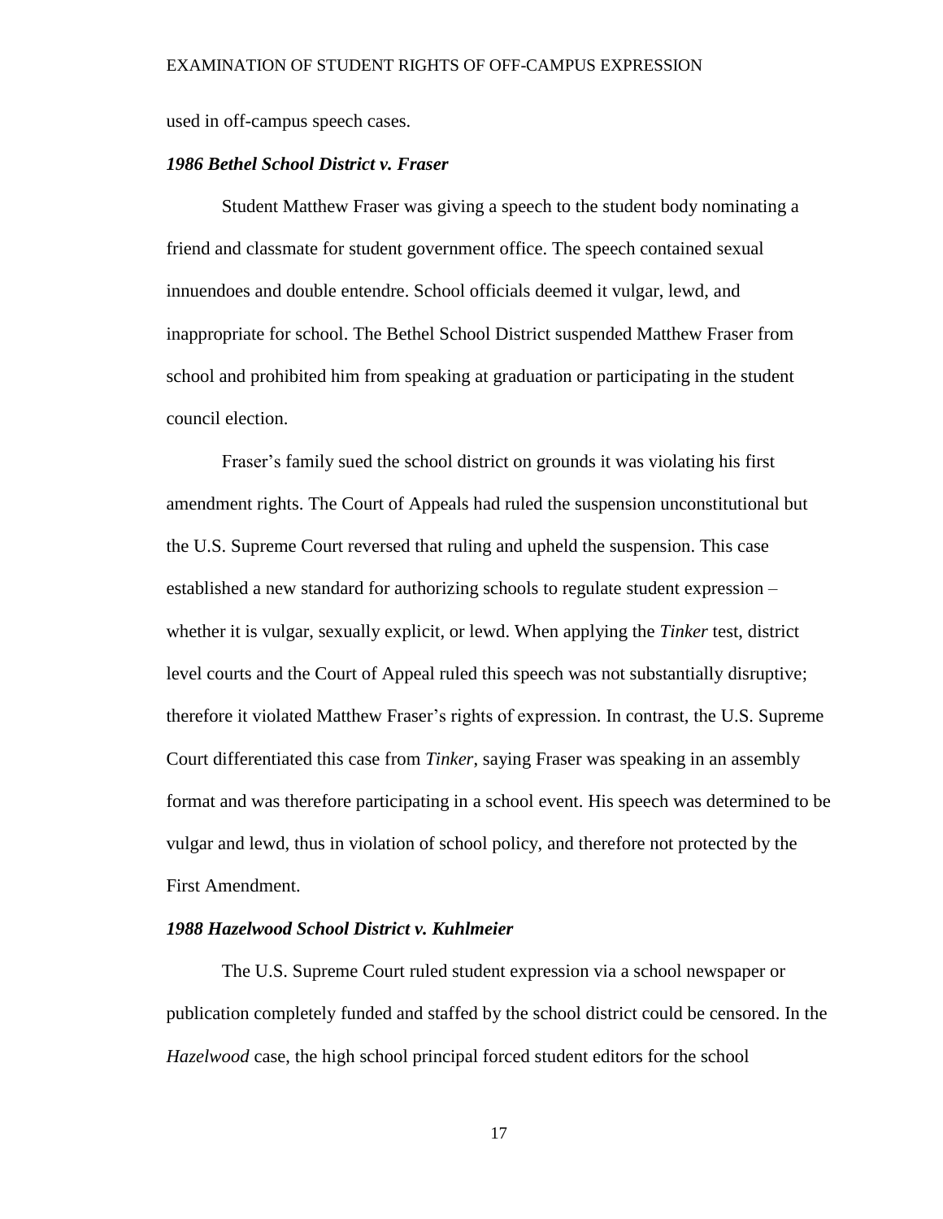used in off-campus speech cases.

### *1986 Bethel School District v. Fraser*

Student Matthew Fraser was giving a speech to the student body nominating a friend and classmate for student government office. The speech contained sexual innuendoes and double entendre. School officials deemed it vulgar, lewd, and inappropriate for school. The Bethel School District suspended Matthew Fraser from school and prohibited him from speaking at graduation or participating in the student council election.

Fraser's family sued the school district on grounds it was violating his first amendment rights. The Court of Appeals had ruled the suspension unconstitutional but the U.S. Supreme Court reversed that ruling and upheld the suspension. This case established a new standard for authorizing schools to regulate student expression – whether it is vulgar, sexually explicit, or lewd. When applying the *Tinker* test, district level courts and the Court of Appeal ruled this speech was not substantially disruptive; therefore it violated Matthew Fraser's rights of expression. In contrast, the U.S. Supreme Court differentiated this case from *Tinker*, saying Fraser was speaking in an assembly format and was therefore participating in a school event. His speech was determined to be vulgar and lewd, thus in violation of school policy, and therefore not protected by the First Amendment.

### *1988 Hazelwood School District v. Kuhlmeier*

The U.S. Supreme Court ruled student expression via a school newspaper or publication completely funded and staffed by the school district could be censored. In the *Hazelwood* case, the high school principal forced student editors for the school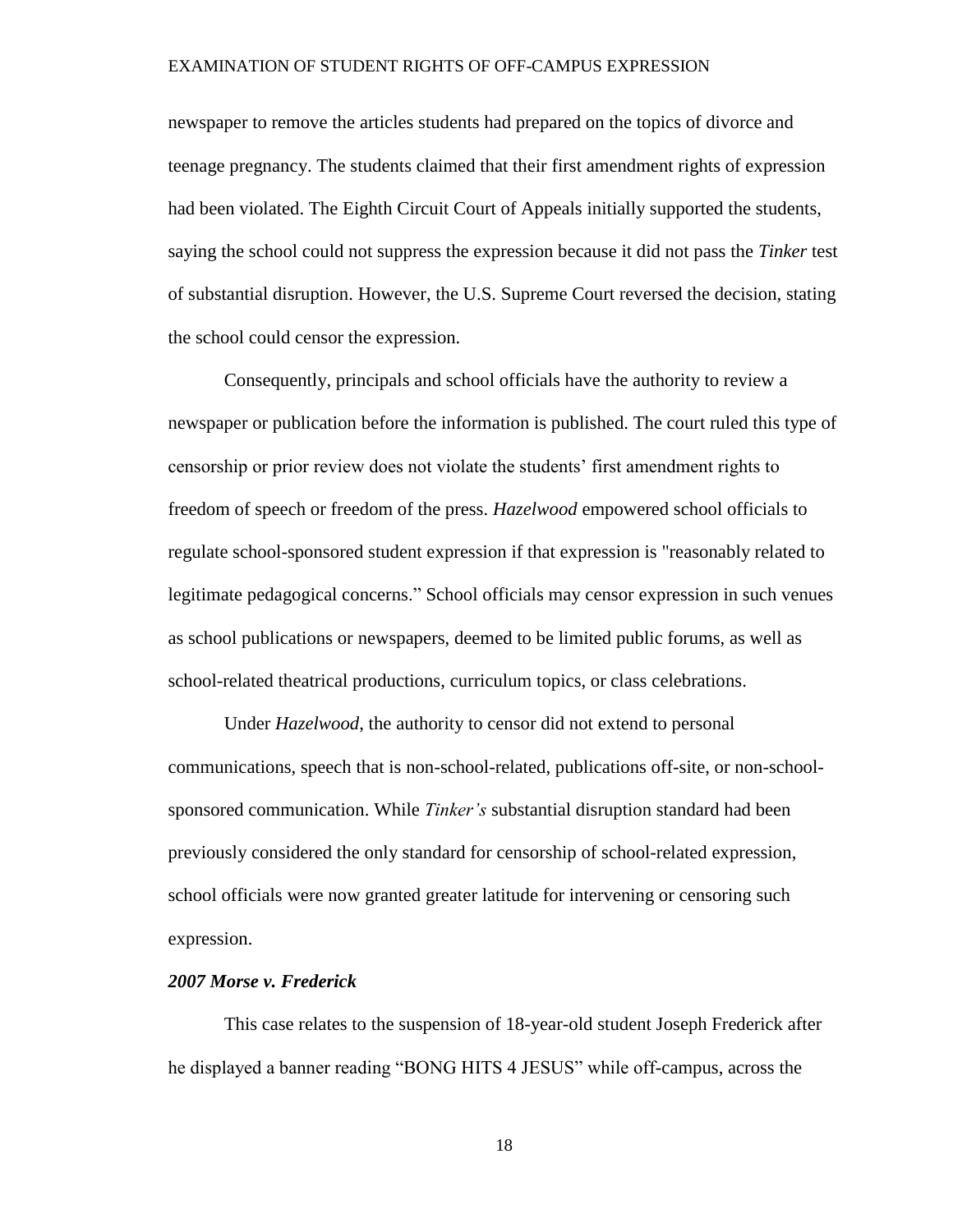newspaper to remove the articles students had prepared on the topics of divorce and teenage pregnancy. The students claimed that their first amendment rights of expression had been violated. The Eighth Circuit Court of Appeals initially supported the students, saying the school could not suppress the expression because it did not pass the *Tinker* test of substantial disruption. However, the U.S. Supreme Court reversed the decision, stating the school could censor the expression.

Consequently, principals and school officials have the authority to review a newspaper or publication before the information is published. The court ruled this type of censorship or prior review does not violate the students' first amendment rights to freedom of speech or freedom of the press. *Hazelwood* empowered school officials to regulate school-sponsored student expression if that expression is "reasonably related to legitimate pedagogical concerns." School officials may censor expression in such venues as school publications or newspapers, deemed to be limited public forums, as well as school-related theatrical productions, curriculum topics, or class celebrations.

Under *Hazelwood*, the authority to censor did not extend to personal communications, speech that is non-school-related, publications off-site, or non-school-sponsored communication. While *Tinker's* substantial disruption standard had been previously considered the only standard for censorship of school-related expression, school officials were now granted greater latitude for intervening or censoring such expression.

***2007 Morse v. Frederick***

This case relates to the suspension of 18-year-old student Joseph Frederick after he displayed a banner reading "BONG HITS 4 JESUS" while off-campus, across the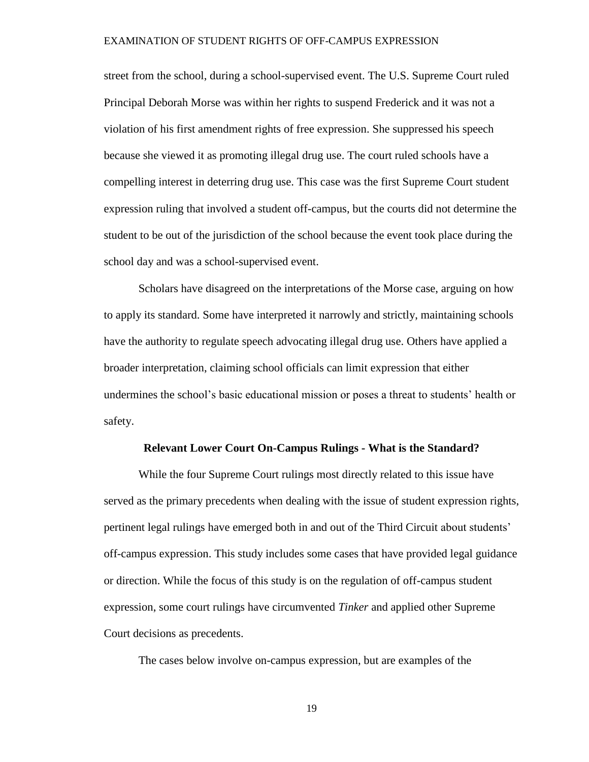street from the school, during a school-supervised event. The U.S. Supreme Court ruled Principal Deborah Morse was within her rights to suspend Frederick and it was not a violation of his first amendment rights of free expression. She suppressed his speech because she viewed it as promoting illegal drug use. The court ruled schools have a compelling interest in deterring drug use. This case was the first Supreme Court student expression ruling that involved a student off-campus, but the courts did not determine the student to be out of the jurisdiction of the school because the event took place during the school day and was a school-supervised event.

Scholars have disagreed on the interpretations of the Morse case, arguing on how to apply its standard. Some have interpreted it narrowly and strictly, maintaining schools have the authority to regulate speech advocating illegal drug use. Others have applied a broader interpretation, claiming school officials can limit expression that either undermines the school's basic educational mission or poses a threat to students' health or safety.

## Relevant Lower Court On-Campus Rulings - What is the Standard?

While the four Supreme Court rulings most directly related to this issue have served as the primary precedents when dealing with the issue of student expression rights, pertinent legal rulings have emerged both in and out of the Third Circuit about students' off-campus expression. This study includes some cases that have provided legal guidance or direction. While the focus of this study is on the regulation of off-campus student expression, some court rulings have circumvented *Tinker* and applied other Supreme Court decisions as precedents.

The cases below involve on-campus expression, but are examples of the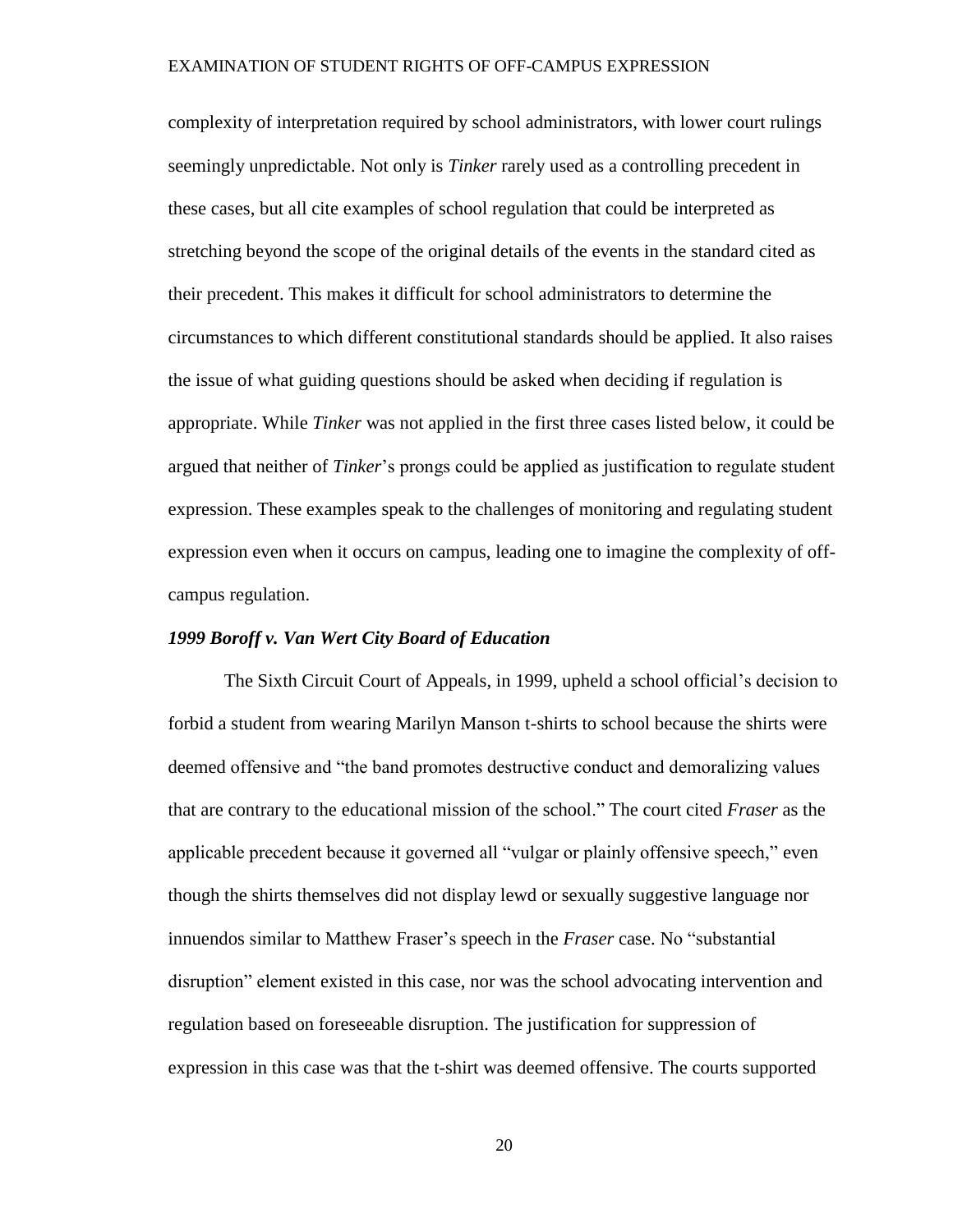complexity of interpretation required by school administrators, with lower court rulings seemingly unpredictable. Not only is *Tinker* rarely used as a controlling precedent in these cases, but all cite examples of school regulation that could be interpreted as stretching beyond the scope of the original details of the events in the standard cited as their precedent. This makes it difficult for school administrators to determine the circumstances to which different constitutional standards should be applied. It also raises the issue of what guiding questions should be asked when deciding if regulation is appropriate. While *Tinker* was not applied in the first three cases listed below, it could be argued that neither of *Tinker*'s prongs could be applied as justification to regulate student expression. These examples speak to the challenges of monitoring and regulating student expression even when it occurs on campus, leading one to imagine the complexity of off-campus regulation.

### *1999 Boroff v. Van Wert City Board of Education*

The Sixth Circuit Court of Appeals, in 1999, upheld a school official's decision to forbid a student from wearing Marilyn Manson t-shirts to school because the shirts were deemed offensive and "the band promotes destructive conduct and demoralizing values that are contrary to the educational mission of the school." The court cited *Fraser* as the applicable precedent because it governed all "vulgar or plainly offensive speech," even though the shirts themselves did not display lewd or sexually suggestive language nor innuendos similar to Matthew Fraser's speech in the *Fraser* case. No "substantial disruption" element existed in this case, nor was the school advocating intervention and regulation based on foreseeable disruption. The justification for suppression of expression in this case was that the t-shirt was deemed offensive. The courts supported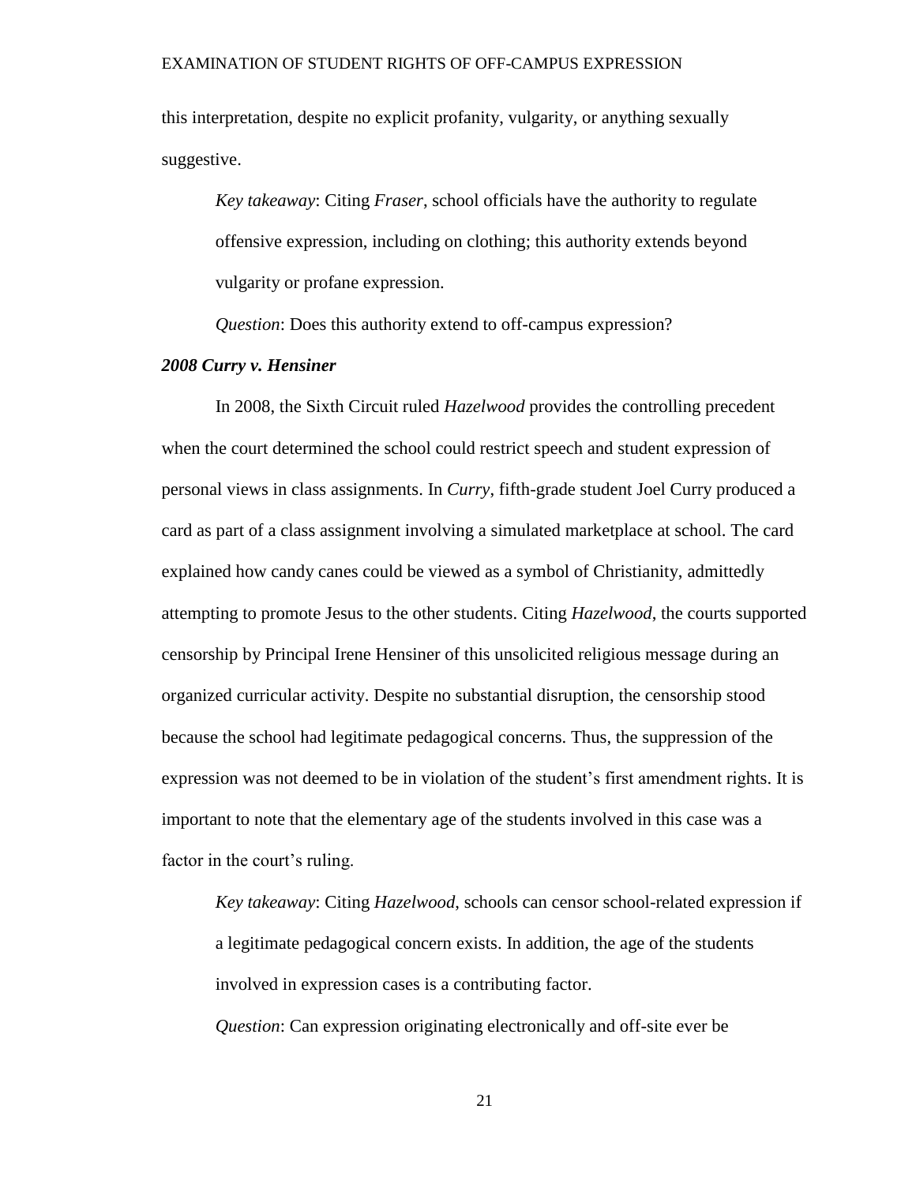this interpretation, despite no explicit profanity, vulgarity, or anything sexually suggestive.

> *Key takeaway*: Citing *Fraser*, school officials have the authority to regulate offensive expression, including on clothing; this authority extends beyond vulgarity or profane expression.
>
> *Question*: Does this authority extend to off-campus expression?

### *2008 Curry v. Hensiner*

In 2008, the Sixth Circuit ruled *Hazelwood* provides the controlling precedent when the court determined the school could restrict speech and student expression of personal views in class assignments. In *Curry*, fifth-grade student Joel Curry produced a card as part of a class assignment involving a simulated marketplace at school. The card explained how candy canes could be viewed as a symbol of Christianity, admittedly attempting to promote Jesus to the other students. Citing *Hazelwood*, the courts supported censorship by Principal Irene Hensiner of this unsolicited religious message during an organized curricular activity. Despite no substantial disruption, the censorship stood because the school had legitimate pedagogical concerns. Thus, the suppression of the expression was not deemed to be in violation of the student's first amendment rights. It is important to note that the elementary age of the students involved in this case was a factor in the court's ruling.

> *Key takeaway*: Citing *Hazelwood*, schools can censor school-related expression if a legitimate pedagogical concern exists. In addition, the age of the students involved in expression cases is a contributing factor.
>
> *Question*: Can expression originating electronically and off-site ever be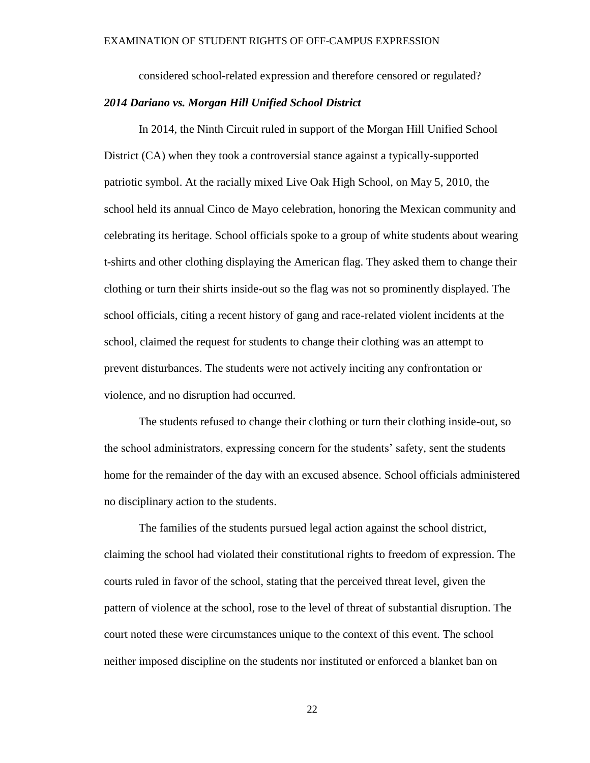considered school-related expression and therefore censored or regulated?

***2014 Dariano vs. Morgan Hill Unified School District***

In 2014, the Ninth Circuit ruled in support of the Morgan Hill Unified School District (CA) when they took a controversial stance against a typically-supported patriotic symbol. At the racially mixed Live Oak High School, on May 5, 2010, the school held its annual Cinco de Mayo celebration, honoring the Mexican community and celebrating its heritage. School officials spoke to a group of white students about wearing t-shirts and other clothing displaying the American flag. They asked them to change their clothing or turn their shirts inside-out so the flag was not so prominently displayed. The school officials, citing a recent history of gang and race-related violent incidents at the school, claimed the request for students to change their clothing was an attempt to prevent disturbances. The students were not actively inciting any confrontation or violence, and no disruption had occurred.

The students refused to change their clothing or turn their clothing inside-out, so the school administrators, expressing concern for the students' safety, sent the students home for the remainder of the day with an excused absence. School officials administered no disciplinary action to the students.

The families of the students pursued legal action against the school district, claiming the school had violated their constitutional rights to freedom of expression. The courts ruled in favor of the school, stating that the perceived threat level, given the pattern of violence at the school, rose to the level of threat of substantial disruption. The court noted these were circumstances unique to the context of this event. The school neither imposed discipline on the students nor instituted or enforced a blanket ban on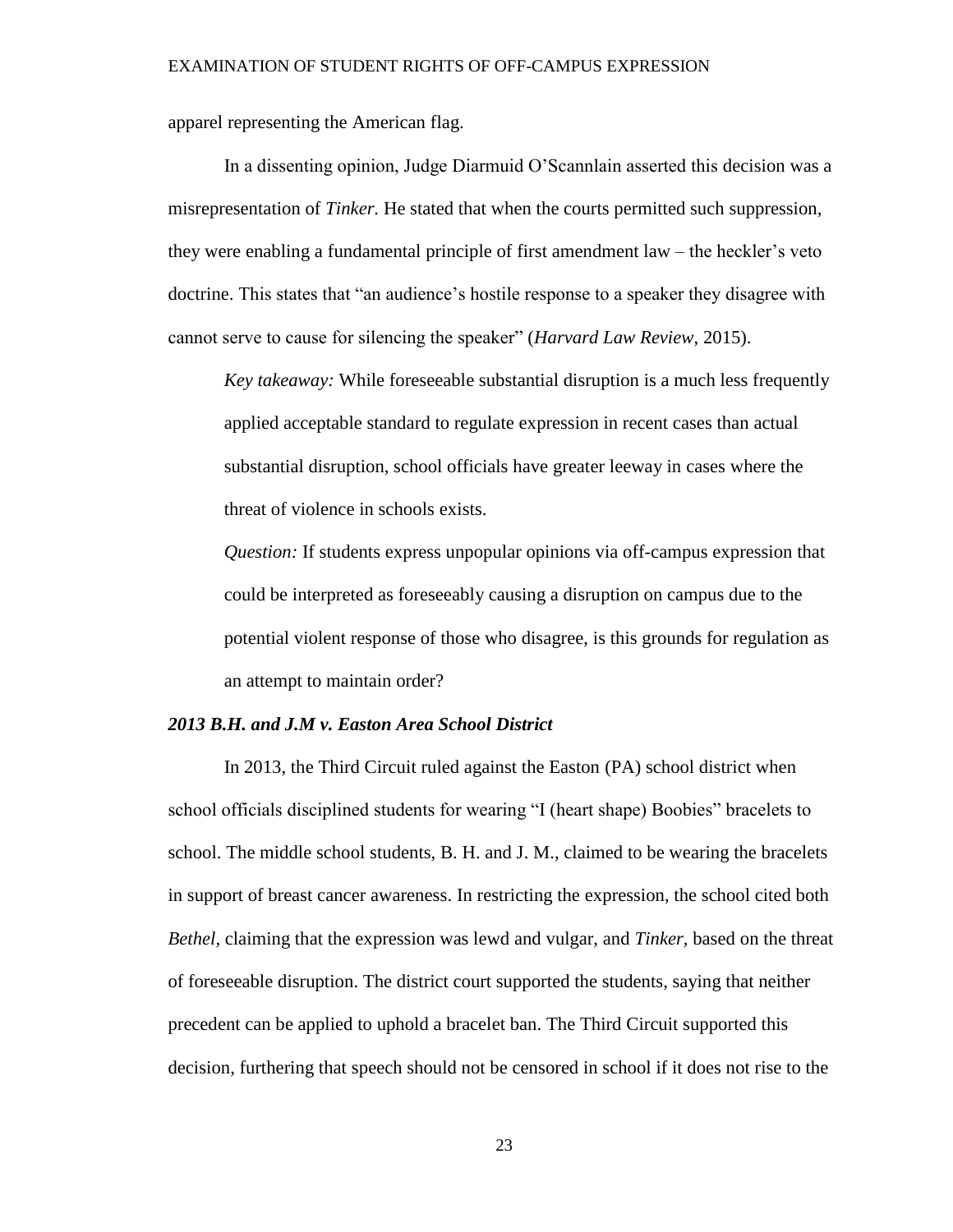apparel representing the American flag.

In a dissenting opinion, Judge Diarmuid O'Scannlain asserted this decision was a misrepresentation of *Tinker.* He stated that when the courts permitted such suppression, they were enabling a fundamental principle of first amendment law – the heckler's veto doctrine. This states that "an audience's hostile response to a speaker they disagree with cannot serve to cause for silencing the speaker" (*Harvard Law Review*, 2015).

> *Key takeaway:* While foreseeable substantial disruption is a much less frequently applied acceptable standard to regulate expression in recent cases than actual substantial disruption, school officials have greater leeway in cases where the threat of violence in schools exists.
>
> *Question:* If students express unpopular opinions via off-campus expression that could be interpreted as foreseeably causing a disruption on campus due to the potential violent response of those who disagree, is this grounds for regulation as an attempt to maintain order?

### *2013 B.H. and J.M v. Easton Area School District*

In 2013, the Third Circuit ruled against the Easton (PA) school district when school officials disciplined students for wearing "I (heart shape) Boobies" bracelets to school. The middle school students, B. H. and J. M., claimed to be wearing the bracelets in support of breast cancer awareness. In restricting the expression, the school cited both *Bethel,* claiming that the expression was lewd and vulgar, and *Tinker*, based on the threat of foreseeable disruption. The district court supported the students, saying that neither precedent can be applied to uphold a bracelet ban. The Third Circuit supported this decision, furthering that speech should not be censored in school if it does not rise to the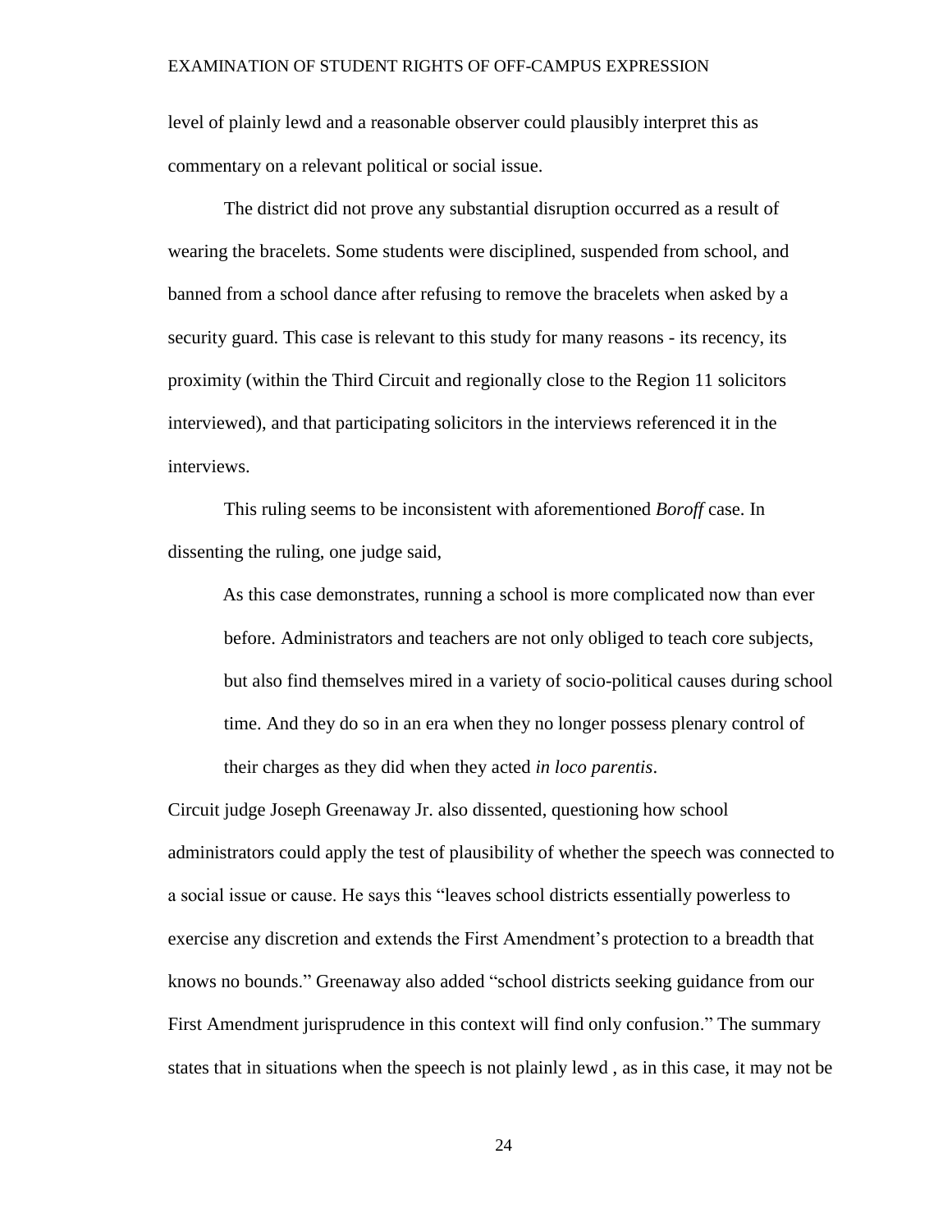level of plainly lewd and a reasonable observer could plausibly interpret this as commentary on a relevant political or social issue.

The district did not prove any substantial disruption occurred as a result of wearing the bracelets. Some students were disciplined, suspended from school, and banned from a school dance after refusing to remove the bracelets when asked by a security guard. This case is relevant to this study for many reasons - its recency, its proximity (within the Third Circuit and regionally close to the Region 11 solicitors interviewed), and that participating solicitors in the interviews referenced it in the interviews.

This ruling seems to be inconsistent with aforementioned *Boroff* case. In dissenting the ruling, one judge said,

> As this case demonstrates, running a school is more complicated now than ever before. Administrators and teachers are not only obliged to teach core subjects, but also find themselves mired in a variety of socio-political causes during school time. And they do so in an era when they no longer possess plenary control of their charges as they did when they acted *in loco parentis*.

Circuit judge Joseph Greenaway Jr. also dissented, questioning how school administrators could apply the test of plausibility of whether the speech was connected to a social issue or cause. He says this "leaves school districts essentially powerless to exercise any discretion and extends the First Amendment's protection to a breadth that knows no bounds." Greenaway also added "school districts seeking guidance from our First Amendment jurisprudence in this context will find only confusion." The summary states that in situations when the speech is not plainly lewd , as in this case, it may not be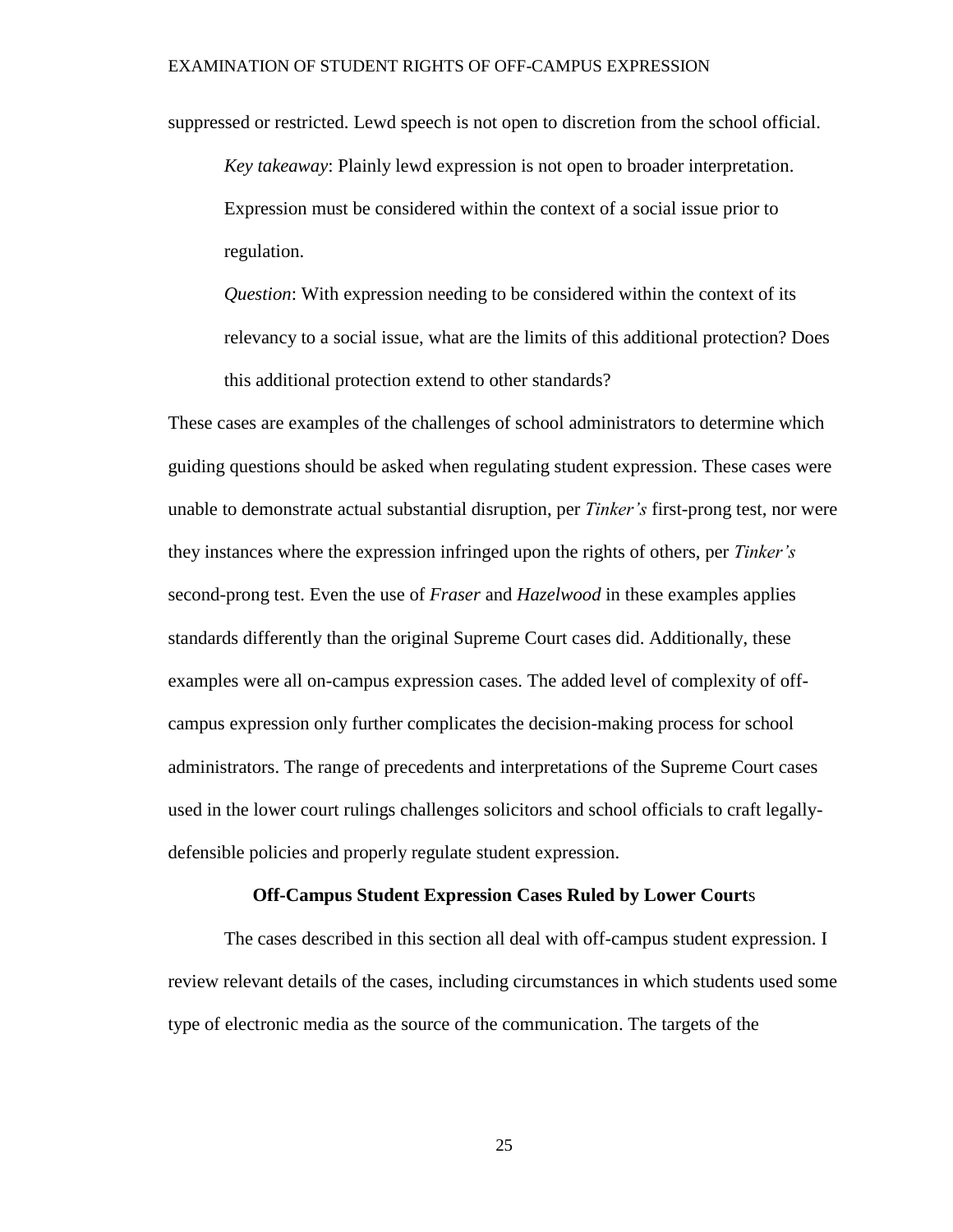suppressed or restricted. Lewd speech is not open to discretion from the school official.

*Key takeaway*: Plainly lewd expression is not open to broader interpretation. Expression must be considered within the context of a social issue prior to regulation.

*Question*: With expression needing to be considered within the context of its relevancy to a social issue, what are the limits of this additional protection? Does this additional protection extend to other standards?

These cases are examples of the challenges of school administrators to determine which guiding questions should be asked when regulating student expression. These cases were unable to demonstrate actual substantial disruption, per *Tinker's* first-prong test, nor were they instances where the expression infringed upon the rights of others, per *Tinker's* second-prong test. Even the use of *Fraser* and *Hazelwood* in these examples applies standards differently than the original Supreme Court cases did. Additionally, these examples were all on-campus expression cases. The added level of complexity of off-campus expression only further complicates the decision-making process for school administrators. The range of precedents and interpretations of the Supreme Court cases used in the lower court rulings challenges solicitors and school officials to craft legally-defensible policies and properly regulate student expression.

### Off-Campus Student Expression Cases Ruled by Lower Courts

The cases described in this section all deal with off-campus student expression. I review relevant details of the cases, including circumstances in which students used some type of electronic media as the source of the communication. The targets of the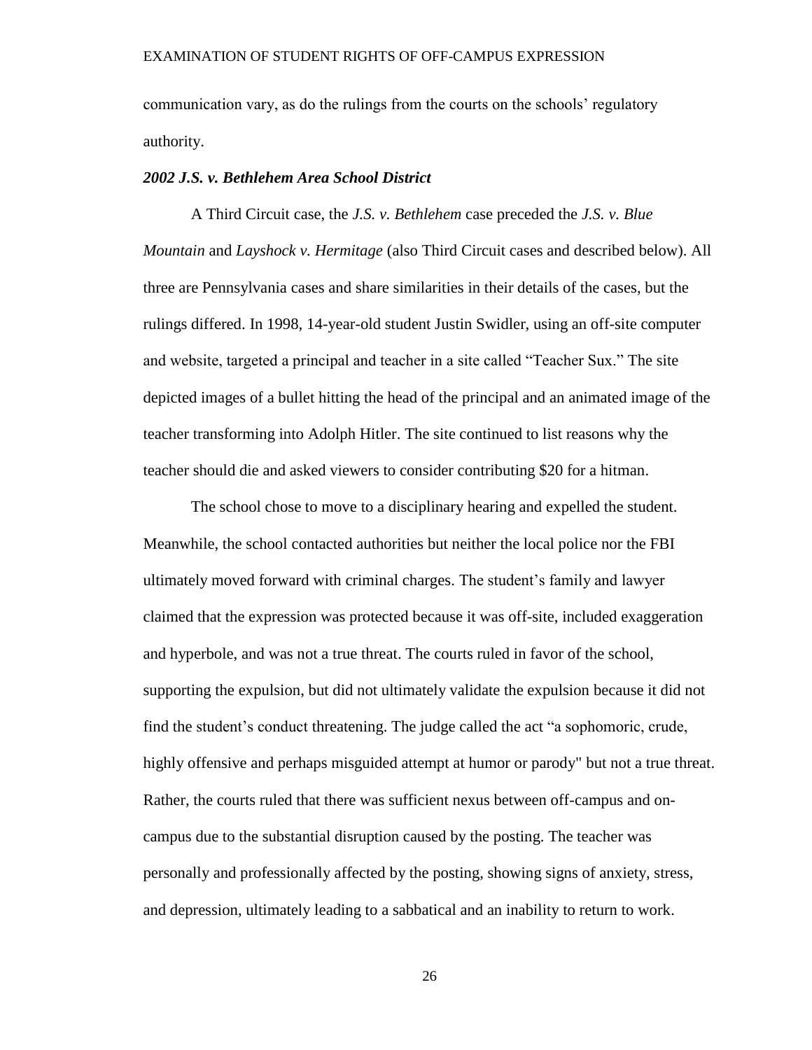communication vary, as do the rulings from the courts on the schools' regulatory authority.

### *2002 J.S. v. Bethlehem Area School District*

A Third Circuit case, the *J.S. v. Bethlehem* case preceded the *J.S. v. Blue Mountain* and *Layshock v. Hermitage* (also Third Circuit cases and described below). All three are Pennsylvania cases and share similarities in their details of the cases, but the rulings differed. In 1998, 14-year-old student Justin Swidler, using an off-site computer and website, targeted a principal and teacher in a site called "Teacher Sux." The site depicted images of a bullet hitting the head of the principal and an animated image of the teacher transforming into Adolph Hitler. The site continued to list reasons why the teacher should die and asked viewers to consider contributing $20 for a hitman.

The school chose to move to a disciplinary hearing and expelled the student. Meanwhile, the school contacted authorities but neither the local police nor the FBI ultimately moved forward with criminal charges. The student's family and lawyer claimed that the expression was protected because it was off-site, included exaggeration and hyperbole, and was not a true threat. The courts ruled in favor of the school, supporting the expulsion, but did not ultimately validate the expulsion because it did not find the student's conduct threatening. The judge called the act "a sophomoric, crude, highly offensive and perhaps misguided attempt at humor or parody" but not a true threat. Rather, the courts ruled that there was sufficient nexus between off-campus and on-campus due to the substantial disruption caused by the posting. The teacher was personally and professionally affected by the posting, showing signs of anxiety, stress, and depression, ultimately leading to a sabbatical and an inability to return to work.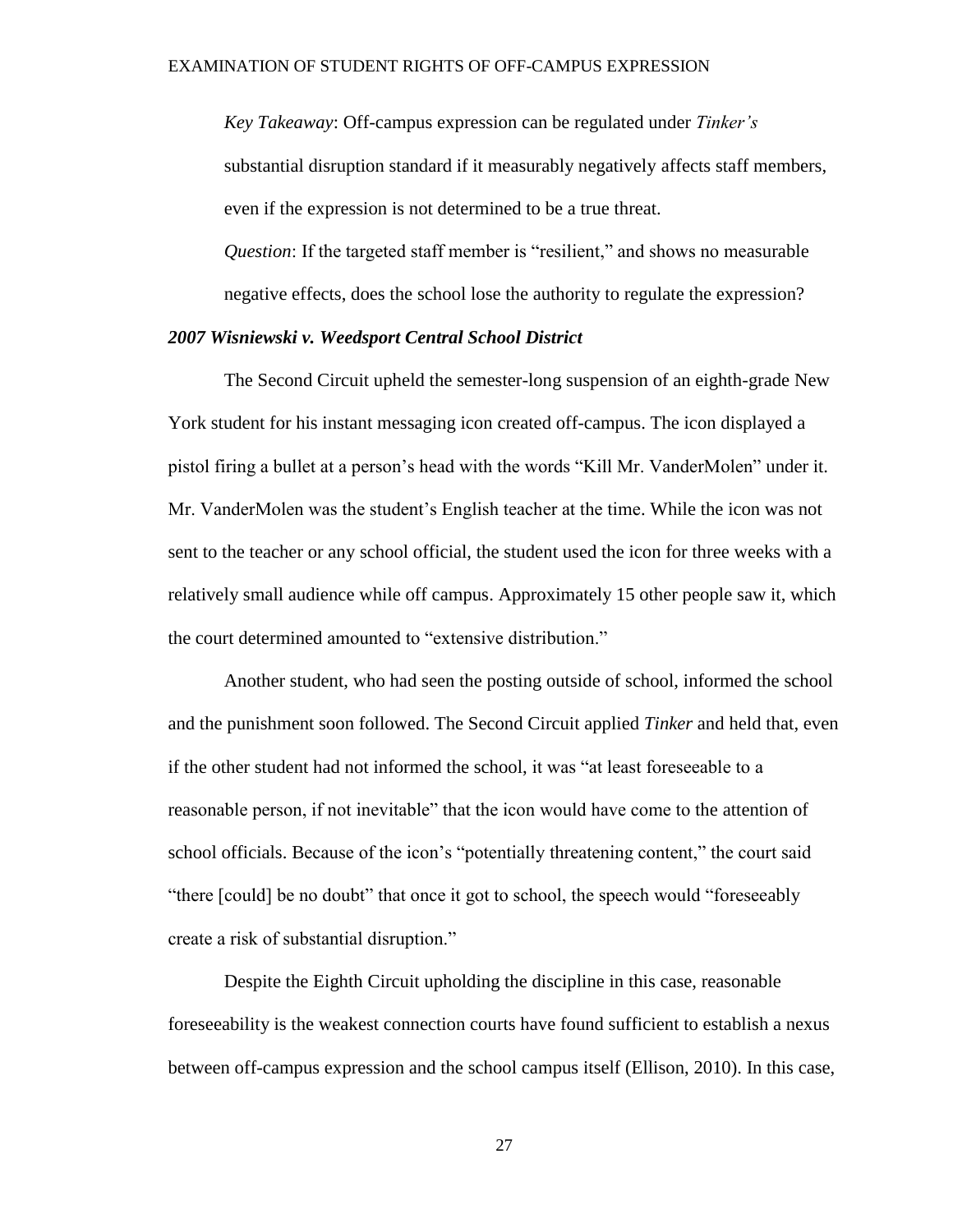*Key Takeaway*: Off-campus expression can be regulated under *Tinker's* substantial disruption standard if it measurably negatively affects staff members, even if the expression is not determined to be a true threat.

*Question*: If the targeted staff member is "resilient," and shows no measurable negative effects, does the school lose the authority to regulate the expression?

### *2007 Wisniewski v. Weedsport Central School District*

The Second Circuit upheld the semester-long suspension of an eighth-grade New York student for his instant messaging icon created off-campus. The icon displayed a pistol firing a bullet at a person's head with the words "Kill Mr. VanderMolen" under it. Mr. VanderMolen was the student's English teacher at the time. While the icon was not sent to the teacher or any school official, the student used the icon for three weeks with a relatively small audience while off campus. Approximately 15 other people saw it, which the court determined amounted to "extensive distribution."

Another student, who had seen the posting outside of school, informed the school and the punishment soon followed. The Second Circuit applied *Tinker* and held that, even if the other student had not informed the school, it was "at least foreseeable to a reasonable person, if not inevitable" that the icon would have come to the attention of school officials. Because of the icon's "potentially threatening content," the court said "there [could] be no doubt" that once it got to school, the speech would "foreseeably create a risk of substantial disruption."

Despite the Eighth Circuit upholding the discipline in this case, reasonable foreseeability is the weakest connection courts have found sufficient to establish a nexus between off-campus expression and the school campus itself (Ellison, 2010). In this case,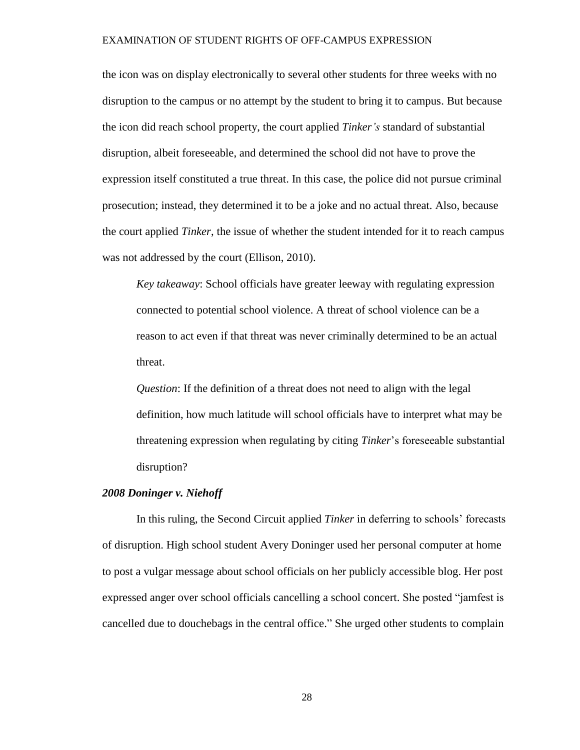the icon was on display electronically to several other students for three weeks with no disruption to the campus or no attempt by the student to bring it to campus. But because the icon did reach school property, the court applied *Tinker's* standard of substantial disruption, albeit foreseeable, and determined the school did not have to prove the expression itself constituted a true threat. In this case, the police did not pursue criminal prosecution; instead, they determined it to be a joke and no actual threat. Also, because the court applied *Tinker*, the issue of whether the student intended for it to reach campus was not addressed by the court (Ellison, 2010).

> *Key takeaway*: School officials have greater leeway with regulating expression connected to potential school violence. A threat of school violence can be a reason to act even if that threat was never criminally determined to be an actual threat.
>
> *Question*: If the definition of a threat does not need to align with the legal definition, how much latitude will school officials have to interpret what may be threatening expression when regulating by citing *Tinker*'s foreseeable substantial disruption?

### *2008 Doninger v. Niehoff*

In this ruling, the Second Circuit applied *Tinker* in deferring to schools' forecasts of disruption. High school student Avery Doninger used her personal computer at home to post a vulgar message about school officials on her publicly accessible blog. Her post expressed anger over school officials cancelling a school concert. She posted "jamfest is cancelled due to douchebags in the central office." She urged other students to complain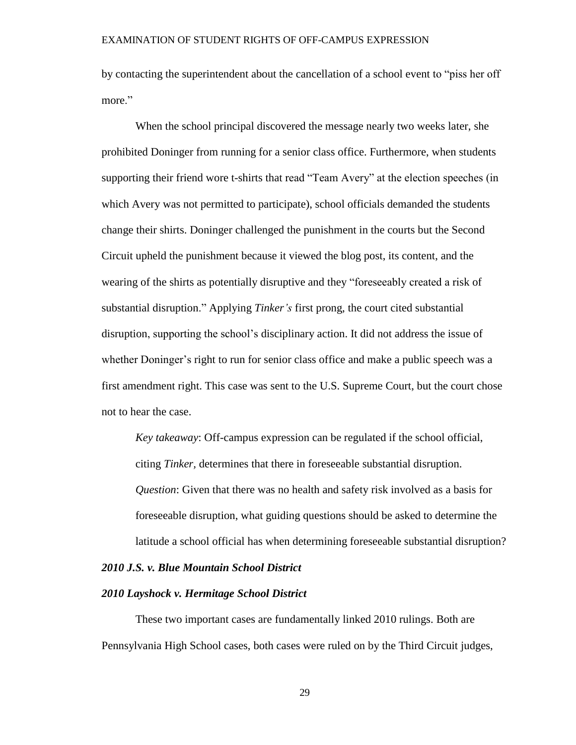by contacting the superintendent about the cancellation of a school event to "piss her off more."

When the school principal discovered the message nearly two weeks later, she prohibited Doninger from running for a senior class office. Furthermore, when students supporting their friend wore t-shirts that read "Team Avery" at the election speeches (in which Avery was not permitted to participate), school officials demanded the students change their shirts. Doninger challenged the punishment in the courts but the Second Circuit upheld the punishment because it viewed the blog post, its content, and the wearing of the shirts as potentially disruptive and they "foreseeably created a risk of substantial disruption." Applying *Tinker's* first prong, the court cited substantial disruption, supporting the school's disciplinary action. It did not address the issue of whether Doninger's right to run for senior class office and make a public speech was a first amendment right. This case was sent to the U.S. Supreme Court, but the court chose not to hear the case.

> *Key takeaway*: Off-campus expression can be regulated if the school official, citing *Tinker*, determines that there in foreseeable substantial disruption.
>
> *Question*: Given that there was no health and safety risk involved as a basis for foreseeable disruption, what guiding questions should be asked to determine the latitude a school official has when determining foreseeable substantial disruption?

### *2010 J.S. v. Blue Mountain School District*

### *2010 Layshock v. Hermitage School District*

These two important cases are fundamentally linked 2010 rulings. Both are Pennsylvania High School cases, both cases were ruled on by the Third Circuit judges,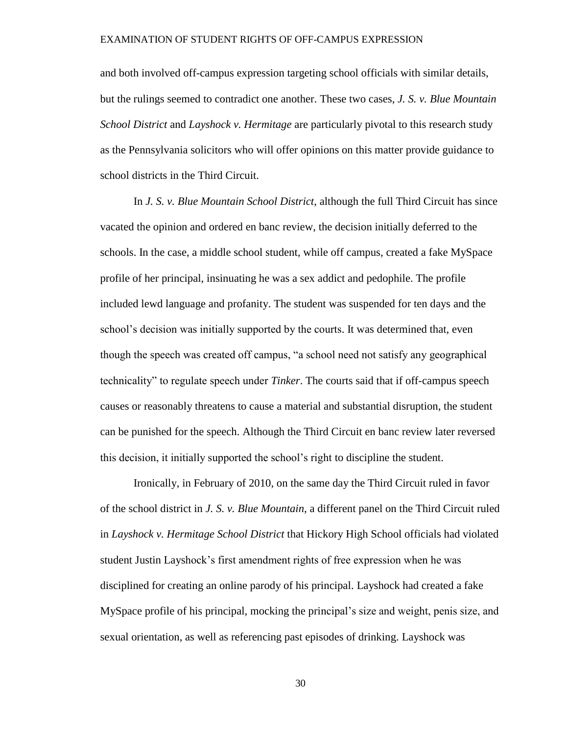and both involved off-campus expression targeting school officials with similar details, but the rulings seemed to contradict one another. These two cases, *J. S. v. Blue Mountain School District* and *Layshock v. Hermitage* are particularly pivotal to this research study as the Pennsylvania solicitors who will offer opinions on this matter provide guidance to school districts in the Third Circuit.

In *J. S. v. Blue Mountain School District*, although the full Third Circuit has since vacated the opinion and ordered en banc review, the decision initially deferred to the schools. In the case, a middle school student, while off campus, created a fake MySpace profile of her principal, insinuating he was a sex addict and pedophile. The profile included lewd language and profanity. The student was suspended for ten days and the school's decision was initially supported by the courts. It was determined that, even though the speech was created off campus, "a school need not satisfy any geographical technicality" to regulate speech under *Tinker*. The courts said that if off-campus speech causes or reasonably threatens to cause a material and substantial disruption, the student can be punished for the speech. Although the Third Circuit en banc review later reversed this decision, it initially supported the school's right to discipline the student.

Ironically, in February of 2010, on the same day the Third Circuit ruled in favor of the school district in *J. S. v. Blue Mountain*, a different panel on the Third Circuit ruled in *Layshock v. Hermitage School District* that Hickory High School officials had violated student Justin Layshock's first amendment rights of free expression when he was disciplined for creating an online parody of his principal. Layshock had created a fake MySpace profile of his principal, mocking the principal's size and weight, penis size, and sexual orientation, as well as referencing past episodes of drinking. Layshock was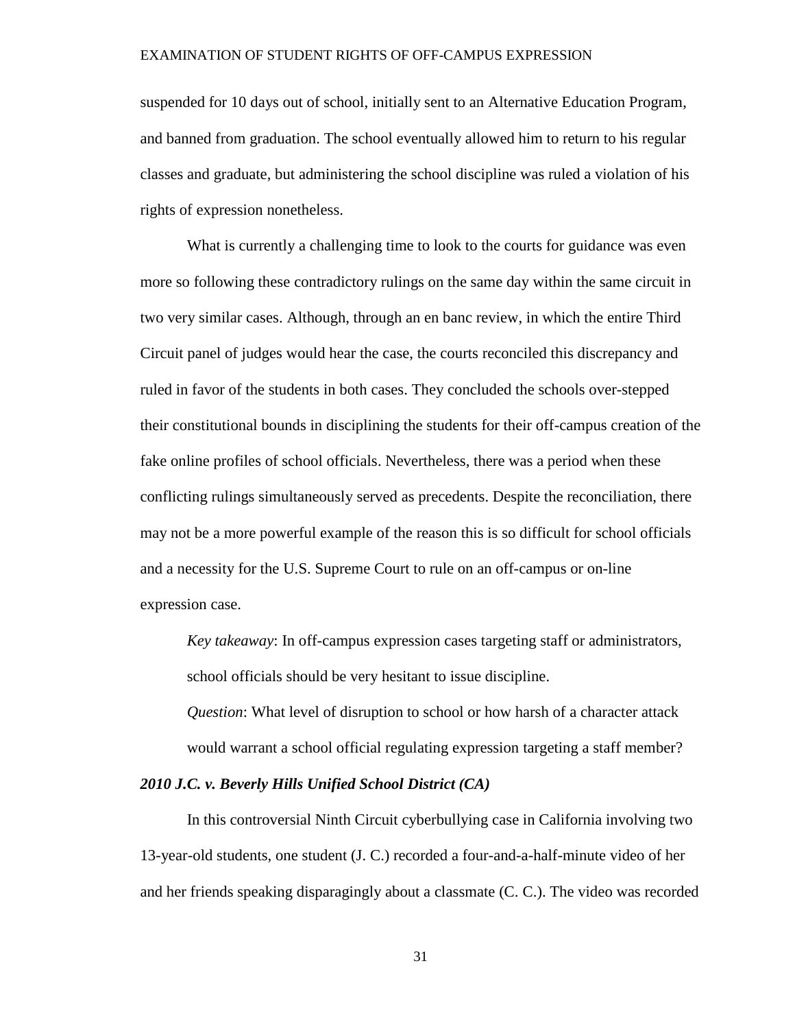suspended for 10 days out of school, initially sent to an Alternative Education Program, and banned from graduation. The school eventually allowed him to return to his regular classes and graduate, but administering the school discipline was ruled a violation of his rights of expression nonetheless.

What is currently a challenging time to look to the courts for guidance was even more so following these contradictory rulings on the same day within the same circuit in two very similar cases. Although, through an en banc review, in which the entire Third Circuit panel of judges would hear the case, the courts reconciled this discrepancy and ruled in favor of the students in both cases. They concluded the schools over-stepped their constitutional bounds in disciplining the students for their off-campus creation of the fake online profiles of school officials. Nevertheless, there was a period when these conflicting rulings simultaneously served as precedents. Despite the reconciliation, there may not be a more powerful example of the reason this is so difficult for school officials and a necessity for the U.S. Supreme Court to rule on an off-campus or on-line expression case.

*Key takeaway*: In off-campus expression cases targeting staff or administrators, school officials should be very hesitant to issue discipline.

*Question*: What level of disruption to school or how harsh of a character attack would warrant a school official regulating expression targeting a staff member?

***2010 J.C. v. Beverly Hills Unified School District (CA)***

In this controversial Ninth Circuit cyberbullying case in California involving two 13-year-old students, one student (J. C.) recorded a four-and-a-half-minute video of her and her friends speaking disparagingly about a classmate (C. C.). The video was recorded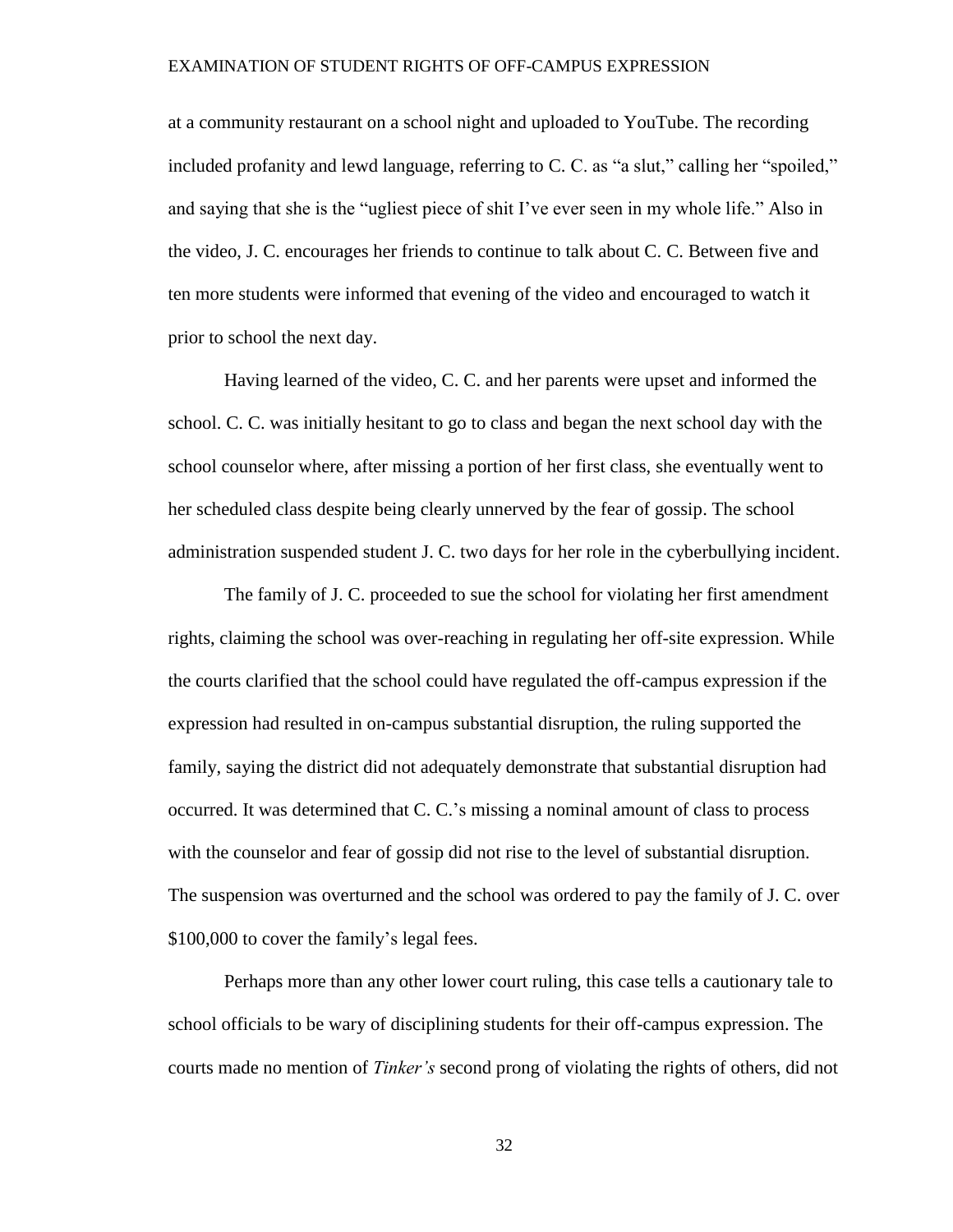at a community restaurant on a school night and uploaded to YouTube. The recording included profanity and lewd language, referring to C. C. as "a slut," calling her "spoiled," and saying that she is the "ugliest piece of shit I've ever seen in my whole life." Also in the video, J. C. encourages her friends to continue to talk about C. C. Between five and ten more students were informed that evening of the video and encouraged to watch it prior to school the next day.

Having learned of the video, C. C. and her parents were upset and informed the school. C. C. was initially hesitant to go to class and began the next school day with the school counselor where, after missing a portion of her first class, she eventually went to her scheduled class despite being clearly unnerved by the fear of gossip. The school administration suspended student J. C. two days for her role in the cyberbullying incident.

The family of J. C. proceeded to sue the school for violating her first amendment rights, claiming the school was over-reaching in regulating her off-site expression. While the courts clarified that the school could have regulated the off-campus expression if the expression had resulted in on-campus substantial disruption, the ruling supported the family, saying the district did not adequately demonstrate that substantial disruption had occurred. It was determined that C. C.'s missing a nominal amount of class to process with the counselor and fear of gossip did not rise to the level of substantial disruption. The suspension was overturned and the school was ordered to pay the family of J. C. over $100,000 to cover the family's legal fees.

Perhaps more than any other lower court ruling, this case tells a cautionary tale to school officials to be wary of disciplining students for their off-campus expression. The courts made no mention of *Tinker's* second prong of violating the rights of others, did not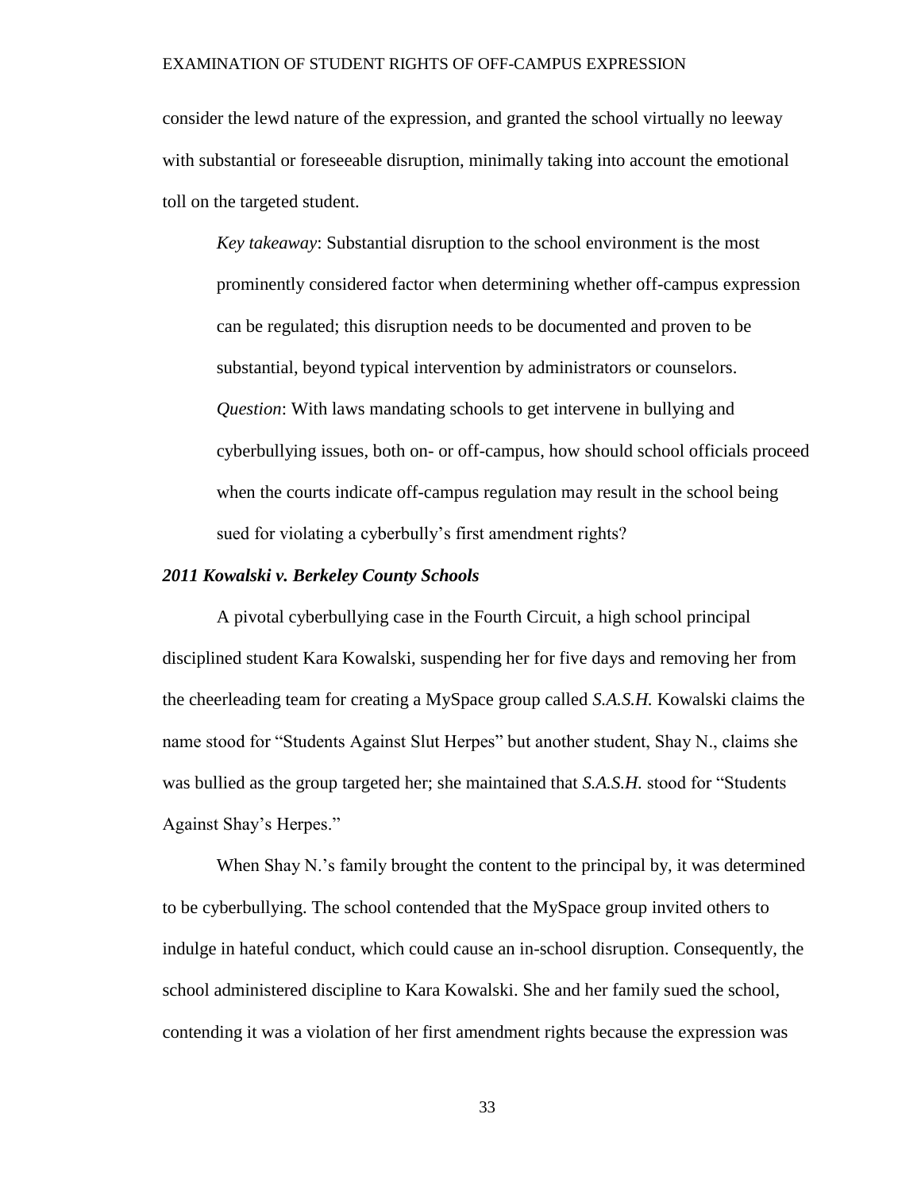consider the lewd nature of the expression, and granted the school virtually no leeway with substantial or foreseeable disruption, minimally taking into account the emotional toll on the targeted student.

> *Key takeaway*: Substantial disruption to the school environment is the most prominently considered factor when determining whether off-campus expression can be regulated; this disruption needs to be documented and proven to be substantial, beyond typical intervention by administrators or counselors.
>
> *Question*: With laws mandating schools to get intervene in bullying and cyberbullying issues, both on- or off-campus, how should school officials proceed when the courts indicate off-campus regulation may result in the school being sued for violating a cyberbully's first amendment rights?

### *2011 Kowalski v. Berkeley County Schools*

A pivotal cyberbullying case in the Fourth Circuit, a high school principal disciplined student Kara Kowalski, suspending her for five days and removing her from the cheerleading team for creating a MySpace group called *S.A.S.H.* Kowalski claims the name stood for "Students Against Slut Herpes" but another student, Shay N., claims she was bullied as the group targeted her; she maintained that *S.A.S.H.* stood for "Students Against Shay's Herpes."

When Shay N.'s family brought the content to the principal by, it was determined to be cyberbullying. The school contended that the MySpace group invited others to indulge in hateful conduct, which could cause an in-school disruption. Consequently, the school administered discipline to Kara Kowalski. She and her family sued the school, contending it was a violation of her first amendment rights because the expression was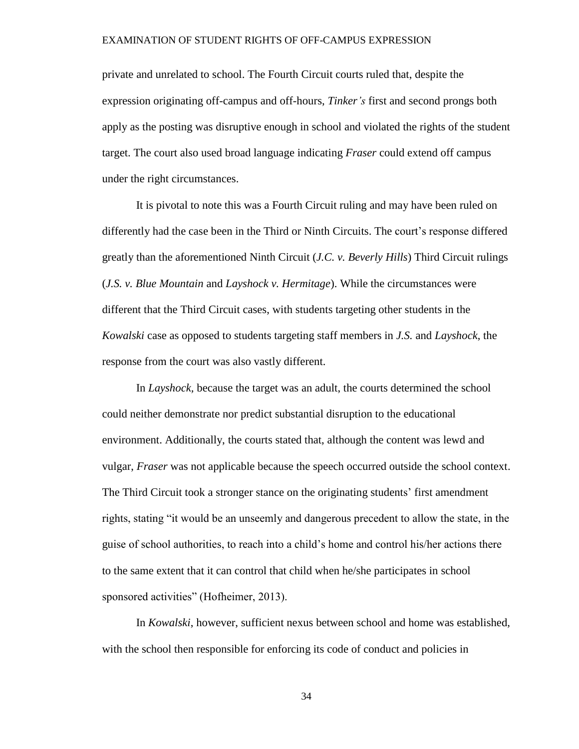private and unrelated to school. The Fourth Circuit courts ruled that, despite the expression originating off-campus and off-hours, *Tinker's* first and second prongs both apply as the posting was disruptive enough in school and violated the rights of the student target. The court also used broad language indicating *Fraser* could extend off campus under the right circumstances.

It is pivotal to note this was a Fourth Circuit ruling and may have been ruled on differently had the case been in the Third or Ninth Circuits. The court's response differed greatly than the aforementioned Ninth Circuit (*J.C. v. Beverly Hills*) Third Circuit rulings (*J.S. v. Blue Mountain* and *Layshock v. Hermitage*). While the circumstances were different that the Third Circuit cases, with students targeting other students in the *Kowalski* case as opposed to students targeting staff members in *J.S.* and *Layshock*, the response from the court was also vastly different.

In *Layshock,* because the target was an adult, the courts determined the school could neither demonstrate nor predict substantial disruption to the educational environment. Additionally, the courts stated that, although the content was lewd and vulgar, *Fraser* was not applicable because the speech occurred outside the school context. The Third Circuit took a stronger stance on the originating students' first amendment rights, stating "it would be an unseemly and dangerous precedent to allow the state, in the guise of school authorities, to reach into a child's home and control his/her actions there to the same extent that it can control that child when he/she participates in school sponsored activities" (Hofheimer, 2013).

In *Kowalski*, however, sufficient nexus between school and home was established, with the school then responsible for enforcing its code of conduct and policies in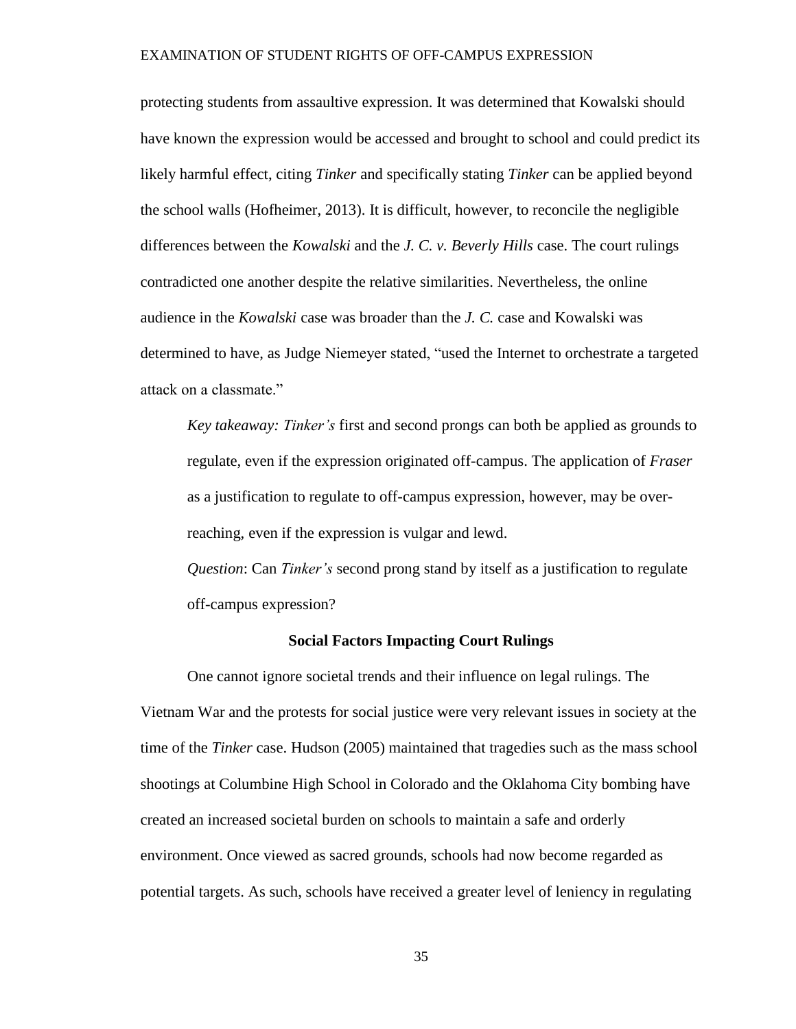protecting students from assaultive expression. It was determined that Kowalski should have known the expression would be accessed and brought to school and could predict its likely harmful effect, citing *Tinker* and specifically stating *Tinker* can be applied beyond the school walls (Hofheimer, 2013). It is difficult, however, to reconcile the negligible differences between the *Kowalski* and the *J. C. v. Beverly Hills* case. The court rulings contradicted one another despite the relative similarities. Nevertheless, the online audience in the *Kowalski* case was broader than the *J. C.* case and Kowalski was determined to have, as Judge Niemeyer stated, "used the Internet to orchestrate a targeted attack on a classmate."

> *Key takeaway: Tinker's* first and second prongs can both be applied as grounds to regulate, even if the expression originated off-campus. The application of *Fraser* as a justification to regulate to off-campus expression, however, may be over-reaching, even if the expression is vulgar and lewd.
>
> *Question*: Can *Tinker's* second prong stand by itself as a justification to regulate off-campus expression?

## Social Factors Impacting Court Rulings

One cannot ignore societal trends and their influence on legal rulings. The Vietnam War and the protests for social justice were very relevant issues in society at the time of the *Tinker* case. Hudson (2005) maintained that tragedies such as the mass school shootings at Columbine High School in Colorado and the Oklahoma City bombing have created an increased societal burden on schools to maintain a safe and orderly environment. Once viewed as sacred grounds, schools had now become regarded as potential targets. As such, schools have received a greater level of leniency in regulating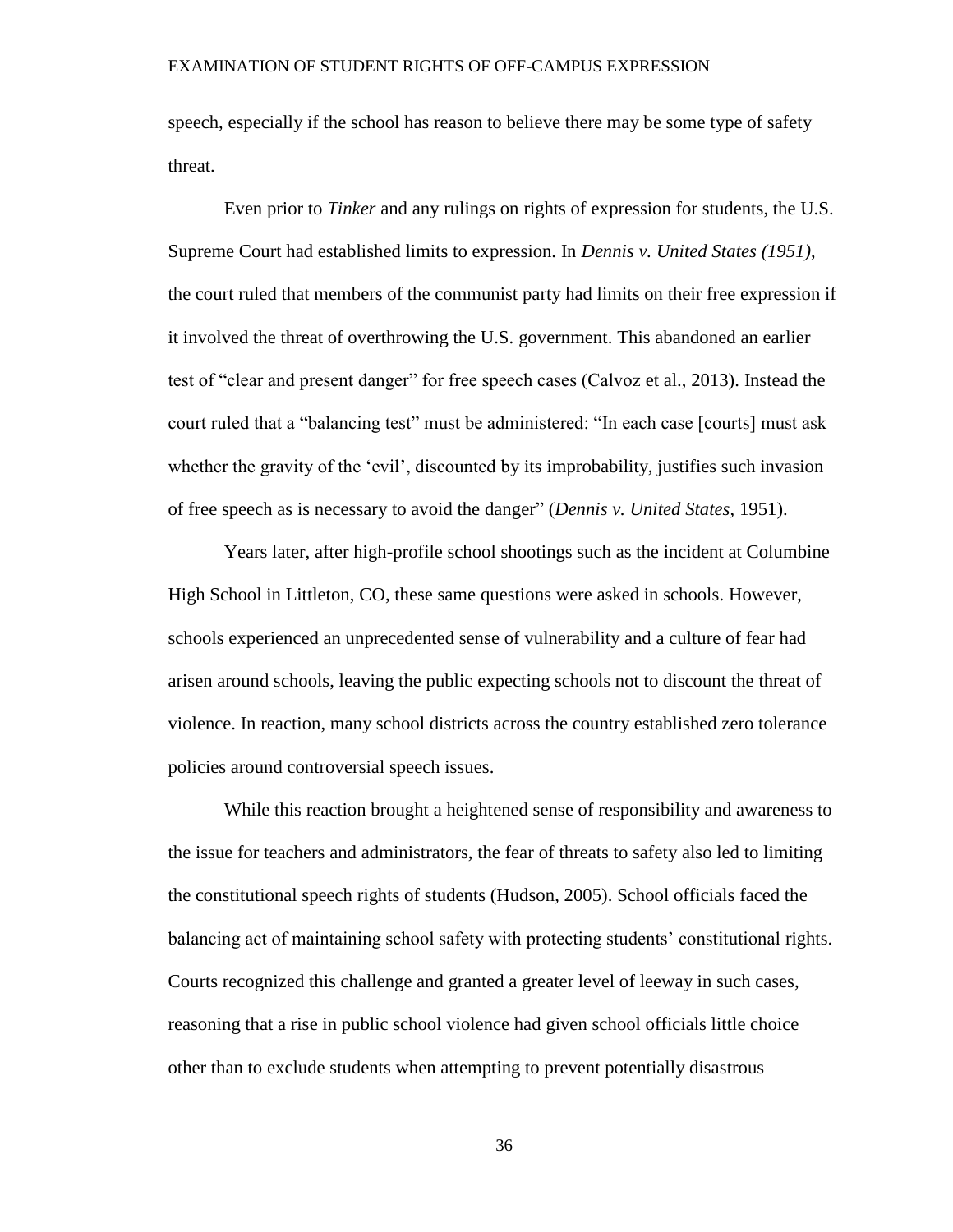speech, especially if the school has reason to believe there may be some type of safety threat.

Even prior to *Tinker* and any rulings on rights of expression for students, the U.S. Supreme Court had established limits to expression. In *Dennis v. United States (1951)*, the court ruled that members of the communist party had limits on their free expression if it involved the threat of overthrowing the U.S. government. This abandoned an earlier test of "clear and present danger" for free speech cases (Calvoz et al., 2013). Instead the court ruled that a "balancing test" must be administered: "In each case [courts] must ask whether the gravity of the 'evil', discounted by its improbability, justifies such invasion of free speech as is necessary to avoid the danger" (*Dennis v. United States*, 1951).

Years later, after high-profile school shootings such as the incident at Columbine High School in Littleton, CO, these same questions were asked in schools. However, schools experienced an unprecedented sense of vulnerability and a culture of fear had arisen around schools, leaving the public expecting schools not to discount the threat of violence. In reaction, many school districts across the country established zero tolerance policies around controversial speech issues.

While this reaction brought a heightened sense of responsibility and awareness to the issue for teachers and administrators, the fear of threats to safety also led to limiting the constitutional speech rights of students (Hudson, 2005). School officials faced the balancing act of maintaining school safety with protecting students' constitutional rights. Courts recognized this challenge and granted a greater level of leeway in such cases, reasoning that a rise in public school violence had given school officials little choice other than to exclude students when attempting to prevent potentially disastrous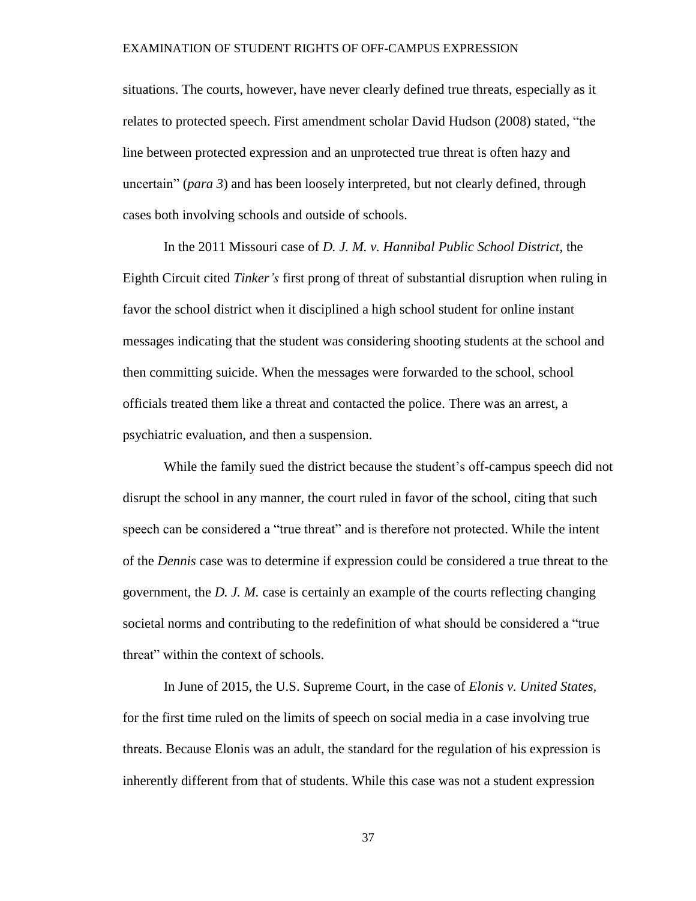situations. The courts, however, have never clearly defined true threats, especially as it relates to protected speech. First amendment scholar David Hudson (2008) stated, "the line between protected expression and an unprotected true threat is often hazy and uncertain" (*para 3*) and has been loosely interpreted, but not clearly defined, through cases both involving schools and outside of schools.

In the 2011 Missouri case of *D. J. M. v. Hannibal Public School District*, the Eighth Circuit cited *Tinker's* first prong of threat of substantial disruption when ruling in favor the school district when it disciplined a high school student for online instant messages indicating that the student was considering shooting students at the school and then committing suicide. When the messages were forwarded to the school, school officials treated them like a threat and contacted the police. There was an arrest, a psychiatric evaluation, and then a suspension.

While the family sued the district because the student's off-campus speech did not disrupt the school in any manner, the court ruled in favor of the school, citing that such speech can be considered a "true threat" and is therefore not protected. While the intent of the *Dennis* case was to determine if expression could be considered a true threat to the government, the *D. J. M.* case is certainly an example of the courts reflecting changing societal norms and contributing to the redefinition of what should be considered a "true threat" within the context of schools.

In June of 2015, the U.S. Supreme Court, in the case of *Elonis v. United States*, for the first time ruled on the limits of speech on social media in a case involving true threats. Because Elonis was an adult, the standard for the regulation of his expression is inherently different from that of students. While this case was not a student expression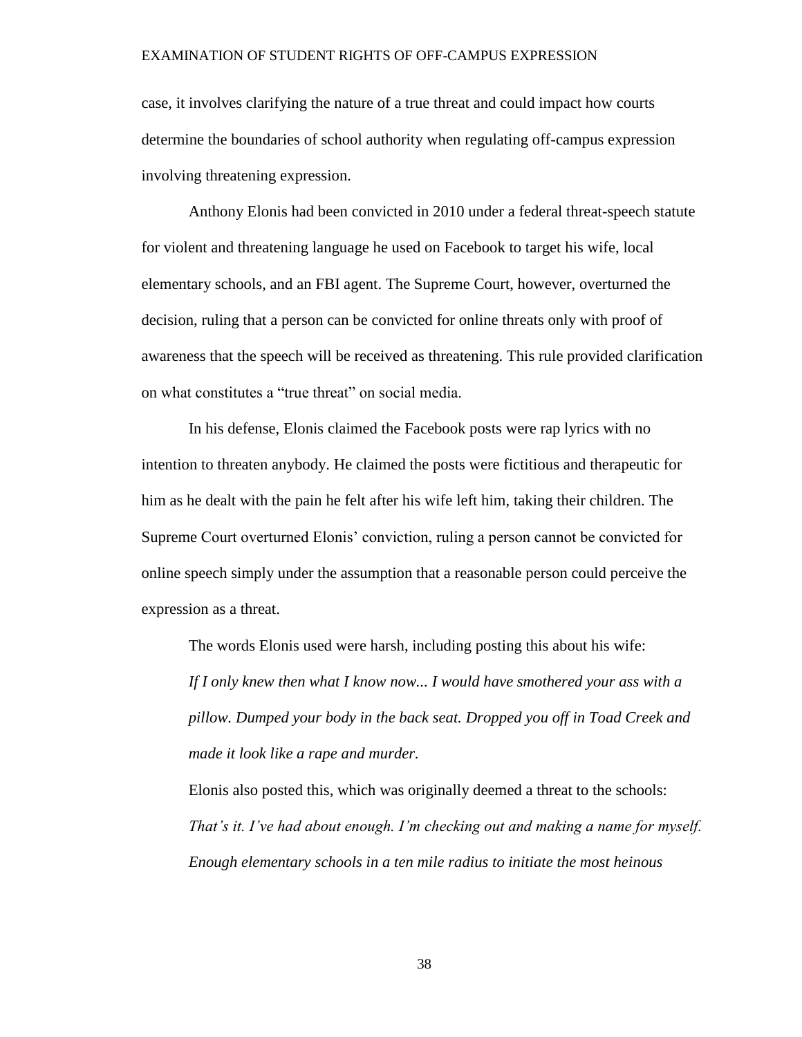case, it involves clarifying the nature of a true threat and could impact how courts determine the boundaries of school authority when regulating off-campus expression involving threatening expression.

Anthony Elonis had been convicted in 2010 under a federal threat-speech statute for violent and threatening language he used on Facebook to target his wife, local elementary schools, and an FBI agent. The Supreme Court, however, overturned the decision, ruling that a person can be convicted for online threats only with proof of awareness that the speech will be received as threatening. This rule provided clarification on what constitutes a "true threat" on social media.

In his defense, Elonis claimed the Facebook posts were rap lyrics with no intention to threaten anybody. He claimed the posts were fictitious and therapeutic for him as he dealt with the pain he felt after his wife left him, taking their children. The Supreme Court overturned Elonis' conviction, ruling a person cannot be convicted for online speech simply under the assumption that a reasonable person could perceive the expression as a threat.

The words Elonis used were harsh, including posting this about his wife:

> *If I only knew then what I know now... I would have smothered your ass with a pillow. Dumped your body in the back seat. Dropped you off in Toad Creek and made it look like a rape and murder.*

Elonis also posted this, which was originally deemed a threat to the schools:

> *That's it. I've had about enough. I'm checking out and making a name for myself. Enough elementary schools in a ten mile radius to initiate the most heinous*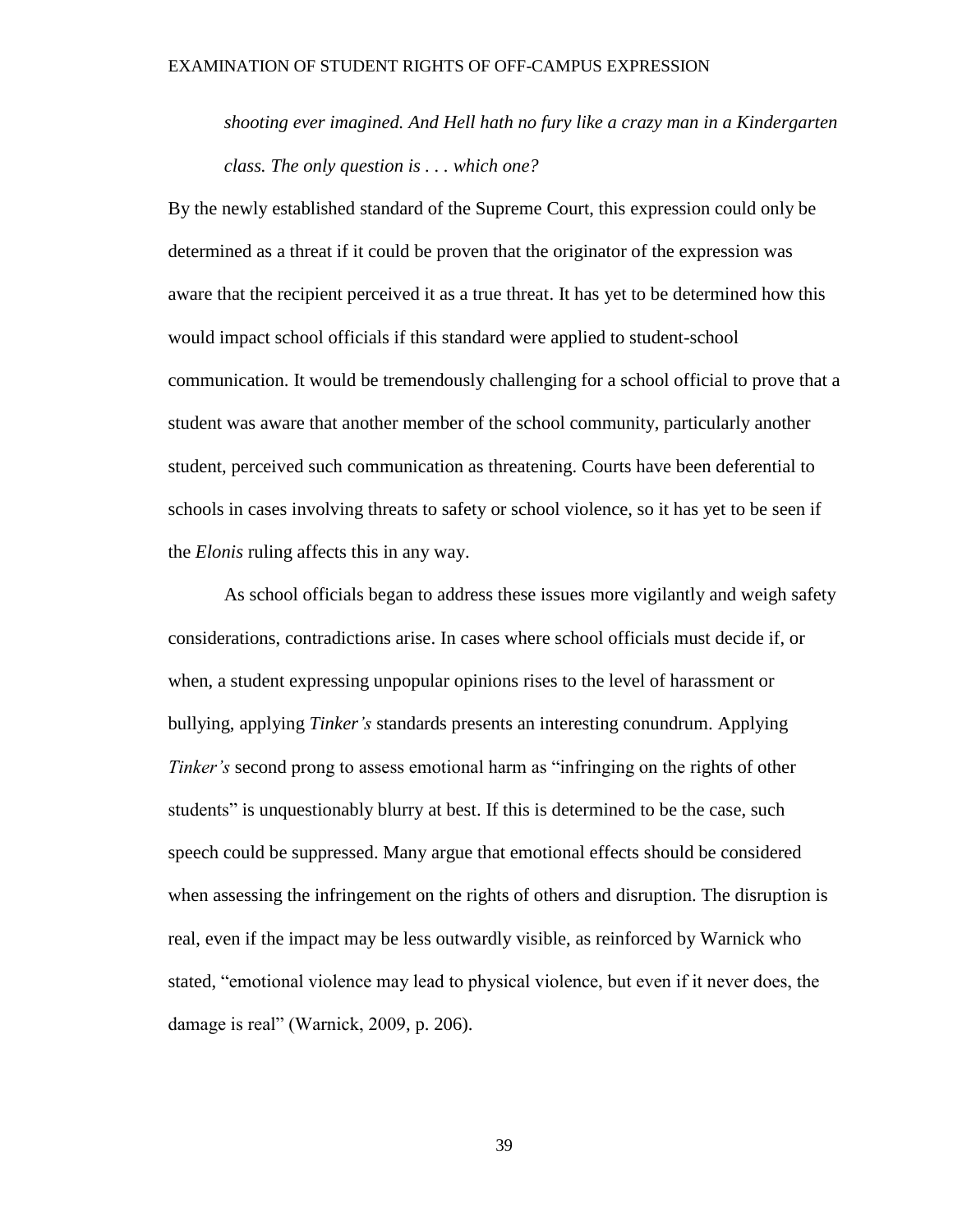*shooting ever imagined. And Hell hath no fury like a crazy man in a Kindergarten class. The only question is . . . which one?*

By the newly established standard of the Supreme Court, this expression could only be determined as a threat if it could be proven that the originator of the expression was aware that the recipient perceived it as a true threat. It has yet to be determined how this would impact school officials if this standard were applied to student-school communication. It would be tremendously challenging for a school official to prove that a student was aware that another member of the school community, particularly another student, perceived such communication as threatening. Courts have been deferential to schools in cases involving threats to safety or school violence, so it has yet to be seen if the *Elonis* ruling affects this in any way.

As school officials began to address these issues more vigilantly and weigh safety considerations, contradictions arise. In cases where school officials must decide if, or when, a student expressing unpopular opinions rises to the level of harassment or bullying, applying *Tinker's* standards presents an interesting conundrum. Applying *Tinker's* second prong to assess emotional harm as "infringing on the rights of other students" is unquestionably blurry at best. If this is determined to be the case, such speech could be suppressed. Many argue that emotional effects should be considered when assessing the infringement on the rights of others and disruption. The disruption is real, even if the impact may be less outwardly visible, as reinforced by Warnick who stated, "emotional violence may lead to physical violence, but even if it never does, the damage is real" (Warnick, 2009, p. 206).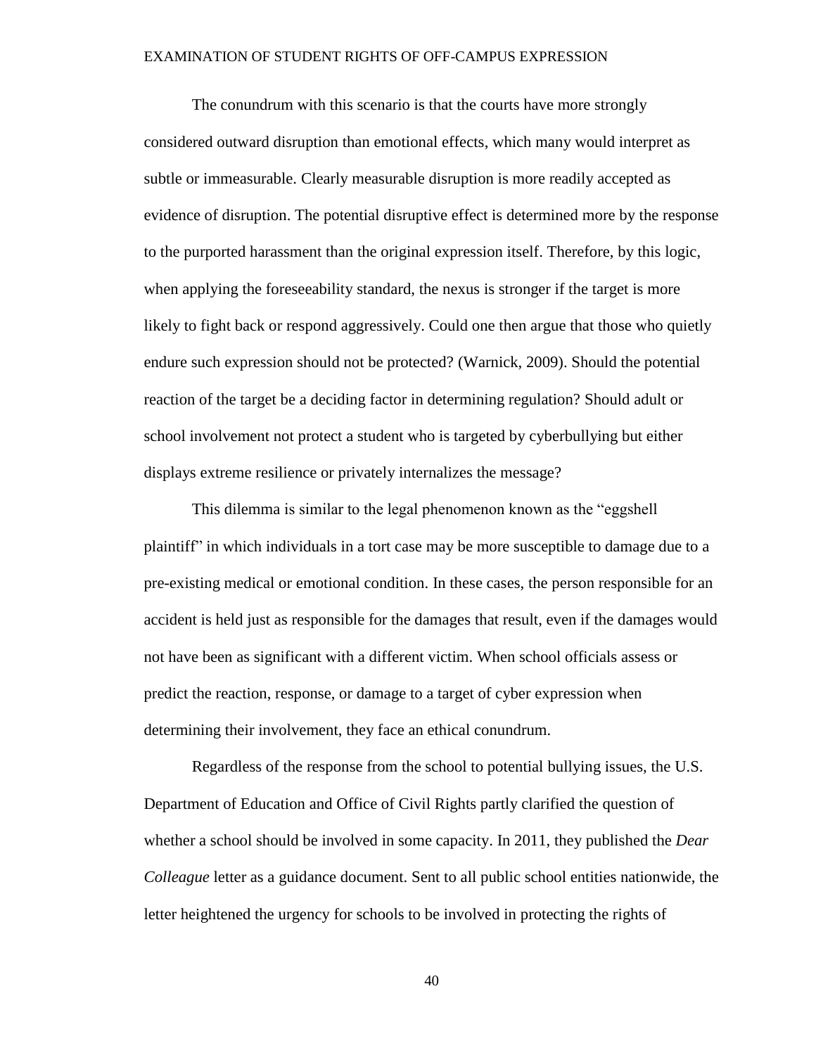The conundrum with this scenario is that the courts have more strongly considered outward disruption than emotional effects, which many would interpret as subtle or immeasurable. Clearly measurable disruption is more readily accepted as evidence of disruption. The potential disruptive effect is determined more by the response to the purported harassment than the original expression itself. Therefore, by this logic, when applying the foreseeability standard, the nexus is stronger if the target is more likely to fight back or respond aggressively. Could one then argue that those who quietly endure such expression should not be protected? (Warnick, 2009). Should the potential reaction of the target be a deciding factor in determining regulation? Should adult or school involvement not protect a student who is targeted by cyberbullying but either displays extreme resilience or privately internalizes the message?

This dilemma is similar to the legal phenomenon known as the "eggshell plaintiff" in which individuals in a tort case may be more susceptible to damage due to a pre-existing medical or emotional condition. In these cases, the person responsible for an accident is held just as responsible for the damages that result, even if the damages would not have been as significant with a different victim. When school officials assess or predict the reaction, response, or damage to a target of cyber expression when determining their involvement, they face an ethical conundrum.

Regardless of the response from the school to potential bullying issues, the U.S. Department of Education and Office of Civil Rights partly clarified the question of whether a school should be involved in some capacity. In 2011, they published the *Dear Colleague* letter as a guidance document. Sent to all public school entities nationwide, the letter heightened the urgency for schools to be involved in protecting the rights of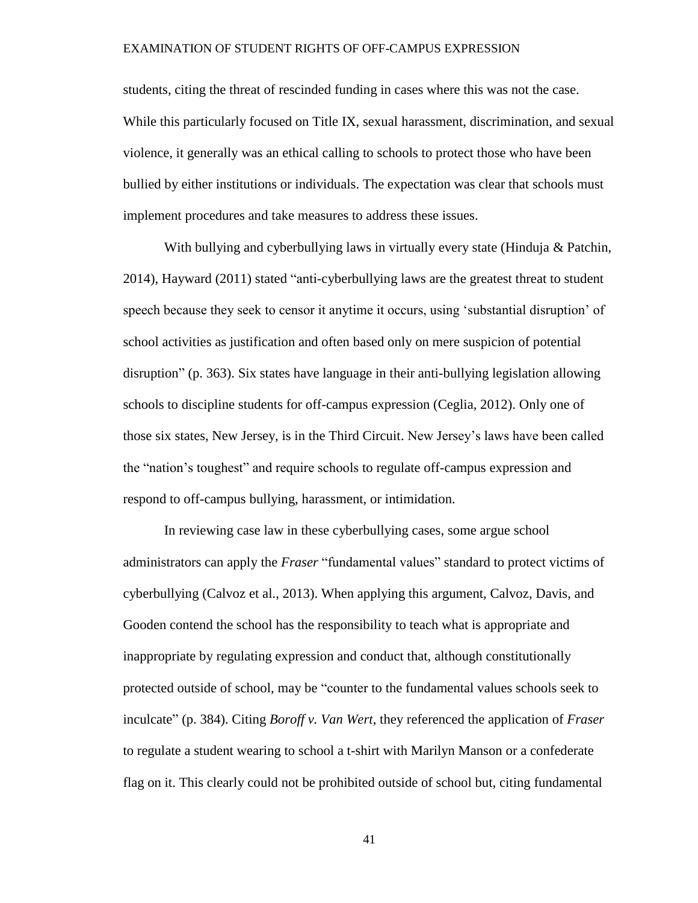students, citing the threat of rescinded funding in cases where this was not the case. While this particularly focused on Title IX, sexual harassment, discrimination, and sexual violence, it generally was an ethical calling to schools to protect those who have been bullied by either institutions or individuals. The expectation was clear that schools must implement procedures and take measures to address these issues.

With bullying and cyberbullying laws in virtually every state (Hinduja & Patchin, 2014), Hayward (2011) stated "anti-cyberbullying laws are the greatest threat to student speech because they seek to censor it anytime it occurs, using 'substantial disruption' of school activities as justification and often based only on mere suspicion of potential disruption" (p. 363). Six states have language in their anti-bullying legislation allowing schools to discipline students for off-campus expression (Ceglia, 2012). Only one of those six states, New Jersey, is in the Third Circuit. New Jersey's laws have been called the "nation's toughest" and require schools to regulate off-campus expression and respond to off-campus bullying, harassment, or intimidation.

In reviewing case law in these cyberbullying cases, some argue school administrators can apply the *Fraser* "fundamental values" standard to protect victims of cyberbullying (Calvoz et al., 2013). When applying this argument, Calvoz, Davis, and Gooden contend the school has the responsibility to teach what is appropriate and inappropriate by regulating expression and conduct that, although constitutionally protected outside of school, may be "counter to the fundamental values schools seek to inculcate" (p. 384). Citing *Boroff v. Van Wert*, they referenced the application of *Fraser* to regulate a student wearing to school a t-shirt with Marilyn Manson or a confederate flag on it. This clearly could not be prohibited outside of school but, citing fundamental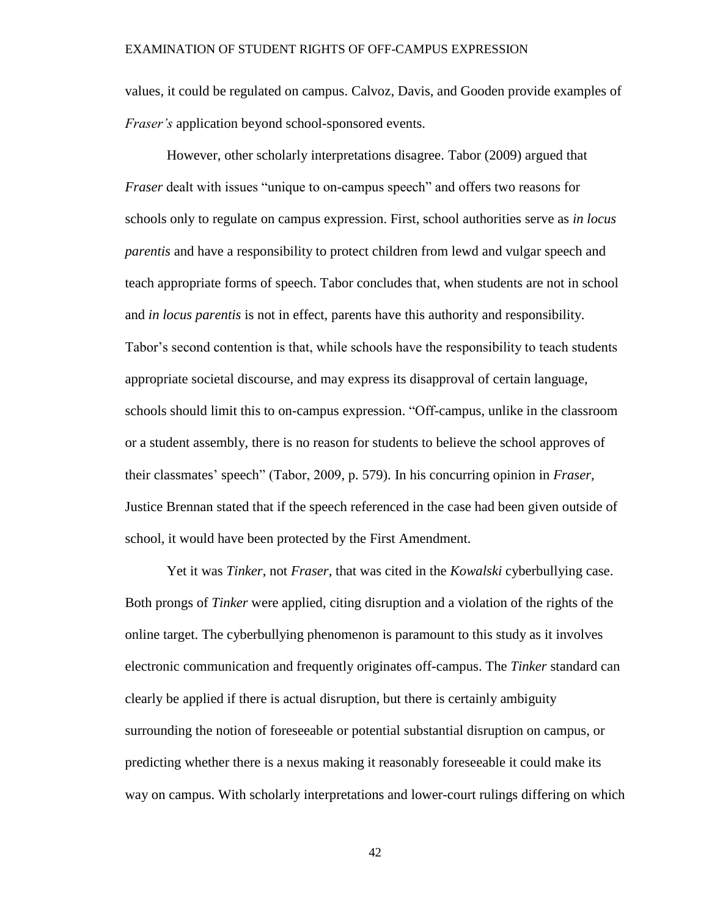values, it could be regulated on campus. Calvoz, Davis, and Gooden provide examples of *Fraser's* application beyond school-sponsored events.

However, other scholarly interpretations disagree. Tabor (2009) argued that *Fraser* dealt with issues "unique to on-campus speech" and offers two reasons for schools only to regulate on campus expression. First, school authorities serve as *in locus parentis* and have a responsibility to protect children from lewd and vulgar speech and teach appropriate forms of speech. Tabor concludes that, when students are not in school and *in locus parentis* is not in effect, parents have this authority and responsibility. Tabor's second contention is that, while schools have the responsibility to teach students appropriate societal discourse, and may express its disapproval of certain language, schools should limit this to on-campus expression. "Off-campus, unlike in the classroom or a student assembly, there is no reason for students to believe the school approves of their classmates' speech" (Tabor, 2009, p. 579). In his concurring opinion in *Fraser*, Justice Brennan stated that if the speech referenced in the case had been given outside of school, it would have been protected by the First Amendment.

Yet it was *Tinker*, not *Fraser*, that was cited in the *Kowalski* cyberbullying case. Both prongs of *Tinker* were applied, citing disruption and a violation of the rights of the online target. The cyberbullying phenomenon is paramount to this study as it involves electronic communication and frequently originates off-campus. The *Tinker* standard can clearly be applied if there is actual disruption, but there is certainly ambiguity surrounding the notion of foreseeable or potential substantial disruption on campus, or predicting whether there is a nexus making it reasonably foreseeable it could make its way on campus. With scholarly interpretations and lower-court rulings differing on which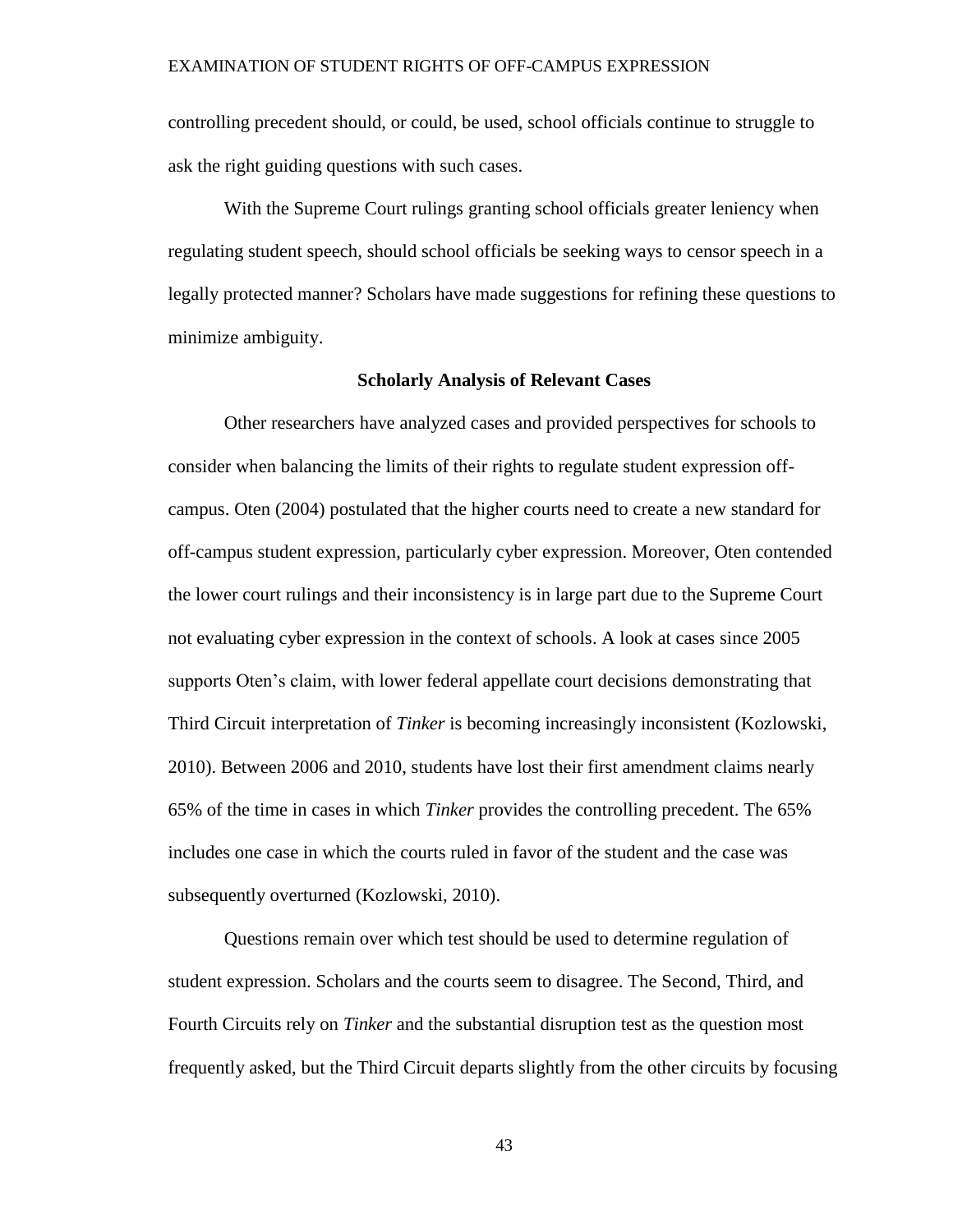controlling precedent should, or could, be used, school officials continue to struggle to ask the right guiding questions with such cases.

With the Supreme Court rulings granting school officials greater leniency when regulating student speech, should school officials be seeking ways to censor speech in a legally protected manner? Scholars have made suggestions for refining these questions to minimize ambiguity.

## Scholarly Analysis of Relevant Cases

Other researchers have analyzed cases and provided perspectives for schools to consider when balancing the limits of their rights to regulate student expression off-campus. Oten (2004) postulated that the higher courts need to create a new standard for off-campus student expression, particularly cyber expression. Moreover, Oten contended the lower court rulings and their inconsistency is in large part due to the Supreme Court not evaluating cyber expression in the context of schools. A look at cases since 2005 supports Oten's claim, with lower federal appellate court decisions demonstrating that Third Circuit interpretation of *Tinker* is becoming increasingly inconsistent (Kozlowski, 2010). Between 2006 and 2010, students have lost their first amendment claims nearly 65% of the time in cases in which *Tinker* provides the controlling precedent. The 65% includes one case in which the courts ruled in favor of the student and the case was subsequently overturned (Kozlowski, 2010).

Questions remain over which test should be used to determine regulation of student expression. Scholars and the courts seem to disagree. The Second, Third, and Fourth Circuits rely on *Tinker* and the substantial disruption test as the question most frequently asked, but the Third Circuit departs slightly from the other circuits by focusing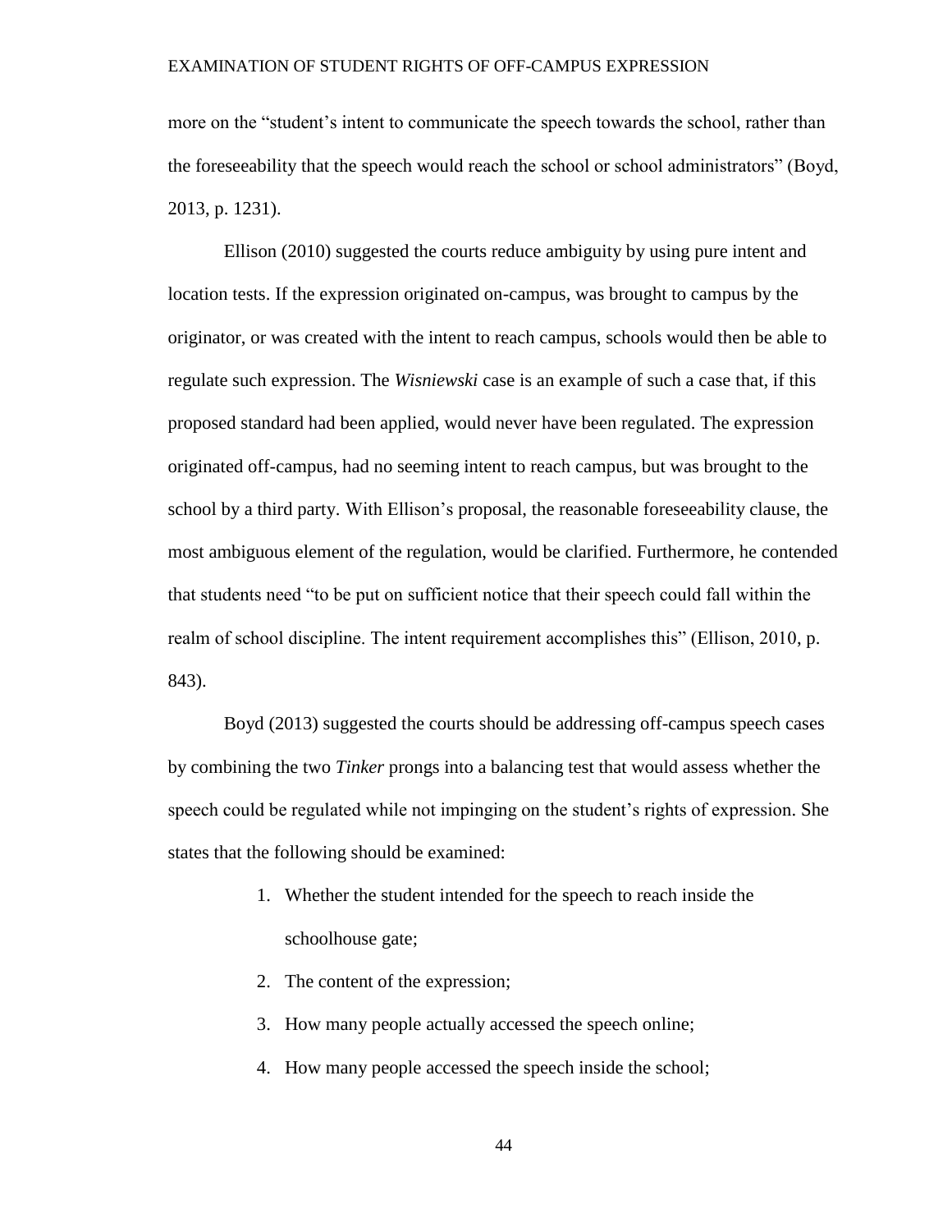more on the "student's intent to communicate the speech towards the school, rather than the foreseeability that the speech would reach the school or school administrators" (Boyd, 2013, p. 1231).

Ellison (2010) suggested the courts reduce ambiguity by using pure intent and location tests. If the expression originated on-campus, was brought to campus by the originator, or was created with the intent to reach campus, schools would then be able to regulate such expression. The *Wisniewski* case is an example of such a case that, if this proposed standard had been applied, would never have been regulated. The expression originated off-campus, had no seeming intent to reach campus, but was brought to the school by a third party. With Ellison's proposal, the reasonable foreseeability clause, the most ambiguous element of the regulation, would be clarified. Furthermore, he contended that students need "to be put on sufficient notice that their speech could fall within the realm of school discipline. The intent requirement accomplishes this" (Ellison, 2010, p. 843).

Boyd (2013) suggested the courts should be addressing off-campus speech cases by combining the two *Tinker* prongs into a balancing test that would assess whether the speech could be regulated while not impinging on the student's rights of expression. She states that the following should be examined:

1. Whether the student intended for the speech to reach inside the schoolhouse gate;
2. The content of the expression;
3. How many people actually accessed the speech online;
4. How many people accessed the speech inside the school;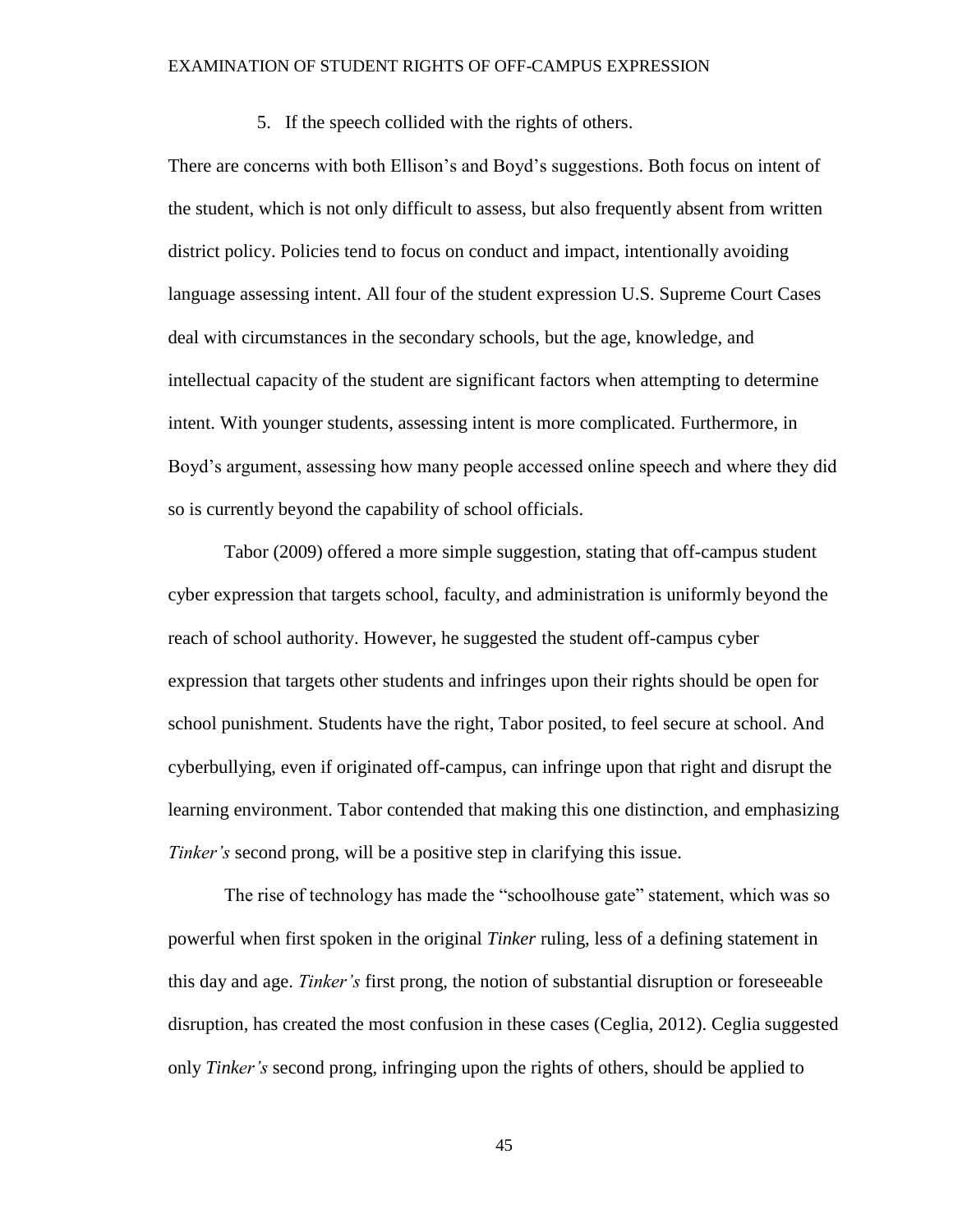5. If the speech collided with the rights of others.

There are concerns with both Ellison's and Boyd's suggestions. Both focus on intent of the student, which is not only difficult to assess, but also frequently absent from written district policy. Policies tend to focus on conduct and impact, intentionally avoiding language assessing intent. All four of the student expression U.S. Supreme Court Cases deal with circumstances in the secondary schools, but the age, knowledge, and intellectual capacity of the student are significant factors when attempting to determine intent. With younger students, assessing intent is more complicated. Furthermore, in Boyd's argument, assessing how many people accessed online speech and where they did so is currently beyond the capability of school officials.

Tabor (2009) offered a more simple suggestion, stating that off-campus student cyber expression that targets school, faculty, and administration is uniformly beyond the reach of school authority. However, he suggested the student off-campus cyber expression that targets other students and infringes upon their rights should be open for school punishment. Students have the right, Tabor posited, to feel secure at school. And cyberbullying, even if originated off-campus, can infringe upon that right and disrupt the learning environment. Tabor contended that making this one distinction, and emphasizing *Tinker's* second prong, will be a positive step in clarifying this issue.

The rise of technology has made the "schoolhouse gate" statement, which was so powerful when first spoken in the original *Tinker* ruling, less of a defining statement in this day and age. *Tinker's* first prong, the notion of substantial disruption or foreseeable disruption, has created the most confusion in these cases (Ceglia, 2012). Ceglia suggested only *Tinker's* second prong, infringing upon the rights of others, should be applied to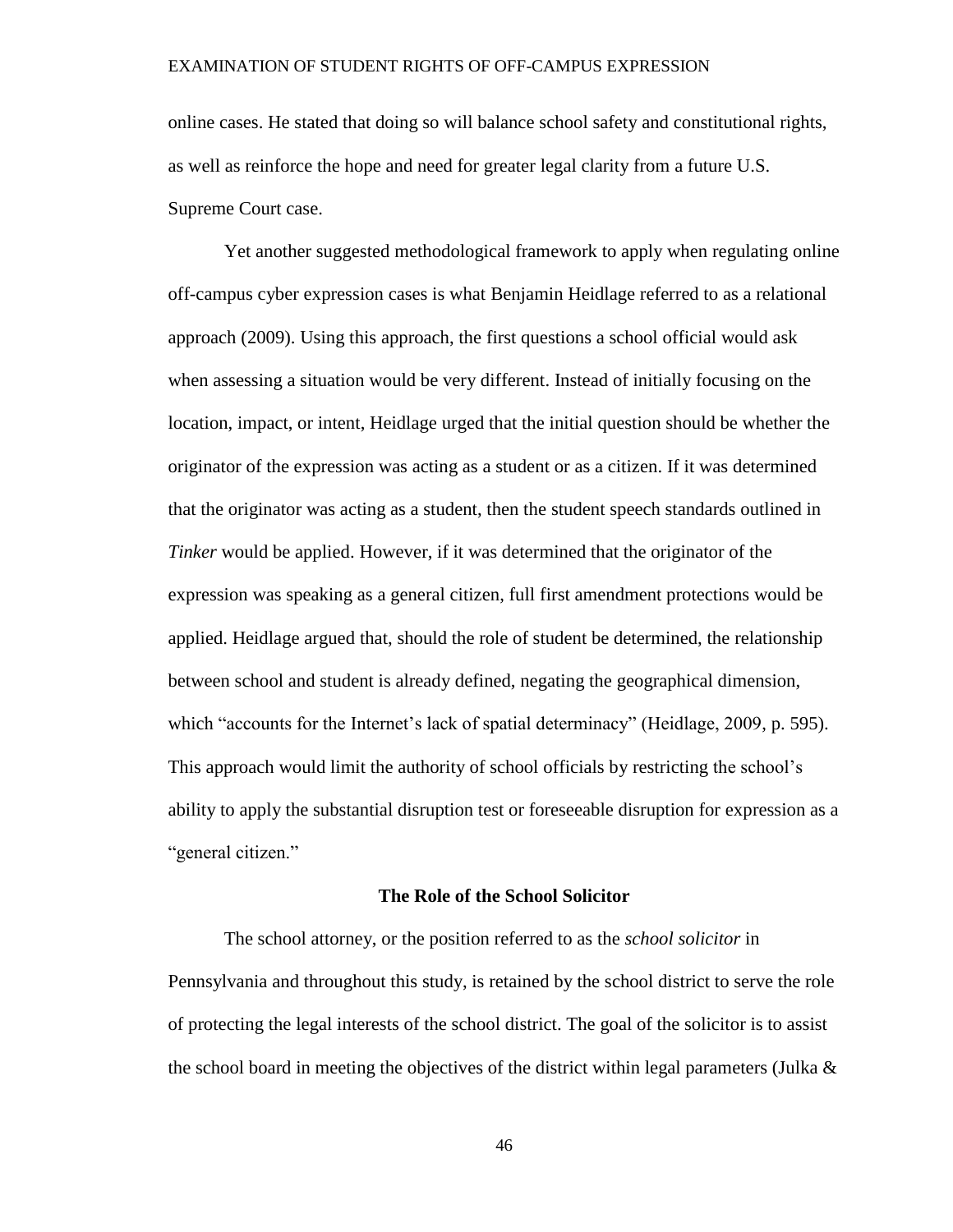online cases. He stated that doing so will balance school safety and constitutional rights, as well as reinforce the hope and need for greater legal clarity from a future U.S. Supreme Court case.

Yet another suggested methodological framework to apply when regulating online off-campus cyber expression cases is what Benjamin Heidlage referred to as a relational approach (2009). Using this approach, the first questions a school official would ask when assessing a situation would be very different. Instead of initially focusing on the location, impact, or intent, Heidlage urged that the initial question should be whether the originator of the expression was acting as a student or as a citizen. If it was determined that the originator was acting as a student, then the student speech standards outlined in *Tinker* would be applied. However, if it was determined that the originator of the expression was speaking as a general citizen, full first amendment protections would be applied. Heidlage argued that, should the role of student be determined, the relationship between school and student is already defined, negating the geographical dimension, which "accounts for the Internet's lack of spatial determinacy" (Heidlage, 2009, p. 595). This approach would limit the authority of school officials by restricting the school's ability to apply the substantial disruption test or foreseeable disruption for expression as a "general citizen."

## The Role of the School Solicitor

The school attorney, or the position referred to as the *school solicitor* in Pennsylvania and throughout this study, is retained by the school district to serve the role of protecting the legal interests of the school district. The goal of the solicitor is to assist the school board in meeting the objectives of the district within legal parameters (Julka &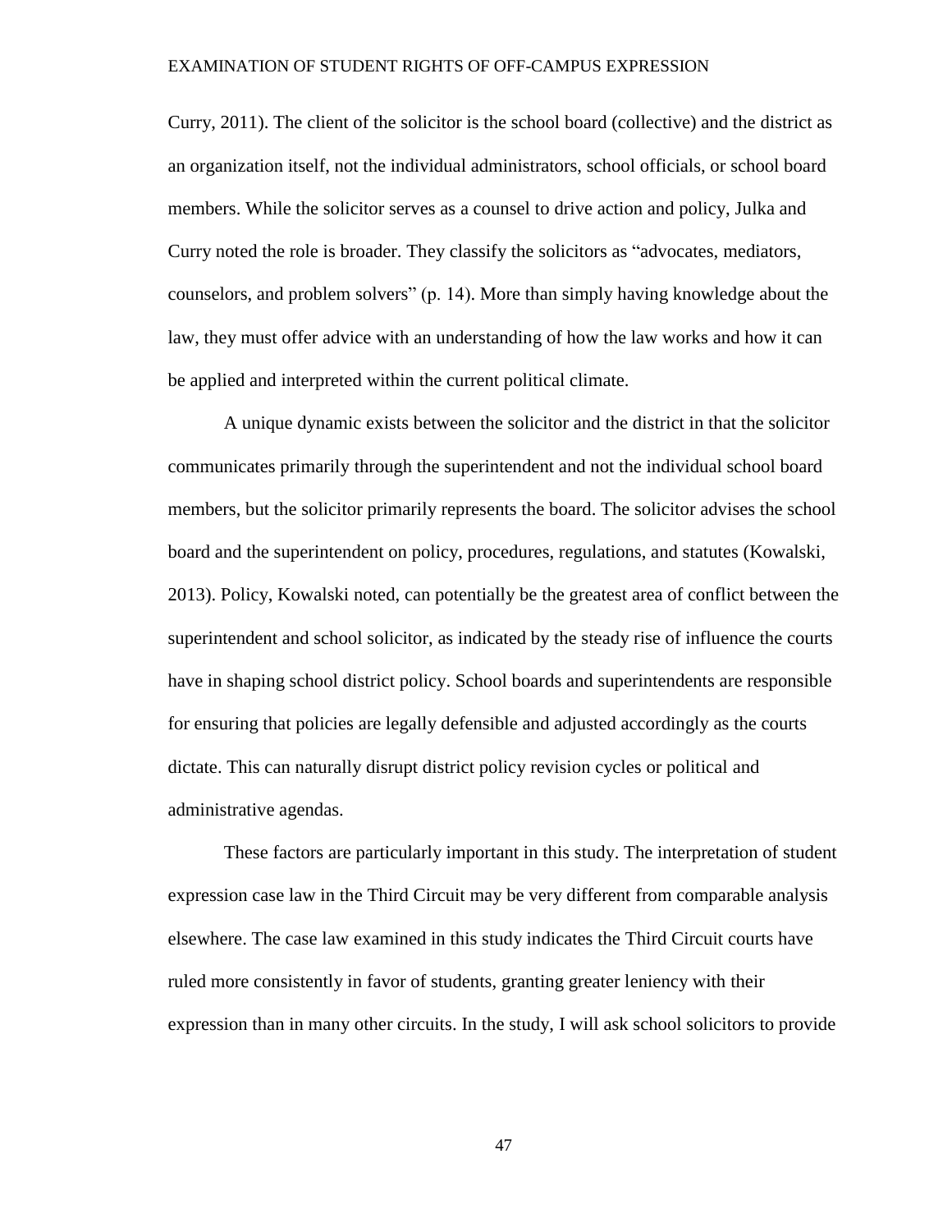Curry, 2011). The client of the solicitor is the school board (collective) and the district as an organization itself, not the individual administrators, school officials, or school board members. While the solicitor serves as a counsel to drive action and policy, Julka and Curry noted the role is broader. They classify the solicitors as "advocates, mediators, counselors, and problem solvers" (p. 14). More than simply having knowledge about the law, they must offer advice with an understanding of how the law works and how it can be applied and interpreted within the current political climate.

A unique dynamic exists between the solicitor and the district in that the solicitor communicates primarily through the superintendent and not the individual school board members, but the solicitor primarily represents the board. The solicitor advises the school board and the superintendent on policy, procedures, regulations, and statutes (Kowalski, 2013). Policy, Kowalski noted, can potentially be the greatest area of conflict between the superintendent and school solicitor, as indicated by the steady rise of influence the courts have in shaping school district policy. School boards and superintendents are responsible for ensuring that policies are legally defensible and adjusted accordingly as the courts dictate. This can naturally disrupt district policy revision cycles or political and administrative agendas.

These factors are particularly important in this study. The interpretation of student expression case law in the Third Circuit may be very different from comparable analysis elsewhere. The case law examined in this study indicates the Third Circuit courts have ruled more consistently in favor of students, granting greater leniency with their expression than in many other circuits. In the study, I will ask school solicitors to provide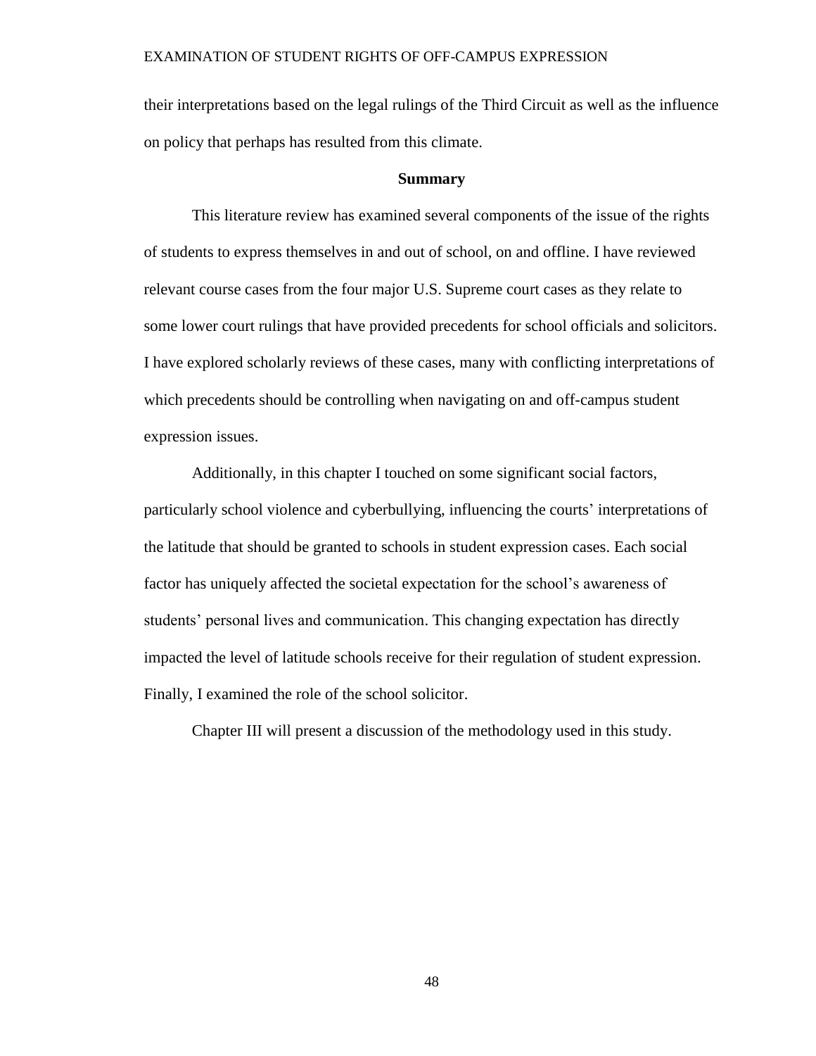their interpretations based on the legal rulings of the Third Circuit as well as the influence on policy that perhaps has resulted from this climate.

## Summary

This literature review has examined several components of the issue of the rights of students to express themselves in and out of school, on and offline. I have reviewed relevant course cases from the four major U.S. Supreme court cases as they relate to some lower court rulings that have provided precedents for school officials and solicitors. I have explored scholarly reviews of these cases, many with conflicting interpretations of which precedents should be controlling when navigating on and off-campus student expression issues.

Additionally, in this chapter I touched on some significant social factors, particularly school violence and cyberbullying, influencing the courts' interpretations of the latitude that should be granted to schools in student expression cases. Each social factor has uniquely affected the societal expectation for the school's awareness of students' personal lives and communication. This changing expectation has directly impacted the level of latitude schools receive for their regulation of student expression. Finally, I examined the role of the school solicitor.

Chapter III will present a discussion of the methodology used in this study.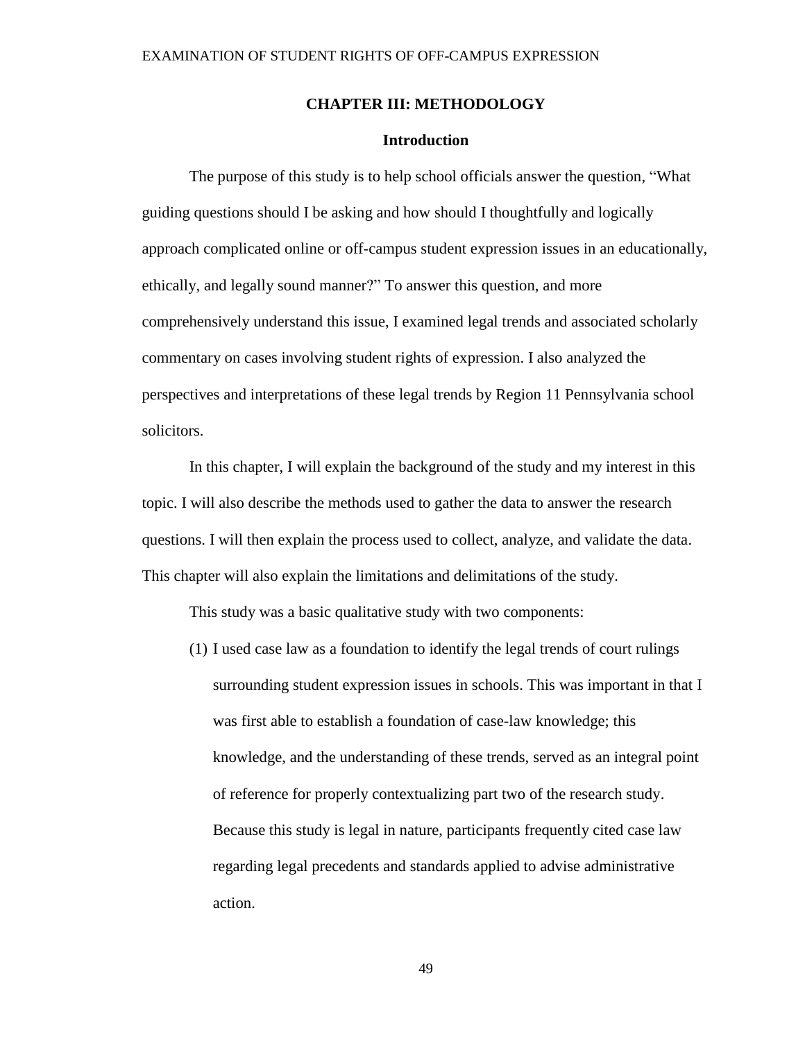# CHAPTER III: METHODOLOGY

## Introduction

The purpose of this study is to help school officials answer the question, "What guiding questions should I be asking and how should I thoughtfully and logically approach complicated online or off-campus student expression issues in an educationally, ethically, and legally sound manner?" To answer this question, and more comprehensively understand this issue, I examined legal trends and associated scholarly commentary on cases involving student rights of expression. I also analyzed the perspectives and interpretations of these legal trends by Region 11 Pennsylvania school solicitors.

In this chapter, I will explain the background of the study and my interest in this topic. I will also describe the methods used to gather the data to answer the research questions. I will then explain the process used to collect, analyze, and validate the data. This chapter will also explain the limitations and delimitations of the study.

This study was a basic qualitative study with two components:

(1) I used case law as a foundation to identify the legal trends of court rulings surrounding student expression issues in schools. This was important in that I was first able to establish a foundation of case-law knowledge; this knowledge, and the understanding of these trends, served as an integral point of reference for properly contextualizing part two of the research study. Because this study is legal in nature, participants frequently cited case law regarding legal precedents and standards applied to advise administrative action.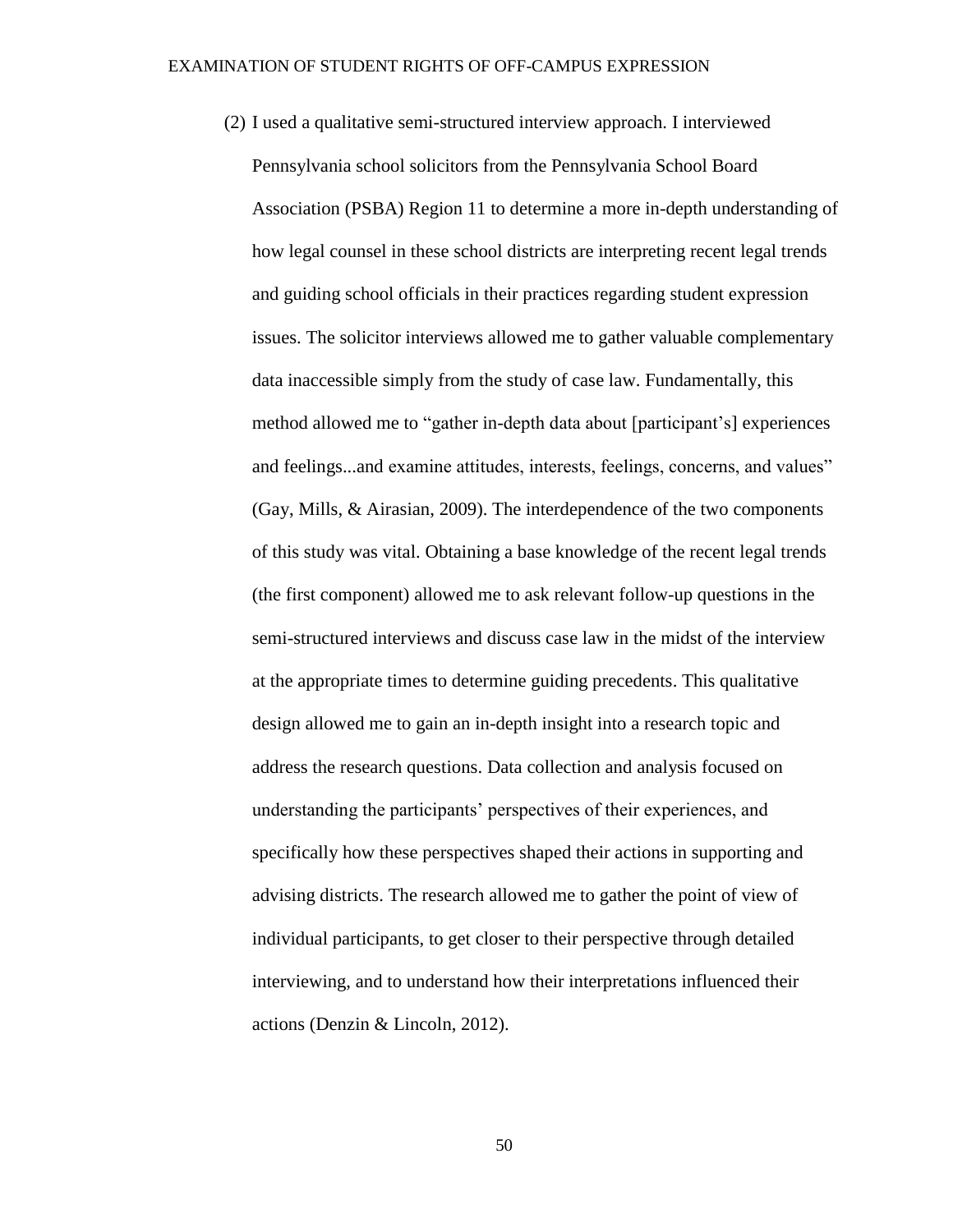(2) I used a qualitative semi-structured interview approach. I interviewed Pennsylvania school solicitors from the Pennsylvania School Board Association (PSBA) Region 11 to determine a more in-depth understanding of how legal counsel in these school districts are interpreting recent legal trends and guiding school officials in their practices regarding student expression issues. The solicitor interviews allowed me to gather valuable complementary data inaccessible simply from the study of case law. Fundamentally, this method allowed me to "gather in-depth data about [participant's] experiences and feelings...and examine attitudes, interests, feelings, concerns, and values" (Gay, Mills, & Airasian, 2009). The interdependence of the two components of this study was vital. Obtaining a base knowledge of the recent legal trends (the first component) allowed me to ask relevant follow-up questions in the semi-structured interviews and discuss case law in the midst of the interview at the appropriate times to determine guiding precedents. This qualitative design allowed me to gain an in-depth insight into a research topic and address the research questions. Data collection and analysis focused on understanding the participants' perspectives of their experiences, and specifically how these perspectives shaped their actions in supporting and advising districts. The research allowed me to gather the point of view of individual participants, to get closer to their perspective through detailed interviewing, and to understand how their interpretations influenced their actions (Denzin & Lincoln, 2012).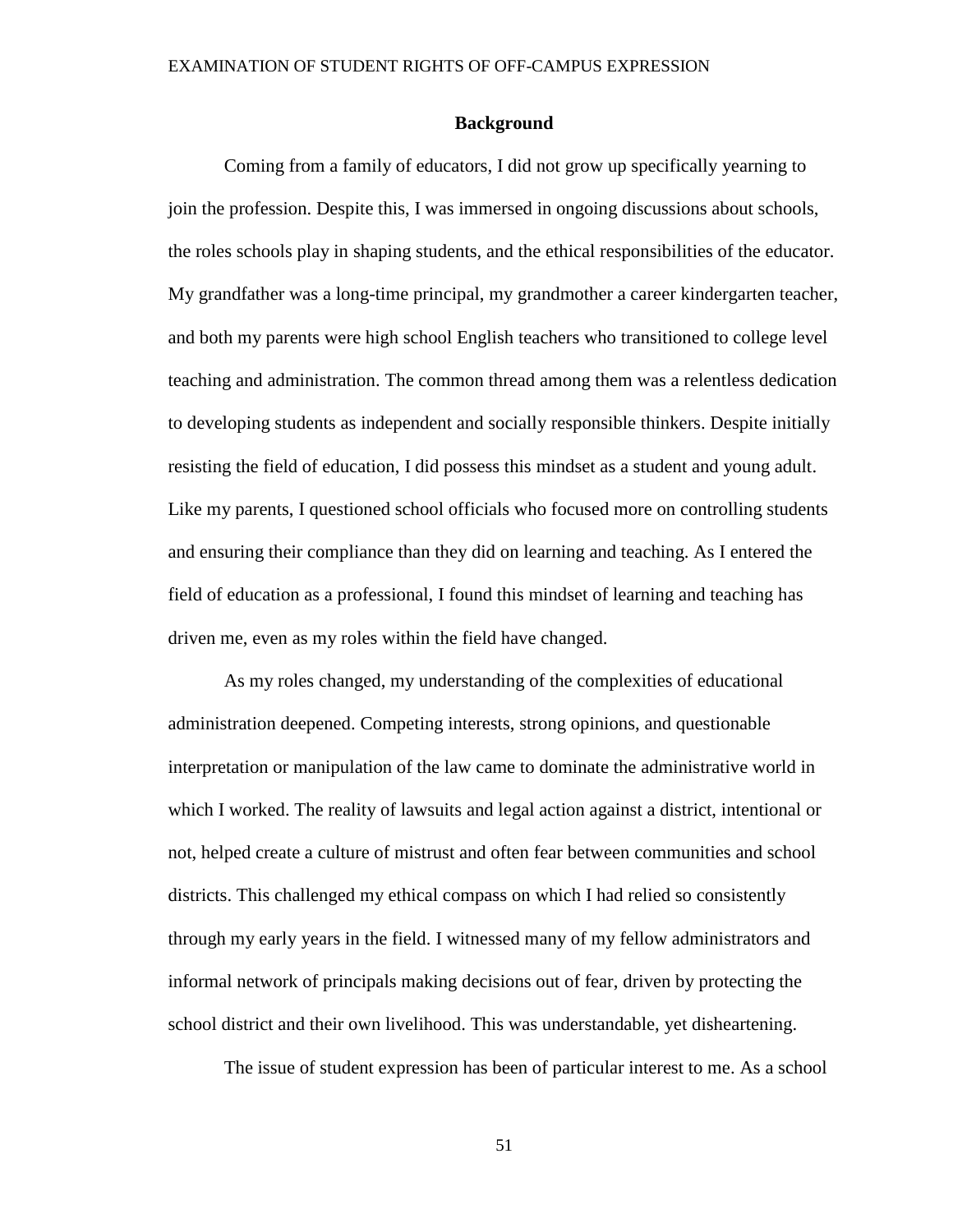## Background

Coming from a family of educators, I did not grow up specifically yearning to join the profession. Despite this, I was immersed in ongoing discussions about schools, the roles schools play in shaping students, and the ethical responsibilities of the educator. My grandfather was a long-time principal, my grandmother a career kindergarten teacher, and both my parents were high school English teachers who transitioned to college level teaching and administration. The common thread among them was a relentless dedication to developing students as independent and socially responsible thinkers. Despite initially resisting the field of education, I did possess this mindset as a student and young adult. Like my parents, I questioned school officials who focused more on controlling students and ensuring their compliance than they did on learning and teaching. As I entered the field of education as a professional, I found this mindset of learning and teaching has driven me, even as my roles within the field have changed.

As my roles changed, my understanding of the complexities of educational administration deepened. Competing interests, strong opinions, and questionable interpretation or manipulation of the law came to dominate the administrative world in which I worked. The reality of lawsuits and legal action against a district, intentional or not, helped create a culture of mistrust and often fear between communities and school districts. This challenged my ethical compass on which I had relied so consistently through my early years in the field. I witnessed many of my fellow administrators and informal network of principals making decisions out of fear, driven by protecting the school district and their own livelihood. This was understandable, yet disheartening.

The issue of student expression has been of particular interest to me. As a school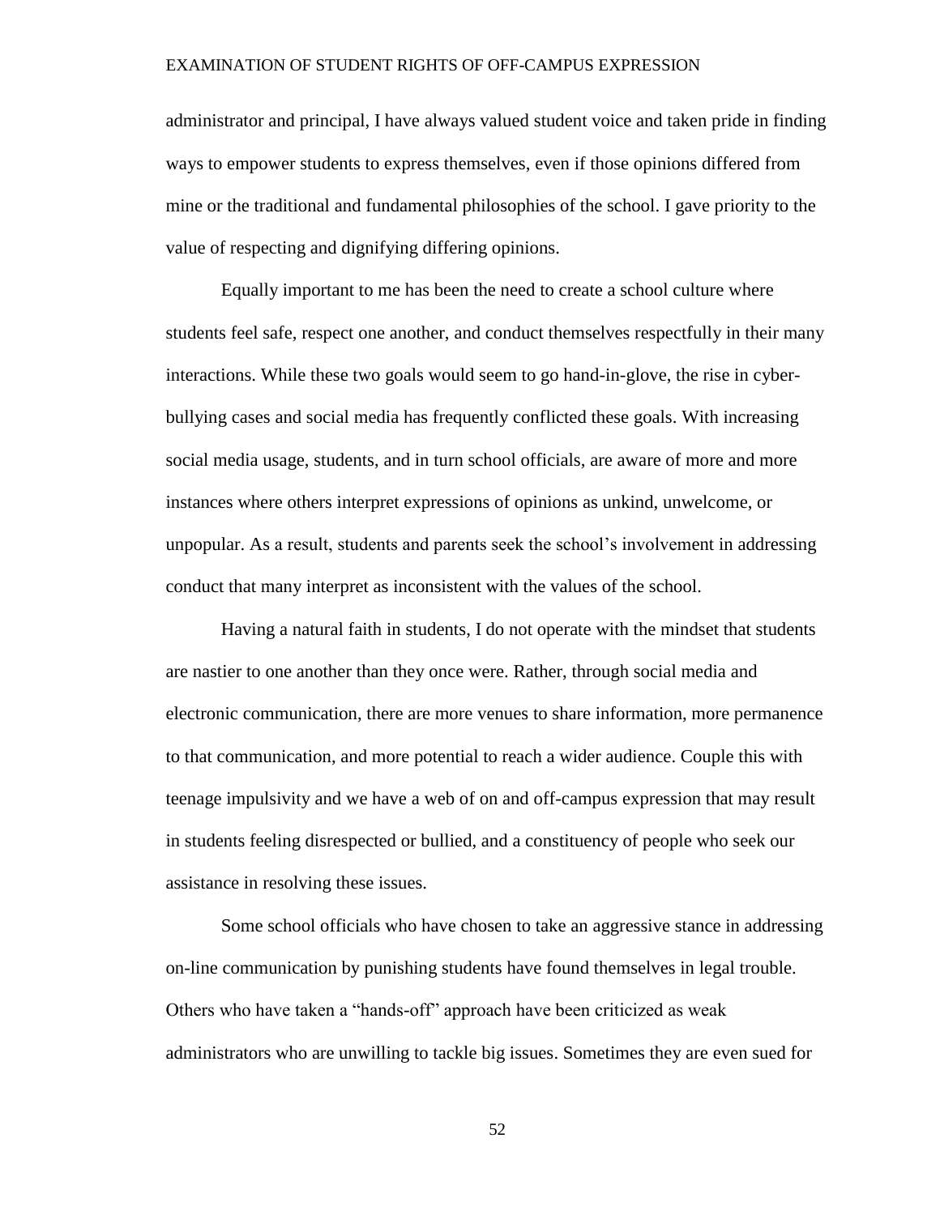administrator and principal, I have always valued student voice and taken pride in finding ways to empower students to express themselves, even if those opinions differed from mine or the traditional and fundamental philosophies of the school. I gave priority to the value of respecting and dignifying differing opinions.

Equally important to me has been the need to create a school culture where students feel safe, respect one another, and conduct themselves respectfully in their many interactions. While these two goals would seem to go hand-in-glove, the rise in cyber-bullying cases and social media has frequently conflicted these goals. With increasing social media usage, students, and in turn school officials, are aware of more and more instances where others interpret expressions of opinions as unkind, unwelcome, or unpopular. As a result, students and parents seek the school's involvement in addressing conduct that many interpret as inconsistent with the values of the school.

Having a natural faith in students, I do not operate with the mindset that students are nastier to one another than they once were. Rather, through social media and electronic communication, there are more venues to share information, more permanence to that communication, and more potential to reach a wider audience. Couple this with teenage impulsivity and we have a web of on and off-campus expression that may result in students feeling disrespected or bullied, and a constituency of people who seek our assistance in resolving these issues.

Some school officials who have chosen to take an aggressive stance in addressing on-line communication by punishing students have found themselves in legal trouble. Others who have taken a "hands-off" approach have been criticized as weak administrators who are unwilling to tackle big issues. Sometimes they are even sued for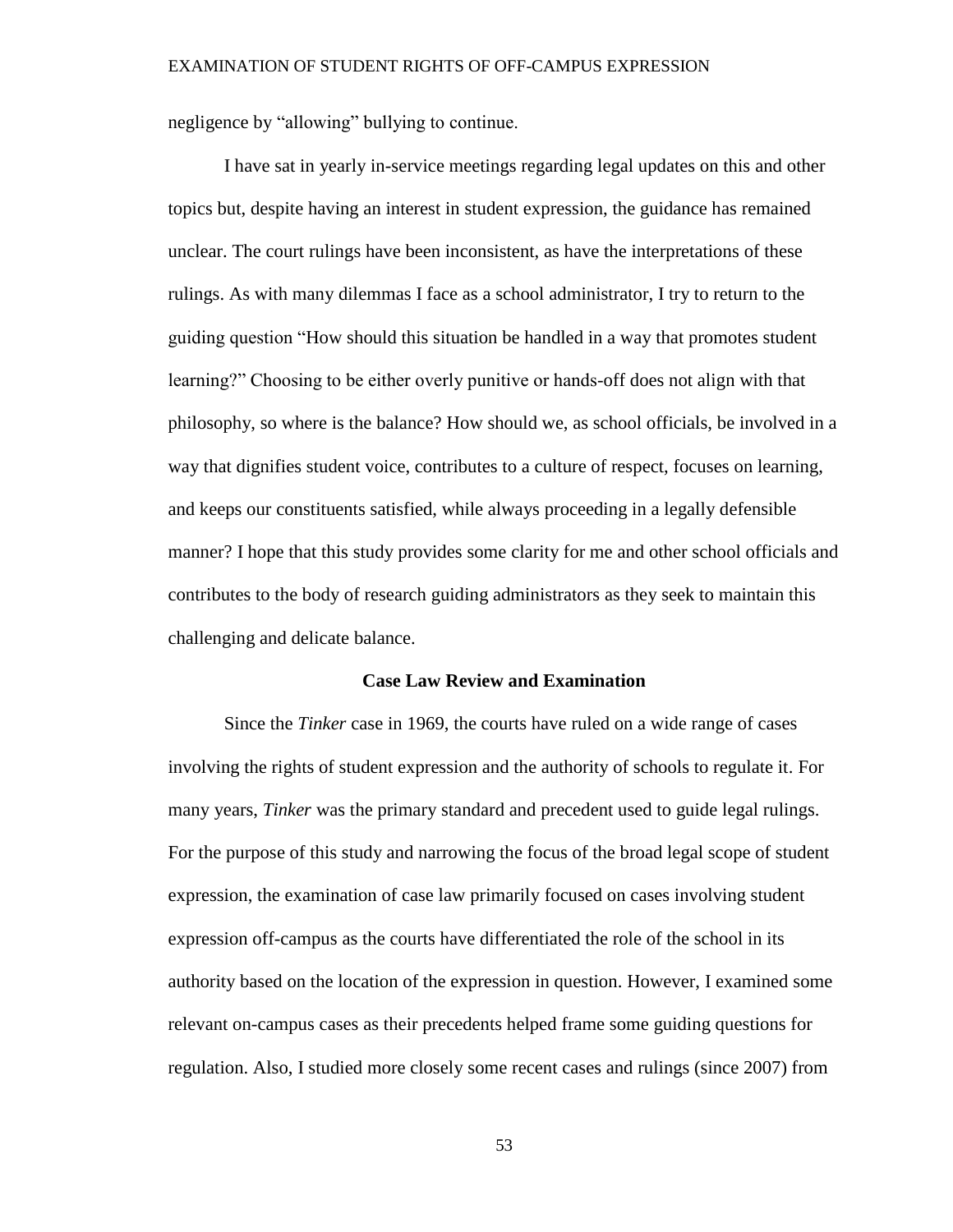negligence by "allowing" bullying to continue.

I have sat in yearly in-service meetings regarding legal updates on this and other topics but, despite having an interest in student expression, the guidance has remained unclear. The court rulings have been inconsistent, as have the interpretations of these rulings. As with many dilemmas I face as a school administrator, I try to return to the guiding question "How should this situation be handled in a way that promotes student learning?" Choosing to be either overly punitive or hands-off does not align with that philosophy, so where is the balance? How should we, as school officials, be involved in a way that dignifies student voice, contributes to a culture of respect, focuses on learning, and keeps our constituents satisfied, while always proceeding in a legally defensible manner? I hope that this study provides some clarity for me and other school officials and contributes to the body of research guiding administrators as they seek to maintain this challenging and delicate balance.

## Case Law Review and Examination

Since the *Tinker* case in 1969, the courts have ruled on a wide range of cases involving the rights of student expression and the authority of schools to regulate it. For many years, *Tinker* was the primary standard and precedent used to guide legal rulings. For the purpose of this study and narrowing the focus of the broad legal scope of student expression, the examination of case law primarily focused on cases involving student expression off-campus as the courts have differentiated the role of the school in its authority based on the location of the expression in question. However, I examined some relevant on-campus cases as their precedents helped frame some guiding questions for regulation. Also, I studied more closely some recent cases and rulings (since 2007) from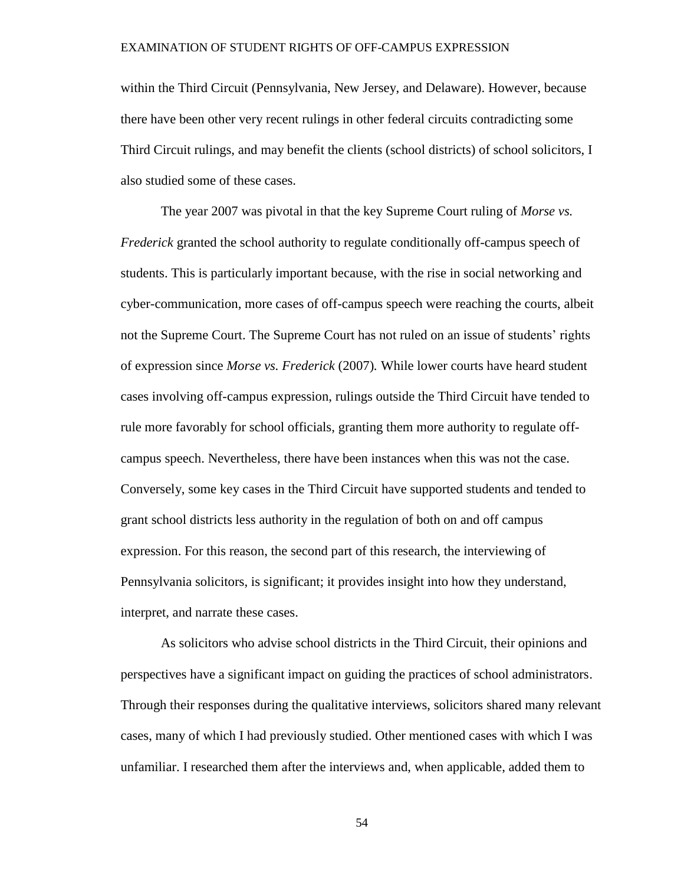within the Third Circuit (Pennsylvania, New Jersey, and Delaware). However, because there have been other very recent rulings in other federal circuits contradicting some Third Circuit rulings, and may benefit the clients (school districts) of school solicitors, I also studied some of these cases.

The year 2007 was pivotal in that the key Supreme Court ruling of *Morse vs. Frederick* granted the school authority to regulate conditionally off-campus speech of students. This is particularly important because, with the rise in social networking and cyber-communication, more cases of off-campus speech were reaching the courts, albeit not the Supreme Court. The Supreme Court has not ruled on an issue of students' rights of expression since *Morse vs. Frederick* (2007)*.* While lower courts have heard student cases involving off-campus expression, rulings outside the Third Circuit have tended to rule more favorably for school officials, granting them more authority to regulate off-campus speech. Nevertheless, there have been instances when this was not the case. Conversely, some key cases in the Third Circuit have supported students and tended to grant school districts less authority in the regulation of both on and off campus expression. For this reason, the second part of this research, the interviewing of Pennsylvania solicitors, is significant; it provides insight into how they understand, interpret, and narrate these cases.

As solicitors who advise school districts in the Third Circuit, their opinions and perspectives have a significant impact on guiding the practices of school administrators. Through their responses during the qualitative interviews, solicitors shared many relevant cases, many of which I had previously studied. Other mentioned cases with which I was unfamiliar. I researched them after the interviews and, when applicable, added them to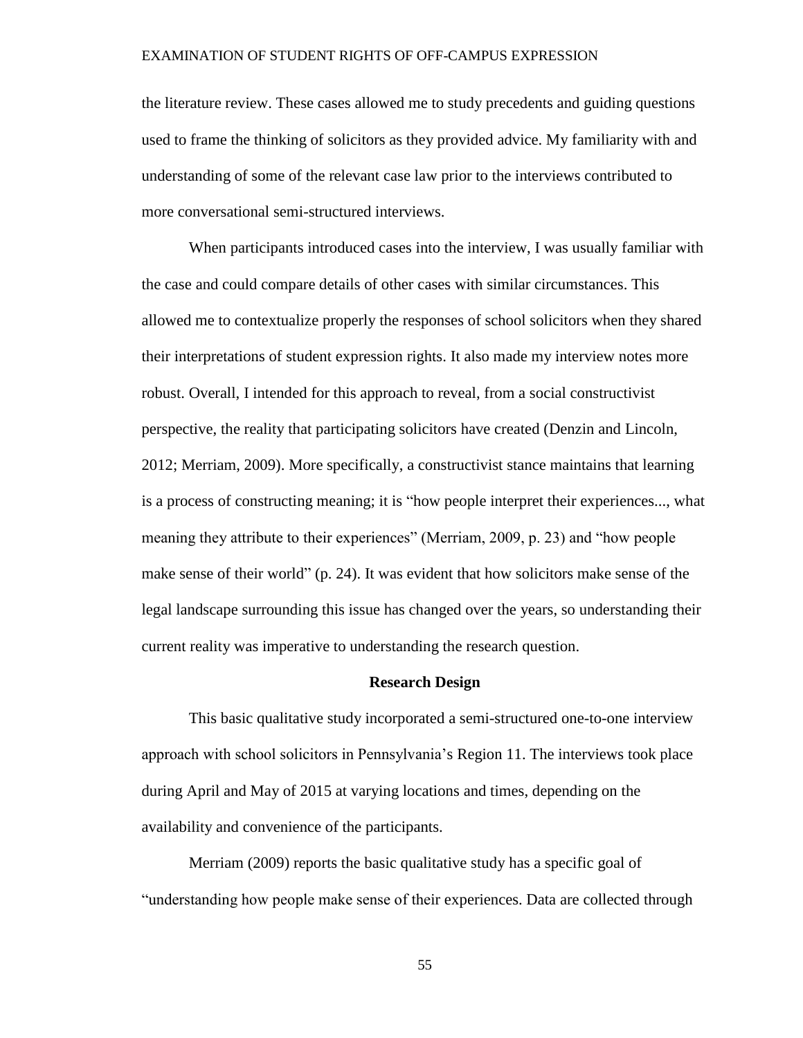the literature review. These cases allowed me to study precedents and guiding questions used to frame the thinking of solicitors as they provided advice. My familiarity with and understanding of some of the relevant case law prior to the interviews contributed to more conversational semi-structured interviews.

When participants introduced cases into the interview, I was usually familiar with the case and could compare details of other cases with similar circumstances. This allowed me to contextualize properly the responses of school solicitors when they shared their interpretations of student expression rights. It also made my interview notes more robust. Overall, I intended for this approach to reveal, from a social constructivist perspective, the reality that participating solicitors have created (Denzin and Lincoln, 2012; Merriam, 2009). More specifically, a constructivist stance maintains that learning is a process of constructing meaning; it is "how people interpret their experiences..., what meaning they attribute to their experiences" (Merriam, 2009, p. 23) and "how people make sense of their world" (p. 24). It was evident that how solicitors make sense of the legal landscape surrounding this issue has changed over the years, so understanding their current reality was imperative to understanding the research question.

## Research Design

This basic qualitative study incorporated a semi-structured one-to-one interview approach with school solicitors in Pennsylvania's Region 11. The interviews took place during April and May of 2015 at varying locations and times, depending on the availability and convenience of the participants.

Merriam (2009) reports the basic qualitative study has a specific goal of "understanding how people make sense of their experiences. Data are collected through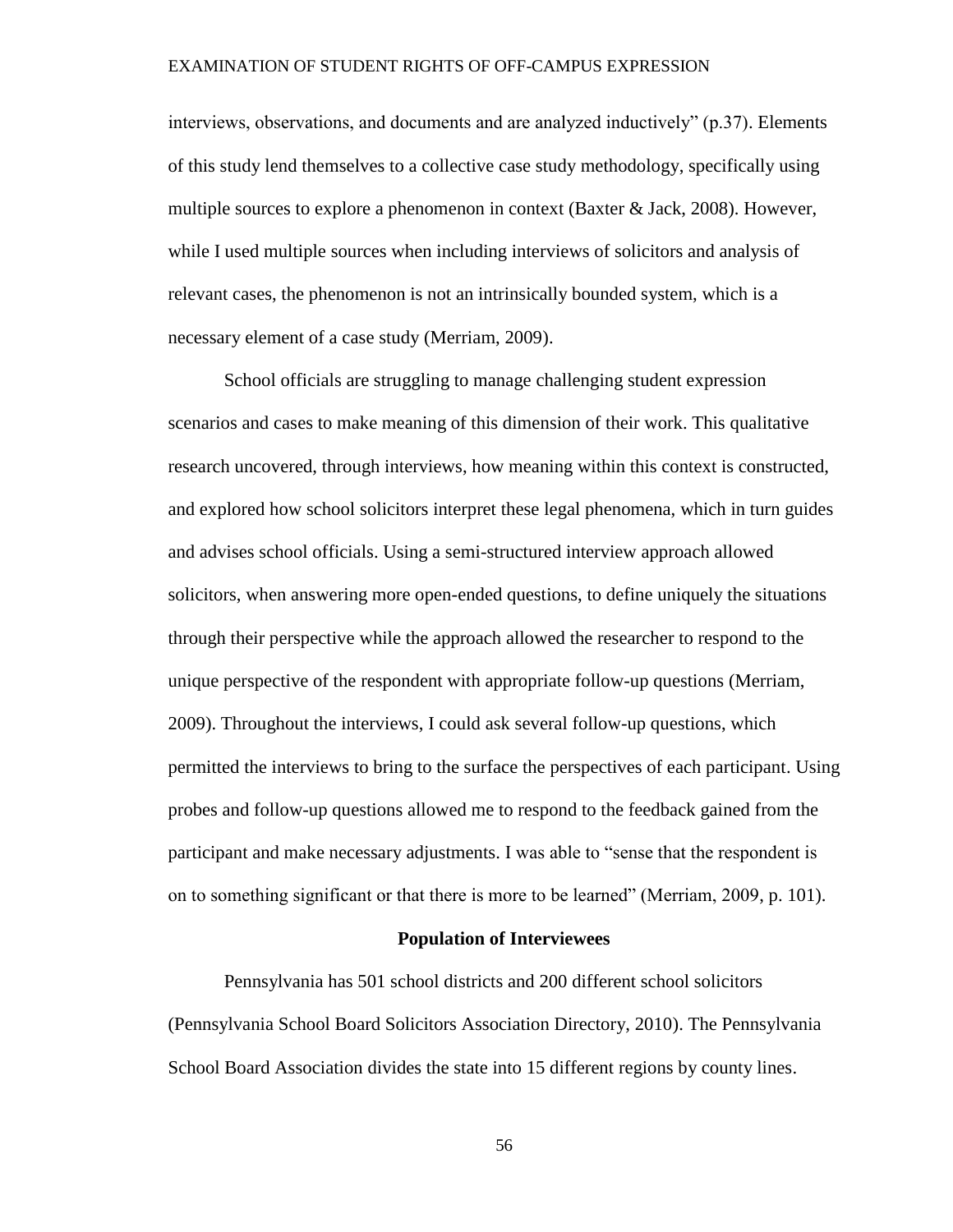interviews, observations, and documents and are analyzed inductively" (p.37). Elements of this study lend themselves to a collective case study methodology, specifically using multiple sources to explore a phenomenon in context (Baxter & Jack, 2008). However, while I used multiple sources when including interviews of solicitors and analysis of relevant cases, the phenomenon is not an intrinsically bounded system, which is a necessary element of a case study (Merriam, 2009).

School officials are struggling to manage challenging student expression scenarios and cases to make meaning of this dimension of their work. This qualitative research uncovered, through interviews, how meaning within this context is constructed, and explored how school solicitors interpret these legal phenomena, which in turn guides and advises school officials. Using a semi-structured interview approach allowed solicitors, when answering more open-ended questions, to define uniquely the situations through their perspective while the approach allowed the researcher to respond to the unique perspective of the respondent with appropriate follow-up questions (Merriam, 2009). Throughout the interviews, I could ask several follow-up questions, which permitted the interviews to bring to the surface the perspectives of each participant. Using probes and follow-up questions allowed me to respond to the feedback gained from the participant and make necessary adjustments. I was able to "sense that the respondent is on to something significant or that there is more to be learned" (Merriam, 2009, p. 101).

## Population of Interviewees

Pennsylvania has 501 school districts and 200 different school solicitors (Pennsylvania School Board Solicitors Association Directory, 2010). The Pennsylvania School Board Association divides the state into 15 different regions by county lines.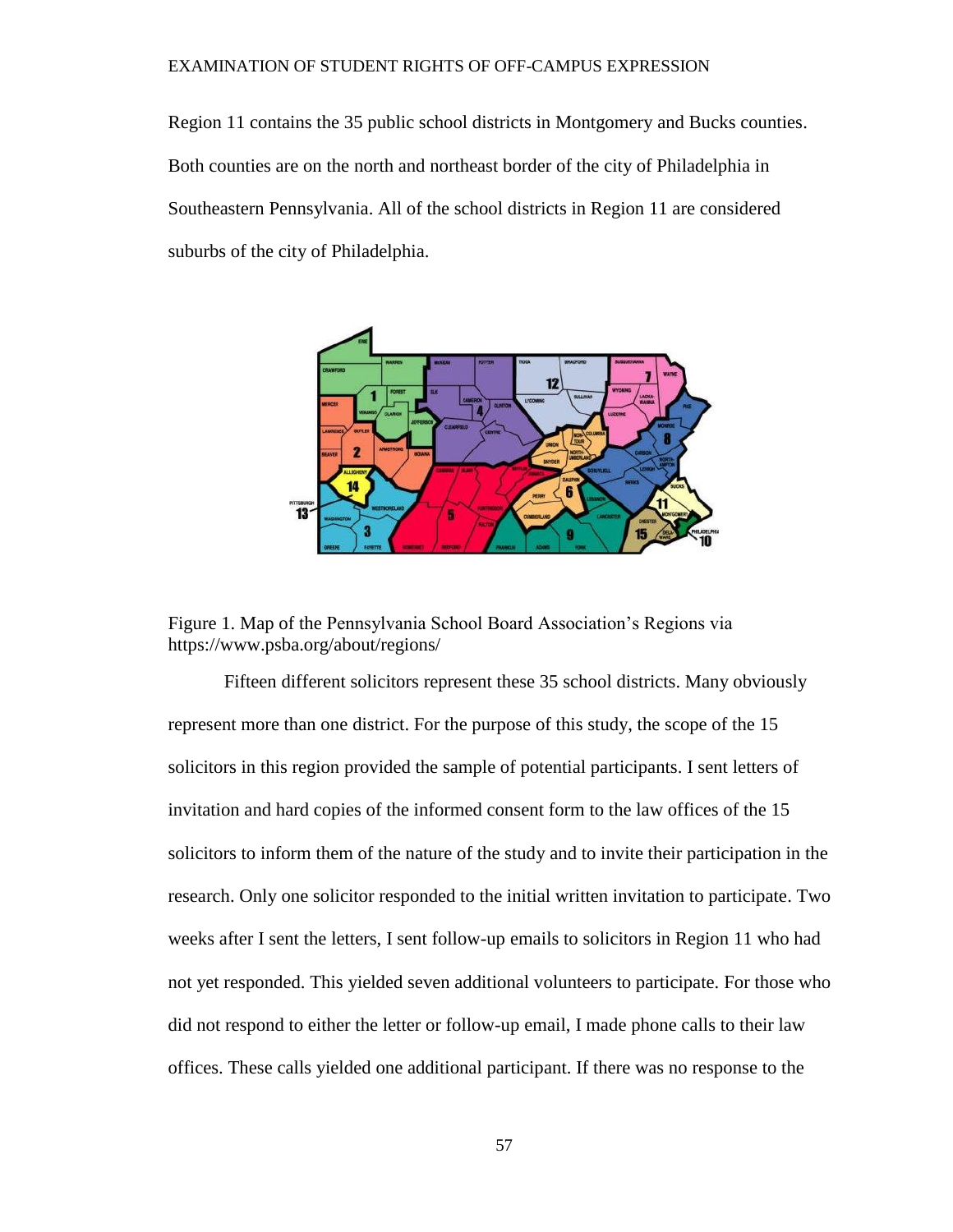Region 11 contains the 35 public school districts in Montgomery and Bucks counties. Both counties are on the north and northeast border of the city of Philadelphia in Southeastern Pennsylvania. All of the school districts in Region 11 are considered suburbs of the city of Philadelphia.

Figure 1. Map of the Pennsylvania School Board Association's Regions via https://www.psba.org/about/regions/

Fifteen different solicitors represent these 35 school districts. Many obviously represent more than one district. For the purpose of this study, the scope of the 15 solicitors in this region provided the sample of potential participants. I sent letters of invitation and hard copies of the informed consent form to the law offices of the 15 solicitors to inform them of the nature of the study and to invite their participation in the research. Only one solicitor responded to the initial written invitation to participate. Two weeks after I sent the letters, I sent follow-up emails to solicitors in Region 11 who had not yet responded. This yielded seven additional volunteers to participate. For those who did not respond to either the letter or follow-up email, I made phone calls to their law offices. These calls yielded one additional participant. If there was no response to the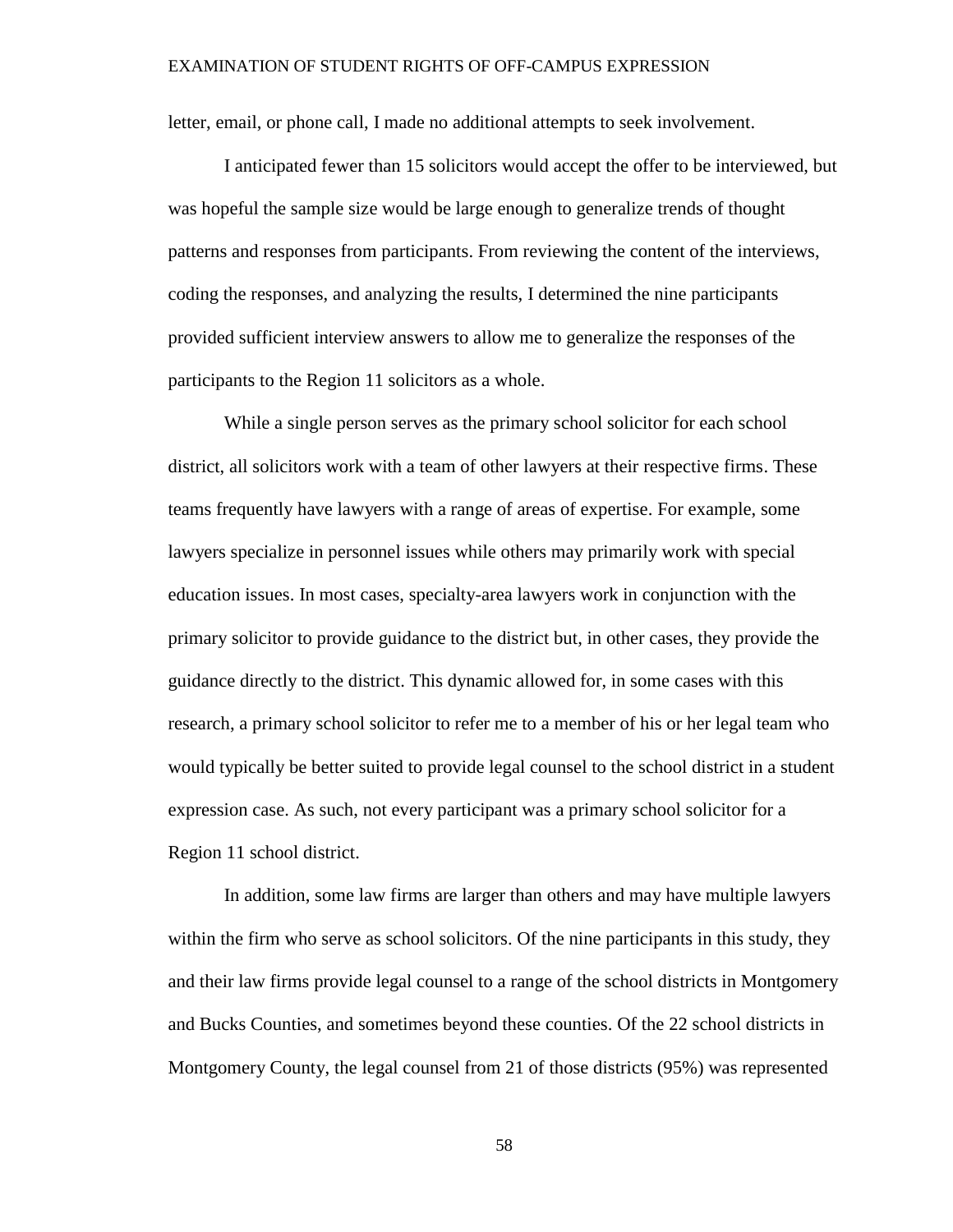letter, email, or phone call, I made no additional attempts to seek involvement.

I anticipated fewer than 15 solicitors would accept the offer to be interviewed, but was hopeful the sample size would be large enough to generalize trends of thought patterns and responses from participants. From reviewing the content of the interviews, coding the responses, and analyzing the results, I determined the nine participants provided sufficient interview answers to allow me to generalize the responses of the participants to the Region 11 solicitors as a whole.

While a single person serves as the primary school solicitor for each school district, all solicitors work with a team of other lawyers at their respective firms. These teams frequently have lawyers with a range of areas of expertise. For example, some lawyers specialize in personnel issues while others may primarily work with special education issues. In most cases, specialty-area lawyers work in conjunction with the primary solicitor to provide guidance to the district but, in other cases, they provide the guidance directly to the district. This dynamic allowed for, in some cases with this research, a primary school solicitor to refer me to a member of his or her legal team who would typically be better suited to provide legal counsel to the school district in a student expression case. As such, not every participant was a primary school solicitor for a Region 11 school district.

In addition, some law firms are larger than others and may have multiple lawyers within the firm who serve as school solicitors. Of the nine participants in this study, they and their law firms provide legal counsel to a range of the school districts in Montgomery and Bucks Counties, and sometimes beyond these counties. Of the 22 school districts in Montgomery County, the legal counsel from 21 of those districts (95%) was represented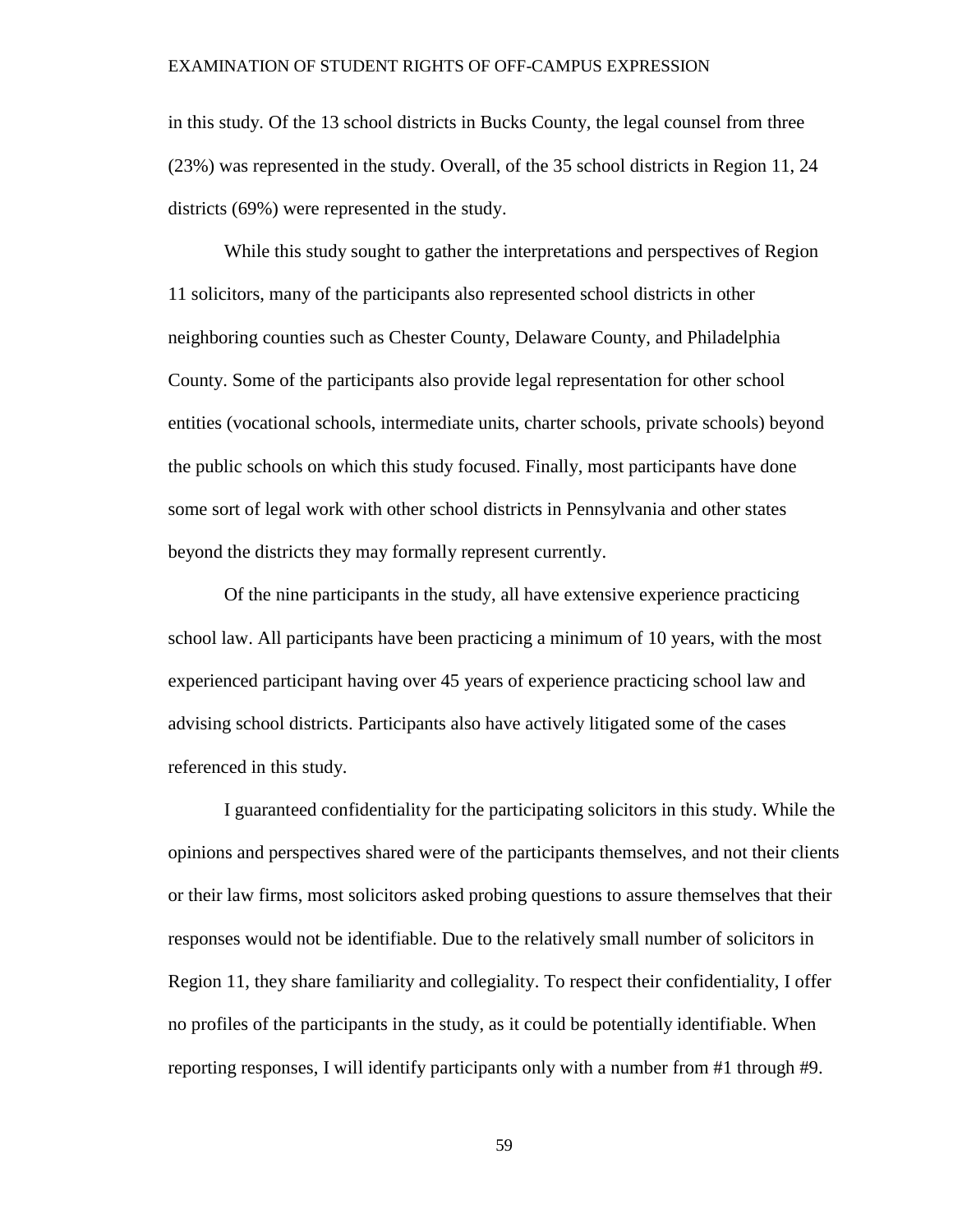in this study. Of the 13 school districts in Bucks County, the legal counsel from three (23%) was represented in the study. Overall, of the 35 school districts in Region 11, 24 districts (69%) were represented in the study.

While this study sought to gather the interpretations and perspectives of Region 11 solicitors, many of the participants also represented school districts in other neighboring counties such as Chester County, Delaware County, and Philadelphia County. Some of the participants also provide legal representation for other school entities (vocational schools, intermediate units, charter schools, private schools) beyond the public schools on which this study focused. Finally, most participants have done some sort of legal work with other school districts in Pennsylvania and other states beyond the districts they may formally represent currently.

Of the nine participants in the study, all have extensive experience practicing school law. All participants have been practicing a minimum of 10 years, with the most experienced participant having over 45 years of experience practicing school law and advising school districts. Participants also have actively litigated some of the cases referenced in this study.

I guaranteed confidentiality for the participating solicitors in this study. While the opinions and perspectives shared were of the participants themselves, and not their clients or their law firms, most solicitors asked probing questions to assure themselves that their responses would not be identifiable. Due to the relatively small number of solicitors in Region 11, they share familiarity and collegiality. To respect their confidentiality, I offer no profiles of the participants in the study, as it could be potentially identifiable. When reporting responses, I will identify participants only with a number from #1 through #9.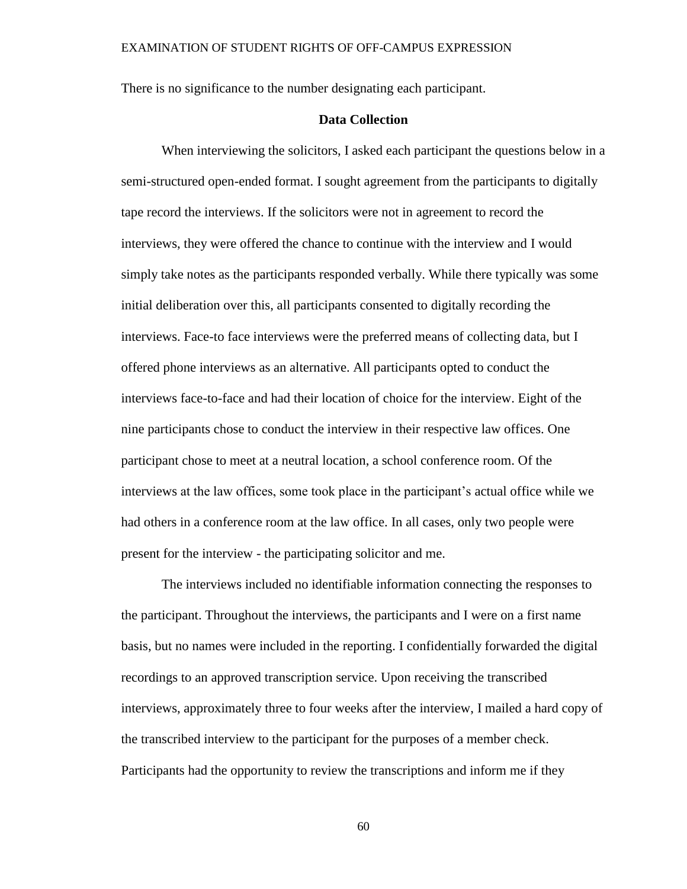There is no significance to the number designating each participant.

## Data Collection

When interviewing the solicitors, I asked each participant the questions below in a semi-structured open-ended format. I sought agreement from the participants to digitally tape record the interviews. If the solicitors were not in agreement to record the interviews, they were offered the chance to continue with the interview and I would simply take notes as the participants responded verbally. While there typically was some initial deliberation over this, all participants consented to digitally recording the interviews. Face-to face interviews were the preferred means of collecting data, but I offered phone interviews as an alternative. All participants opted to conduct the interviews face-to-face and had their location of choice for the interview. Eight of the nine participants chose to conduct the interview in their respective law offices. One participant chose to meet at a neutral location, a school conference room. Of the interviews at the law offices, some took place in the participant's actual office while we had others in a conference room at the law office. In all cases, only two people were present for the interview - the participating solicitor and me.

The interviews included no identifiable information connecting the responses to the participant. Throughout the interviews, the participants and I were on a first name basis, but no names were included in the reporting. I confidentially forwarded the digital recordings to an approved transcription service. Upon receiving the transcribed interviews, approximately three to four weeks after the interview, I mailed a hard copy of the transcribed interview to the participant for the purposes of a member check. Participants had the opportunity to review the transcriptions and inform me if they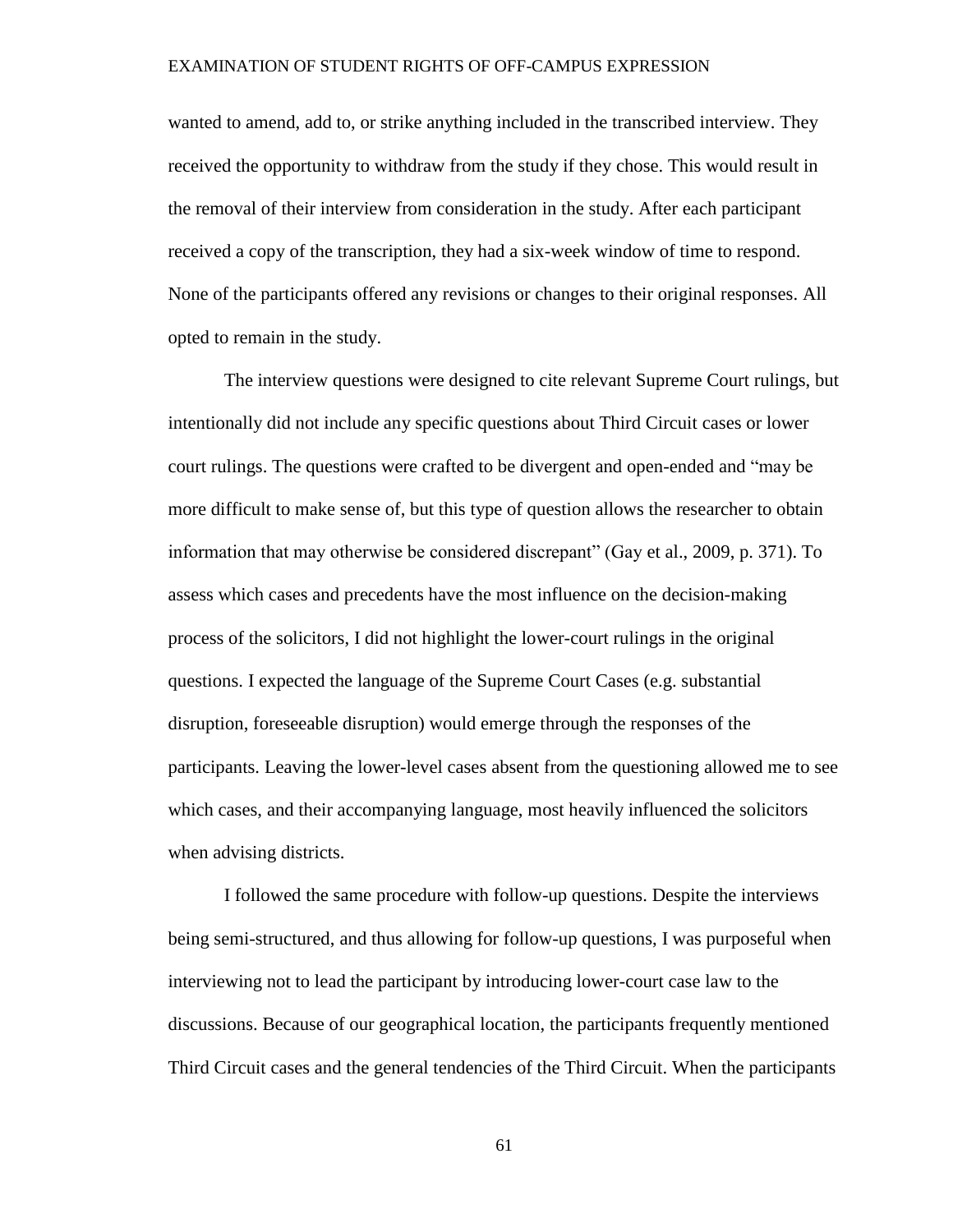wanted to amend, add to, or strike anything included in the transcribed interview. They received the opportunity to withdraw from the study if they chose. This would result in the removal of their interview from consideration in the study. After each participant received a copy of the transcription, they had a six-week window of time to respond. None of the participants offered any revisions or changes to their original responses. All opted to remain in the study.

The interview questions were designed to cite relevant Supreme Court rulings, but intentionally did not include any specific questions about Third Circuit cases or lower court rulings. The questions were crafted to be divergent and open-ended and "may be more difficult to make sense of, but this type of question allows the researcher to obtain information that may otherwise be considered discrepant" (Gay et al., 2009, p. 371). To assess which cases and precedents have the most influence on the decision-making process of the solicitors, I did not highlight the lower-court rulings in the original questions. I expected the language of the Supreme Court Cases (e.g. substantial disruption, foreseeable disruption) would emerge through the responses of the participants. Leaving the lower-level cases absent from the questioning allowed me to see which cases, and their accompanying language, most heavily influenced the solicitors when advising districts.

I followed the same procedure with follow-up questions. Despite the interviews being semi-structured, and thus allowing for follow-up questions, I was purposeful when interviewing not to lead the participant by introducing lower-court case law to the discussions. Because of our geographical location, the participants frequently mentioned Third Circuit cases and the general tendencies of the Third Circuit. When the participants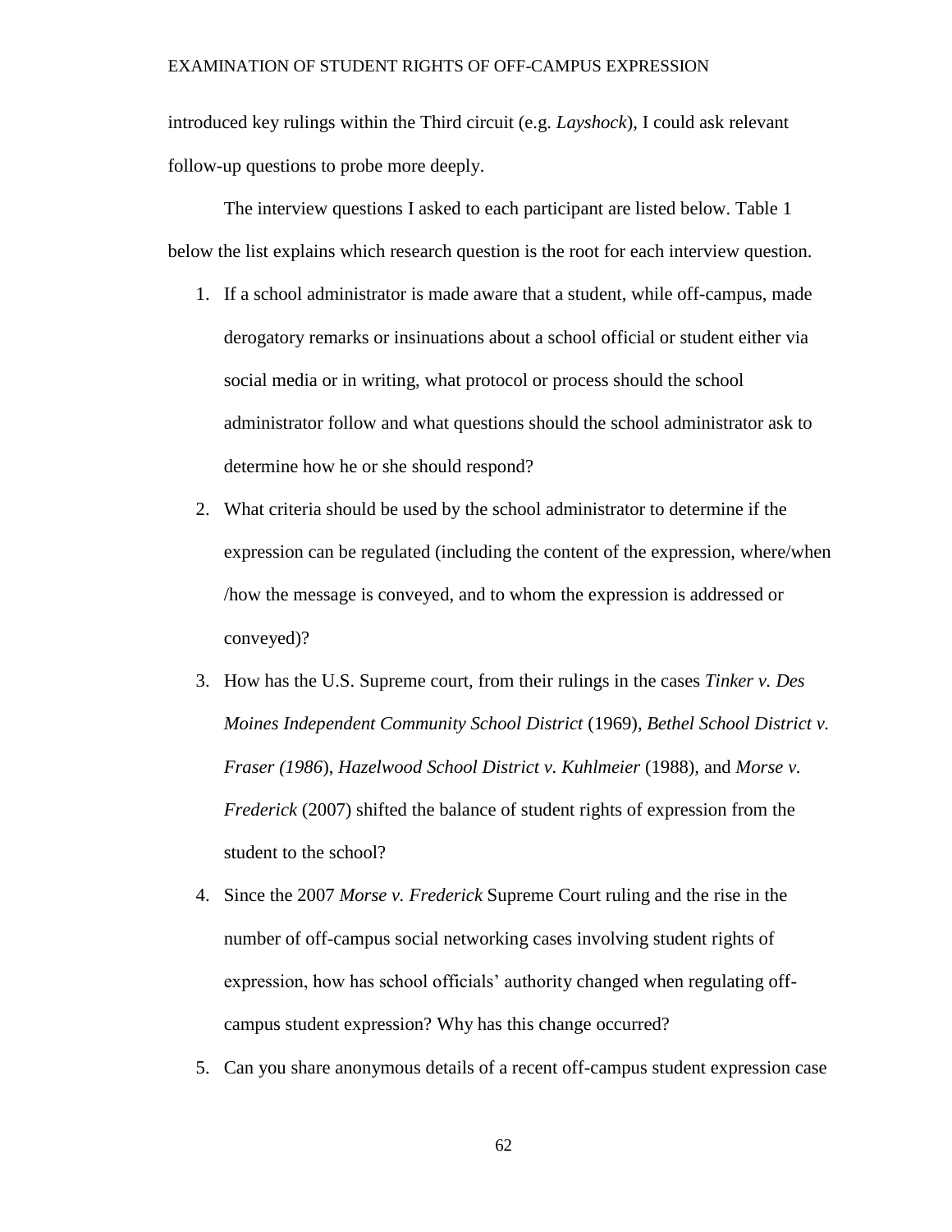introduced key rulings within the Third circuit (e.g. *Layshock*), I could ask relevant follow-up questions to probe more deeply.

The interview questions I asked to each participant are listed below. Table 1 below the list explains which research question is the root for each interview question.

1. If a school administrator is made aware that a student, while off-campus, made derogatory remarks or insinuations about a school official or student either via social media or in writing, what protocol or process should the school administrator follow and what questions should the school administrator ask to determine how he or she should respond?
2. What criteria should be used by the school administrator to determine if the expression can be regulated (including the content of the expression, where/when /how the message is conveyed, and to whom the expression is addressed or conveyed)?
3. How has the U.S. Supreme court, from their rulings in the cases *Tinker v. Des Moines Independent Community School District* (1969), *Bethel School District v. Fraser (1986*), *Hazelwood School District v. Kuhlmeier* (1988), and *Morse v. Frederick* (2007) shifted the balance of student rights of expression from the student to the school?
4. Since the 2007 *Morse v. Frederick* Supreme Court ruling and the rise in the number of off-campus social networking cases involving student rights of expression, how has school officials' authority changed when regulating off-campus student expression? Why has this change occurred?
5. Can you share anonymous details of a recent off-campus student expression case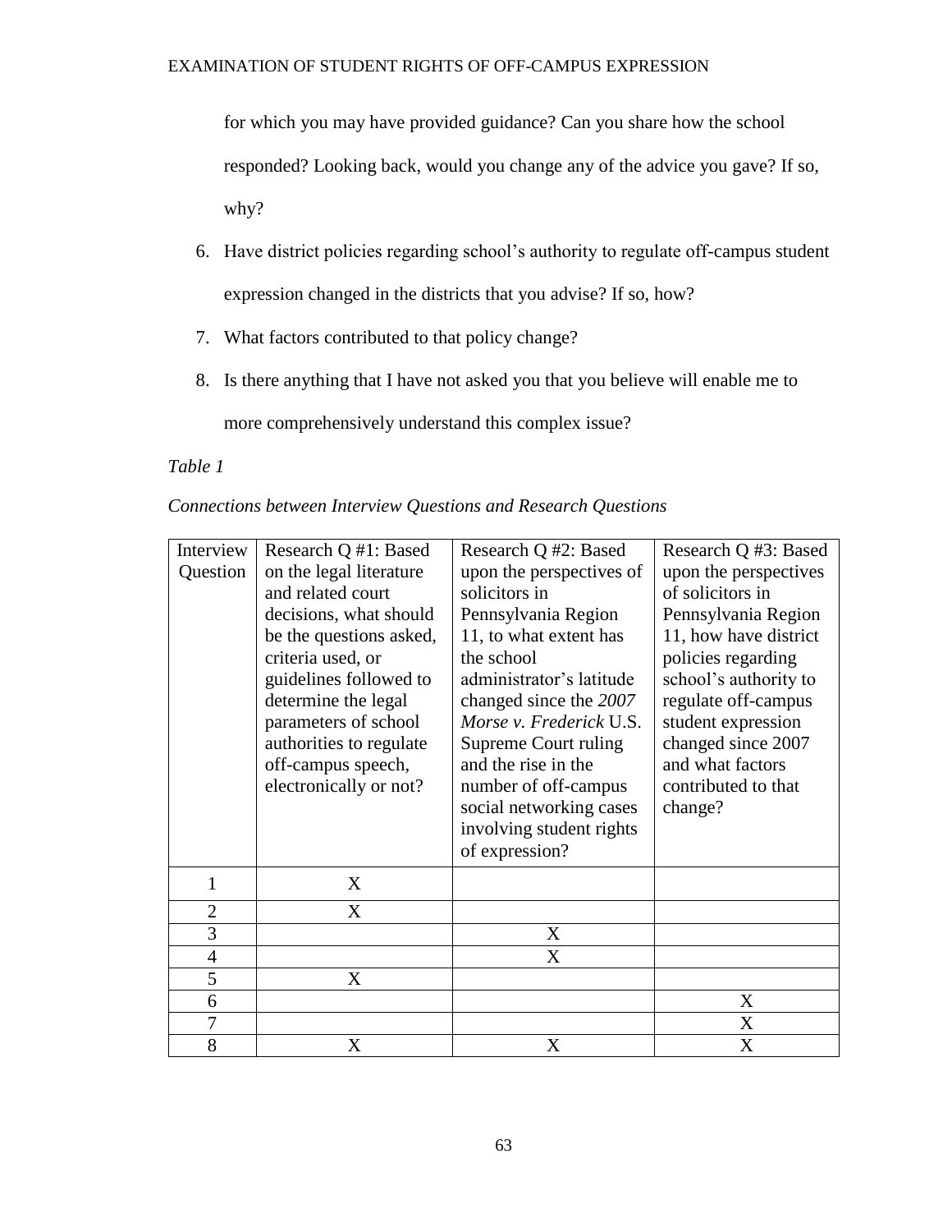for which you may have provided guidance? Can you share how the school responded? Looking back, would you change any of the advice you gave? If so, why?

6. Have district policies regarding school's authority to regulate off-campus student expression changed in the districts that you advise? If so, how?
7. What factors contributed to that policy change?
8. Is there anything that I have not asked you that you believe will enable me to more comprehensively understand this complex issue?

*Table 1*

*Connections between Interview Questions and Research Questions*

| Interview Question | Research Q #1: Based on the legal literature and related court decisions, what should be the questions asked, criteria used, or guidelines followed to determine the legal parameters of school authorities to regulate off-campus speech, electronically or not? | Research Q #2: Based upon the perspectives of solicitors in Pennsylvania Region 11, to what extent has the school administrator's latitude changed since the *2007 Morse v. Frederick* U.S. Supreme Court ruling and the rise in the number of off-campus social networking cases involving student rights of expression? | Research Q #3: Based upon the perspectives of solicitors in Pennsylvania Region 11, how have district policies regarding school's authority to regulate off-campus student expression changed since 2007 and what factors contributed to that change? |
|---|---|---|---|
| 1 | X | | |
| 2 | X | | |
| 3 | | X | |
| 4 | | X | |
| 5 | X | | |
| 6 | | | X |
| 7 | | | X |
| 8 | X | X | X |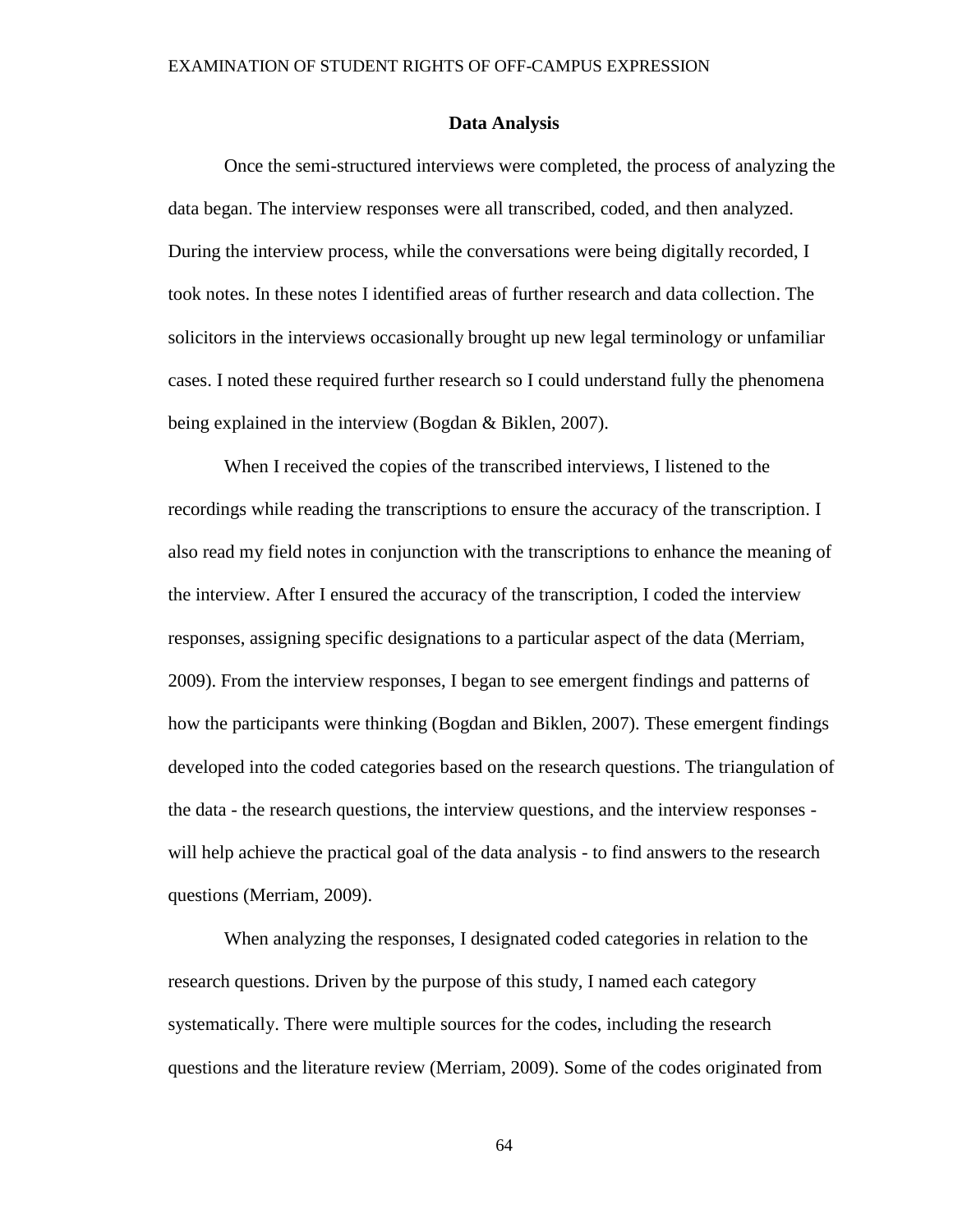## Data Analysis

Once the semi-structured interviews were completed, the process of analyzing the data began. The interview responses were all transcribed, coded, and then analyzed. During the interview process, while the conversations were being digitally recorded, I took notes. In these notes I identified areas of further research and data collection. The solicitors in the interviews occasionally brought up new legal terminology or unfamiliar cases. I noted these required further research so I could understand fully the phenomena being explained in the interview (Bogdan & Biklen, 2007).

When I received the copies of the transcribed interviews, I listened to the recordings while reading the transcriptions to ensure the accuracy of the transcription. I also read my field notes in conjunction with the transcriptions to enhance the meaning of the interview. After I ensured the accuracy of the transcription, I coded the interview responses, assigning specific designations to a particular aspect of the data (Merriam, 2009). From the interview responses, I began to see emergent findings and patterns of how the participants were thinking (Bogdan and Biklen, 2007). These emergent findings developed into the coded categories based on the research questions. The triangulation of the data - the research questions, the interview questions, and the interview responses - will help achieve the practical goal of the data analysis - to find answers to the research questions (Merriam, 2009).

When analyzing the responses, I designated coded categories in relation to the research questions. Driven by the purpose of this study, I named each category systematically. There were multiple sources for the codes, including the research questions and the literature review (Merriam, 2009). Some of the codes originated from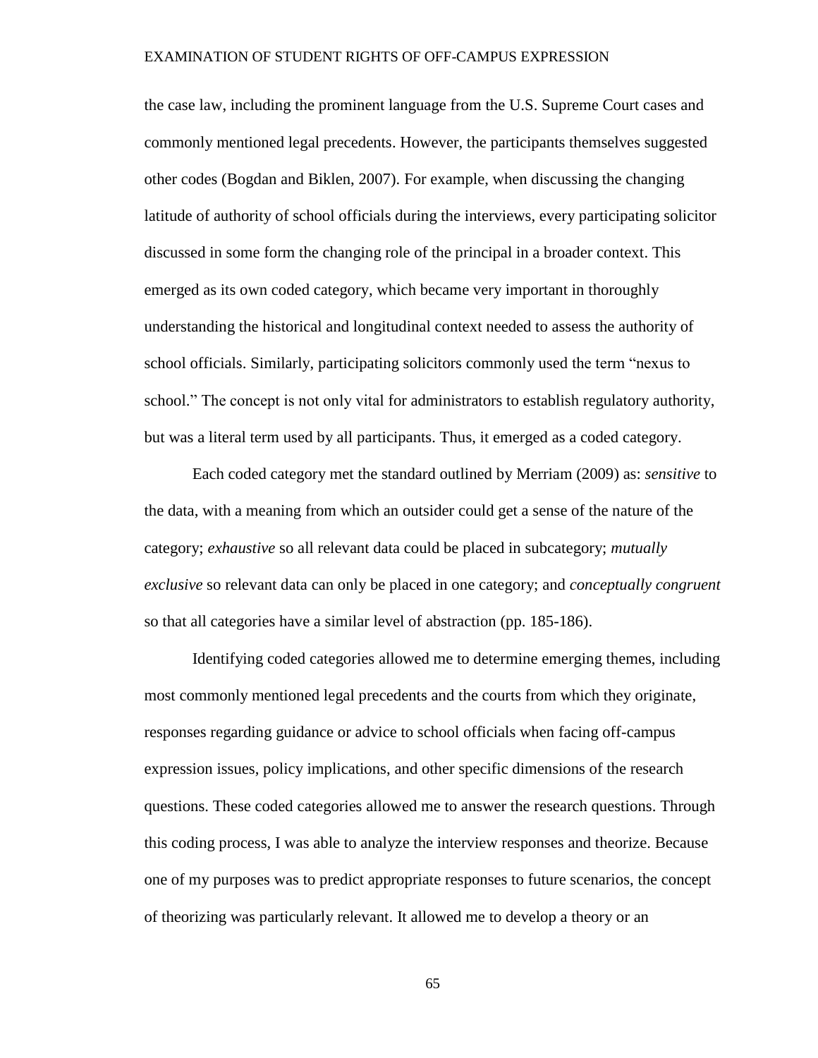the case law, including the prominent language from the U.S. Supreme Court cases and commonly mentioned legal precedents. However, the participants themselves suggested other codes (Bogdan and Biklen, 2007). For example, when discussing the changing latitude of authority of school officials during the interviews, every participating solicitor discussed in some form the changing role of the principal in a broader context. This emerged as its own coded category, which became very important in thoroughly understanding the historical and longitudinal context needed to assess the authority of school officials. Similarly, participating solicitors commonly used the term "nexus to school." The concept is not only vital for administrators to establish regulatory authority, but was a literal term used by all participants. Thus, it emerged as a coded category.

Each coded category met the standard outlined by Merriam (2009) as: *sensitive* to the data, with a meaning from which an outsider could get a sense of the nature of the category; *exhaustive* so all relevant data could be placed in subcategory; *mutually exclusive* so relevant data can only be placed in one category; and *conceptually congruent* so that all categories have a similar level of abstraction (pp. 185-186).

Identifying coded categories allowed me to determine emerging themes, including most commonly mentioned legal precedents and the courts from which they originate, responses regarding guidance or advice to school officials when facing off-campus expression issues, policy implications, and other specific dimensions of the research questions. These coded categories allowed me to answer the research questions. Through this coding process, I was able to analyze the interview responses and theorize. Because one of my purposes was to predict appropriate responses to future scenarios, the concept of theorizing was particularly relevant. It allowed me to develop a theory or an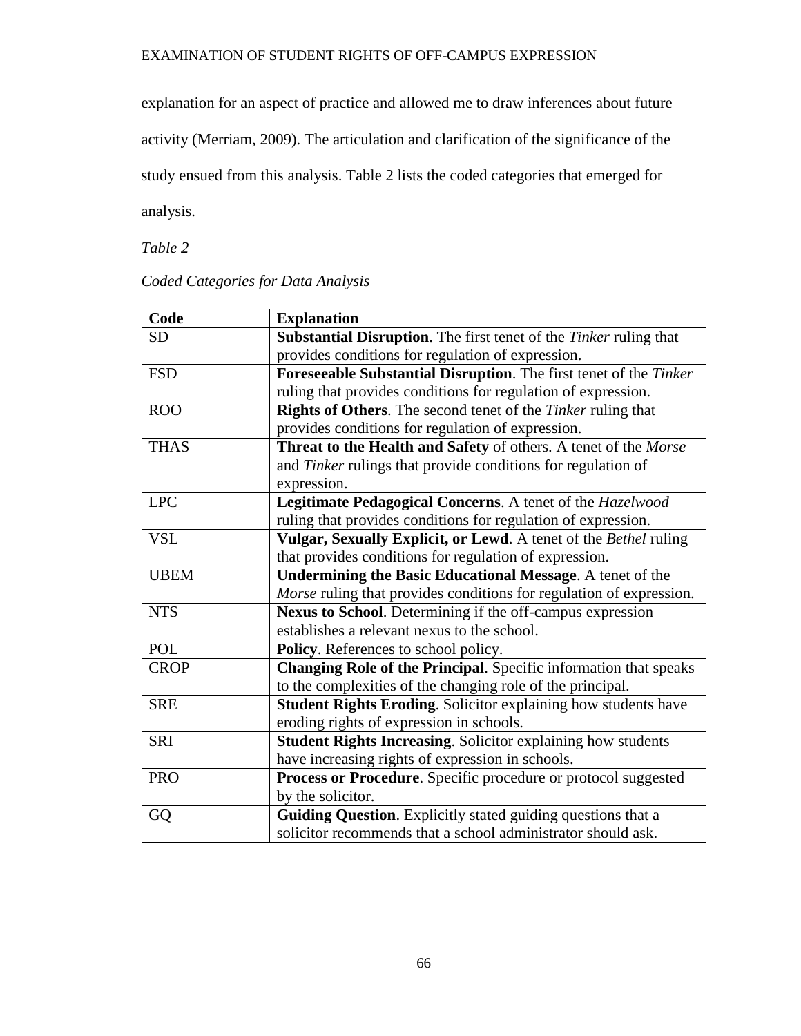explanation for an aspect of practice and allowed me to draw inferences about future activity (Merriam, 2009). The articulation and clarification of the significance of the study ensued from this analysis. Table 2 lists the coded categories that emerged for analysis.

*Table 2*

*Coded Categories for Data Analysis*

| Code | Explanation |
|---|---|
| SD | **Substantial Disruption**. The first tenet of the *Tinker* ruling that provides conditions for regulation of expression. |
| FSD | **Foreseeable Substantial Disruption**. The first tenet of the *Tinker* ruling that provides conditions for regulation of expression. |
| ROO | **Rights of Others**. The second tenet of the *Tinker* ruling that provides conditions for regulation of expression. |
| THAS | **Threat to the Health and Safety** of others. A tenet of the *Morse* and *Tinker* rulings that provide conditions for regulation of expression. |
| LPC | **Legitimate Pedagogical Concerns**. A tenet of the *Hazelwood* ruling that provides conditions for regulation of expression. |
| VSL | **Vulgar, Sexually Explicit, or Lewd**. A tenet of the *Bethel* ruling that provides conditions for regulation of expression. |
| UBEM | **Undermining the Basic Educational Message**. A tenet of the *Morse* ruling that provides conditions for regulation of expression. |
| NTS | **Nexus to School**. Determining if the off-campus expression establishes a relevant nexus to the school. |
| POL | **Policy**. References to school policy. |
| CROP | **Changing Role of the Principal**. Specific information that speaks to the complexities of the changing role of the principal. |
| SRE | **Student Rights Eroding**. Solicitor explaining how students have eroding rights of expression in schools. |
| SRI | **Student Rights Increasing**. Solicitor explaining how students have increasing rights of expression in schools. |
| PRO | **Process or Procedure**. Specific procedure or protocol suggested by the solicitor. |
| GQ | **Guiding Question**. Explicitly stated guiding questions that a solicitor recommends that a school administrator should ask. |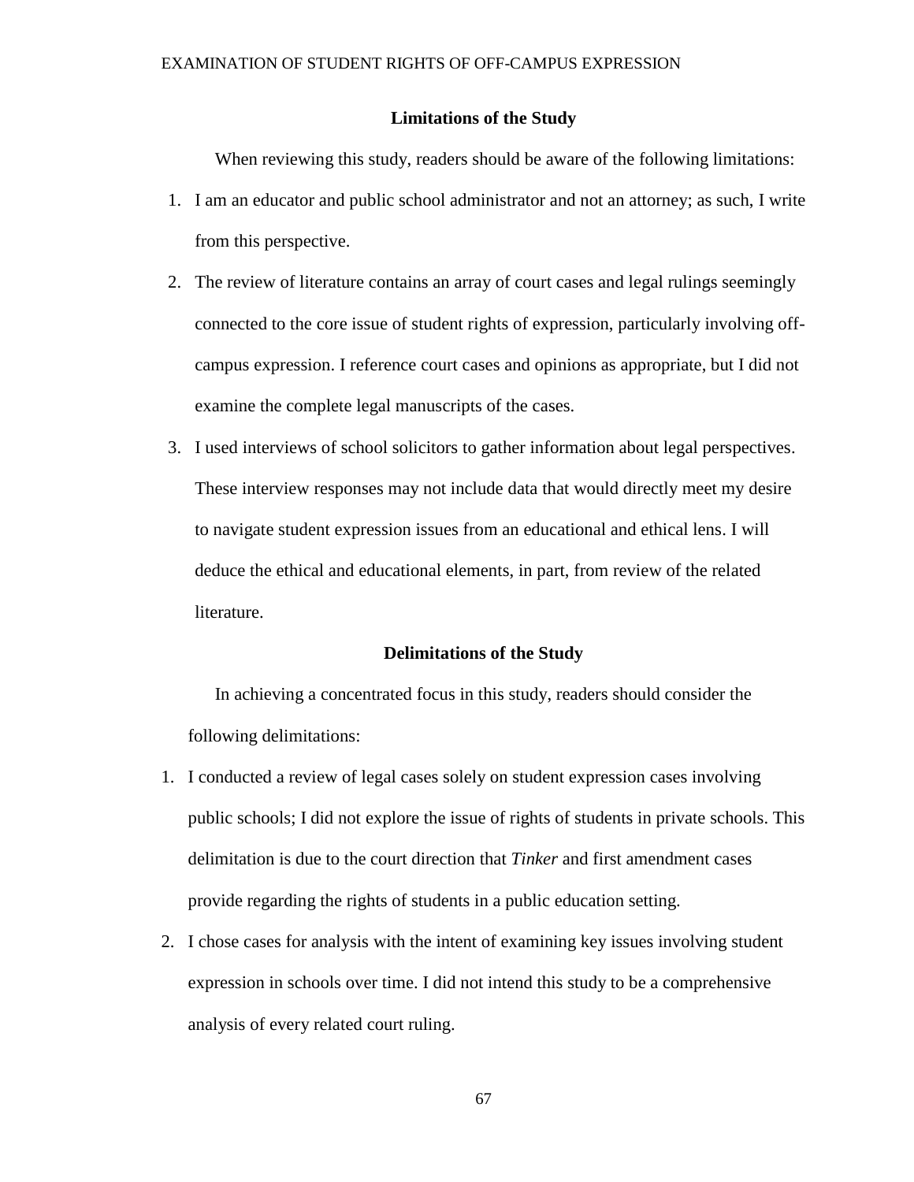### Limitations of the Study

When reviewing this study, readers should be aware of the following limitations:

1. I am an educator and public school administrator and not an attorney; as such, I write from this perspective.
2. The review of literature contains an array of court cases and legal rulings seemingly connected to the core issue of student rights of expression, particularly involving off-campus expression. I reference court cases and opinions as appropriate, but I did not examine the complete legal manuscripts of the cases.
3. I used interviews of school solicitors to gather information about legal perspectives. These interview responses may not include data that would directly meet my desire to navigate student expression issues from an educational and ethical lens. I will deduce the ethical and educational elements, in part, from review of the related literature.

### Delimitations of the Study

In achieving a concentrated focus in this study, readers should consider the following delimitations:

1. I conducted a review of legal cases solely on student expression cases involving public schools; I did not explore the issue of rights of students in private schools. This delimitation is due to the court direction that *Tinker* and first amendment cases provide regarding the rights of students in a public education setting.
2. I chose cases for analysis with the intent of examining key issues involving student expression in schools over time. I did not intend this study to be a comprehensive analysis of every related court ruling.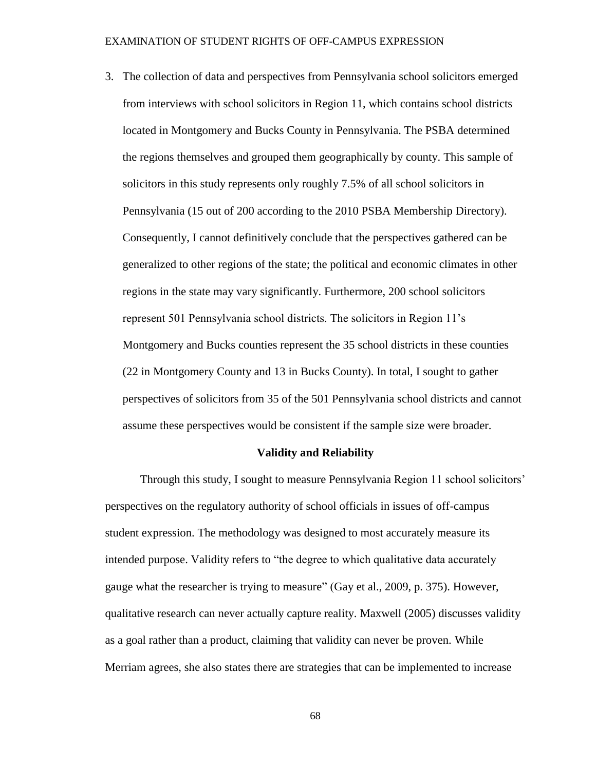3. The collection of data and perspectives from Pennsylvania school solicitors emerged from interviews with school solicitors in Region 11, which contains school districts located in Montgomery and Bucks County in Pennsylvania. The PSBA determined the regions themselves and grouped them geographically by county. This sample of solicitors in this study represents only roughly 7.5% of all school solicitors in Pennsylvania (15 out of 200 according to the 2010 PSBA Membership Directory). Consequently, I cannot definitively conclude that the perspectives gathered can be generalized to other regions of the state; the political and economic climates in other regions in the state may vary significantly. Furthermore, 200 school solicitors represent 501 Pennsylvania school districts. The solicitors in Region 11's Montgomery and Bucks counties represent the 35 school districts in these counties (22 in Montgomery County and 13 in Bucks County). In total, I sought to gather perspectives of solicitors from 35 of the 501 Pennsylvania school districts and cannot assume these perspectives would be consistent if the sample size were broader.

**Validity and Reliability**

Through this study, I sought to measure Pennsylvania Region 11 school solicitors' perspectives on the regulatory authority of school officials in issues of off-campus student expression. The methodology was designed to most accurately measure its intended purpose. Validity refers to "the degree to which qualitative data accurately gauge what the researcher is trying to measure" (Gay et al., 2009, p. 375). However, qualitative research can never actually capture reality. Maxwell (2005) discusses validity as a goal rather than a product, claiming that validity can never be proven. While Merriam agrees, she also states there are strategies that can be implemented to increase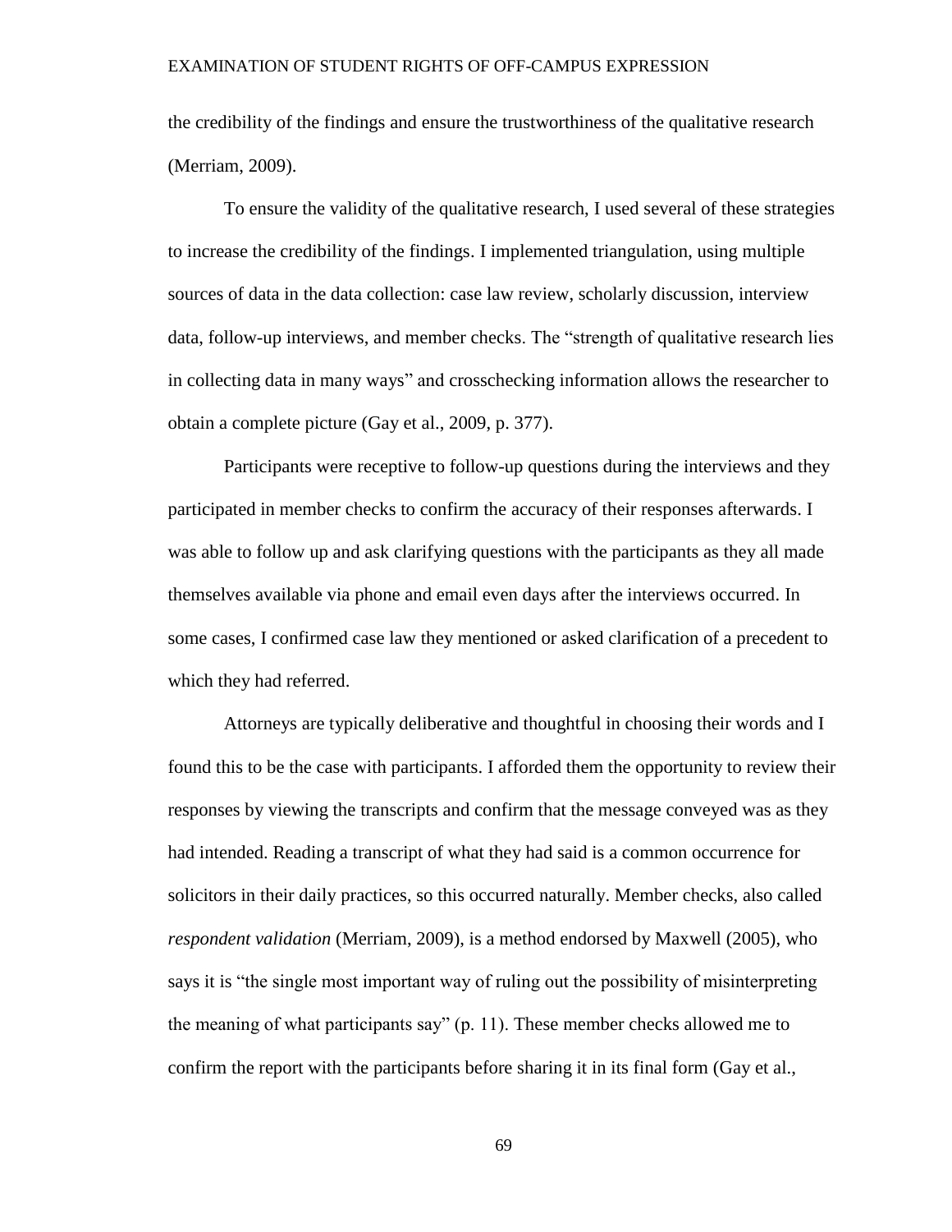the credibility of the findings and ensure the trustworthiness of the qualitative research (Merriam, 2009).

To ensure the validity of the qualitative research, I used several of these strategies to increase the credibility of the findings. I implemented triangulation, using multiple sources of data in the data collection: case law review, scholarly discussion, interview data, follow-up interviews, and member checks. The "strength of qualitative research lies in collecting data in many ways" and crosschecking information allows the researcher to obtain a complete picture (Gay et al., 2009, p. 377).

Participants were receptive to follow-up questions during the interviews and they participated in member checks to confirm the accuracy of their responses afterwards. I was able to follow up and ask clarifying questions with the participants as they all made themselves available via phone and email even days after the interviews occurred. In some cases, I confirmed case law they mentioned or asked clarification of a precedent to which they had referred.

Attorneys are typically deliberative and thoughtful in choosing their words and I found this to be the case with participants. I afforded them the opportunity to review their responses by viewing the transcripts and confirm that the message conveyed was as they had intended. Reading a transcript of what they had said is a common occurrence for solicitors in their daily practices, so this occurred naturally. Member checks, also called *respondent validation* (Merriam, 2009), is a method endorsed by Maxwell (2005), who says it is "the single most important way of ruling out the possibility of misinterpreting the meaning of what participants say" (p. 11). These member checks allowed me to confirm the report with the participants before sharing it in its final form (Gay et al.,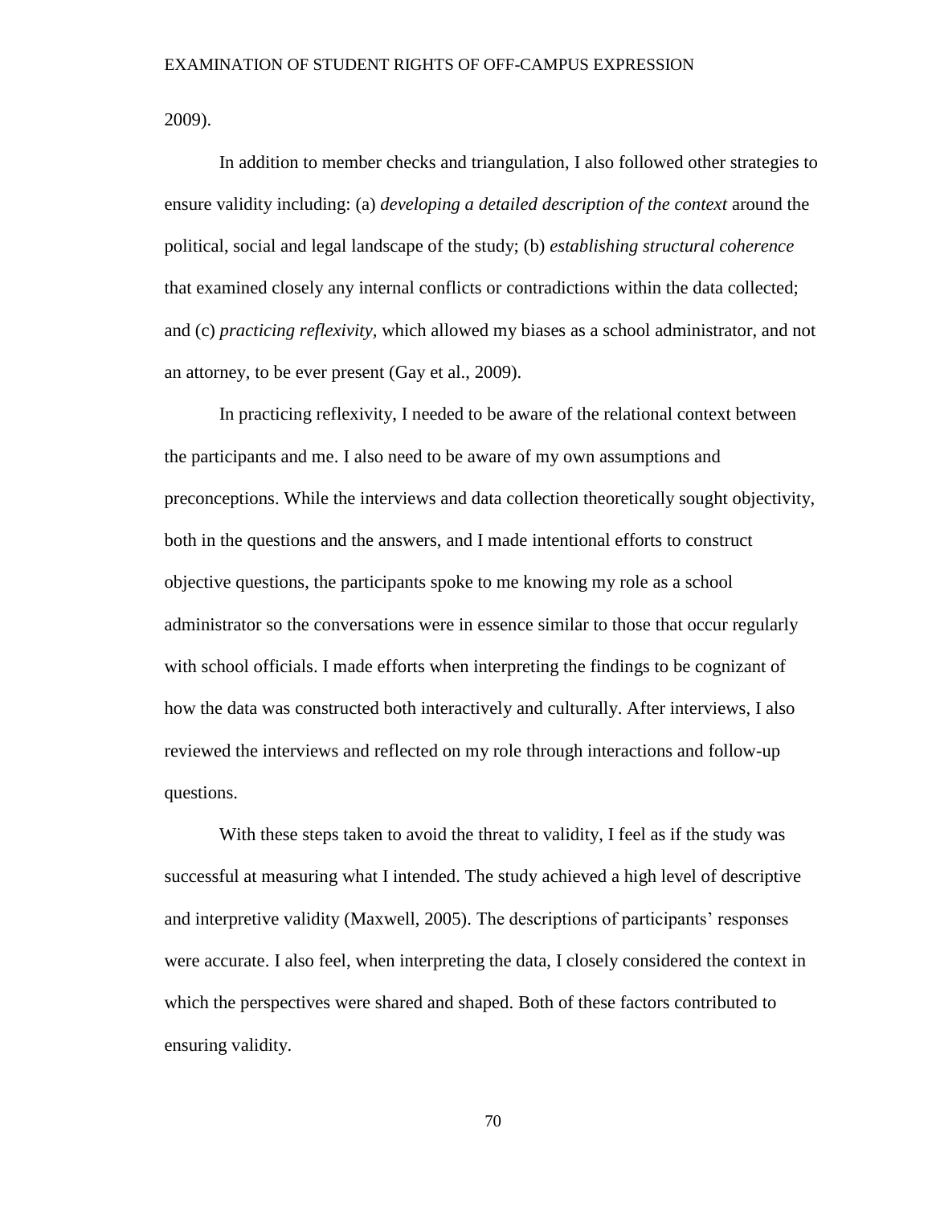2009).

In addition to member checks and triangulation, I also followed other strategies to ensure validity including: (a) *developing a detailed description of the context* around the political, social and legal landscape of the study; (b) *establishing structural coherence* that examined closely any internal conflicts or contradictions within the data collected; and (c) *practicing reflexivity*, which allowed my biases as a school administrator, and not an attorney, to be ever present (Gay et al., 2009).

In practicing reflexivity, I needed to be aware of the relational context between the participants and me. I also need to be aware of my own assumptions and preconceptions. While the interviews and data collection theoretically sought objectivity, both in the questions and the answers, and I made intentional efforts to construct objective questions, the participants spoke to me knowing my role as a school administrator so the conversations were in essence similar to those that occur regularly with school officials. I made efforts when interpreting the findings to be cognizant of how the data was constructed both interactively and culturally. After interviews, I also reviewed the interviews and reflected on my role through interactions and follow-up questions.

With these steps taken to avoid the threat to validity, I feel as if the study was successful at measuring what I intended. The study achieved a high level of descriptive and interpretive validity (Maxwell, 2005). The descriptions of participants' responses were accurate. I also feel, when interpreting the data, I closely considered the context in which the perspectives were shared and shaped. Both of these factors contributed to ensuring validity.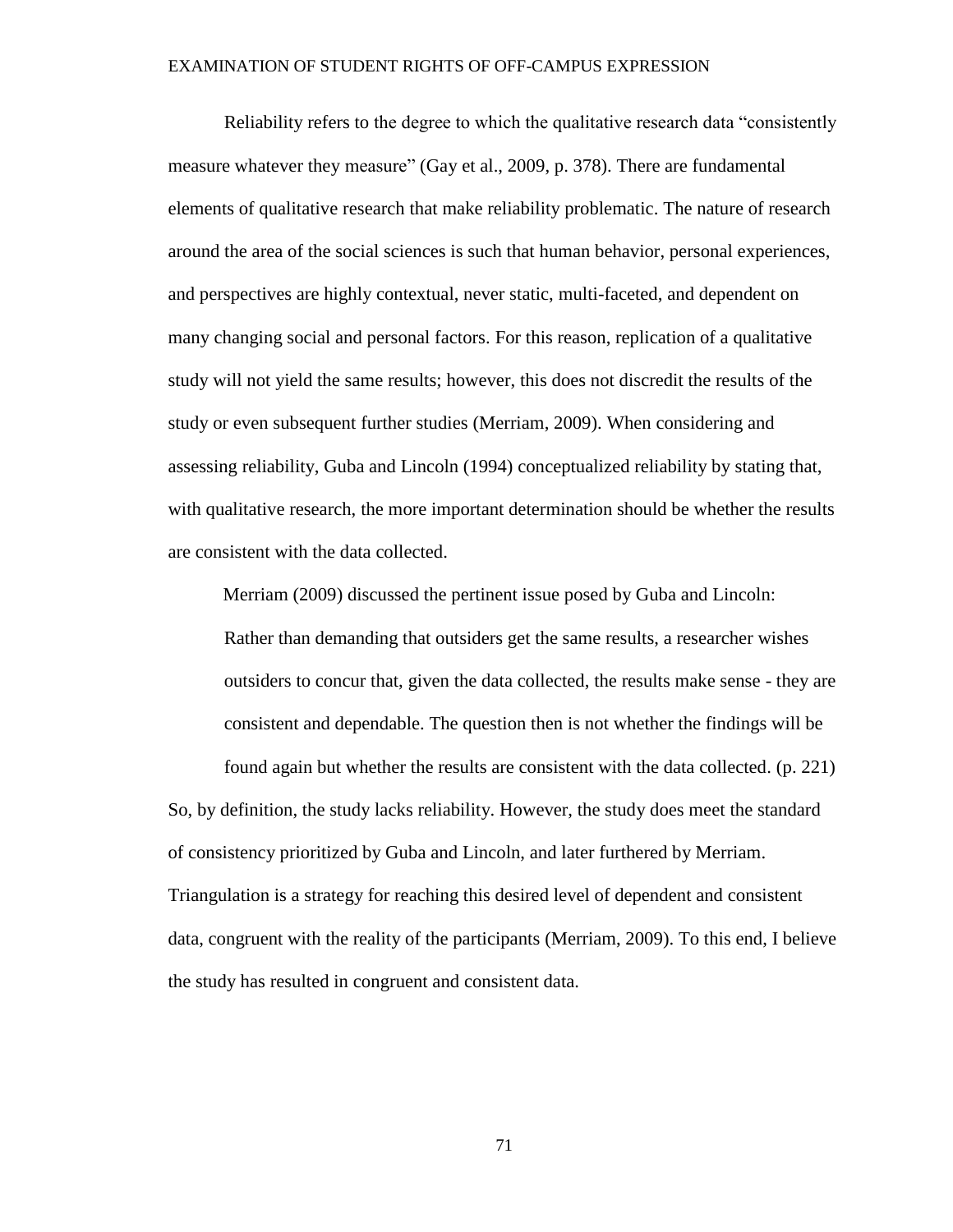Reliability refers to the degree to which the qualitative research data "consistently measure whatever they measure" (Gay et al., 2009, p. 378). There are fundamental elements of qualitative research that make reliability problematic. The nature of research around the area of the social sciences is such that human behavior, personal experiences, and perspectives are highly contextual, never static, multi-faceted, and dependent on many changing social and personal factors. For this reason, replication of a qualitative study will not yield the same results; however, this does not discredit the results of the study or even subsequent further studies (Merriam, 2009). When considering and assessing reliability, Guba and Lincoln (1994) conceptualized reliability by stating that, with qualitative research, the more important determination should be whether the results are consistent with the data collected.

Merriam (2009) discussed the pertinent issue posed by Guba and Lincoln:

> Rather than demanding that outsiders get the same results, a researcher wishes outsiders to concur that, given the data collected, the results make sense - they are consistent and dependable. The question then is not whether the findings will be found again but whether the results are consistent with the data collected. (p. 221)

So, by definition, the study lacks reliability. However, the study does meet the standard of consistency prioritized by Guba and Lincoln, and later furthered by Merriam. Triangulation is a strategy for reaching this desired level of dependent and consistent data, congruent with the reality of the participants (Merriam, 2009). To this end, I believe the study has resulted in congruent and consistent data.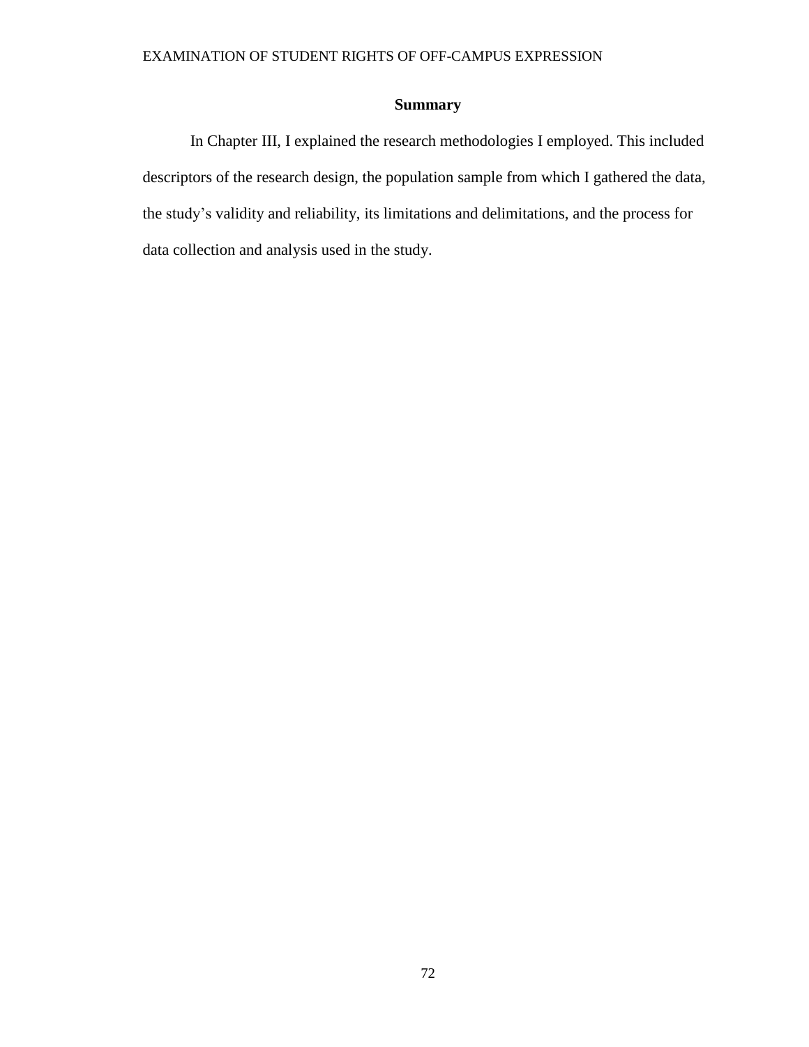## Summary

In Chapter III, I explained the research methodologies I employed. This included descriptors of the research design, the population sample from which I gathered the data, the study's validity and reliability, its limitations and delimitations, and the process for data collection and analysis used in the study.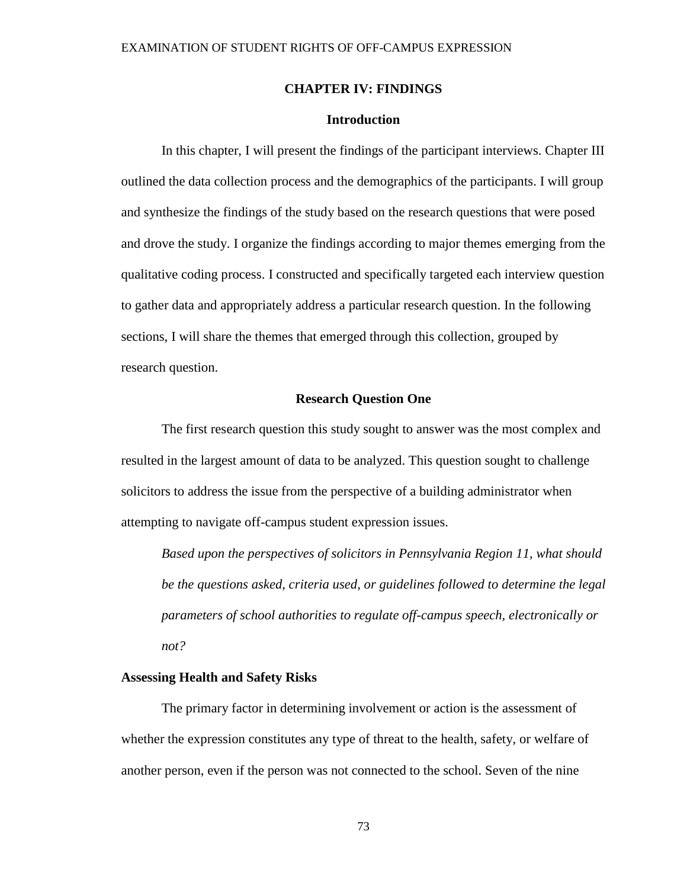## CHAPTER IV: FINDINGS

### Introduction

In this chapter, I will present the findings of the participant interviews. Chapter III outlined the data collection process and the demographics of the participants. I will group and synthesize the findings of the study based on the research questions that were posed and drove the study. I organize the findings according to major themes emerging from the qualitative coding process. I constructed and specifically targeted each interview question to gather data and appropriately address a particular research question. In the following sections, I will share the themes that emerged through this collection, grouped by research question.

### Research Question One

The first research question this study sought to answer was the most complex and resulted in the largest amount of data to be analyzed. This question sought to challenge solicitors to address the issue from the perspective of a building administrator when attempting to navigate off-campus student expression issues.

*Based upon the perspectives of solicitors in Pennsylvania Region 11, what should be the questions asked, criteria used, or guidelines followed to determine the legal parameters of school authorities to regulate off-campus speech, electronically or not?*

#### Assessing Health and Safety Risks

The primary factor in determining involvement or action is the assessment of whether the expression constitutes any type of threat to the health, safety, or welfare of another person, even if the person was not connected to the school. Seven of the nine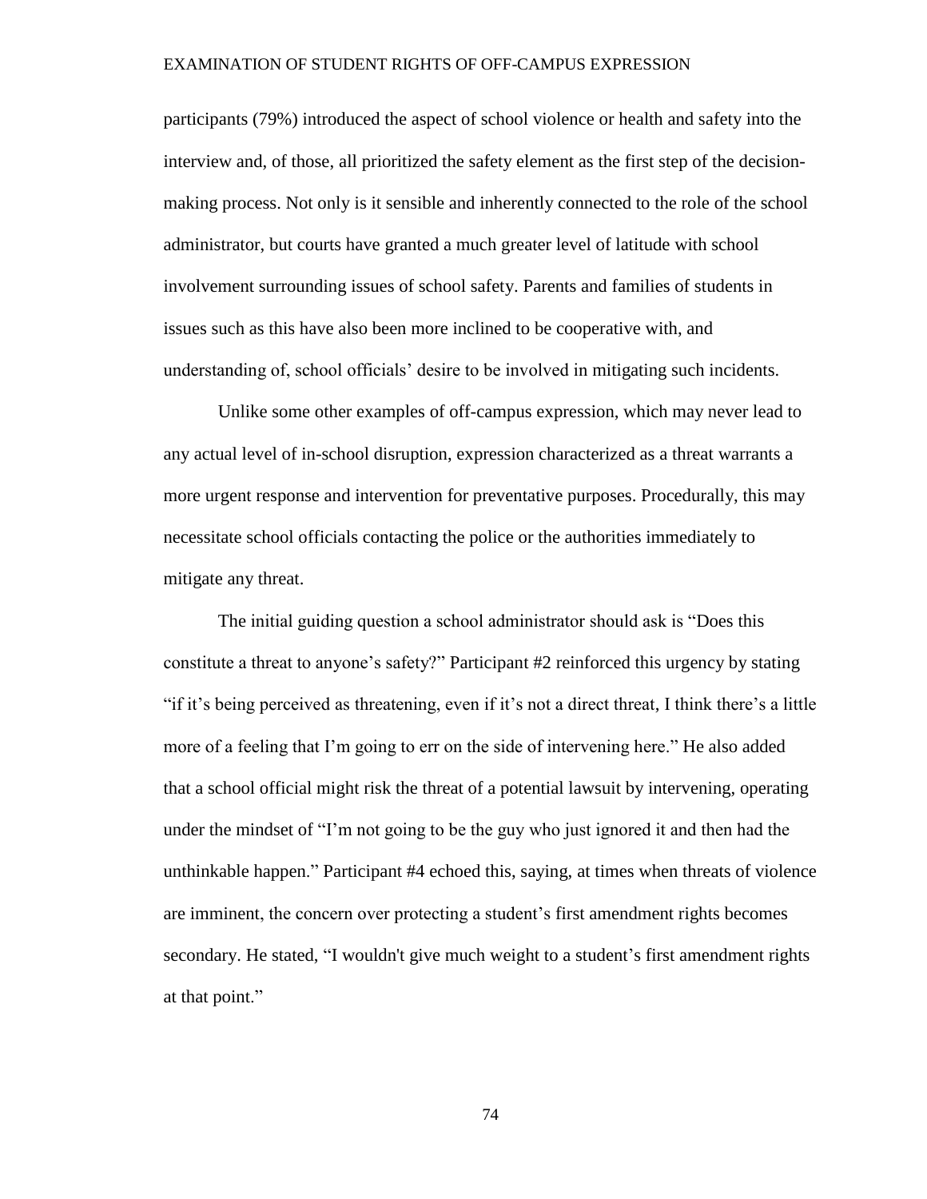participants (79%) introduced the aspect of school violence or health and safety into the interview and, of those, all prioritized the safety element as the first step of the decision-making process. Not only is it sensible and inherently connected to the role of the school administrator, but courts have granted a much greater level of latitude with school involvement surrounding issues of school safety. Parents and families of students in issues such as this have also been more inclined to be cooperative with, and understanding of, school officials' desire to be involved in mitigating such incidents.

Unlike some other examples of off-campus expression, which may never lead to any actual level of in-school disruption, expression characterized as a threat warrants a more urgent response and intervention for preventative purposes. Procedurally, this may necessitate school officials contacting the police or the authorities immediately to mitigate any threat.

The initial guiding question a school administrator should ask is "Does this constitute a threat to anyone's safety?" Participant #2 reinforced this urgency by stating "if it's being perceived as threatening, even if it's not a direct threat, I think there's a little more of a feeling that I'm going to err on the side of intervening here." He also added that a school official might risk the threat of a potential lawsuit by intervening, operating under the mindset of "I'm not going to be the guy who just ignored it and then had the unthinkable happen." Participant #4 echoed this, saying, at times when threats of violence are imminent, the concern over protecting a student's first amendment rights becomes secondary. He stated, "I wouldn't give much weight to a student's first amendment rights at that point."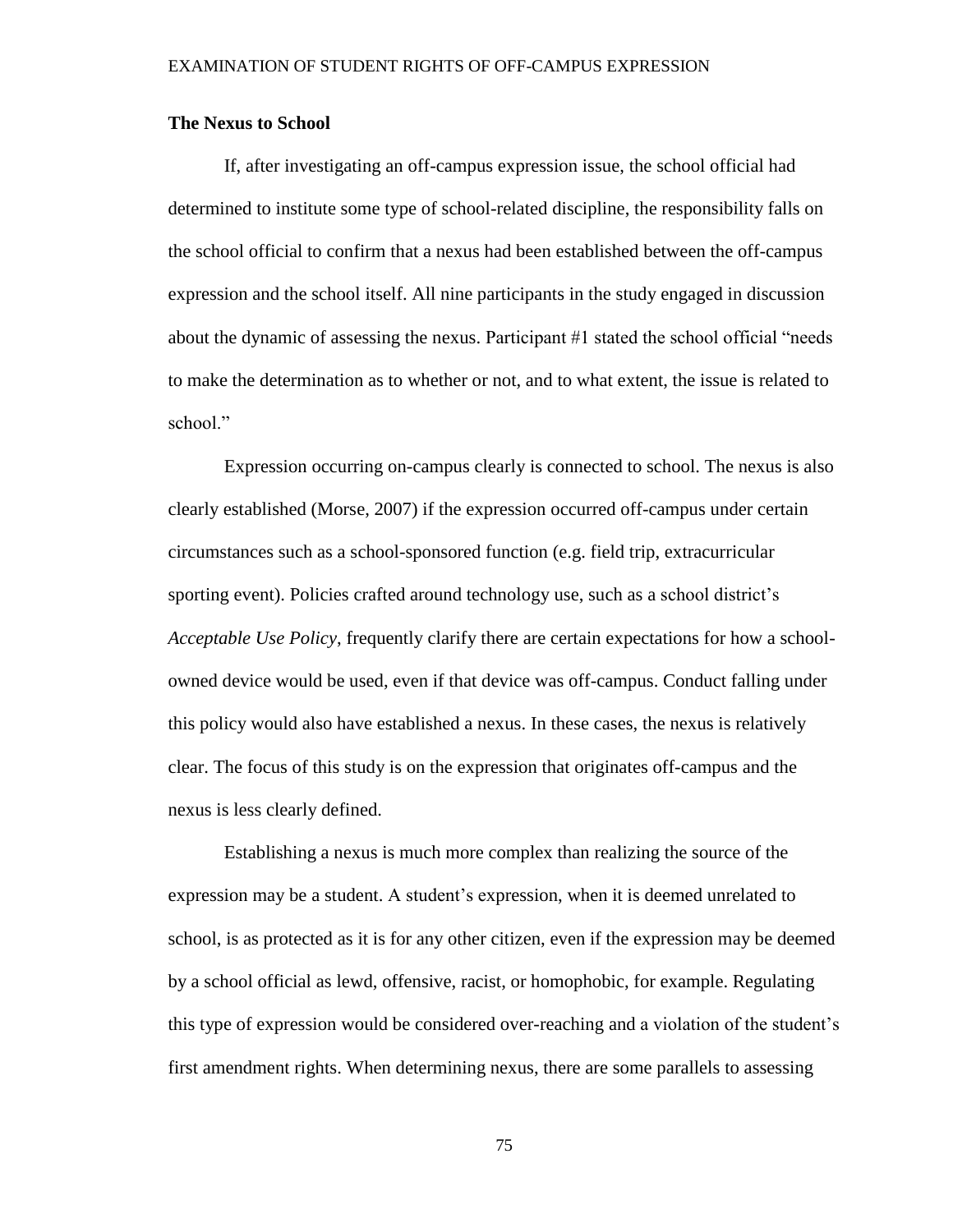### The Nexus to School

If, after investigating an off-campus expression issue, the school official had determined to institute some type of school-related discipline, the responsibility falls on the school official to confirm that a nexus had been established between the off-campus expression and the school itself. All nine participants in the study engaged in discussion about the dynamic of assessing the nexus. Participant #1 stated the school official "needs to make the determination as to whether or not, and to what extent, the issue is related to school."

Expression occurring on-campus clearly is connected to school. The nexus is also clearly established (Morse, 2007) if the expression occurred off-campus under certain circumstances such as a school-sponsored function (e.g. field trip, extracurricular sporting event). Policies crafted around technology use, such as a school district's *Acceptable Use Policy*, frequently clarify there are certain expectations for how a school-owned device would be used, even if that device was off-campus. Conduct falling under this policy would also have established a nexus. In these cases, the nexus is relatively clear. The focus of this study is on the expression that originates off-campus and the nexus is less clearly defined.

Establishing a nexus is much more complex than realizing the source of the expression may be a student. A student's expression, when it is deemed unrelated to school, is as protected as it is for any other citizen, even if the expression may be deemed by a school official as lewd, offensive, racist, or homophobic, for example. Regulating this type of expression would be considered over-reaching and a violation of the student's first amendment rights. When determining nexus, there are some parallels to assessing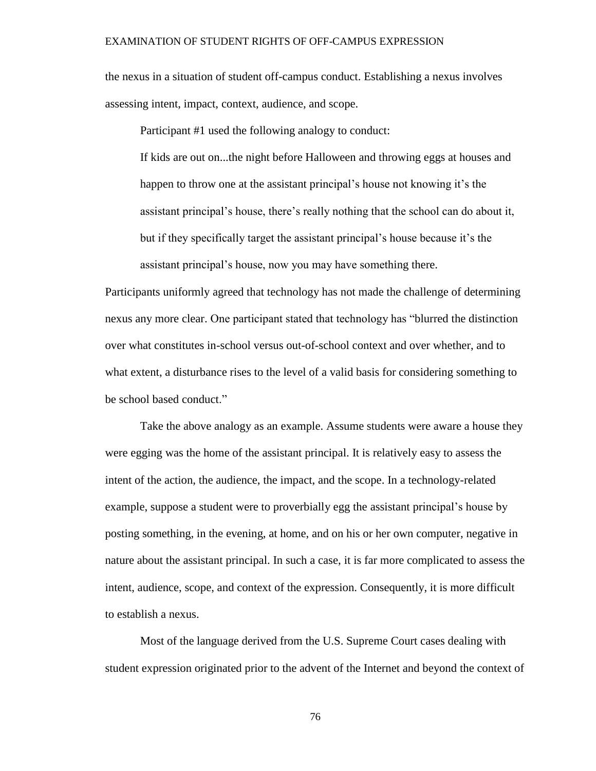the nexus in a situation of student off-campus conduct. Establishing a nexus involves assessing intent, impact, context, audience, and scope.

Participant #1 used the following analogy to conduct:

> If kids are out on...the night before Halloween and throwing eggs at houses and happen to throw one at the assistant principal's house not knowing it's the assistant principal's house, there's really nothing that the school can do about it, but if they specifically target the assistant principal's house because it's the assistant principal's house, now you may have something there.

Participants uniformly agreed that technology has not made the challenge of determining nexus any more clear. One participant stated that technology has "blurred the distinction over what constitutes in-school versus out-of-school context and over whether, and to what extent, a disturbance rises to the level of a valid basis for considering something to be school based conduct."

Take the above analogy as an example. Assume students were aware a house they were egging was the home of the assistant principal. It is relatively easy to assess the intent of the action, the audience, the impact, and the scope. In a technology-related example, suppose a student were to proverbially egg the assistant principal's house by posting something, in the evening, at home, and on his or her own computer, negative in nature about the assistant principal. In such a case, it is far more complicated to assess the intent, audience, scope, and context of the expression. Consequently, it is more difficult to establish a nexus.

Most of the language derived from the U.S. Supreme Court cases dealing with student expression originated prior to the advent of the Internet and beyond the context of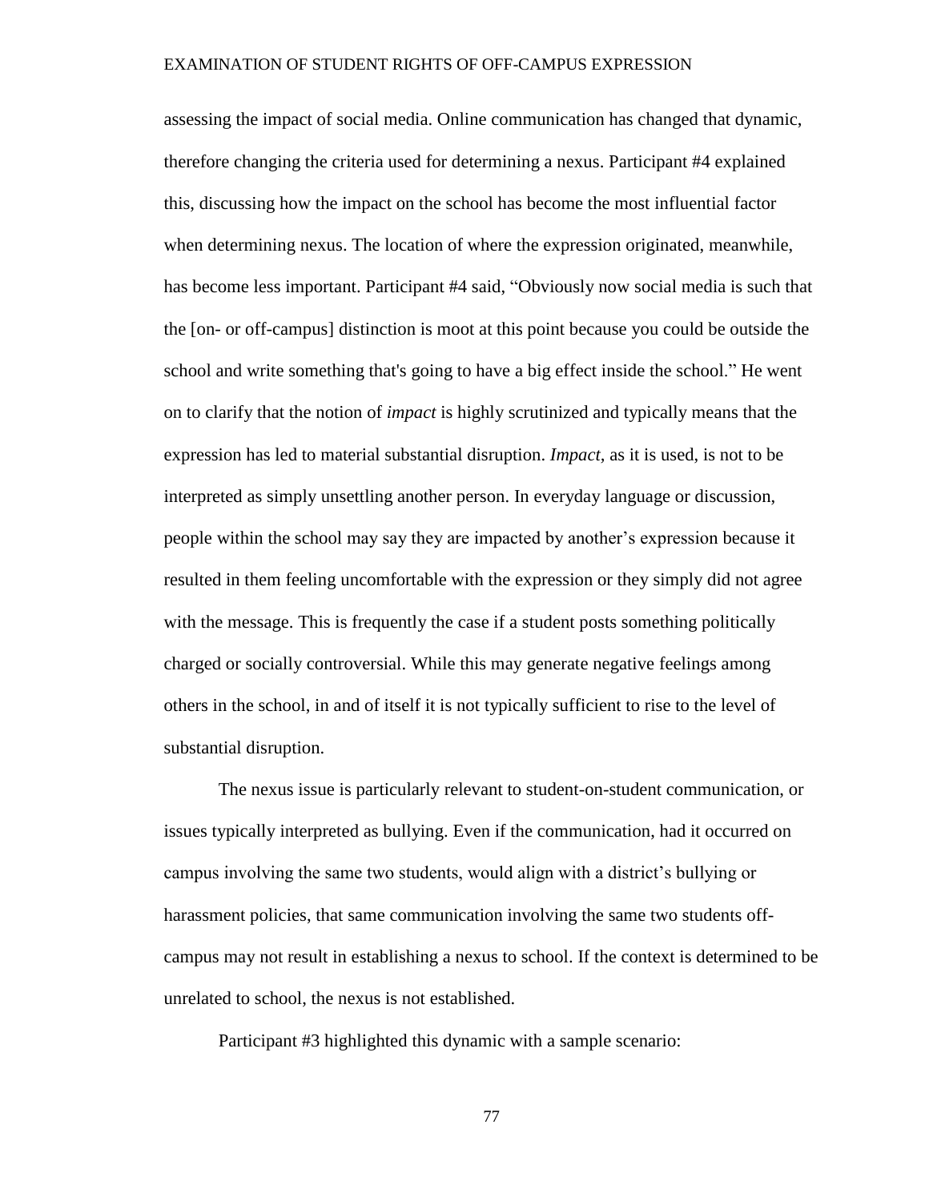assessing the impact of social media. Online communication has changed that dynamic, therefore changing the criteria used for determining a nexus. Participant #4 explained this, discussing how the impact on the school has become the most influential factor when determining nexus. The location of where the expression originated, meanwhile, has become less important. Participant #4 said, "Obviously now social media is such that the [on- or off-campus] distinction is moot at this point because you could be outside the school and write something that's going to have a big effect inside the school." He went on to clarify that the notion of *impact* is highly scrutinized and typically means that the expression has led to material substantial disruption. *Impact,* as it is used, is not to be interpreted as simply unsettling another person. In everyday language or discussion, people within the school may say they are impacted by another's expression because it resulted in them feeling uncomfortable with the expression or they simply did not agree with the message. This is frequently the case if a student posts something politically charged or socially controversial. While this may generate negative feelings among others in the school, in and of itself it is not typically sufficient to rise to the level of substantial disruption.

The nexus issue is particularly relevant to student-on-student communication, or issues typically interpreted as bullying. Even if the communication, had it occurred on campus involving the same two students, would align with a district's bullying or harassment policies, that same communication involving the same two students off-campus may not result in establishing a nexus to school. If the context is determined to be unrelated to school, the nexus is not established.

Participant #3 highlighted this dynamic with a sample scenario: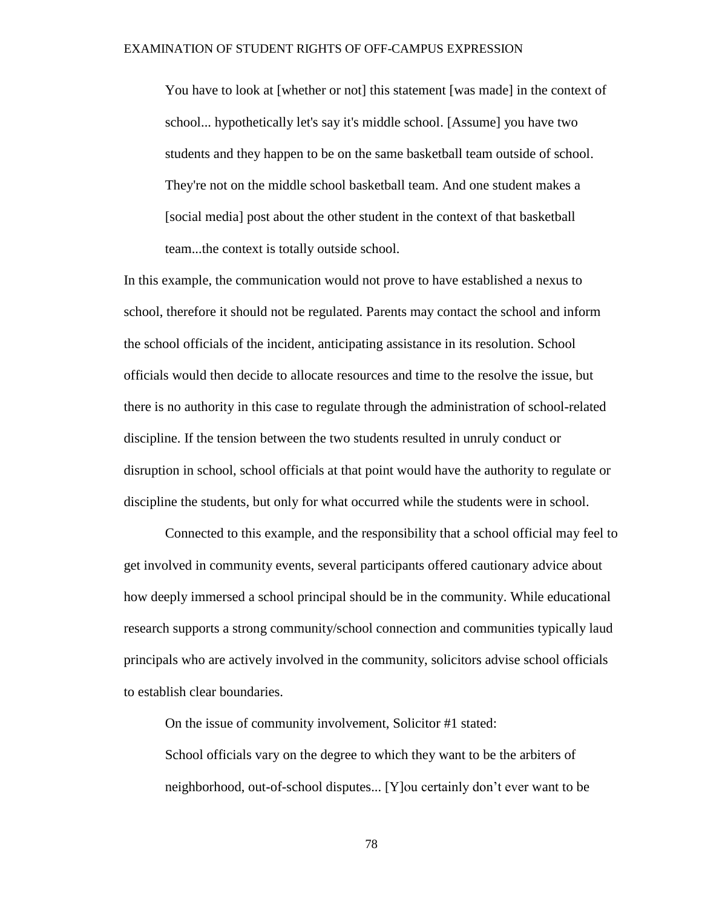> You have to look at [whether or not] this statement [was made] in the context of school... hypothetically let's say it's middle school. [Assume] you have two students and they happen to be on the same basketball team outside of school. They're not on the middle school basketball team. And one student makes a [social media] post about the other student in the context of that basketball team...the context is totally outside school.

In this example, the communication would not prove to have established a nexus to school, therefore it should not be regulated. Parents may contact the school and inform the school officials of the incident, anticipating assistance in its resolution. School officials would then decide to allocate resources and time to the resolve the issue, but there is no authority in this case to regulate through the administration of school-related discipline. If the tension between the two students resulted in unruly conduct or disruption in school, school officials at that point would have the authority to regulate or discipline the students, but only for what occurred while the students were in school.

Connected to this example, and the responsibility that a school official may feel to get involved in community events, several participants offered cautionary advice about how deeply immersed a school principal should be in the community. While educational research supports a strong community/school connection and communities typically laud principals who are actively involved in the community, solicitors advise school officials to establish clear boundaries.

On the issue of community involvement, Solicitor #1 stated:

> School officials vary on the degree to which they want to be the arbiters of neighborhood, out-of-school disputes... [Y]ou certainly don't ever want to be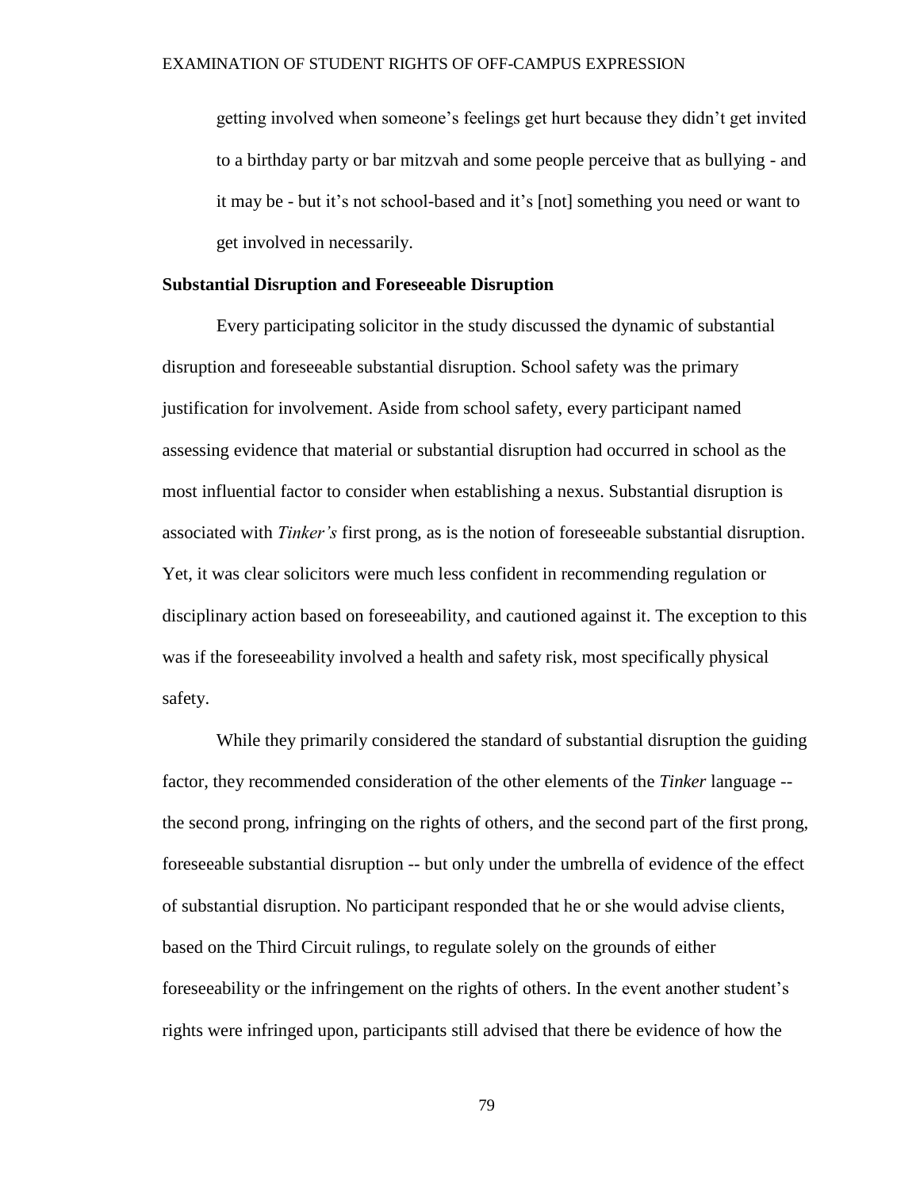> getting involved when someone's feelings get hurt because they didn't get invited to a birthday party or bar mitzvah and some people perceive that as bullying - and it may be - but it's not school-based and it's [not] something you need or want to get involved in necessarily.

**Substantial Disruption and Foreseeable Disruption**

Every participating solicitor in the study discussed the dynamic of substantial disruption and foreseeable substantial disruption. School safety was the primary justification for involvement. Aside from school safety, every participant named assessing evidence that material or substantial disruption had occurred in school as the most influential factor to consider when establishing a nexus. Substantial disruption is associated with *Tinker's* first prong, as is the notion of foreseeable substantial disruption. Yet, it was clear solicitors were much less confident in recommending regulation or disciplinary action based on foreseeability, and cautioned against it. The exception to this was if the foreseeability involved a health and safety risk, most specifically physical safety.

While they primarily considered the standard of substantial disruption the guiding factor, they recommended consideration of the other elements of the *Tinker* language -- the second prong, infringing on the rights of others, and the second part of the first prong, foreseeable substantial disruption -- but only under the umbrella of evidence of the effect of substantial disruption. No participant responded that he or she would advise clients, based on the Third Circuit rulings, to regulate solely on the grounds of either foreseeability or the infringement on the rights of others. In the event another student's rights were infringed upon, participants still advised that there be evidence of how the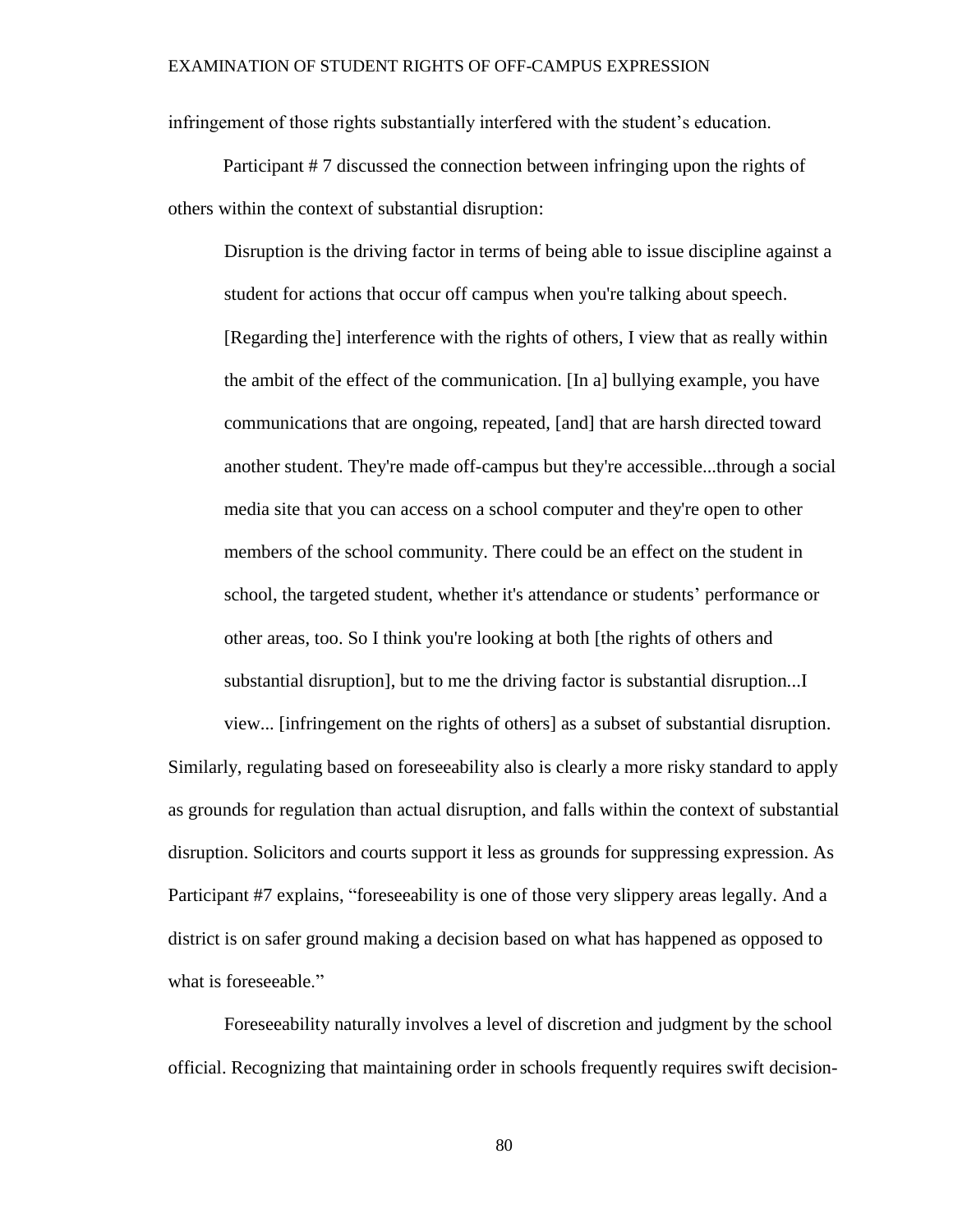infringement of those rights substantially interfered with the student's education.

Participant # 7 discussed the connection between infringing upon the rights of others within the context of substantial disruption:

> Disruption is the driving factor in terms of being able to issue discipline against a student for actions that occur off campus when you're talking about speech. [Regarding the] interference with the rights of others, I view that as really within the ambit of the effect of the communication. [In a] bullying example, you have communications that are ongoing, repeated, [and] that are harsh directed toward another student. They're made off-campus but they're accessible...through a social media site that you can access on a school computer and they're open to other members of the school community. There could be an effect on the student in school, the targeted student, whether it's attendance or students' performance or other areas, too. So I think you're looking at both [the rights of others and substantial disruption], but to me the driving factor is substantial disruption...I view... [infringement on the rights of others] as a subset of substantial disruption.

Similarly, regulating based on foreseeability also is clearly a more risky standard to apply as grounds for regulation than actual disruption, and falls within the context of substantial disruption. Solicitors and courts support it less as grounds for suppressing expression. As Participant #7 explains, "foreseeability is one of those very slippery areas legally. And a district is on safer ground making a decision based on what has happened as opposed to what is foreseeable."

Foreseeability naturally involves a level of discretion and judgment by the school official. Recognizing that maintaining order in schools frequently requires swift decision-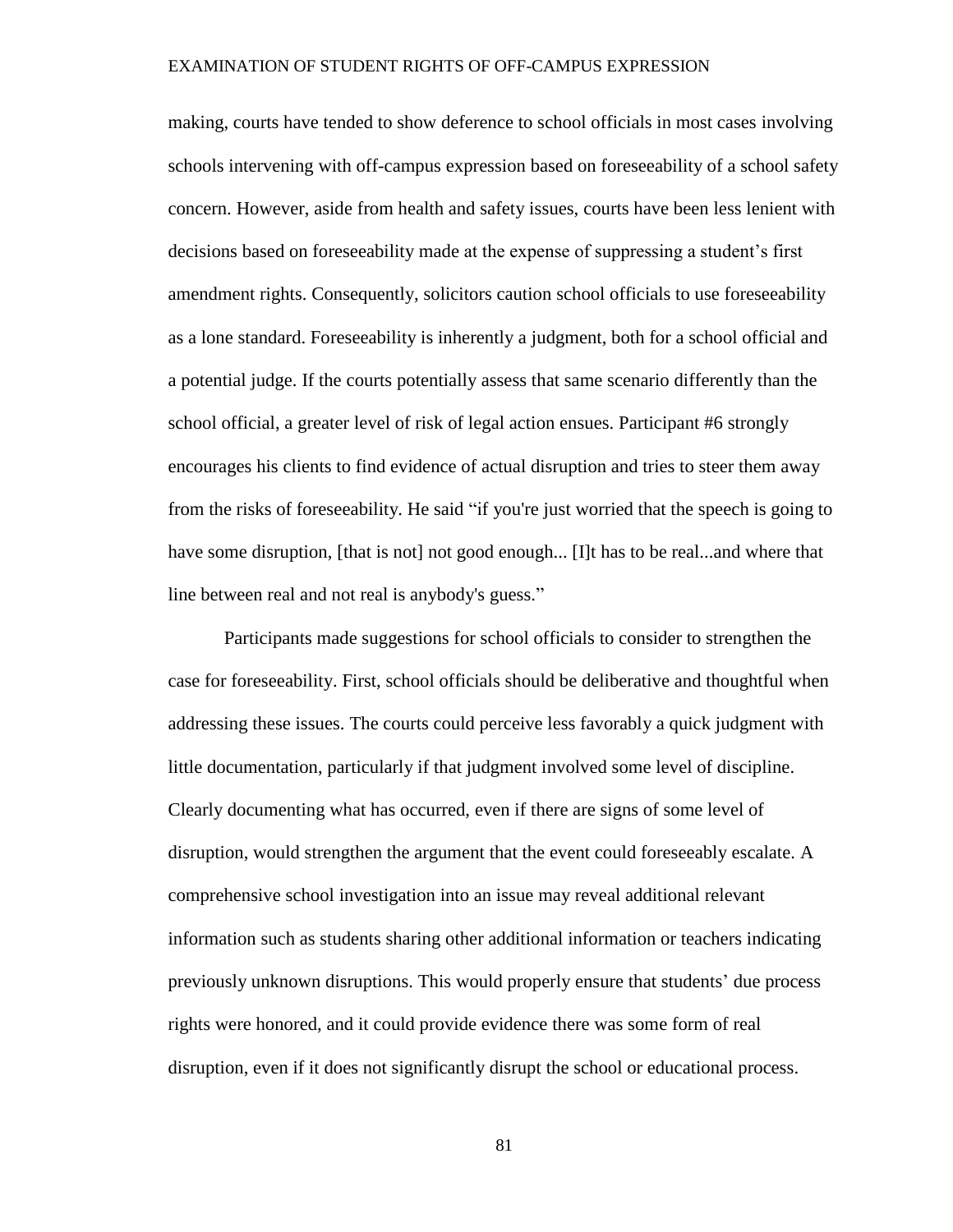making, courts have tended to show deference to school officials in most cases involving schools intervening with off-campus expression based on foreseeability of a school safety concern. However, aside from health and safety issues, courts have been less lenient with decisions based on foreseeability made at the expense of suppressing a student's first amendment rights. Consequently, solicitors caution school officials to use foreseeability as a lone standard. Foreseeability is inherently a judgment, both for a school official and a potential judge. If the courts potentially assess that same scenario differently than the school official, a greater level of risk of legal action ensues. Participant #6 strongly encourages his clients to find evidence of actual disruption and tries to steer them away from the risks of foreseeability. He said "if you're just worried that the speech is going to have some disruption, [that is not] not good enough... [I]t has to be real...and where that line between real and not real is anybody's guess."

Participants made suggestions for school officials to consider to strengthen the case for foreseeability. First, school officials should be deliberative and thoughtful when addressing these issues. The courts could perceive less favorably a quick judgment with little documentation, particularly if that judgment involved some level of discipline. Clearly documenting what has occurred, even if there are signs of some level of disruption, would strengthen the argument that the event could foreseeably escalate. A comprehensive school investigation into an issue may reveal additional relevant information such as students sharing other additional information or teachers indicating previously unknown disruptions. This would properly ensure that students' due process rights were honored, and it could provide evidence there was some form of real disruption, even if it does not significantly disrupt the school or educational process.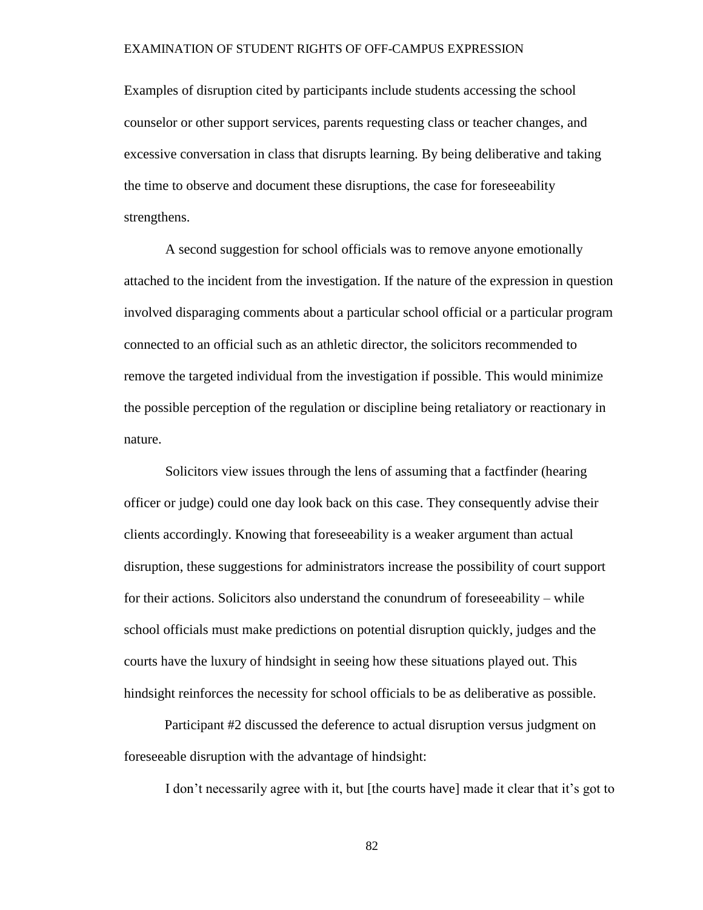Examples of disruption cited by participants include students accessing the school counselor or other support services, parents requesting class or teacher changes, and excessive conversation in class that disrupts learning. By being deliberative and taking the time to observe and document these disruptions, the case for foreseeability strengthens.

A second suggestion for school officials was to remove anyone emotionally attached to the incident from the investigation. If the nature of the expression in question involved disparaging comments about a particular school official or a particular program connected to an official such as an athletic director, the solicitors recommended to remove the targeted individual from the investigation if possible. This would minimize the possible perception of the regulation or discipline being retaliatory or reactionary in nature.

Solicitors view issues through the lens of assuming that a factfinder (hearing officer or judge) could one day look back on this case. They consequently advise their clients accordingly. Knowing that foreseeability is a weaker argument than actual disruption, these suggestions for administrators increase the possibility of court support for their actions. Solicitors also understand the conundrum of foreseeability – while school officials must make predictions on potential disruption quickly, judges and the courts have the luxury of hindsight in seeing how these situations played out. This hindsight reinforces the necessity for school officials to be as deliberative as possible.

Participant #2 discussed the deference to actual disruption versus judgment on foreseeable disruption with the advantage of hindsight:

> I don't necessarily agree with it, but [the courts have] made it clear that it's got to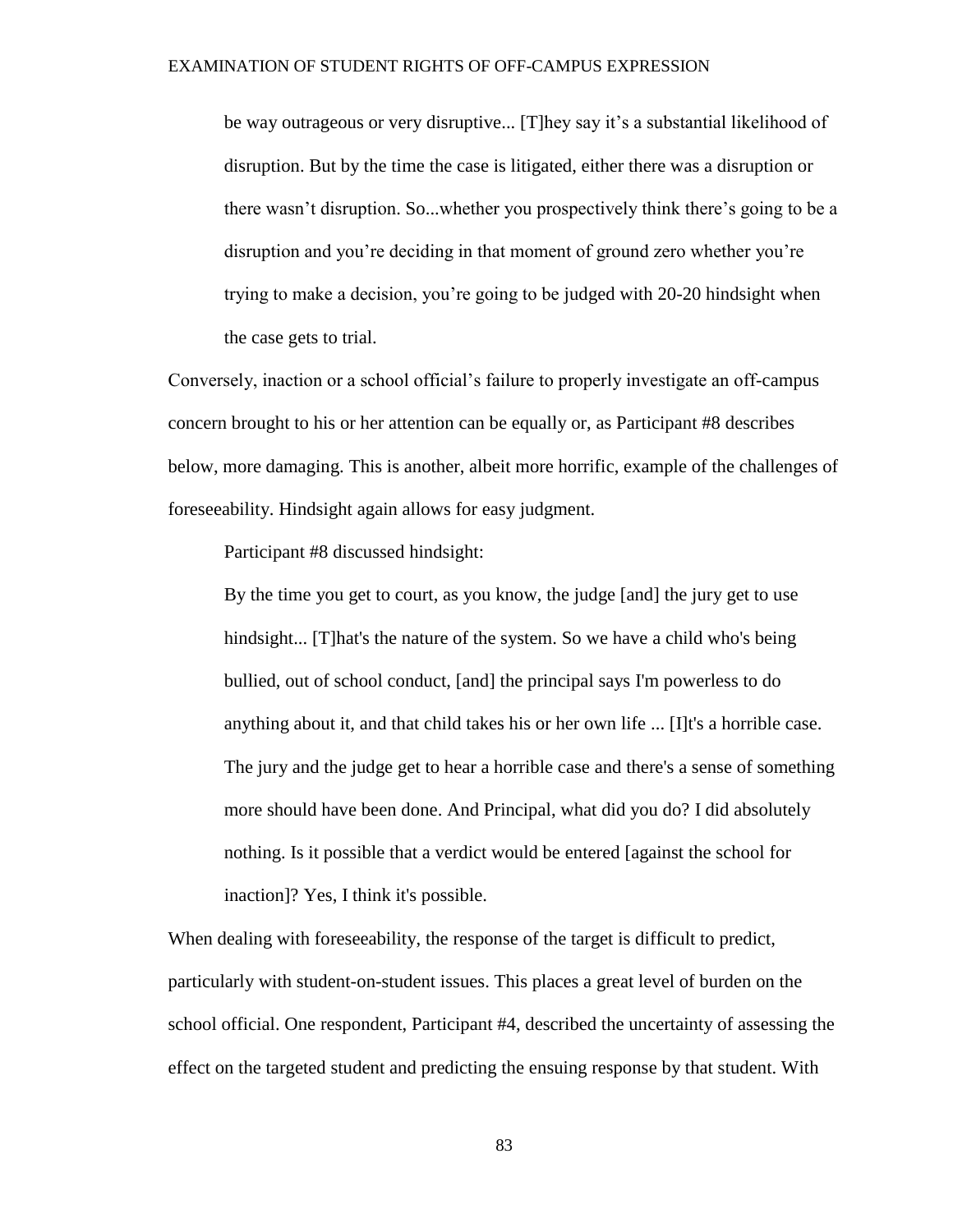> be way outrageous or very disruptive... [T]hey say it's a substantial likelihood of disruption. But by the time the case is litigated, either there was a disruption or there wasn't disruption. So...whether you prospectively think there's going to be a disruption and you're deciding in that moment of ground zero whether you're trying to make a decision, you're going to be judged with 20-20 hindsight when the case gets to trial.

Conversely, inaction or a school official's failure to properly investigate an off-campus concern brought to his or her attention can be equally or, as Participant #8 describes below, more damaging. This is another, albeit more horrific, example of the challenges of foreseeability. Hindsight again allows for easy judgment.

Participant #8 discussed hindsight:

> By the time you get to court, as you know, the judge [and] the jury get to use hindsight... [T]hat's the nature of the system. So we have a child who's being bullied, out of school conduct, [and] the principal says I'm powerless to do anything about it, and that child takes his or her own life ... [I]t's a horrible case. The jury and the judge get to hear a horrible case and there's a sense of something more should have been done. And Principal, what did you do? I did absolutely nothing. Is it possible that a verdict would be entered [against the school for inaction]? Yes, I think it's possible.

When dealing with foreseeability, the response of the target is difficult to predict, particularly with student-on-student issues. This places a great level of burden on the school official. One respondent, Participant #4, described the uncertainty of assessing the effect on the targeted student and predicting the ensuing response by that student. With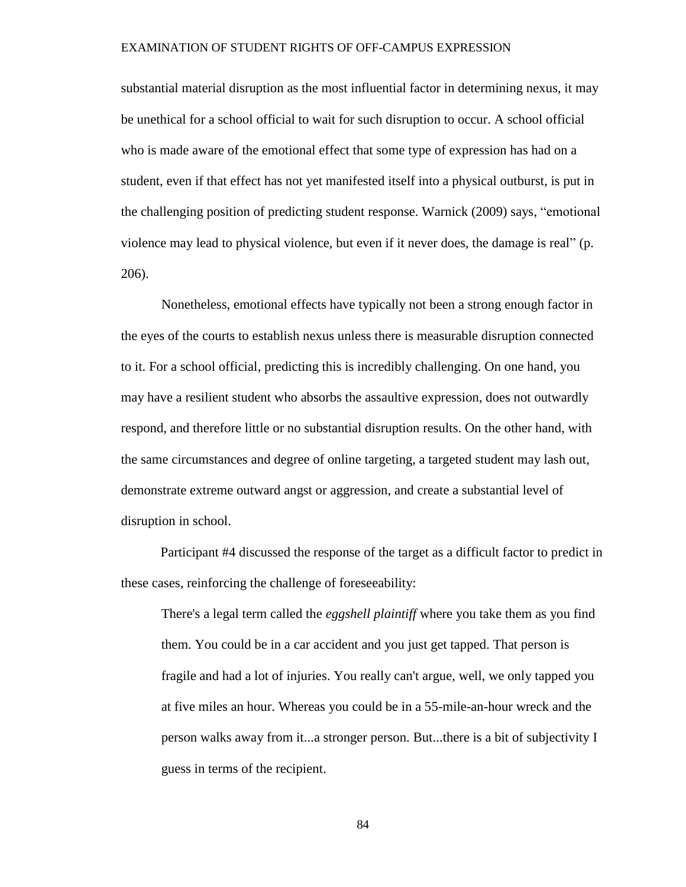substantial material disruption as the most influential factor in determining nexus, it may be unethical for a school official to wait for such disruption to occur. A school official who is made aware of the emotional effect that some type of expression has had on a student, even if that effect has not yet manifested itself into a physical outburst, is put in the challenging position of predicting student response. Warnick (2009) says, "emotional violence may lead to physical violence, but even if it never does, the damage is real" (p. 206).

Nonetheless, emotional effects have typically not been a strong enough factor in the eyes of the courts to establish nexus unless there is measurable disruption connected to it. For a school official, predicting this is incredibly challenging. On one hand, you may have a resilient student who absorbs the assaultive expression, does not outwardly respond, and therefore little or no substantial disruption results. On the other hand, with the same circumstances and degree of online targeting, a targeted student may lash out, demonstrate extreme outward angst or aggression, and create a substantial level of disruption in school.

Participant #4 discussed the response of the target as a difficult factor to predict in these cases, reinforcing the challenge of foreseeability:

> There's a legal term called the *eggshell plaintiff* where you take them as you find them. You could be in a car accident and you just get tapped. That person is fragile and had a lot of injuries. You really can't argue, well, we only tapped you at five miles an hour. Whereas you could be in a 55-mile-an-hour wreck and the person walks away from it...a stronger person. But...there is a bit of subjectivity I guess in terms of the recipient.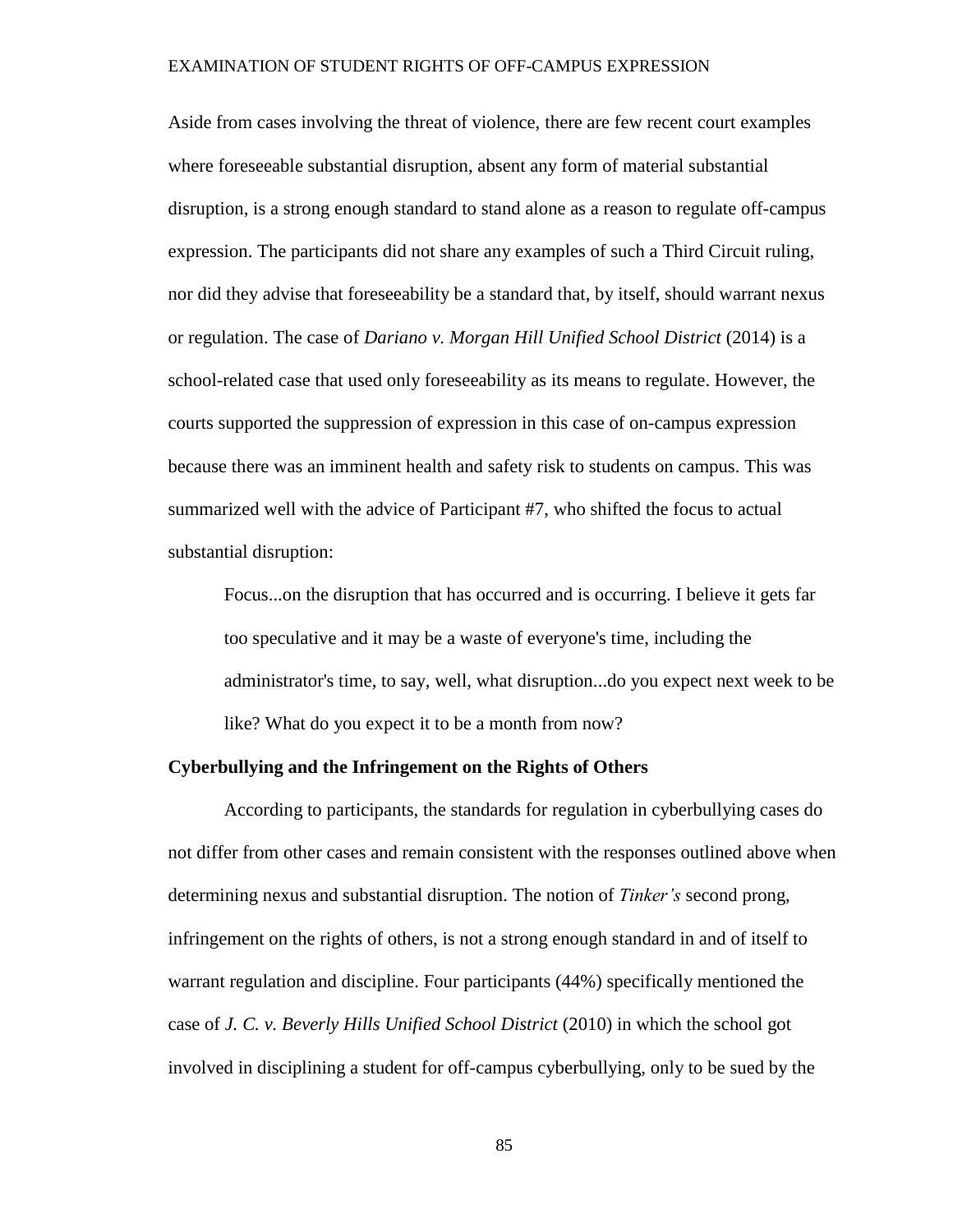Aside from cases involving the threat of violence, there are few recent court examples where foreseeable substantial disruption, absent any form of material substantial disruption, is a strong enough standard to stand alone as a reason to regulate off-campus expression. The participants did not share any examples of such a Third Circuit ruling, nor did they advise that foreseeability be a standard that, by itself, should warrant nexus or regulation. The case of *Dariano v. Morgan Hill Unified School District* (2014) is a school-related case that used only foreseeability as its means to regulate. However, the courts supported the suppression of expression in this case of on-campus expression because there was an imminent health and safety risk to students on campus. This was summarized well with the advice of Participant #7, who shifted the focus to actual substantial disruption:

> Focus...on the disruption that has occurred and is occurring. I believe it gets far too speculative and it may be a waste of everyone's time, including the administrator's time, to say, well, what disruption...do you expect next week to be like? What do you expect it to be a month from now?

**Cyberbullying and the Infringement on the Rights of Others**

According to participants, the standards for regulation in cyberbullying cases do not differ from other cases and remain consistent with the responses outlined above when determining nexus and substantial disruption. The notion of *Tinker's* second prong, infringement on the rights of others, is not a strong enough standard in and of itself to warrant regulation and discipline. Four participants (44%) specifically mentioned the case of *J. C. v. Beverly Hills Unified School District* (2010) in which the school got involved in disciplining a student for off-campus cyberbullying, only to be sued by the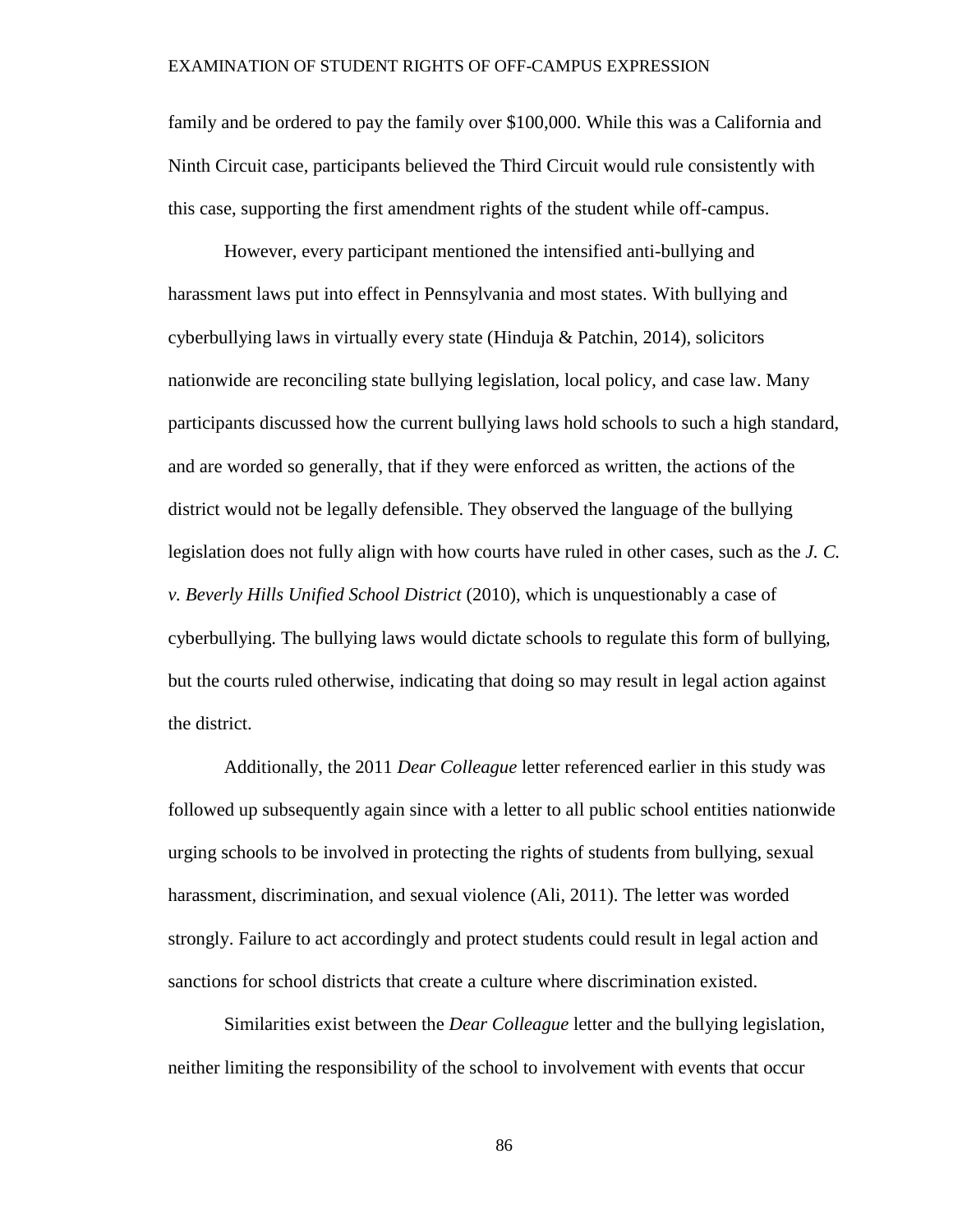family and be ordered to pay the family over $100,000. While this was a California and Ninth Circuit case, participants believed the Third Circuit would rule consistently with this case, supporting the first amendment rights of the student while off-campus.

However, every participant mentioned the intensified anti-bullying and harassment laws put into effect in Pennsylvania and most states. With bullying and cyberbullying laws in virtually every state (Hinduja & Patchin, 2014), solicitors nationwide are reconciling state bullying legislation, local policy, and case law. Many participants discussed how the current bullying laws hold schools to such a high standard, and are worded so generally, that if they were enforced as written, the actions of the district would not be legally defensible. They observed the language of the bullying legislation does not fully align with how courts have ruled in other cases, such as the *J. C. v. Beverly Hills Unified School District* (2010), which is unquestionably a case of cyberbullying. The bullying laws would dictate schools to regulate this form of bullying, but the courts ruled otherwise, indicating that doing so may result in legal action against the district.

Additionally, the 2011 *Dear Colleague* letter referenced earlier in this study was followed up subsequently again since with a letter to all public school entities nationwide urging schools to be involved in protecting the rights of students from bullying, sexual harassment, discrimination, and sexual violence (Ali, 2011). The letter was worded strongly. Failure to act accordingly and protect students could result in legal action and sanctions for school districts that create a culture where discrimination existed.

Similarities exist between the *Dear Colleague* letter and the bullying legislation, neither limiting the responsibility of the school to involvement with events that occur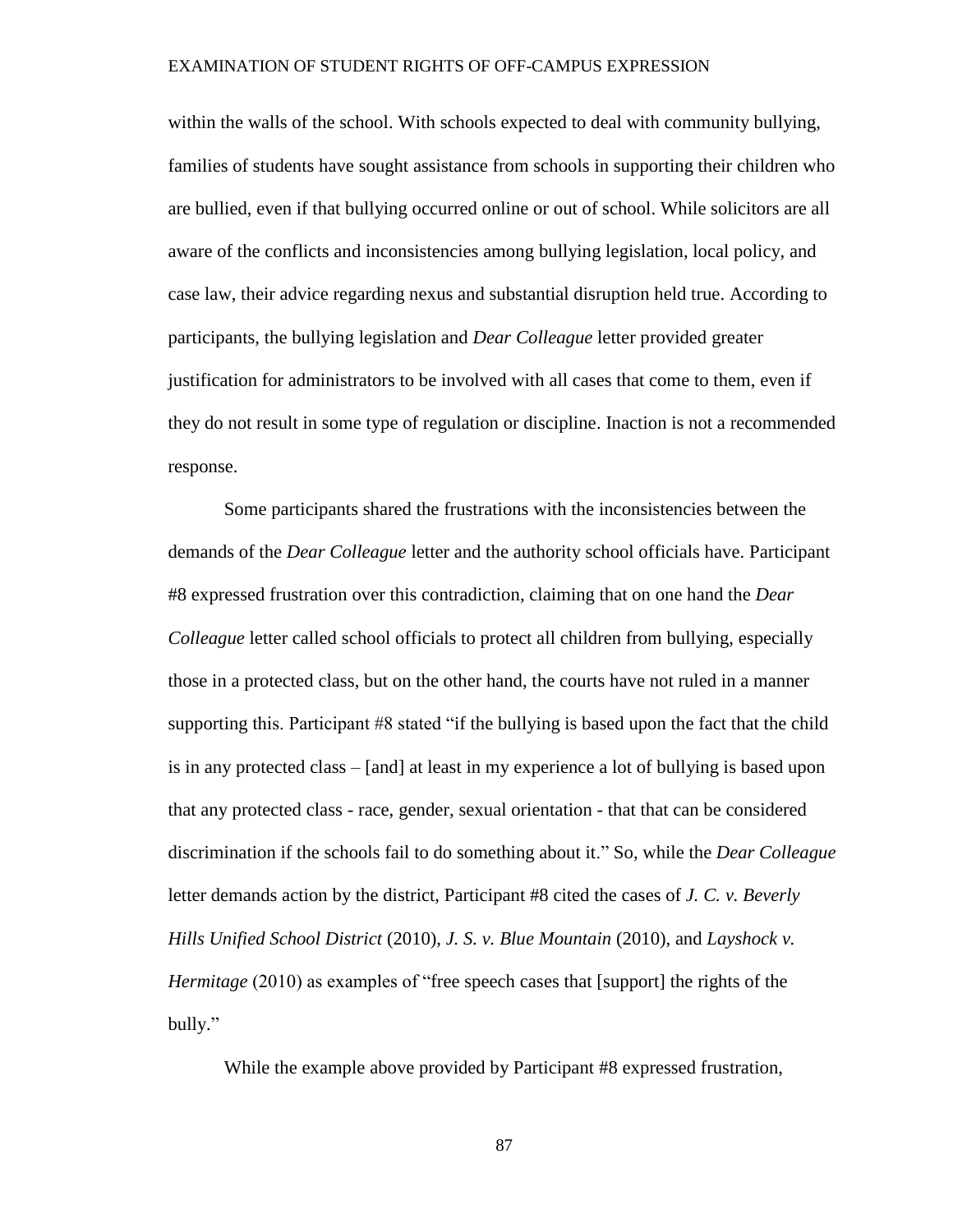within the walls of the school. With schools expected to deal with community bullying, families of students have sought assistance from schools in supporting their children who are bullied, even if that bullying occurred online or out of school. While solicitors are all aware of the conflicts and inconsistencies among bullying legislation, local policy, and case law, their advice regarding nexus and substantial disruption held true. According to participants, the bullying legislation and *Dear Colleague* letter provided greater justification for administrators to be involved with all cases that come to them, even if they do not result in some type of regulation or discipline. Inaction is not a recommended response.

Some participants shared the frustrations with the inconsistencies between the demands of the *Dear Colleague* letter and the authority school officials have. Participant #8 expressed frustration over this contradiction, claiming that on one hand the *Dear Colleague* letter called school officials to protect all children from bullying, especially those in a protected class, but on the other hand, the courts have not ruled in a manner supporting this. Participant #8 stated "if the bullying is based upon the fact that the child is in any protected class – [and] at least in my experience a lot of bullying is based upon that any protected class - race, gender, sexual orientation - that that can be considered discrimination if the schools fail to do something about it." So, while the *Dear Colleague* letter demands action by the district, Participant #8 cited the cases of *J. C. v. Beverly Hills Unified School District* (2010), *J. S. v. Blue Mountain* (2010), and *Layshock v. Hermitage* (2010) as examples of "free speech cases that [support] the rights of the bully."

While the example above provided by Participant #8 expressed frustration,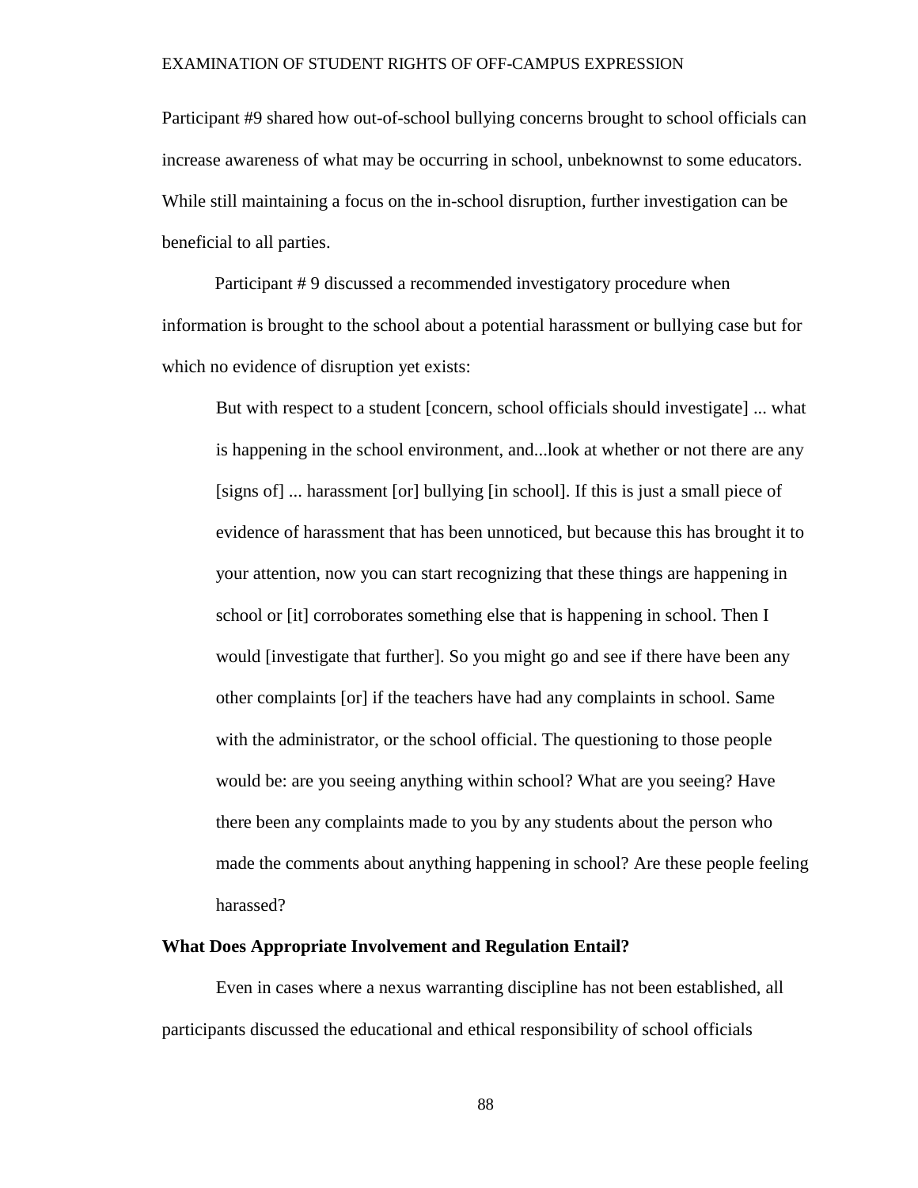Participant #9 shared how out-of-school bullying concerns brought to school officials can increase awareness of what may be occurring in school, unbeknownst to some educators. While still maintaining a focus on the in-school disruption, further investigation can be beneficial to all parties.

Participant # 9 discussed a recommended investigatory procedure when information is brought to the school about a potential harassment or bullying case but for which no evidence of disruption yet exists:

> But with respect to a student [concern, school officials should investigate] ... what is happening in the school environment, and...look at whether or not there are any [signs of] ... harassment [or] bullying [in school]. If this is just a small piece of evidence of harassment that has been unnoticed, but because this has brought it to your attention, now you can start recognizing that these things are happening in school or [it] corroborates something else that is happening in school. Then I would [investigate that further]. So you might go and see if there have been any other complaints [or] if the teachers have had any complaints in school. Same with the administrator, or the school official. The questioning to those people would be: are you seeing anything within school? What are you seeing? Have there been any complaints made to you by any students about the person who made the comments about anything happening in school? Are these people feeling harassed?

### What Does Appropriate Involvement and Regulation Entail?

Even in cases where a nexus warranting discipline has not been established, all participants discussed the educational and ethical responsibility of school officials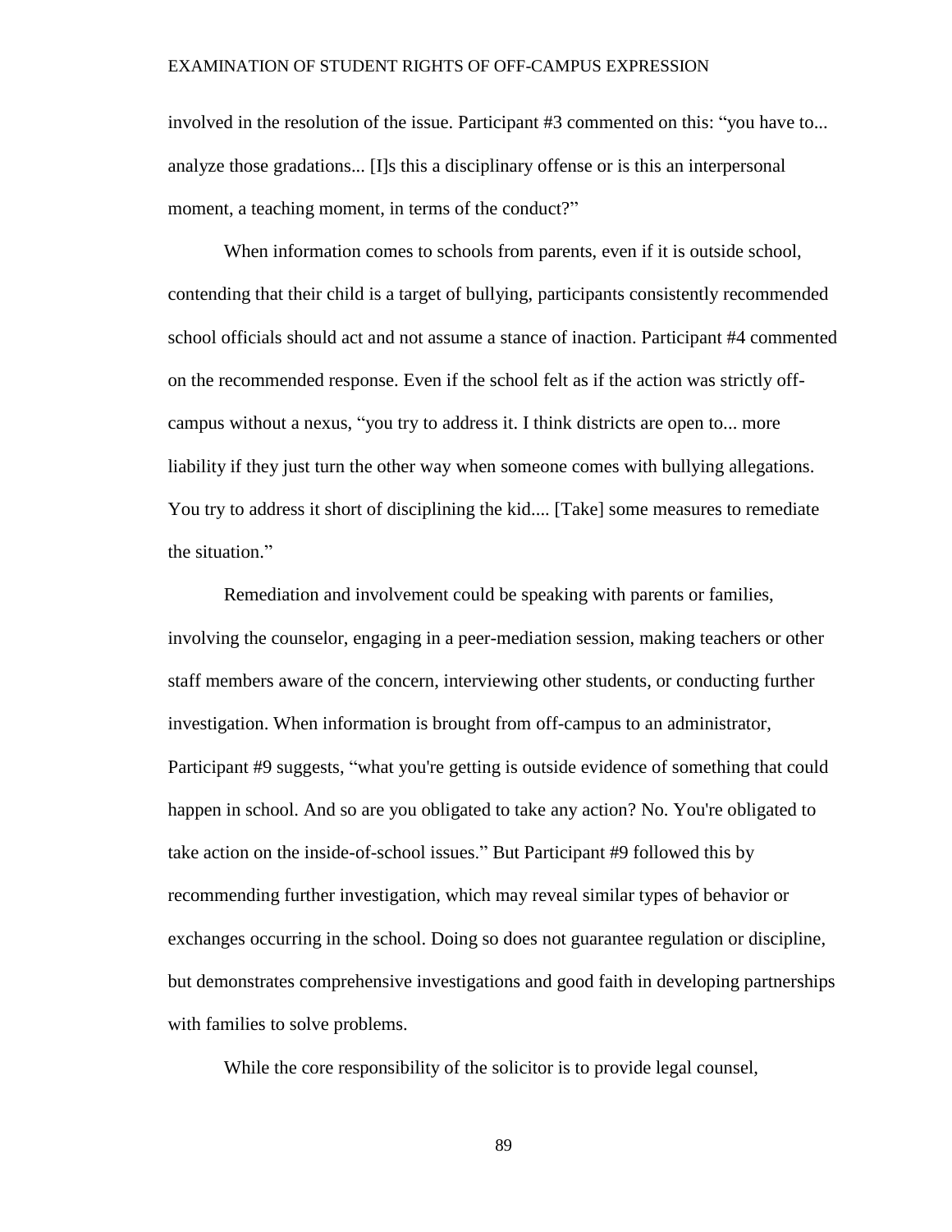involved in the resolution of the issue. Participant #3 commented on this: "you have to... analyze those gradations... [I]s this a disciplinary offense or is this an interpersonal moment, a teaching moment, in terms of the conduct?"

When information comes to schools from parents, even if it is outside school, contending that their child is a target of bullying, participants consistently recommended school officials should act and not assume a stance of inaction. Participant #4 commented on the recommended response. Even if the school felt as if the action was strictly off-campus without a nexus, "you try to address it. I think districts are open to... more liability if they just turn the other way when someone comes with bullying allegations. You try to address it short of disciplining the kid.... [Take] some measures to remediate the situation."

Remediation and involvement could be speaking with parents or families, involving the counselor, engaging in a peer-mediation session, making teachers or other staff members aware of the concern, interviewing other students, or conducting further investigation. When information is brought from off-campus to an administrator, Participant #9 suggests, "what you're getting is outside evidence of something that could happen in school. And so are you obligated to take any action? No. You're obligated to take action on the inside-of-school issues." But Participant #9 followed this by recommending further investigation, which may reveal similar types of behavior or exchanges occurring in the school. Doing so does not guarantee regulation or discipline, but demonstrates comprehensive investigations and good faith in developing partnerships with families to solve problems.

While the core responsibility of the solicitor is to provide legal counsel,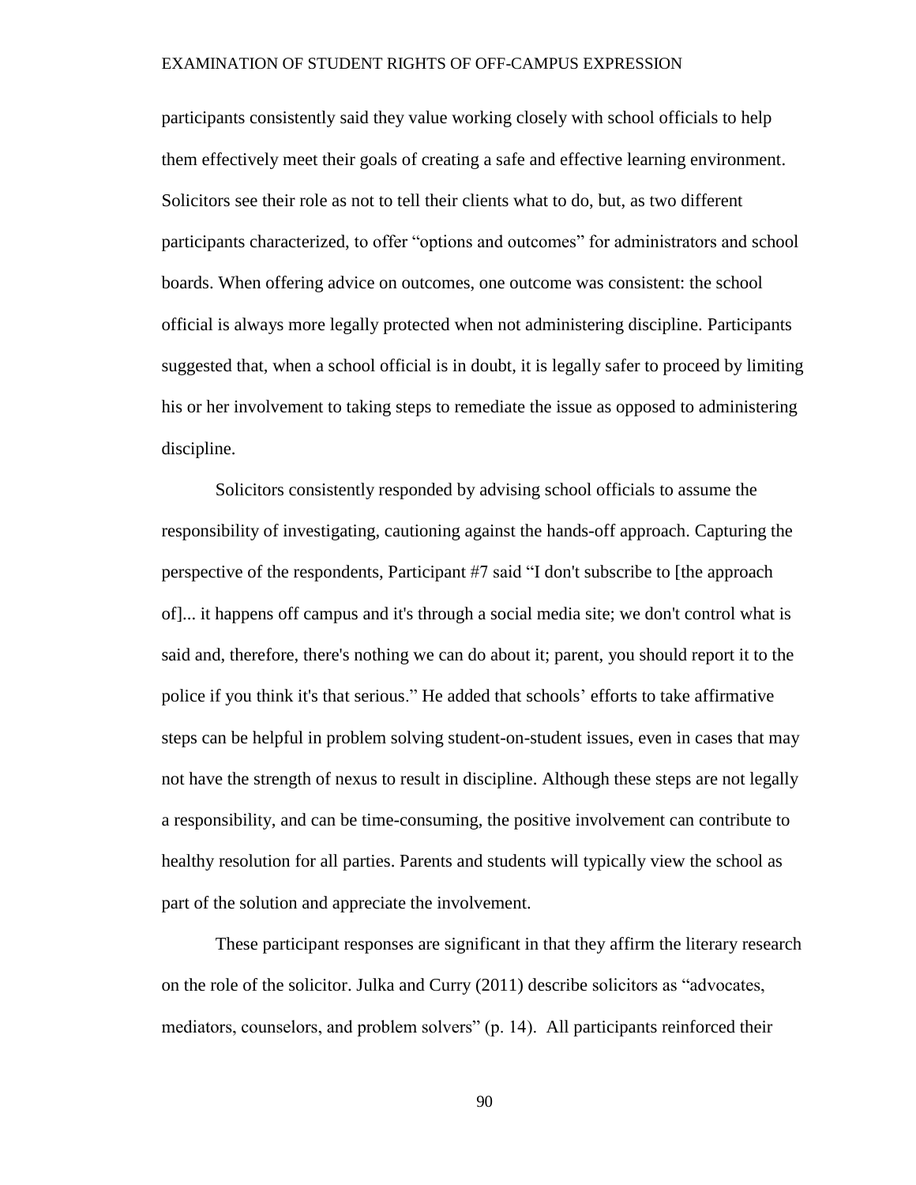participants consistently said they value working closely with school officials to help them effectively meet their goals of creating a safe and effective learning environment. Solicitors see their role as not to tell their clients what to do, but, as two different participants characterized, to offer "options and outcomes" for administrators and school boards. When offering advice on outcomes, one outcome was consistent: the school official is always more legally protected when not administering discipline. Participants suggested that, when a school official is in doubt, it is legally safer to proceed by limiting his or her involvement to taking steps to remediate the issue as opposed to administering discipline.

Solicitors consistently responded by advising school officials to assume the responsibility of investigating, cautioning against the hands-off approach. Capturing the perspective of the respondents, Participant #7 said "I don't subscribe to [the approach of]... it happens off campus and it's through a social media site; we don't control what is said and, therefore, there's nothing we can do about it; parent, you should report it to the police if you think it's that serious." He added that schools' efforts to take affirmative steps can be helpful in problem solving student-on-student issues, even in cases that may not have the strength of nexus to result in discipline. Although these steps are not legally a responsibility, and can be time-consuming, the positive involvement can contribute to healthy resolution for all parties. Parents and students will typically view the school as part of the solution and appreciate the involvement.

These participant responses are significant in that they affirm the literary research on the role of the solicitor. Julka and Curry (2011) describe solicitors as "advocates, mediators, counselors, and problem solvers" (p. 14). All participants reinforced their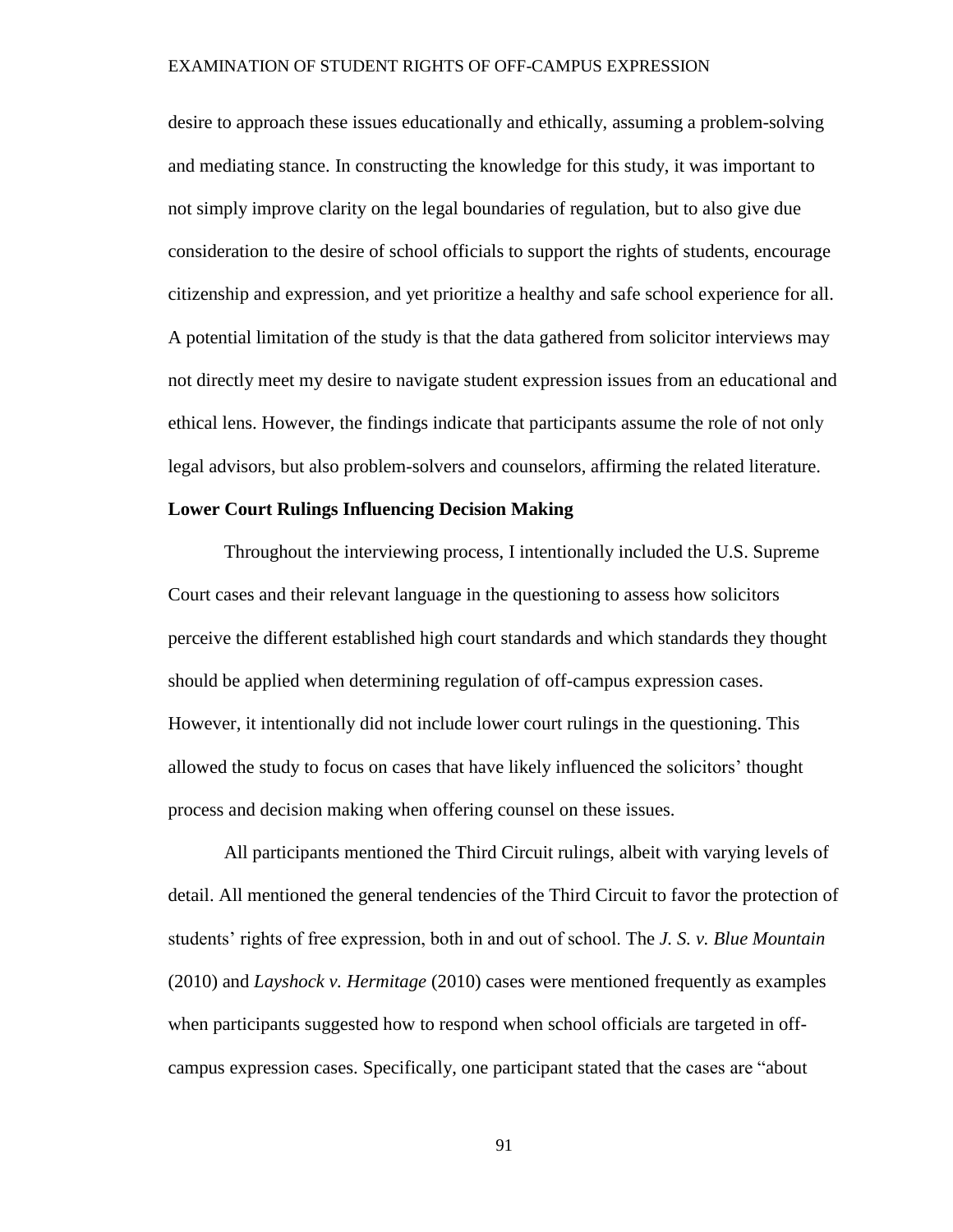desire to approach these issues educationally and ethically, assuming a problem-solving and mediating stance. In constructing the knowledge for this study, it was important to not simply improve clarity on the legal boundaries of regulation, but to also give due consideration to the desire of school officials to support the rights of students, encourage citizenship and expression, and yet prioritize a healthy and safe school experience for all. A potential limitation of the study is that the data gathered from solicitor interviews may not directly meet my desire to navigate student expression issues from an educational and ethical lens. However, the findings indicate that participants assume the role of not only legal advisors, but also problem-solvers and counselors, affirming the related literature.

**Lower Court Rulings Influencing Decision Making**

Throughout the interviewing process, I intentionally included the U.S. Supreme Court cases and their relevant language in the questioning to assess how solicitors perceive the different established high court standards and which standards they thought should be applied when determining regulation of off-campus expression cases. However, it intentionally did not include lower court rulings in the questioning. This allowed the study to focus on cases that have likely influenced the solicitors' thought process and decision making when offering counsel on these issues.

All participants mentioned the Third Circuit rulings, albeit with varying levels of detail. All mentioned the general tendencies of the Third Circuit to favor the protection of students' rights of free expression, both in and out of school. The *J. S. v. Blue Mountain* (2010) and *Layshock v. Hermitage* (2010) cases were mentioned frequently as examples when participants suggested how to respond when school officials are targeted in off-campus expression cases. Specifically, one participant stated that the cases are "about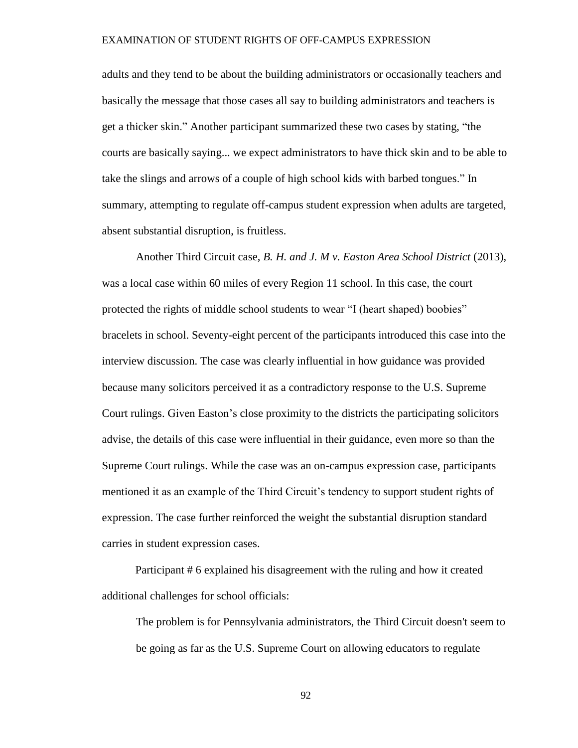adults and they tend to be about the building administrators or occasionally teachers and basically the message that those cases all say to building administrators and teachers is get a thicker skin." Another participant summarized these two cases by stating, "the courts are basically saying... we expect administrators to have thick skin and to be able to take the slings and arrows of a couple of high school kids with barbed tongues." In summary, attempting to regulate off-campus student expression when adults are targeted, absent substantial disruption, is fruitless.

Another Third Circuit case, *B. H. and J. M v. Easton Area School District* (2013), was a local case within 60 miles of every Region 11 school. In this case, the court protected the rights of middle school students to wear "I (heart shaped) boobies" bracelets in school. Seventy-eight percent of the participants introduced this case into the interview discussion. The case was clearly influential in how guidance was provided because many solicitors perceived it as a contradictory response to the U.S. Supreme Court rulings. Given Easton's close proximity to the districts the participating solicitors advise, the details of this case were influential in their guidance, even more so than the Supreme Court rulings. While the case was an on-campus expression case, participants mentioned it as an example of the Third Circuit's tendency to support student rights of expression. The case further reinforced the weight the substantial disruption standard carries in student expression cases.

Participant # 6 explained his disagreement with the ruling and how it created additional challenges for school officials:

> The problem is for Pennsylvania administrators, the Third Circuit doesn't seem to be going as far as the U.S. Supreme Court on allowing educators to regulate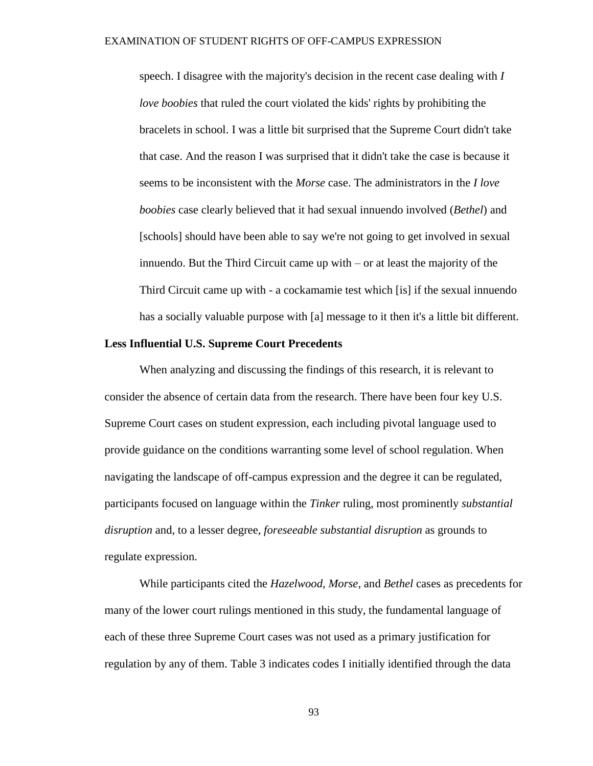speech. I disagree with the majority's decision in the recent case dealing with *I love boobies* that ruled the court violated the kids' rights by prohibiting the bracelets in school. I was a little bit surprised that the Supreme Court didn't take that case. And the reason I was surprised that it didn't take the case is because it seems to be inconsistent with the *Morse* case. The administrators in the *I love boobies* case clearly believed that it had sexual innuendo involved (*Bethel*) and [schools] should have been able to say we're not going to get involved in sexual innuendo. But the Third Circuit came up with – or at least the majority of the Third Circuit came up with - a cockamamie test which [is] if the sexual innuendo has a socially valuable purpose with [a] message to it then it's a little bit different.

**Less Influential U.S. Supreme Court Precedents**

When analyzing and discussing the findings of this research, it is relevant to consider the absence of certain data from the research. There have been four key U.S. Supreme Court cases on student expression, each including pivotal language used to provide guidance on the conditions warranting some level of school regulation. When navigating the landscape of off-campus expression and the degree it can be regulated, participants focused on language within the *Tinker* ruling, most prominently *substantial disruption* and, to a lesser degree, *foreseeable substantial disruption* as grounds to regulate expression.

While participants cited the *Hazelwood, Morse,* and *Bethel* cases as precedents for many of the lower court rulings mentioned in this study, the fundamental language of each of these three Supreme Court cases was not used as a primary justification for regulation by any of them. Table 3 indicates codes I initially identified through the data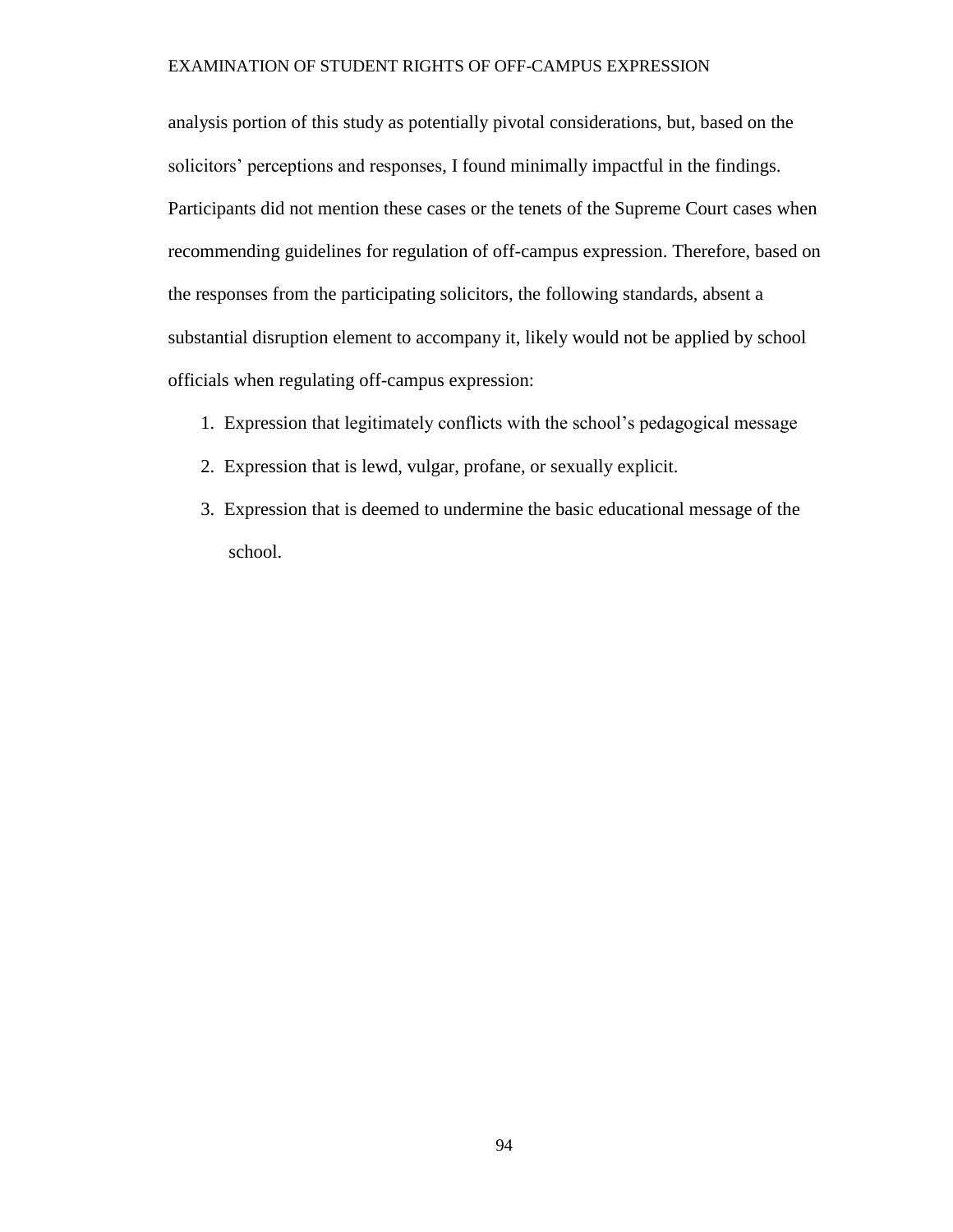analysis portion of this study as potentially pivotal considerations, but, based on the solicitors' perceptions and responses, I found minimally impactful in the findings. Participants did not mention these cases or the tenets of the Supreme Court cases when recommending guidelines for regulation of off-campus expression. Therefore, based on the responses from the participating solicitors, the following standards, absent a substantial disruption element to accompany it, likely would not be applied by school officials when regulating off-campus expression:

1. Expression that legitimately conflicts with the school's pedagogical message
2. Expression that is lewd, vulgar, profane, or sexually explicit.
3. Expression that is deemed to undermine the basic educational message of the school.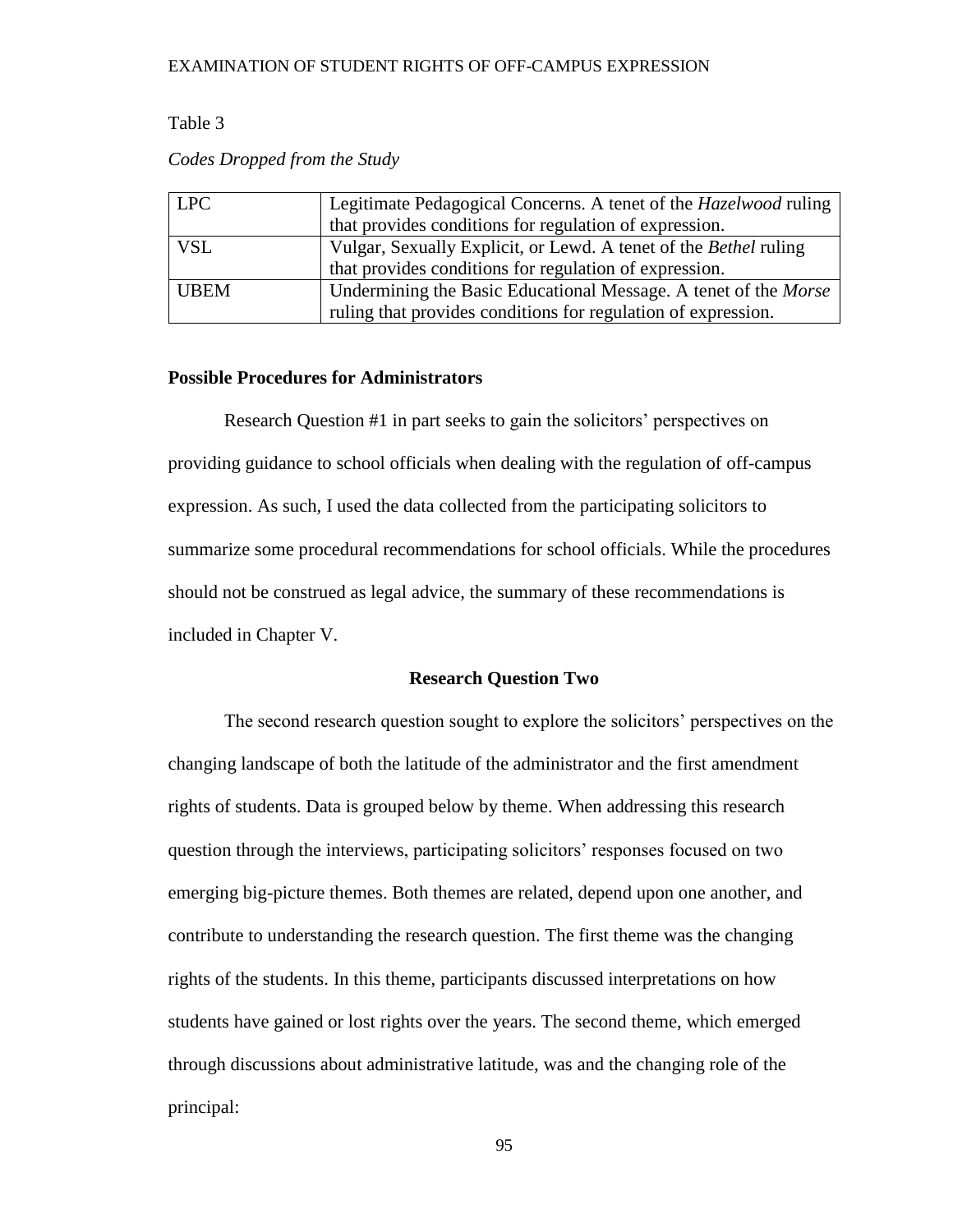Table 3

*Codes Dropped from the Study*

| | |
|---|---|
| LPC | Legitimate Pedagogical Concerns. A tenet of the *Hazelwood* ruling that provides conditions for regulation of expression. |
| VSL | Vulgar, Sexually Explicit, or Lewd. A tenet of the *Bethel* ruling that provides conditions for regulation of expression. |
| UBEM | Undermining the Basic Educational Message. A tenet of the *Morse* ruling that provides conditions for regulation of expression. |

**Possible Procedures for Administrators**

Research Question #1 in part seeks to gain the solicitors' perspectives on providing guidance to school officials when dealing with the regulation of off-campus expression. As such, I used the data collected from the participating solicitors to summarize some procedural recommendations for school officials. While the procedures should not be construed as legal advice, the summary of these recommendations is included in Chapter V.

## Research Question Two

The second research question sought to explore the solicitors' perspectives on the changing landscape of both the latitude of the administrator and the first amendment rights of students. Data is grouped below by theme. When addressing this research question through the interviews, participating solicitors' responses focused on two emerging big-picture themes. Both themes are related, depend upon one another, and contribute to understanding the research question. The first theme was the changing rights of the students. In this theme, participants discussed interpretations on how students have gained or lost rights over the years. The second theme, which emerged through discussions about administrative latitude, was and the changing role of the principal: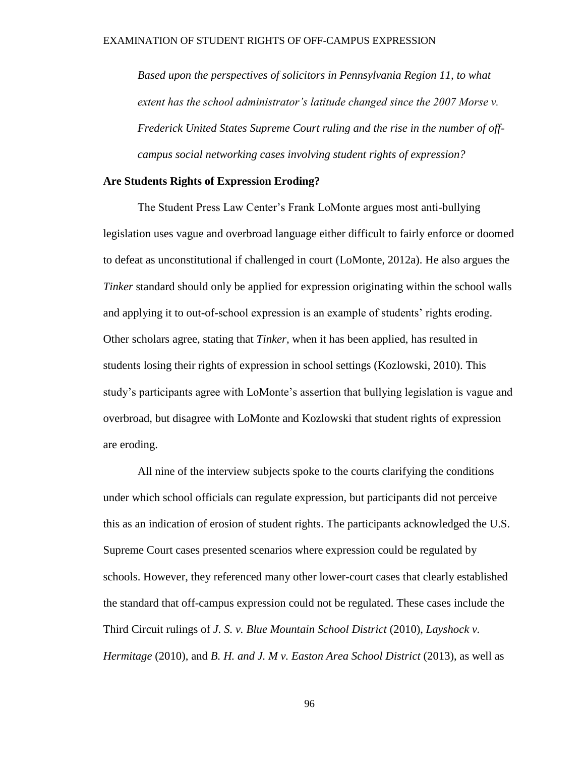*Based upon the perspectives of solicitors in Pennsylvania Region 11, to what extent has the school administrator's latitude changed since the 2007 Morse v. Frederick United States Supreme Court ruling and the rise in the number of off-campus social networking cases involving student rights of expression?*

**Are Students Rights of Expression Eroding?**

The Student Press Law Center's Frank LoMonte argues most anti-bullying legislation uses vague and overbroad language either difficult to fairly enforce or doomed to defeat as unconstitutional if challenged in court (LoMonte, 2012a). He also argues the *Tinker* standard should only be applied for expression originating within the school walls and applying it to out-of-school expression is an example of students' rights eroding. Other scholars agree, stating that *Tinker*, when it has been applied, has resulted in students losing their rights of expression in school settings (Kozlowski, 2010). This study's participants agree with LoMonte's assertion that bullying legislation is vague and overbroad, but disagree with LoMonte and Kozlowski that student rights of expression are eroding.

All nine of the interview subjects spoke to the courts clarifying the conditions under which school officials can regulate expression, but participants did not perceive this as an indication of erosion of student rights. The participants acknowledged the U.S. Supreme Court cases presented scenarios where expression could be regulated by schools. However, they referenced many other lower-court cases that clearly established the standard that off-campus expression could not be regulated. These cases include the Third Circuit rulings of *J. S. v. Blue Mountain School District* (2010), *Layshock v. Hermitage* (2010), and *B. H. and J. M v. Easton Area School District* (2013), as well as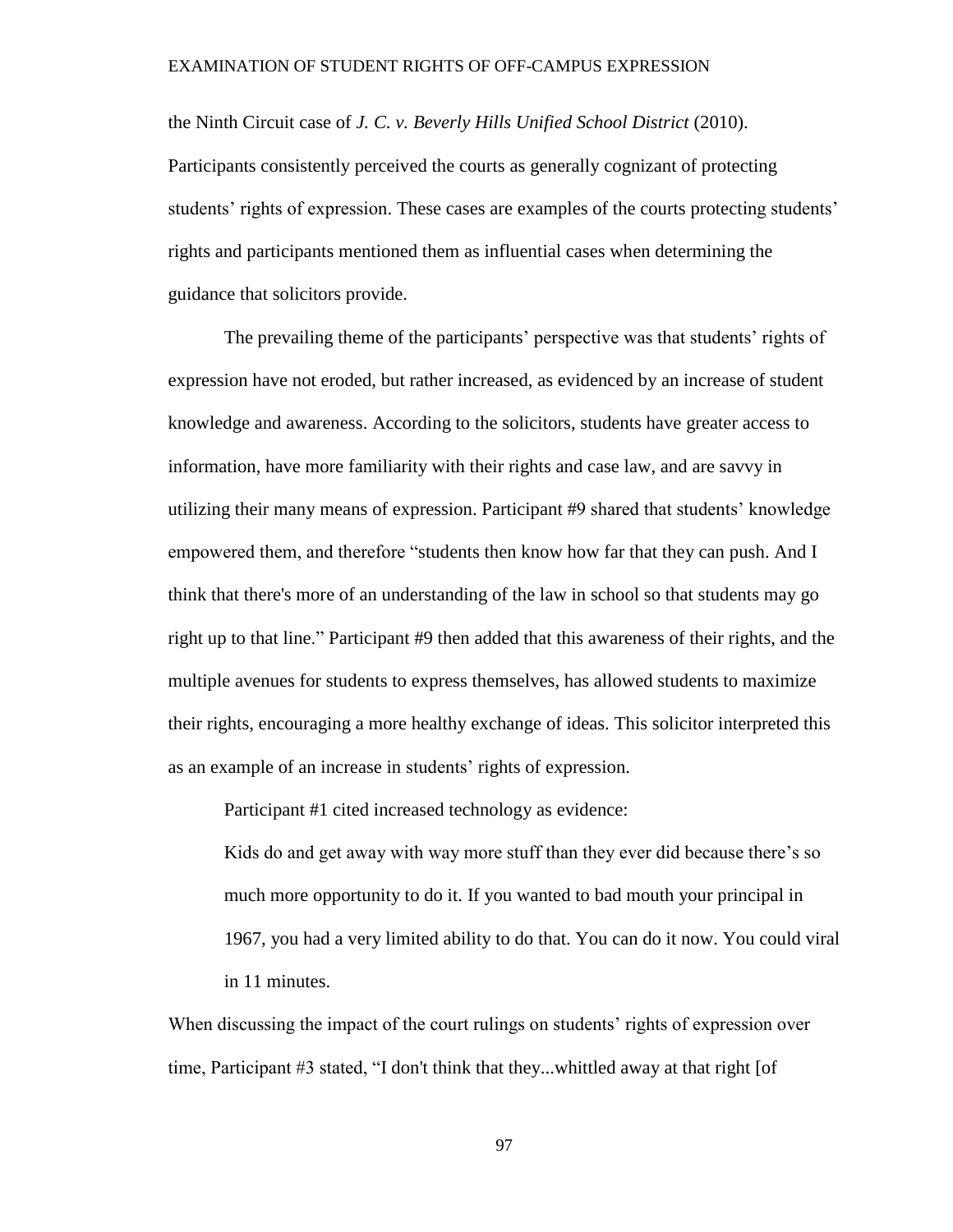the Ninth Circuit case of *J. C. v. Beverly Hills Unified School District* (2010). Participants consistently perceived the courts as generally cognizant of protecting students' rights of expression. These cases are examples of the courts protecting students' rights and participants mentioned them as influential cases when determining the guidance that solicitors provide.

The prevailing theme of the participants' perspective was that students' rights of expression have not eroded, but rather increased, as evidenced by an increase of student knowledge and awareness. According to the solicitors, students have greater access to information, have more familiarity with their rights and case law, and are savvy in utilizing their many means of expression. Participant #9 shared that students' knowledge empowered them, and therefore "students then know how far that they can push. And I think that there's more of an understanding of the law in school so that students may go right up to that line." Participant #9 then added that this awareness of their rights, and the multiple avenues for students to express themselves, has allowed students to maximize their rights, encouraging a more healthy exchange of ideas. This solicitor interpreted this as an example of an increase in students' rights of expression.

Participant #1 cited increased technology as evidence:

> Kids do and get away with way more stuff than they ever did because there's so much more opportunity to do it. If you wanted to bad mouth your principal in 1967, you had a very limited ability to do that. You can do it now. You could viral in 11 minutes.

When discussing the impact of the court rulings on students' rights of expression over time, Participant #3 stated, "I don't think that they...whittled away at that right [of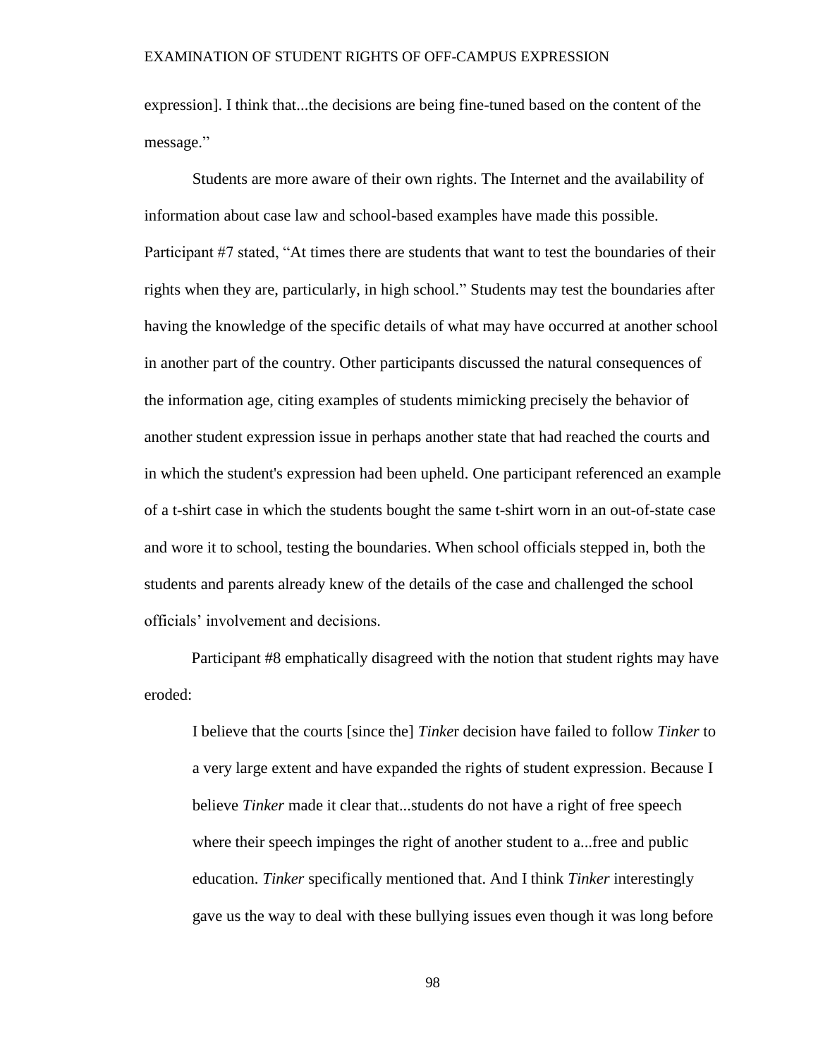expression]. I think that...the decisions are being fine-tuned based on the content of the message."

Students are more aware of their own rights. The Internet and the availability of information about case law and school-based examples have made this possible. Participant #7 stated, "At times there are students that want to test the boundaries of their rights when they are, particularly, in high school." Students may test the boundaries after having the knowledge of the specific details of what may have occurred at another school in another part of the country. Other participants discussed the natural consequences of the information age, citing examples of students mimicking precisely the behavior of another student expression issue in perhaps another state that had reached the courts and in which the student's expression had been upheld. One participant referenced an example of a t-shirt case in which the students bought the same t-shirt worn in an out-of-state case and wore it to school, testing the boundaries. When school officials stepped in, both the students and parents already knew of the details of the case and challenged the school officials' involvement and decisions.

Participant #8 emphatically disagreed with the notion that student rights may have eroded:

> I believe that the courts [since the] *Tinker* decision have failed to follow *Tinker* to a very large extent and have expanded the rights of student expression. Because I believe *Tinker* made it clear that...students do not have a right of free speech where their speech impinges the right of another student to a...free and public education. *Tinker* specifically mentioned that. And I think *Tinker* interestingly gave us the way to deal with these bullying issues even though it was long before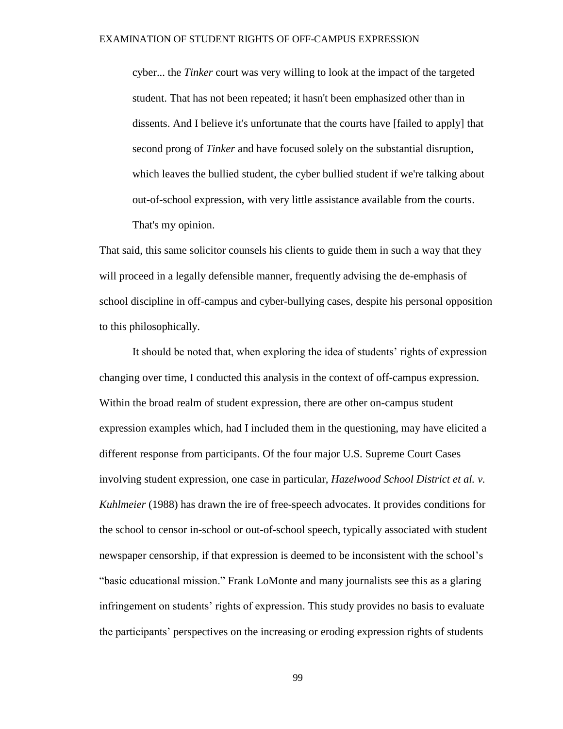> cyber... the *Tinker* court was very willing to look at the impact of the targeted student. That has not been repeated; it hasn't been emphasized other than in dissents. And I believe it's unfortunate that the courts have [failed to apply] that second prong of *Tinker* and have focused solely on the substantial disruption, which leaves the bullied student, the cyber bullied student if we're talking about out-of-school expression, with very little assistance available from the courts. That's my opinion.

That said, this same solicitor counsels his clients to guide them in such a way that they will proceed in a legally defensible manner, frequently advising the de-emphasis of school discipline in off-campus and cyber-bullying cases, despite his personal opposition to this philosophically.

It should be noted that, when exploring the idea of students' rights of expression changing over time, I conducted this analysis in the context of off-campus expression. Within the broad realm of student expression, there are other on-campus student expression examples which, had I included them in the questioning, may have elicited a different response from participants. Of the four major U.S. Supreme Court Cases involving student expression, one case in particular, *Hazelwood School District et al. v. Kuhlmeier* (1988) has drawn the ire of free-speech advocates. It provides conditions for the school to censor in-school or out-of-school speech, typically associated with student newspaper censorship, if that expression is deemed to be inconsistent with the school's "basic educational mission." Frank LoMonte and many journalists see this as a glaring infringement on students' rights of expression. This study provides no basis to evaluate the participants' perspectives on the increasing or eroding expression rights of students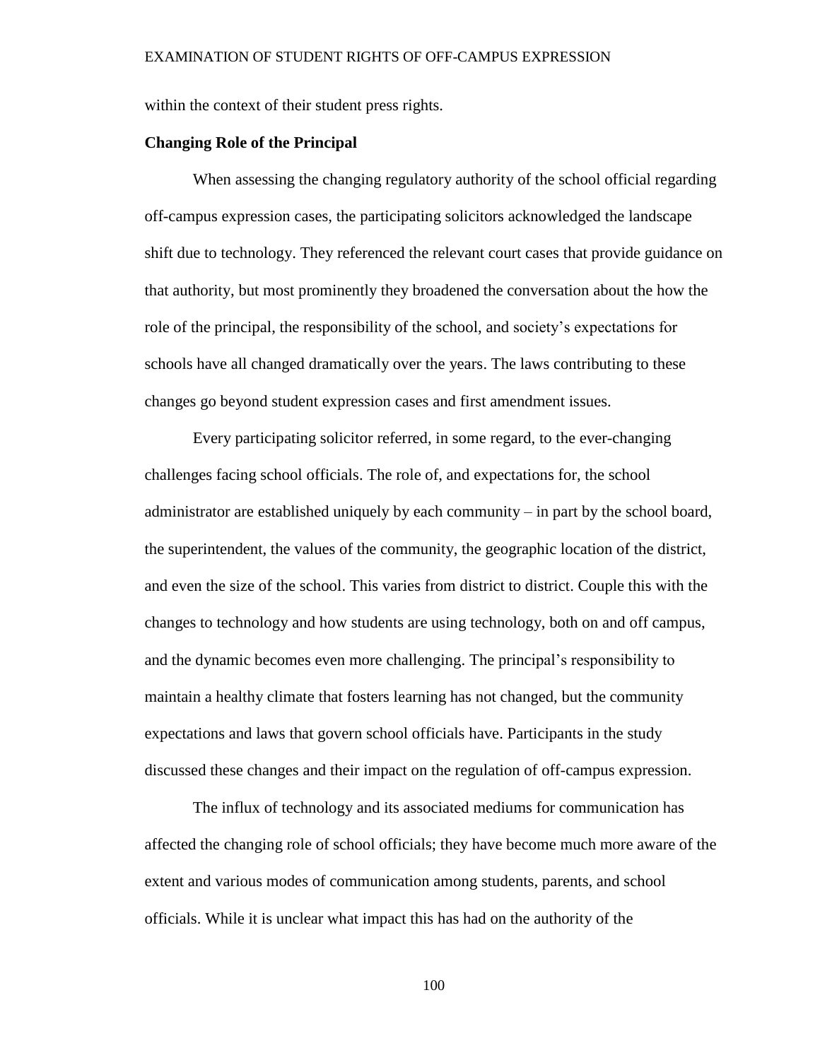within the context of their student press rights.

### Changing Role of the Principal

When assessing the changing regulatory authority of the school official regarding off-campus expression cases, the participating solicitors acknowledged the landscape shift due to technology. They referenced the relevant court cases that provide guidance on that authority, but most prominently they broadened the conversation about the how the role of the principal, the responsibility of the school, and society's expectations for schools have all changed dramatically over the years. The laws contributing to these changes go beyond student expression cases and first amendment issues.

Every participating solicitor referred, in some regard, to the ever-changing challenges facing school officials. The role of, and expectations for, the school administrator are established uniquely by each community – in part by the school board, the superintendent, the values of the community, the geographic location of the district, and even the size of the school. This varies from district to district. Couple this with the changes to technology and how students are using technology, both on and off campus, and the dynamic becomes even more challenging. The principal's responsibility to maintain a healthy climate that fosters learning has not changed, but the community expectations and laws that govern school officials have. Participants in the study discussed these changes and their impact on the regulation of off-campus expression.

The influx of technology and its associated mediums for communication has affected the changing role of school officials; they have become much more aware of the extent and various modes of communication among students, parents, and school officials. While it is unclear what impact this has had on the authority of the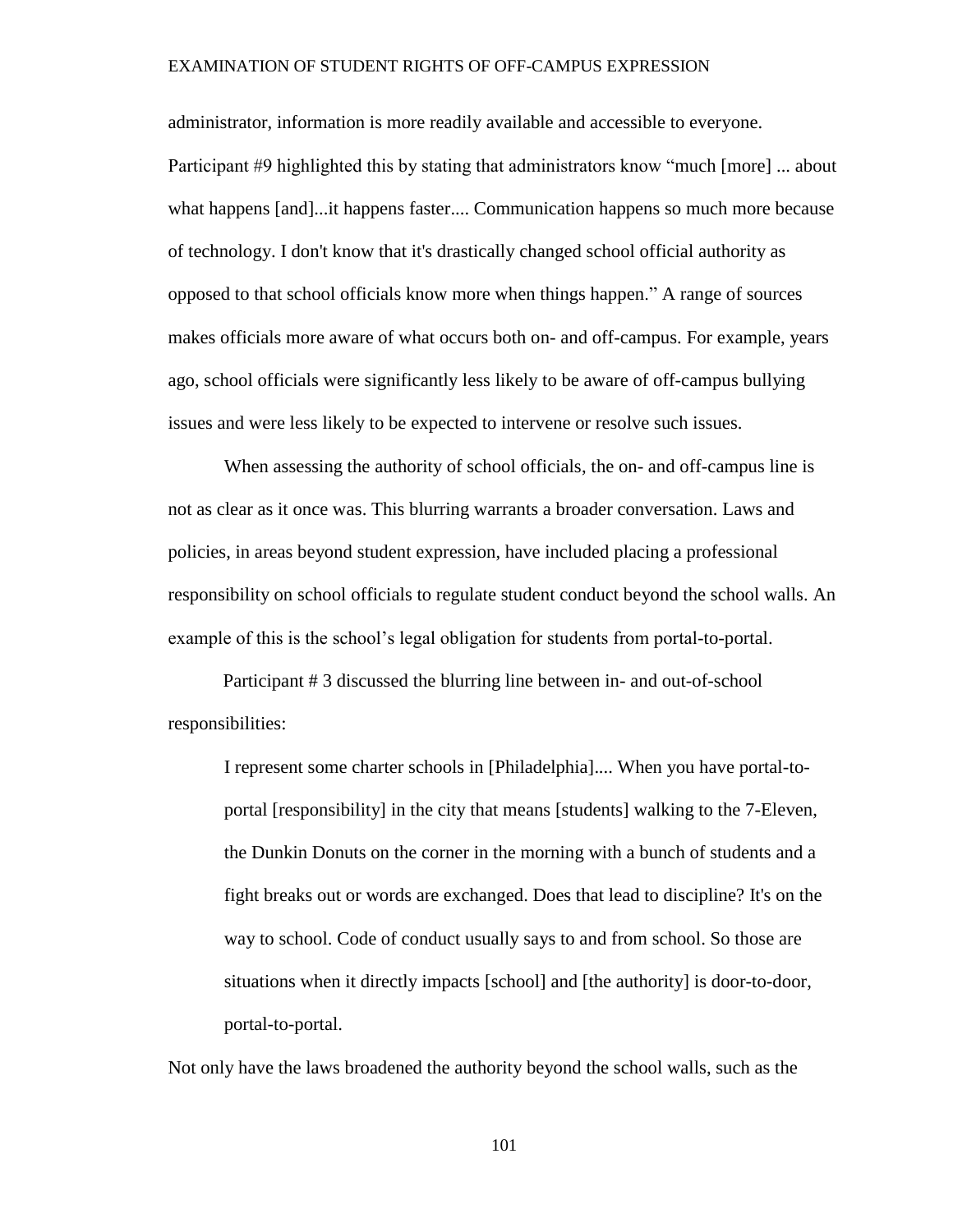administrator, information is more readily available and accessible to everyone. Participant #9 highlighted this by stating that administrators know "much [more] ... about what happens [and]...it happens faster.... Communication happens so much more because of technology. I don't know that it's drastically changed school official authority as opposed to that school officials know more when things happen." A range of sources makes officials more aware of what occurs both on- and off-campus. For example, years ago, school officials were significantly less likely to be aware of off-campus bullying issues and were less likely to be expected to intervene or resolve such issues.

When assessing the authority of school officials, the on- and off-campus line is not as clear as it once was. This blurring warrants a broader conversation. Laws and policies, in areas beyond student expression, have included placing a professional responsibility on school officials to regulate student conduct beyond the school walls. An example of this is the school's legal obligation for students from portal-to-portal.

Participant # 3 discussed the blurring line between in- and out-of-school responsibilities:

> I represent some charter schools in [Philadelphia].... When you have portal-to-portal [responsibility] in the city that means [students] walking to the 7-Eleven, the Dunkin Donuts on the corner in the morning with a bunch of students and a fight breaks out or words are exchanged. Does that lead to discipline? It's on the way to school. Code of conduct usually says to and from school. So those are situations when it directly impacts [school] and [the authority] is door-to-door, portal-to-portal.

Not only have the laws broadened the authority beyond the school walls, such as the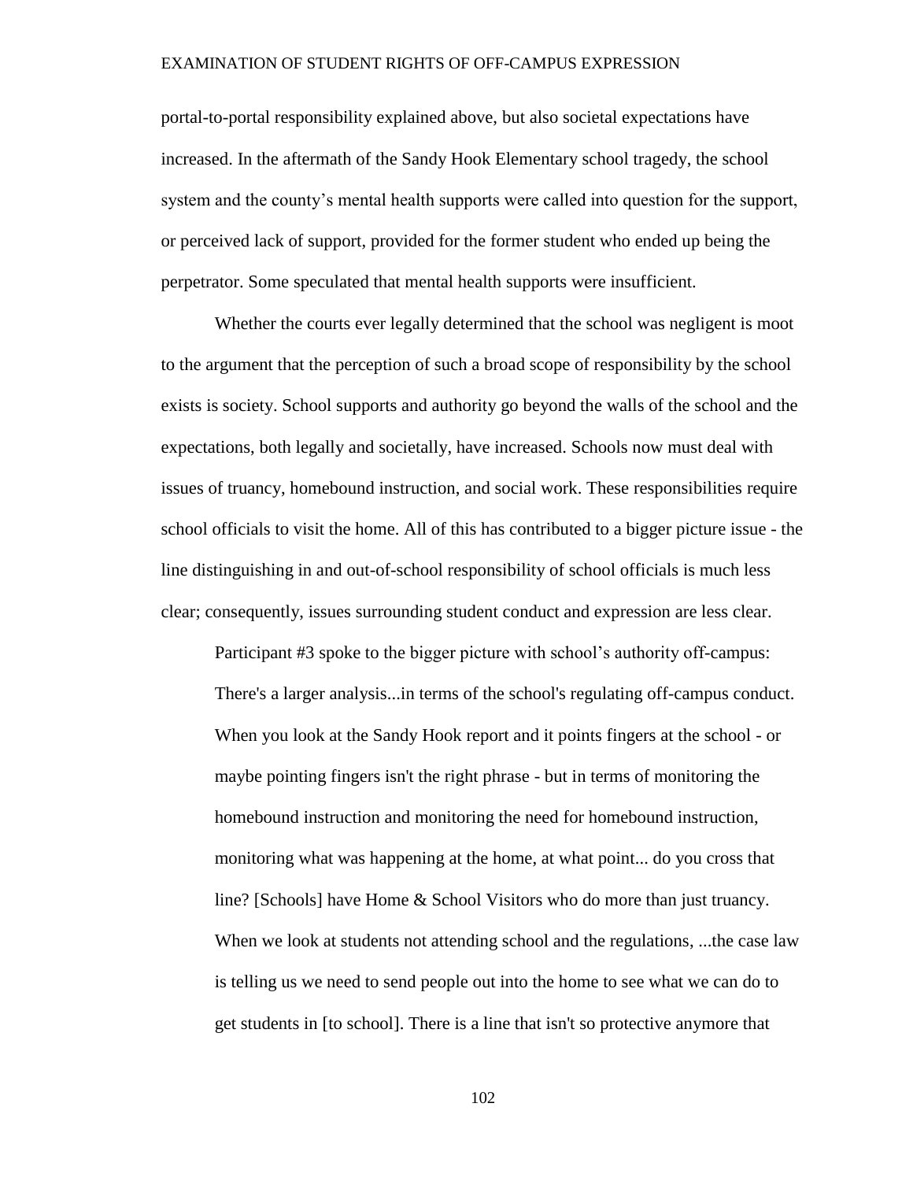portal-to-portal responsibility explained above, but also societal expectations have increased. In the aftermath of the Sandy Hook Elementary school tragedy, the school system and the county's mental health supports were called into question for the support, or perceived lack of support, provided for the former student who ended up being the perpetrator. Some speculated that mental health supports were insufficient.

Whether the courts ever legally determined that the school was negligent is moot to the argument that the perception of such a broad scope of responsibility by the school exists is society. School supports and authority go beyond the walls of the school and the expectations, both legally and societally, have increased. Schools now must deal with issues of truancy, homebound instruction, and social work. These responsibilities require school officials to visit the home. All of this has contributed to a bigger picture issue - the line distinguishing in and out-of-school responsibility of school officials is much less clear; consequently, issues surrounding student conduct and expression are less clear.

Participant #3 spoke to the bigger picture with school's authority off-campus:

> There's a larger analysis...in terms of the school's regulating off-campus conduct. When you look at the Sandy Hook report and it points fingers at the school - or maybe pointing fingers isn't the right phrase - but in terms of monitoring the homebound instruction and monitoring the need for homebound instruction, monitoring what was happening at the home, at what point... do you cross that line? [Schools] have Home & School Visitors who do more than just truancy. When we look at students not attending school and the regulations, ...the case law is telling us we need to send people out into the home to see what we can do to get students in [to school]. There is a line that isn't so protective anymore that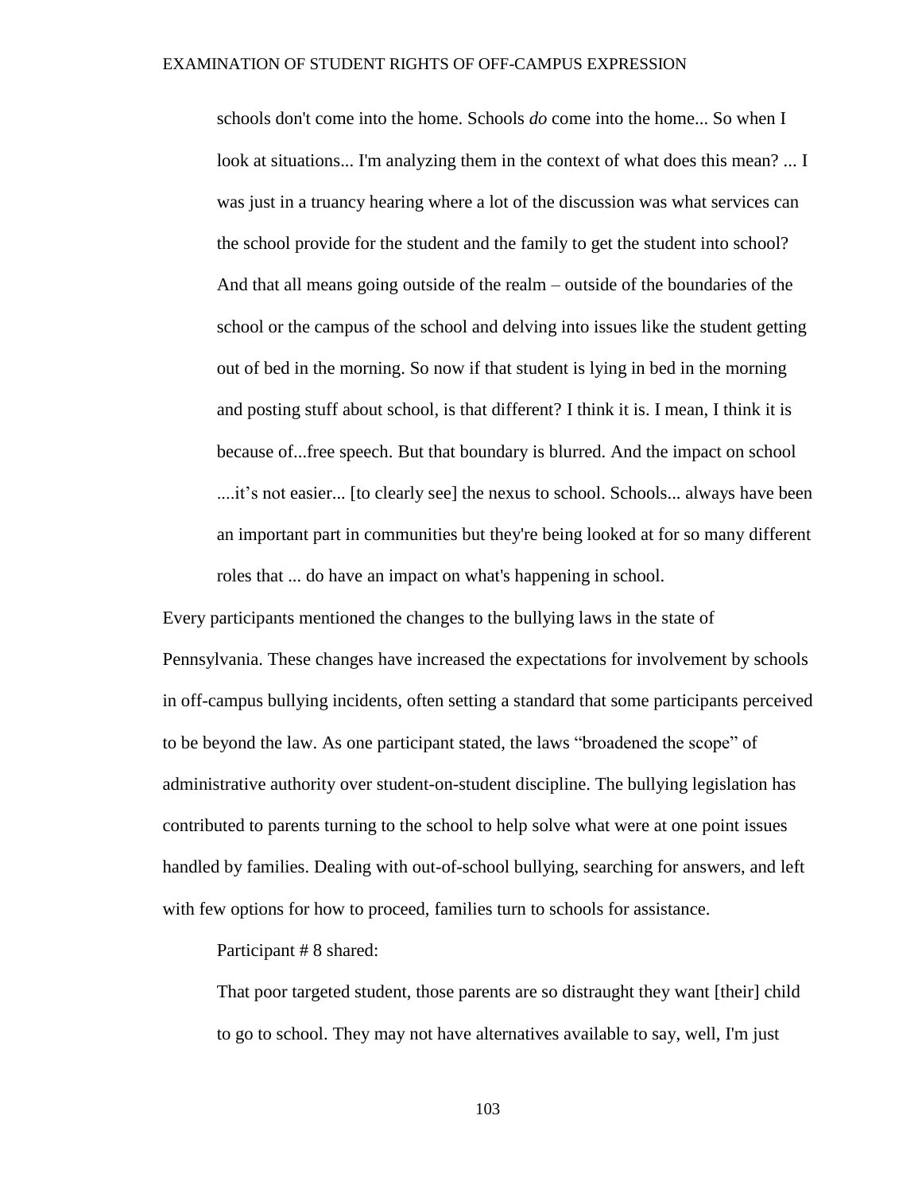> schools don't come into the home. Schools *do* come into the home... So when I look at situations... I'm analyzing them in the context of what does this mean? ... I was just in a truancy hearing where a lot of the discussion was what services can the school provide for the student and the family to get the student into school? And that all means going outside of the realm – outside of the boundaries of the school or the campus of the school and delving into issues like the student getting out of bed in the morning. So now if that student is lying in bed in the morning and posting stuff about school, is that different? I think it is. I mean, I think it is because of...free speech. But that boundary is blurred. And the impact on school ....it's not easier... [to clearly see] the nexus to school. Schools... always have been an important part in communities but they're being looked at for so many different roles that ... do have an impact on what's happening in school.

Every participants mentioned the changes to the bullying laws in the state of Pennsylvania. These changes have increased the expectations for involvement by schools in off-campus bullying incidents, often setting a standard that some participants perceived to be beyond the law. As one participant stated, the laws "broadened the scope" of administrative authority over student-on-student discipline. The bullying legislation has contributed to parents turning to the school to help solve what were at one point issues handled by families. Dealing with out-of-school bullying, searching for answers, and left with few options for how to proceed, families turn to schools for assistance.

Participant # 8 shared:

> That poor targeted student, those parents are so distraught they want [their] child to go to school. They may not have alternatives available to say, well, I'm just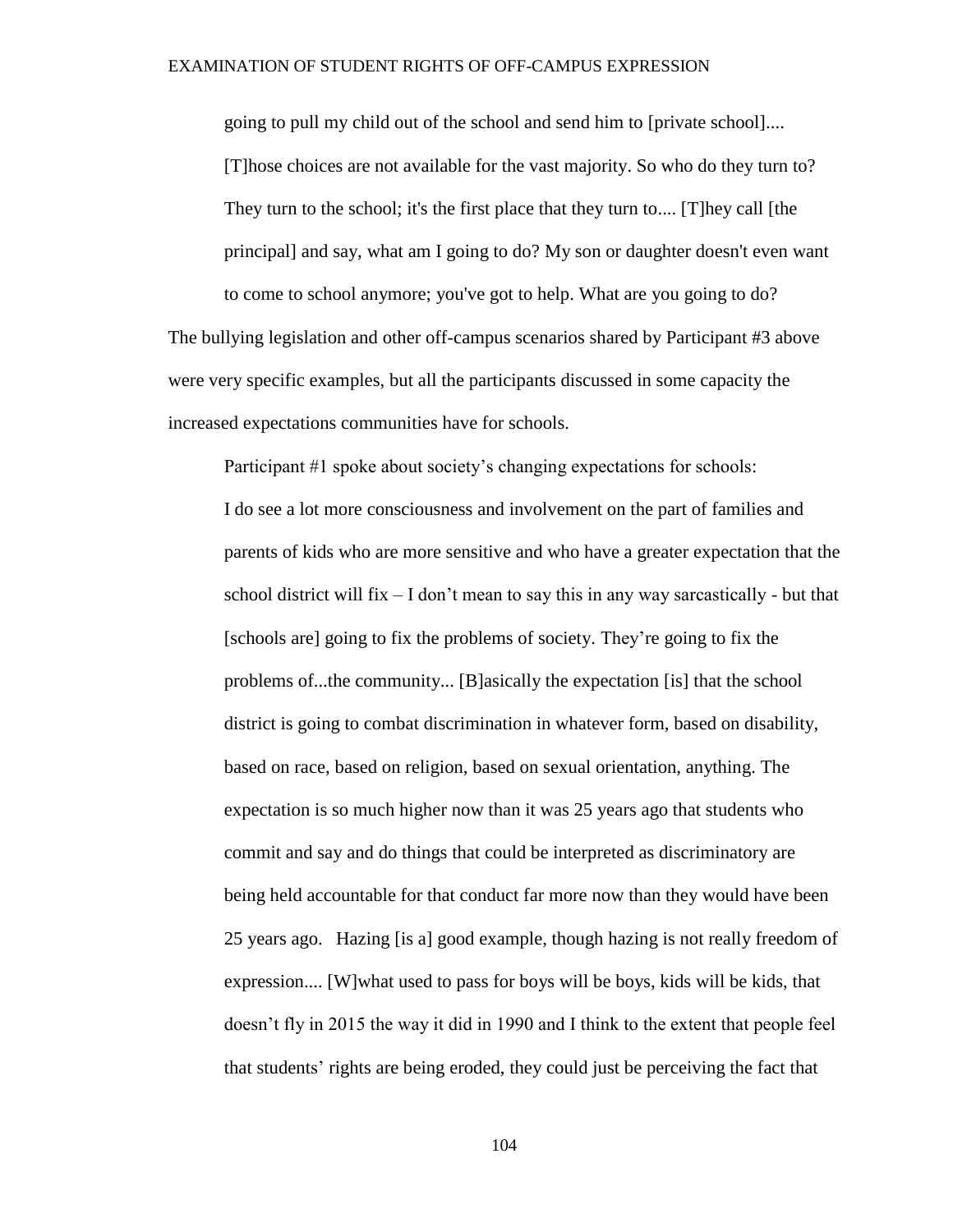going to pull my child out of the school and send him to [private school].... [T]hose choices are not available for the vast majority. So who do they turn to? They turn to the school; it's the first place that they turn to.... [T]hey call [the principal] and say, what am I going to do? My son or daughter doesn't even want to come to school anymore; you've got to help. What are you going to do?

The bullying legislation and other off-campus scenarios shared by Participant #3 above were very specific examples, but all the participants discussed in some capacity the increased expectations communities have for schools.

Participant #1 spoke about society's changing expectations for schools:

> I do see a lot more consciousness and involvement on the part of families and parents of kids who are more sensitive and who have a greater expectation that the school district will fix – I don't mean to say this in any way sarcastically - but that [schools are] going to fix the problems of society. They're going to fix the problems of...the community... [B]asically the expectation [is] that the school district is going to combat discrimination in whatever form, based on disability, based on race, based on religion, based on sexual orientation, anything. The expectation is so much higher now than it was 25 years ago that students who commit and say and do things that could be interpreted as discriminatory are being held accountable for that conduct far more now than they would have been 25 years ago. Hazing [is a] good example, though hazing is not really freedom of expression.... [W]what used to pass for boys will be boys, kids will be kids, that doesn't fly in 2015 the way it did in 1990 and I think to the extent that people feel that students' rights are being eroded, they could just be perceiving the fact that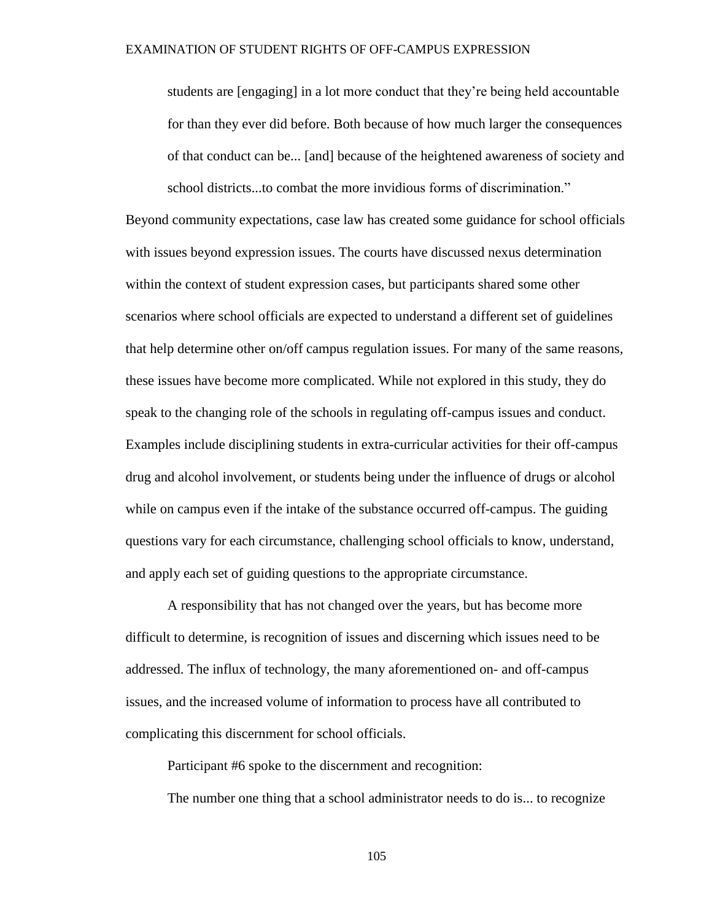> students are [engaging] in a lot more conduct that they're being held accountable for than they ever did before. Both because of how much larger the consequences of that conduct can be... [and] because of the heightened awareness of society and school districts...to combat the more invidious forms of discrimination."

Beyond community expectations, case law has created some guidance for school officials with issues beyond expression issues. The courts have discussed nexus determination within the context of student expression cases, but participants shared some other scenarios where school officials are expected to understand a different set of guidelines that help determine other on/off campus regulation issues. For many of the same reasons, these issues have become more complicated. While not explored in this study, they do speak to the changing role of the schools in regulating off-campus issues and conduct. Examples include disciplining students in extra-curricular activities for their off-campus drug and alcohol involvement, or students being under the influence of drugs or alcohol while on campus even if the intake of the substance occurred off-campus. The guiding questions vary for each circumstance, challenging school officials to know, understand, and apply each set of guiding questions to the appropriate circumstance.

A responsibility that has not changed over the years, but has become more difficult to determine, is recognition of issues and discerning which issues need to be addressed. The influx of technology, the many aforementioned on- and off-campus issues, and the increased volume of information to process have all contributed to complicating this discernment for school officials.

Participant #6 spoke to the discernment and recognition:

> The number one thing that a school administrator needs to do is... to recognize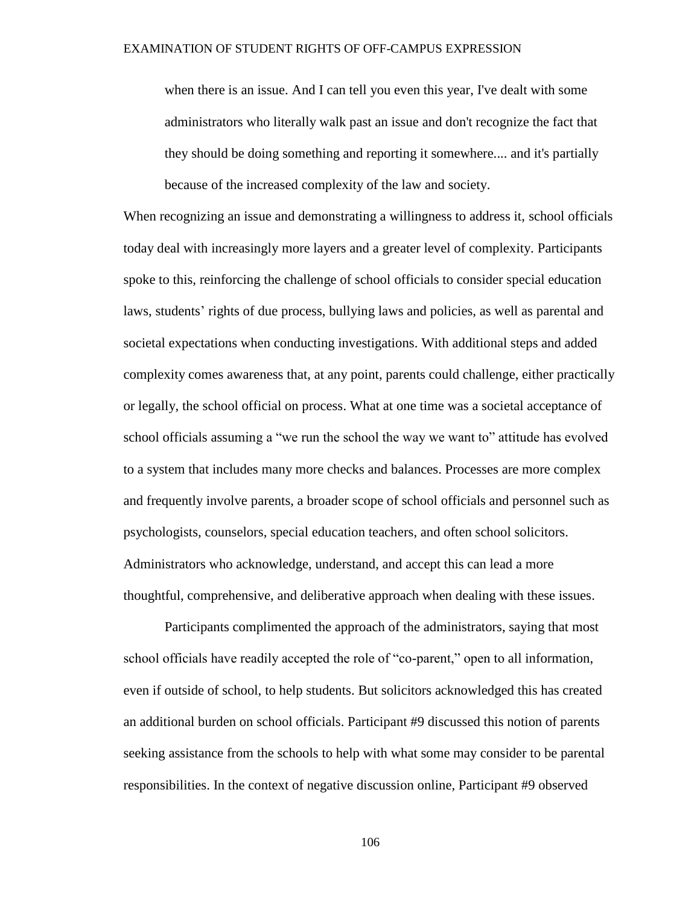> when there is an issue. And I can tell you even this year, I've dealt with some administrators who literally walk past an issue and don't recognize the fact that they should be doing something and reporting it somewhere.... and it's partially because of the increased complexity of the law and society.

When recognizing an issue and demonstrating a willingness to address it, school officials today deal with increasingly more layers and a greater level of complexity. Participants spoke to this, reinforcing the challenge of school officials to consider special education laws, students' rights of due process, bullying laws and policies, as well as parental and societal expectations when conducting investigations. With additional steps and added complexity comes awareness that, at any point, parents could challenge, either practically or legally, the school official on process. What at one time was a societal acceptance of school officials assuming a "we run the school the way we want to" attitude has evolved to a system that includes many more checks and balances. Processes are more complex and frequently involve parents, a broader scope of school officials and personnel such as psychologists, counselors, special education teachers, and often school solicitors. Administrators who acknowledge, understand, and accept this can lead a more thoughtful, comprehensive, and deliberative approach when dealing with these issues.

Participants complimented the approach of the administrators, saying that most school officials have readily accepted the role of "co-parent," open to all information, even if outside of school, to help students. But solicitors acknowledged this has created an additional burden on school officials. Participant #9 discussed this notion of parents seeking assistance from the schools to help with what some may consider to be parental responsibilities. In the context of negative discussion online, Participant #9 observed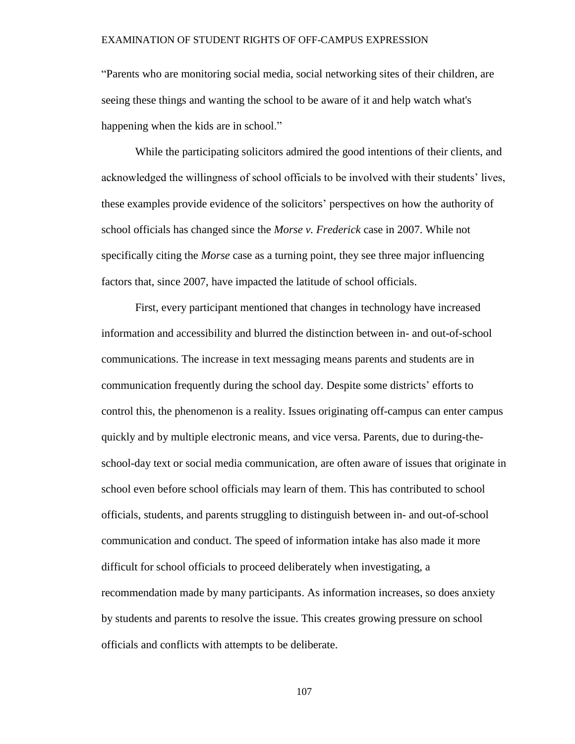"Parents who are monitoring social media, social networking sites of their children, are seeing these things and wanting the school to be aware of it and help watch what's happening when the kids are in school."

While the participating solicitors admired the good intentions of their clients, and acknowledged the willingness of school officials to be involved with their students' lives, these examples provide evidence of the solicitors' perspectives on how the authority of school officials has changed since the *Morse v. Frederick* case in 2007. While not specifically citing the *Morse* case as a turning point, they see three major influencing factors that, since 2007, have impacted the latitude of school officials.

First, every participant mentioned that changes in technology have increased information and accessibility and blurred the distinction between in- and out-of-school communications. The increase in text messaging means parents and students are in communication frequently during the school day. Despite some districts' efforts to control this, the phenomenon is a reality. Issues originating off-campus can enter campus quickly and by multiple electronic means, and vice versa. Parents, due to during-the-school-day text or social media communication, are often aware of issues that originate in school even before school officials may learn of them. This has contributed to school officials, students, and parents struggling to distinguish between in- and out-of-school communication and conduct. The speed of information intake has also made it more difficult for school officials to proceed deliberately when investigating, a recommendation made by many participants. As information increases, so does anxiety by students and parents to resolve the issue. This creates growing pressure on school officials and conflicts with attempts to be deliberate.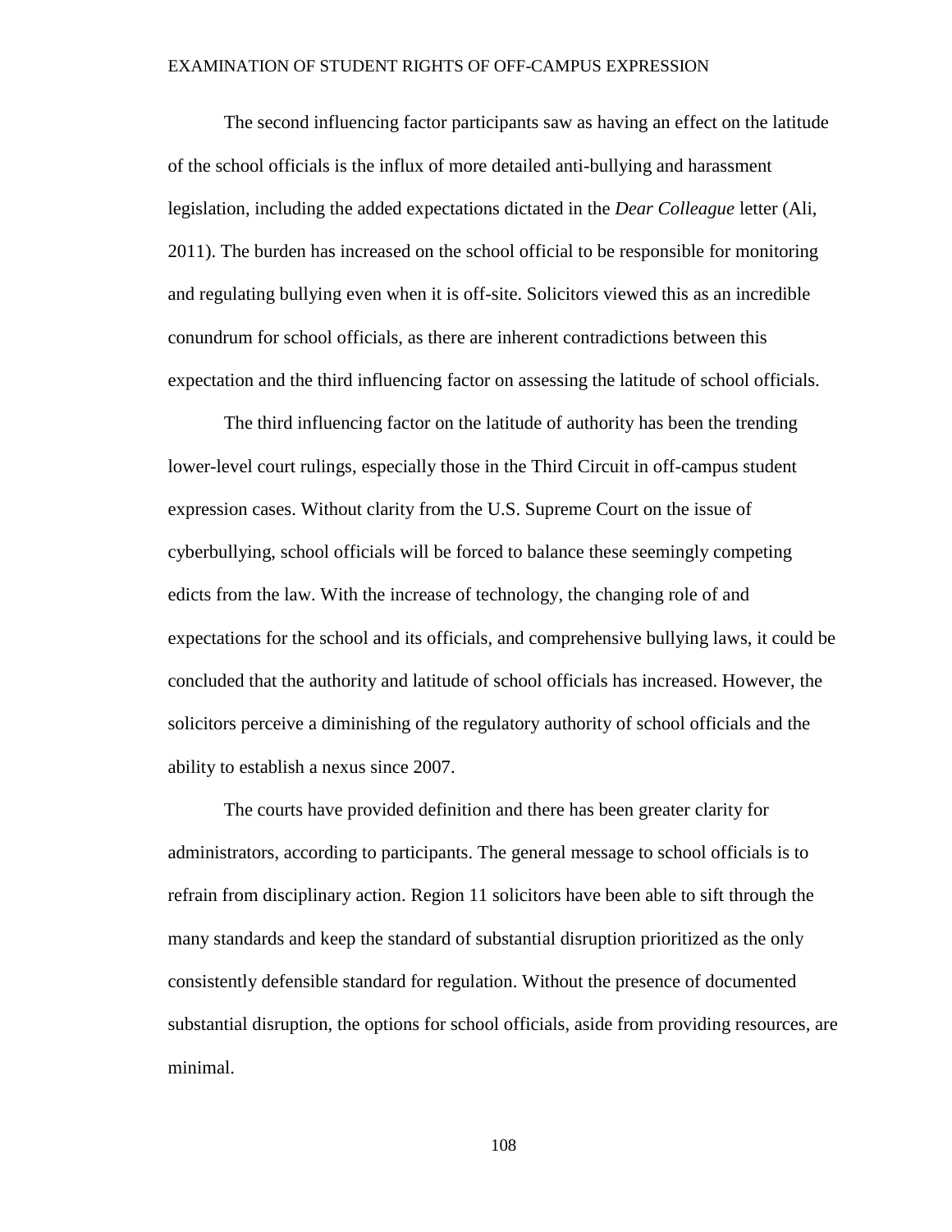The second influencing factor participants saw as having an effect on the latitude of the school officials is the influx of more detailed anti-bullying and harassment legislation, including the added expectations dictated in the *Dear Colleague* letter (Ali, 2011). The burden has increased on the school official to be responsible for monitoring and regulating bullying even when it is off-site. Solicitors viewed this as an incredible conundrum for school officials, as there are inherent contradictions between this expectation and the third influencing factor on assessing the latitude of school officials.

The third influencing factor on the latitude of authority has been the trending lower-level court rulings, especially those in the Third Circuit in off-campus student expression cases. Without clarity from the U.S. Supreme Court on the issue of cyberbullying, school officials will be forced to balance these seemingly competing edicts from the law. With the increase of technology, the changing role of and expectations for the school and its officials, and comprehensive bullying laws, it could be concluded that the authority and latitude of school officials has increased. However, the solicitors perceive a diminishing of the regulatory authority of school officials and the ability to establish a nexus since 2007.

The courts have provided definition and there has been greater clarity for administrators, according to participants. The general message to school officials is to refrain from disciplinary action. Region 11 solicitors have been able to sift through the many standards and keep the standard of substantial disruption prioritized as the only consistently defensible standard for regulation. Without the presence of documented substantial disruption, the options for school officials, aside from providing resources, are minimal.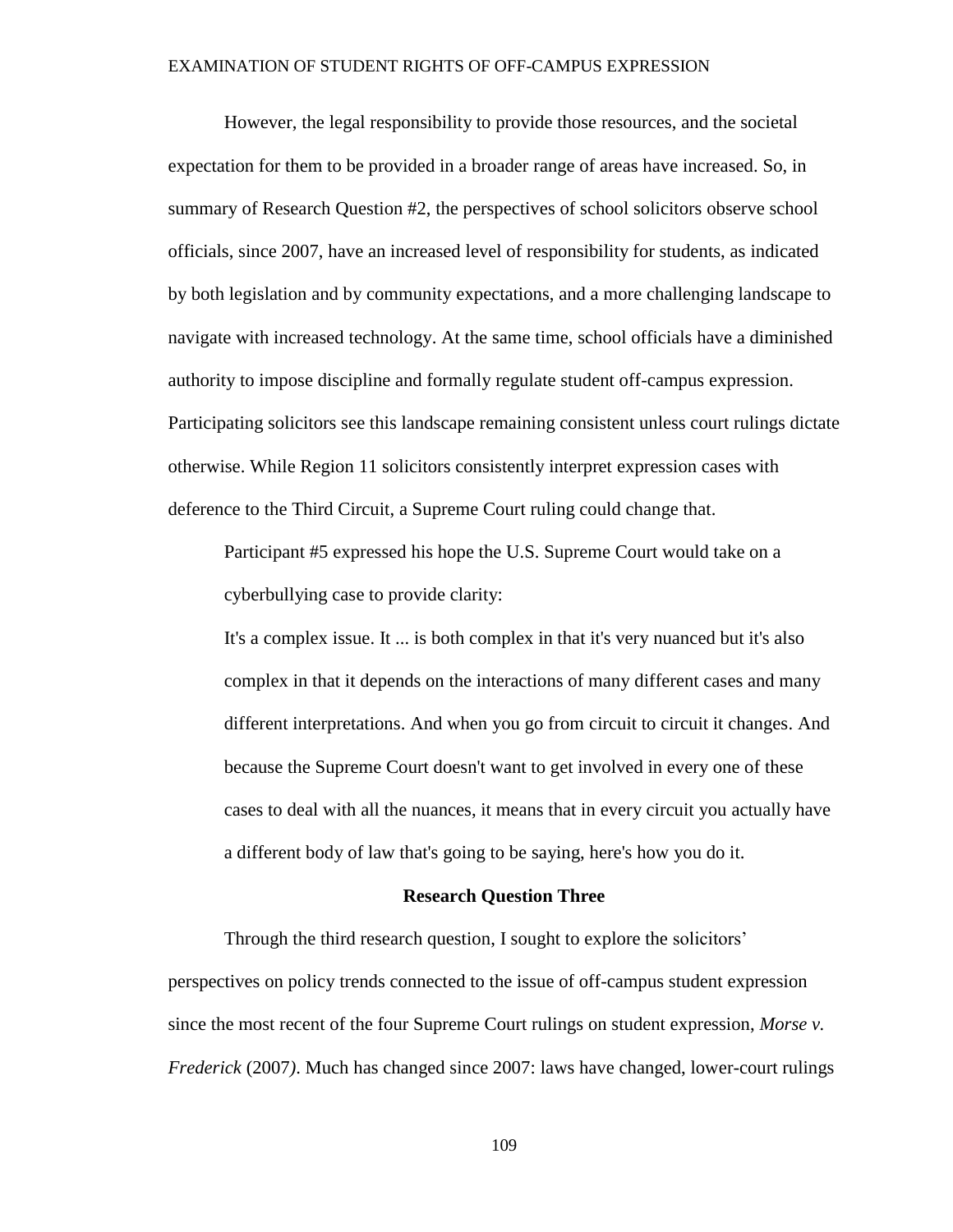However, the legal responsibility to provide those resources, and the societal expectation for them to be provided in a broader range of areas have increased. So, in summary of Research Question #2, the perspectives of school solicitors observe school officials, since 2007, have an increased level of responsibility for students, as indicated by both legislation and by community expectations, and a more challenging landscape to navigate with increased technology. At the same time, school officials have a diminished authority to impose discipline and formally regulate student off-campus expression. Participating solicitors see this landscape remaining consistent unless court rulings dictate otherwise. While Region 11 solicitors consistently interpret expression cases with deference to the Third Circuit, a Supreme Court ruling could change that.

> Participant #5 expressed his hope the U.S. Supreme Court would take on a cyberbullying case to provide clarity:
>
> It's a complex issue. It ... is both complex in that it's very nuanced but it's also complex in that it depends on the interactions of many different cases and many different interpretations. And when you go from circuit to circuit it changes. And because the Supreme Court doesn't want to get involved in every one of these cases to deal with all the nuances, it means that in every circuit you actually have a different body of law that's going to be saying, here's how you do it.

## Research Question Three

Through the third research question, I sought to explore the solicitors' perspectives on policy trends connected to the issue of off-campus student expression since the most recent of the four Supreme Court rulings on student expression, *Morse v. Frederick* (2007). Much has changed since 2007: laws have changed, lower-court rulings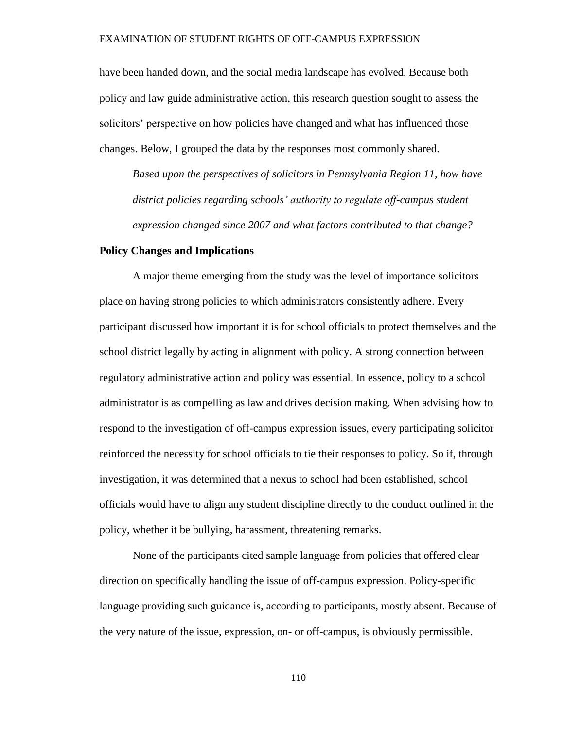have been handed down, and the social media landscape has evolved. Because both policy and law guide administrative action, this research question sought to assess the solicitors' perspective on how policies have changed and what has influenced those changes. Below, I grouped the data by the responses most commonly shared.

*Based upon the perspectives of solicitors in Pennsylvania Region 11, how have district policies regarding schools' authority to regulate off-campus student expression changed since 2007 and what factors contributed to that change?*

**Policy Changes and Implications**

A major theme emerging from the study was the level of importance solicitors place on having strong policies to which administrators consistently adhere. Every participant discussed how important it is for school officials to protect themselves and the school district legally by acting in alignment with policy. A strong connection between regulatory administrative action and policy was essential. In essence, policy to a school administrator is as compelling as law and drives decision making. When advising how to respond to the investigation of off-campus expression issues, every participating solicitor reinforced the necessity for school officials to tie their responses to policy. So if, through investigation, it was determined that a nexus to school had been established, school officials would have to align any student discipline directly to the conduct outlined in the policy, whether it be bullying, harassment, threatening remarks.

None of the participants cited sample language from policies that offered clear direction on specifically handling the issue of off-campus expression. Policy-specific language providing such guidance is, according to participants, mostly absent. Because of the very nature of the issue, expression, on- or off-campus, is obviously permissible.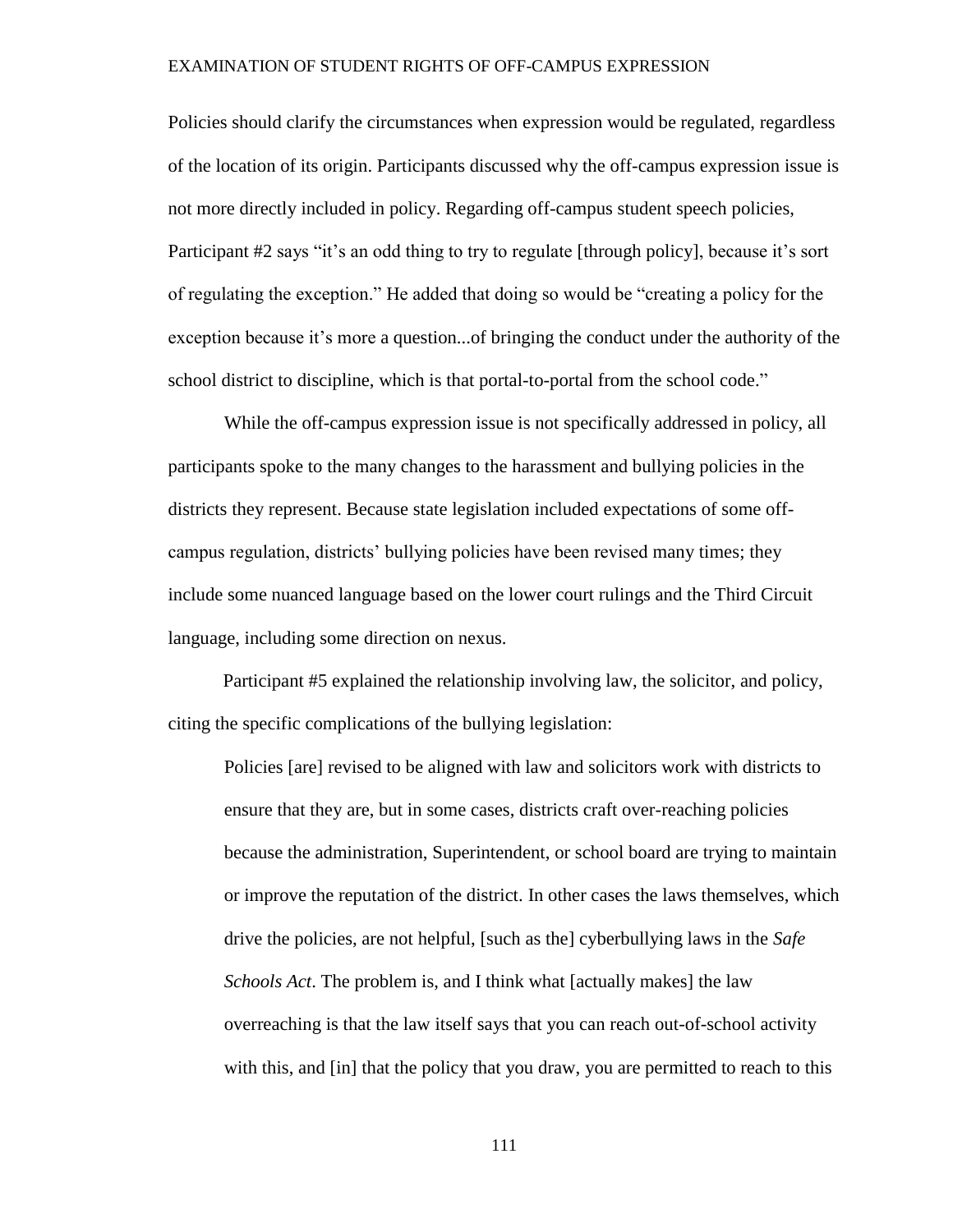Policies should clarify the circumstances when expression would be regulated, regardless of the location of its origin. Participants discussed why the off-campus expression issue is not more directly included in policy. Regarding off-campus student speech policies, Participant #2 says "it's an odd thing to try to regulate [through policy], because it's sort of regulating the exception." He added that doing so would be "creating a policy for the exception because it's more a question...of bringing the conduct under the authority of the school district to discipline, which is that portal-to-portal from the school code."

While the off-campus expression issue is not specifically addressed in policy, all participants spoke to the many changes to the harassment and bullying policies in the districts they represent. Because state legislation included expectations of some off-campus regulation, districts' bullying policies have been revised many times; they include some nuanced language based on the lower court rulings and the Third Circuit language, including some direction on nexus.

Participant #5 explained the relationship involving law, the solicitor, and policy, citing the specific complications of the bullying legislation:

> Policies [are] revised to be aligned with law and solicitors work with districts to ensure that they are, but in some cases, districts craft over-reaching policies because the administration, Superintendent, or school board are trying to maintain or improve the reputation of the district. In other cases the laws themselves, which drive the policies, are not helpful, [such as the] cyberbullying laws in the *Safe Schools Act*. The problem is, and I think what [actually makes] the law overreaching is that the law itself says that you can reach out-of-school activity with this, and [in] that the policy that you draw, you are permitted to reach to this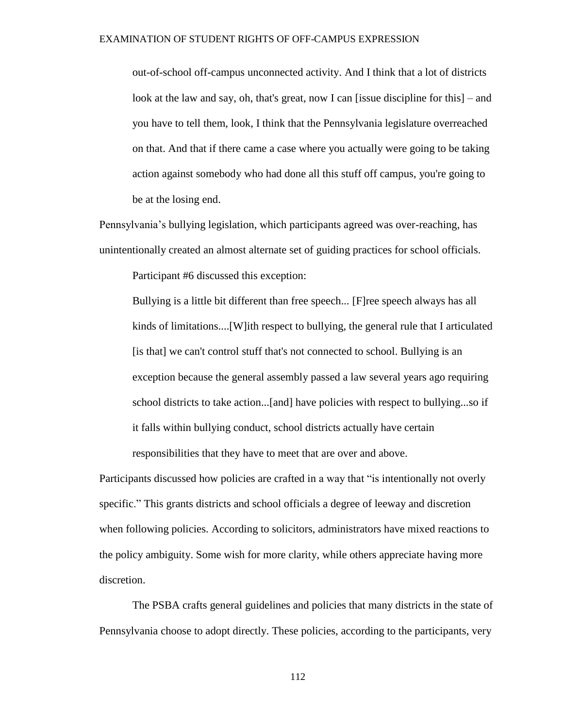> out-of-school off-campus unconnected activity. And I think that a lot of districts look at the law and say, oh, that's great, now I can [issue discipline for this] – and you have to tell them, look, I think that the Pennsylvania legislature overreached on that. And that if there came a case where you actually were going to be taking action against somebody who had done all this stuff off campus, you're going to be at the losing end.

Pennsylvania's bullying legislation, which participants agreed was over-reaching, has unintentionally created an almost alternate set of guiding practices for school officials.

Participant #6 discussed this exception:

> Bullying is a little bit different than free speech... [F]ree speech always has all kinds of limitations....[W]ith respect to bullying, the general rule that I articulated [is that] we can't control stuff that's not connected to school. Bullying is an exception because the general assembly passed a law several years ago requiring school districts to take action...[and] have policies with respect to bullying...so if it falls within bullying conduct, school districts actually have certain responsibilities that they have to meet that are over and above.

Participants discussed how policies are crafted in a way that "is intentionally not overly specific." This grants districts and school officials a degree of leeway and discretion when following policies. According to solicitors, administrators have mixed reactions to the policy ambiguity. Some wish for more clarity, while others appreciate having more discretion.

The PSBA crafts general guidelines and policies that many districts in the state of Pennsylvania choose to adopt directly. These policies, according to the participants, very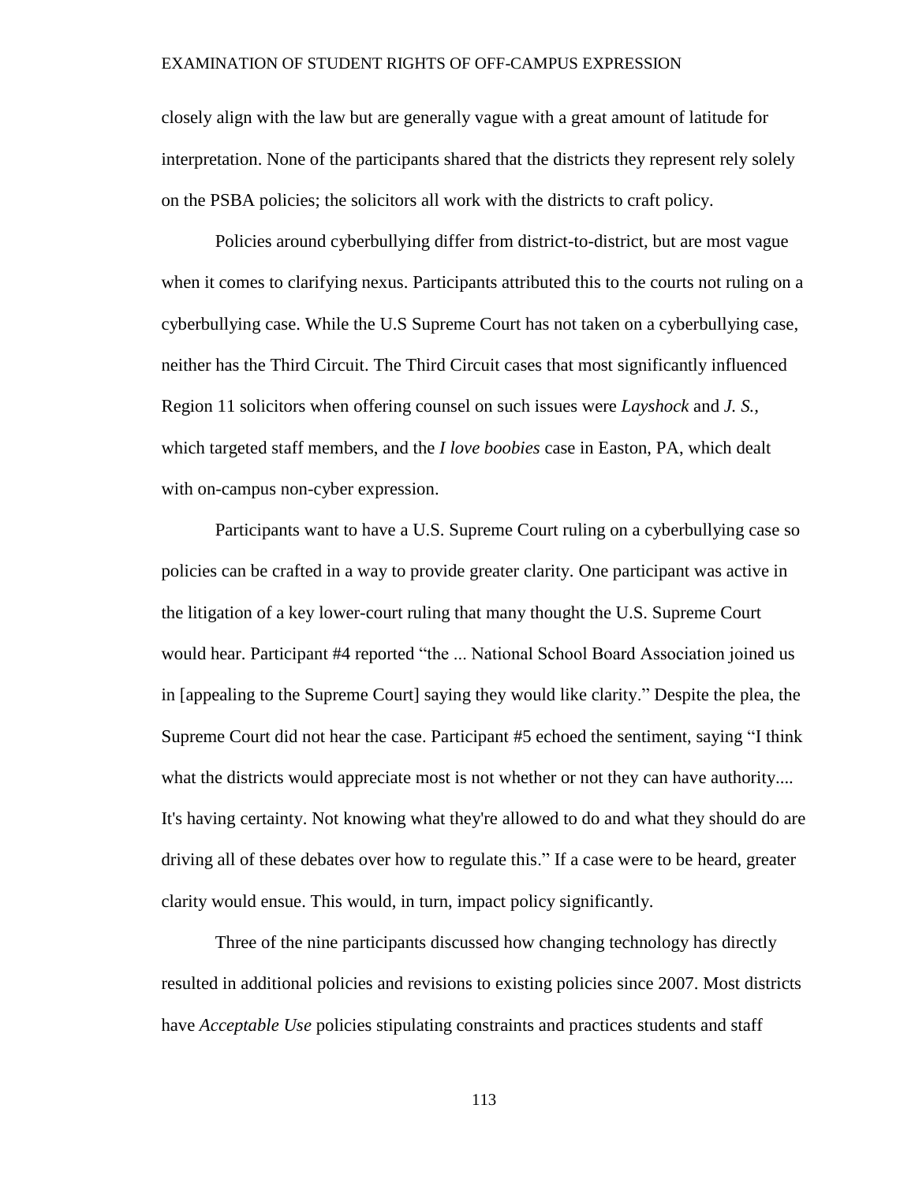closely align with the law but are generally vague with a great amount of latitude for interpretation. None of the participants shared that the districts they represent rely solely on the PSBA policies; the solicitors all work with the districts to craft policy.

Policies around cyberbullying differ from district-to-district, but are most vague when it comes to clarifying nexus. Participants attributed this to the courts not ruling on a cyberbullying case. While the U.S Supreme Court has not taken on a cyberbullying case, neither has the Third Circuit. The Third Circuit cases that most significantly influenced Region 11 solicitors when offering counsel on such issues were *Layshock* and *J. S.,* which targeted staff members, and the *I love boobies* case in Easton, PA, which dealt with on-campus non-cyber expression.

Participants want to have a U.S. Supreme Court ruling on a cyberbullying case so policies can be crafted in a way to provide greater clarity. One participant was active in the litigation of a key lower-court ruling that many thought the U.S. Supreme Court would hear. Participant #4 reported "the ... National School Board Association joined us in [appealing to the Supreme Court] saying they would like clarity." Despite the plea, the Supreme Court did not hear the case. Participant #5 echoed the sentiment, saying "I think what the districts would appreciate most is not whether or not they can have authority.... It's having certainty. Not knowing what they're allowed to do and what they should do are driving all of these debates over how to regulate this." If a case were to be heard, greater clarity would ensue. This would, in turn, impact policy significantly.

Three of the nine participants discussed how changing technology has directly resulted in additional policies and revisions to existing policies since 2007. Most districts have *Acceptable Use* policies stipulating constraints and practices students and staff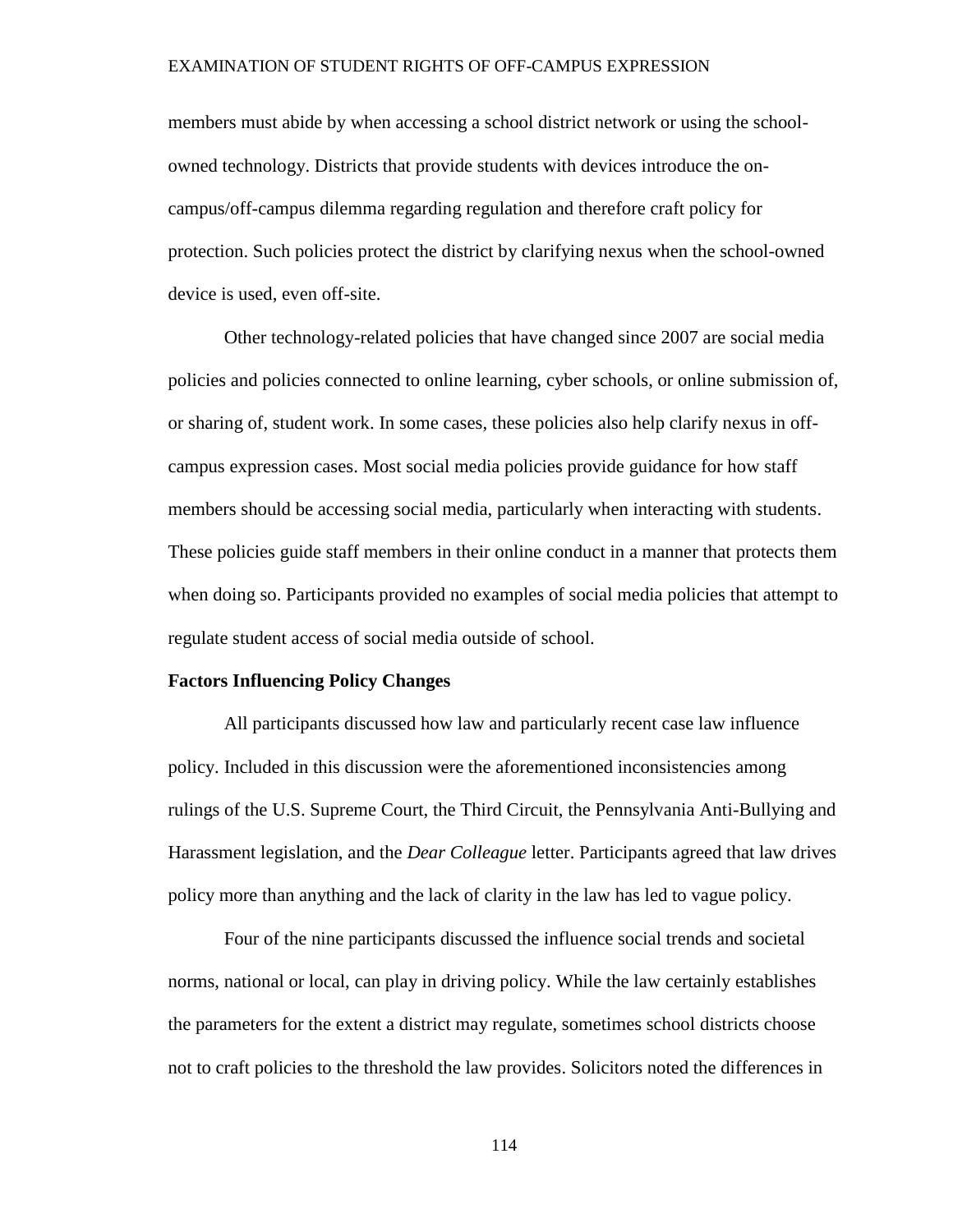members must abide by when accessing a school district network or using the school-owned technology. Districts that provide students with devices introduce the on-campus/off-campus dilemma regarding regulation and therefore craft policy for protection. Such policies protect the district by clarifying nexus when the school-owned device is used, even off-site.

Other technology-related policies that have changed since 2007 are social media policies and policies connected to online learning, cyber schools, or online submission of, or sharing of, student work. In some cases, these policies also help clarify nexus in off-campus expression cases. Most social media policies provide guidance for how staff members should be accessing social media, particularly when interacting with students. These policies guide staff members in their online conduct in a manner that protects them when doing so. Participants provided no examples of social media policies that attempt to regulate student access of social media outside of school.

**Factors Influencing Policy Changes**

All participants discussed how law and particularly recent case law influence policy. Included in this discussion were the aforementioned inconsistencies among rulings of the U.S. Supreme Court, the Third Circuit, the Pennsylvania Anti-Bullying and Harassment legislation, and the *Dear Colleague* letter. Participants agreed that law drives policy more than anything and the lack of clarity in the law has led to vague policy.

Four of the nine participants discussed the influence social trends and societal norms, national or local, can play in driving policy. While the law certainly establishes the parameters for the extent a district may regulate, sometimes school districts choose not to craft policies to the threshold the law provides. Solicitors noted the differences in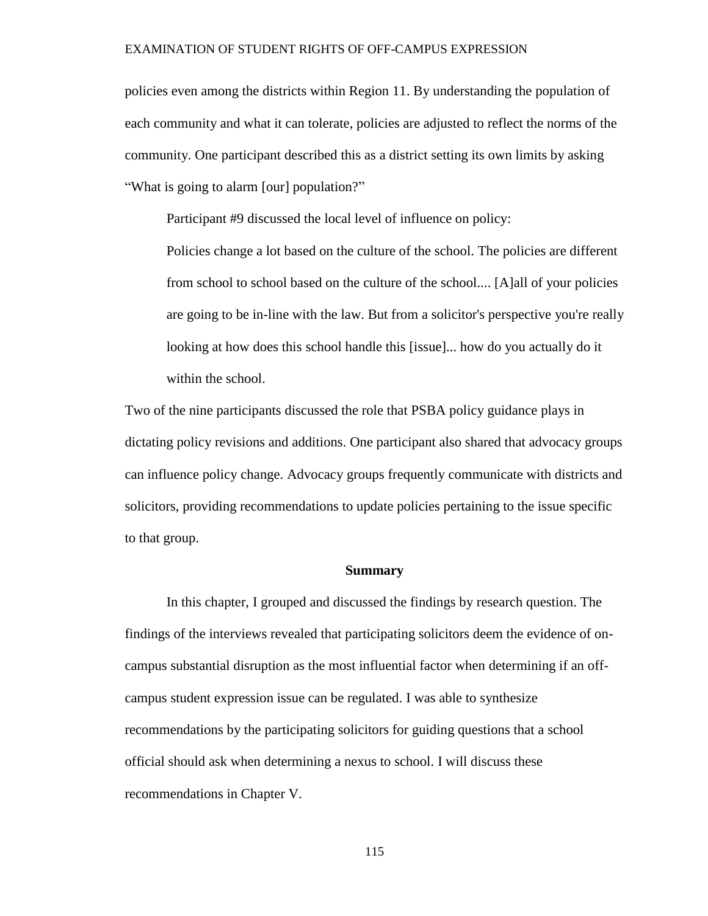policies even among the districts within Region 11. By understanding the population of each community and what it can tolerate, policies are adjusted to reflect the norms of the community. One participant described this as a district setting its own limits by asking "What is going to alarm [our] population?"

Participant #9 discussed the local level of influence on policy:

> Policies change a lot based on the culture of the school. The policies are different from school to school based on the culture of the school.... [A]all of your policies are going to be in-line with the law. But from a solicitor's perspective you're really looking at how does this school handle this [issue]... how do you actually do it within the school.

Two of the nine participants discussed the role that PSBA policy guidance plays in dictating policy revisions and additions. One participant also shared that advocacy groups can influence policy change. Advocacy groups frequently communicate with districts and solicitors, providing recommendations to update policies pertaining to the issue specific to that group.

## Summary

In this chapter, I grouped and discussed the findings by research question. The findings of the interviews revealed that participating solicitors deem the evidence of on-campus substantial disruption as the most influential factor when determining if an off-campus student expression issue can be regulated. I was able to synthesize recommendations by the participating solicitors for guiding questions that a school official should ask when determining a nexus to school. I will discuss these recommendations in Chapter V.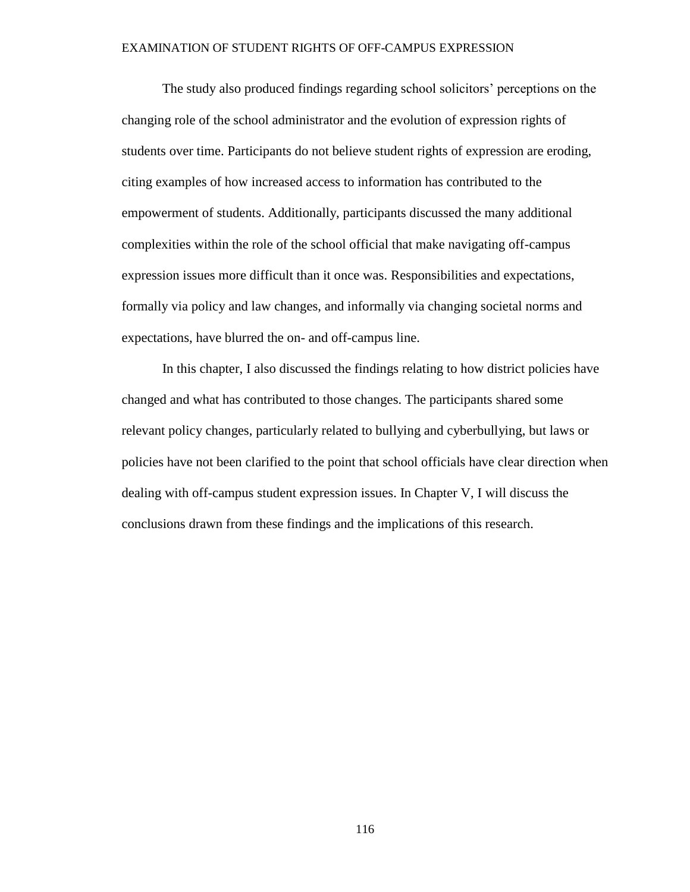The study also produced findings regarding school solicitors' perceptions on the changing role of the school administrator and the evolution of expression rights of students over time. Participants do not believe student rights of expression are eroding, citing examples of how increased access to information has contributed to the empowerment of students. Additionally, participants discussed the many additional complexities within the role of the school official that make navigating off-campus expression issues more difficult than it once was. Responsibilities and expectations, formally via policy and law changes, and informally via changing societal norms and expectations, have blurred the on- and off-campus line.

In this chapter, I also discussed the findings relating to how district policies have changed and what has contributed to those changes. The participants shared some relevant policy changes, particularly related to bullying and cyberbullying, but laws or policies have not been clarified to the point that school officials have clear direction when dealing with off-campus student expression issues. In Chapter V, I will discuss the conclusions drawn from these findings and the implications of this research.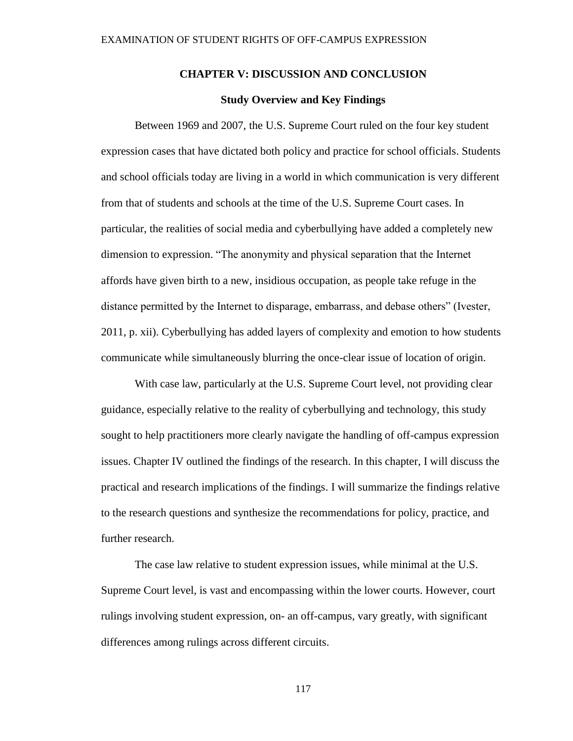# CHAPTER V: DISCUSSION AND CONCLUSION

## Study Overview and Key Findings

Between 1969 and 2007, the U.S. Supreme Court ruled on the four key student expression cases that have dictated both policy and practice for school officials. Students and school officials today are living in a world in which communication is very different from that of students and schools at the time of the U.S. Supreme Court cases. In particular, the realities of social media and cyberbullying have added a completely new dimension to expression. "The anonymity and physical separation that the Internet affords have given birth to a new, insidious occupation, as people take refuge in the distance permitted by the Internet to disparage, embarrass, and debase others" (Ivester, 2011, p. xii). Cyberbullying has added layers of complexity and emotion to how students communicate while simultaneously blurring the once-clear issue of location of origin.

With case law, particularly at the U.S. Supreme Court level, not providing clear guidance, especially relative to the reality of cyberbullying and technology, this study sought to help practitioners more clearly navigate the handling of off-campus expression issues. Chapter IV outlined the findings of the research. In this chapter, I will discuss the practical and research implications of the findings. I will summarize the findings relative to the research questions and synthesize the recommendations for policy, practice, and further research.

The case law relative to student expression issues, while minimal at the U.S. Supreme Court level, is vast and encompassing within the lower courts. However, court rulings involving student expression, on- an off-campus, vary greatly, with significant differences among rulings across different circuits.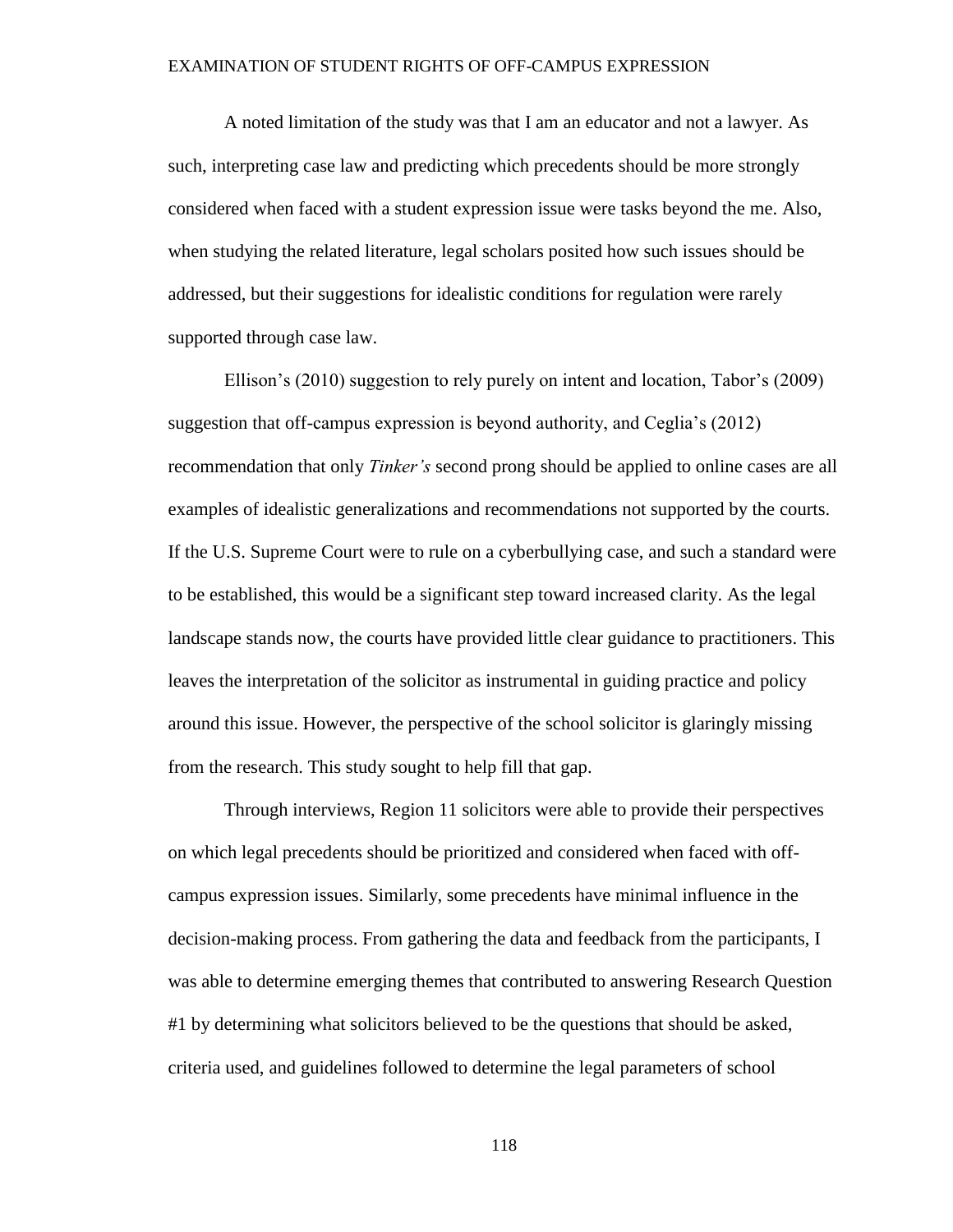A noted limitation of the study was that I am an educator and not a lawyer. As such, interpreting case law and predicting which precedents should be more strongly considered when faced with a student expression issue were tasks beyond the me. Also, when studying the related literature, legal scholars posited how such issues should be addressed, but their suggestions for idealistic conditions for regulation were rarely supported through case law.

Ellison's (2010) suggestion to rely purely on intent and location, Tabor's (2009) suggestion that off-campus expression is beyond authority, and Ceglia's (2012) recommendation that only *Tinker's* second prong should be applied to online cases are all examples of idealistic generalizations and recommendations not supported by the courts. If the U.S. Supreme Court were to rule on a cyberbullying case, and such a standard were to be established, this would be a significant step toward increased clarity. As the legal landscape stands now, the courts have provided little clear guidance to practitioners. This leaves the interpretation of the solicitor as instrumental in guiding practice and policy around this issue. However, the perspective of the school solicitor is glaringly missing from the research. This study sought to help fill that gap.

Through interviews, Region 11 solicitors were able to provide their perspectives on which legal precedents should be prioritized and considered when faced with off-campus expression issues. Similarly, some precedents have minimal influence in the decision-making process. From gathering the data and feedback from the participants, I was able to determine emerging themes that contributed to answering Research Question #1 by determining what solicitors believed to be the questions that should be asked, criteria used, and guidelines followed to determine the legal parameters of school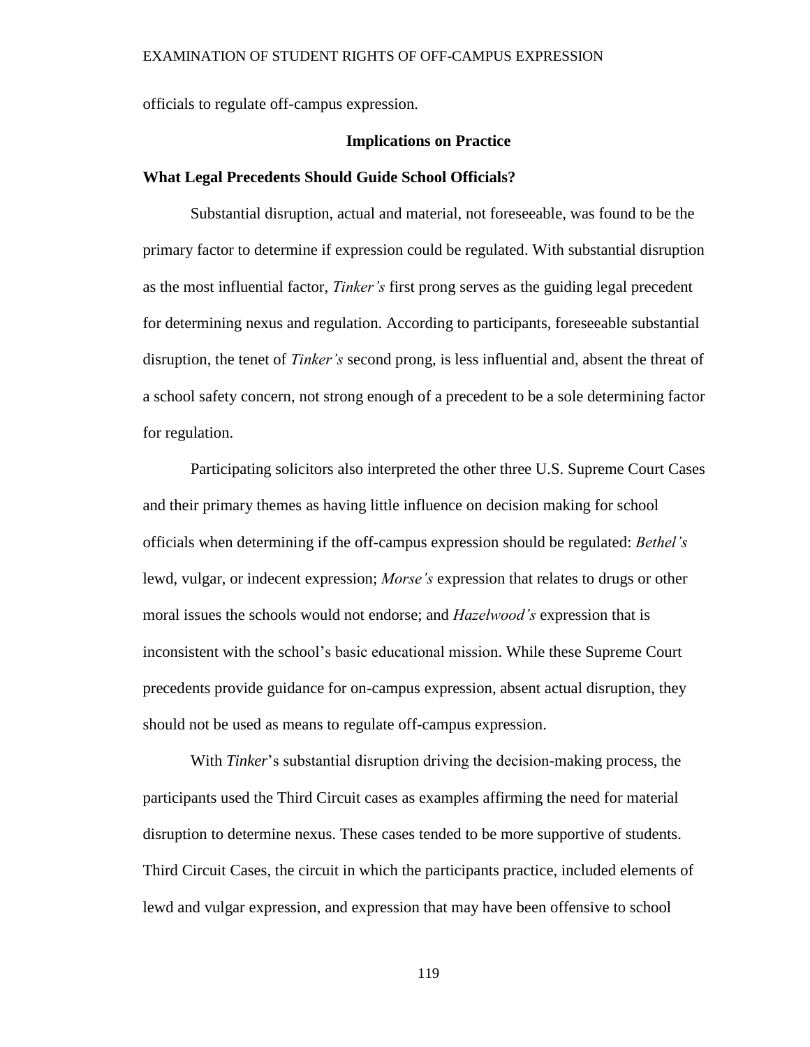officials to regulate off-campus expression.

## Implications on Practice

### What Legal Precedents Should Guide School Officials?

Substantial disruption, actual and material, not foreseeable, was found to be the primary factor to determine if expression could be regulated. With substantial disruption as the most influential factor, *Tinker's* first prong serves as the guiding legal precedent for determining nexus and regulation. According to participants, foreseeable substantial disruption, the tenet of *Tinker's* second prong, is less influential and, absent the threat of a school safety concern, not strong enough of a precedent to be a sole determining factor for regulation.

Participating solicitors also interpreted the other three U.S. Supreme Court Cases and their primary themes as having little influence on decision making for school officials when determining if the off-campus expression should be regulated: *Bethel's* lewd, vulgar, or indecent expression; *Morse's* expression that relates to drugs or other moral issues the schools would not endorse; and *Hazelwood's* expression that is inconsistent with the school's basic educational mission. While these Supreme Court precedents provide guidance for on-campus expression, absent actual disruption, they should not be used as means to regulate off-campus expression.

With *Tinker*'s substantial disruption driving the decision-making process, the participants used the Third Circuit cases as examples affirming the need for material disruption to determine nexus. These cases tended to be more supportive of students. Third Circuit Cases, the circuit in which the participants practice, included elements of lewd and vulgar expression, and expression that may have been offensive to school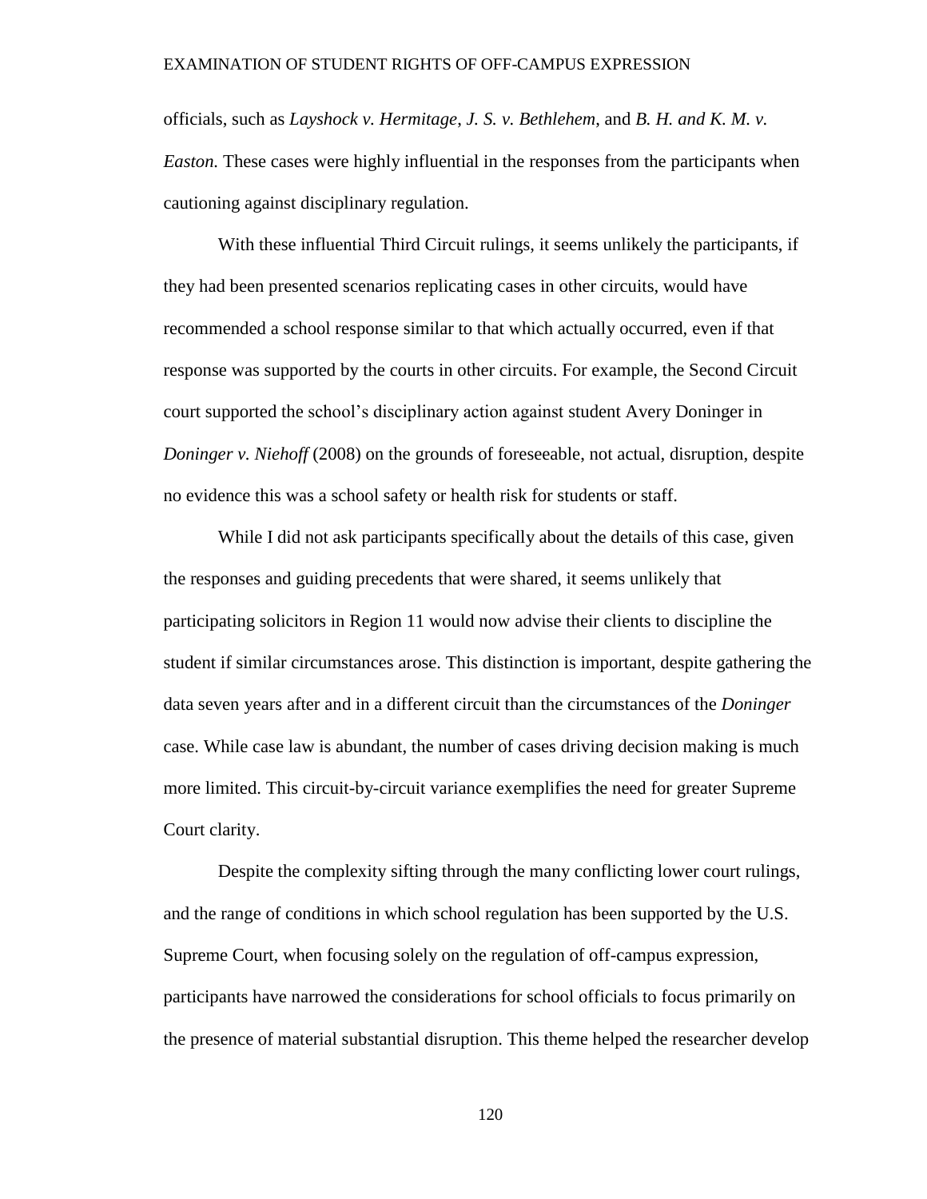officials, such as *Layshock v. Hermitage*, *J. S. v. Bethlehem*, and *B. H. and K. M. v. Easton.* These cases were highly influential in the responses from the participants when cautioning against disciplinary regulation.

With these influential Third Circuit rulings, it seems unlikely the participants, if they had been presented scenarios replicating cases in other circuits, would have recommended a school response similar to that which actually occurred, even if that response was supported by the courts in other circuits. For example, the Second Circuit court supported the school's disciplinary action against student Avery Doninger in *Doninger v. Niehoff* (2008) on the grounds of foreseeable, not actual, disruption, despite no evidence this was a school safety or health risk for students or staff.

While I did not ask participants specifically about the details of this case, given the responses and guiding precedents that were shared, it seems unlikely that participating solicitors in Region 11 would now advise their clients to discipline the student if similar circumstances arose. This distinction is important, despite gathering the data seven years after and in a different circuit than the circumstances of the *Doninger* case. While case law is abundant, the number of cases driving decision making is much more limited. This circuit-by-circuit variance exemplifies the need for greater Supreme Court clarity.

Despite the complexity sifting through the many conflicting lower court rulings, and the range of conditions in which school regulation has been supported by the U.S. Supreme Court, when focusing solely on the regulation of off-campus expression, participants have narrowed the considerations for school officials to focus primarily on the presence of material substantial disruption. This theme helped the researcher develop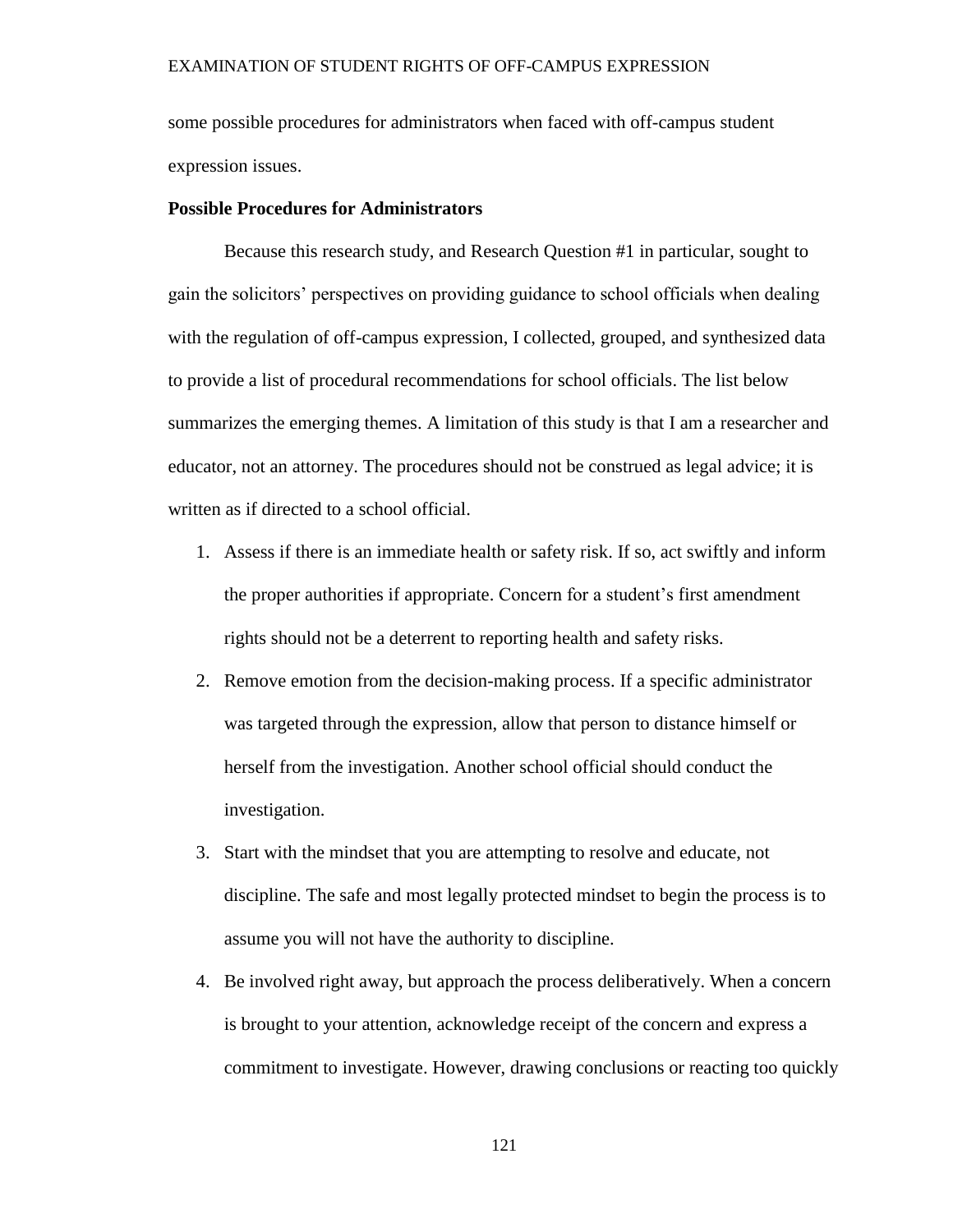some possible procedures for administrators when faced with off-campus student expression issues.

**Possible Procedures for Administrators**

Because this research study, and Research Question #1 in particular, sought to gain the solicitors' perspectives on providing guidance to school officials when dealing with the regulation of off-campus expression, I collected, grouped, and synthesized data to provide a list of procedural recommendations for school officials. The list below summarizes the emerging themes. A limitation of this study is that I am a researcher and educator, not an attorney. The procedures should not be construed as legal advice; it is written as if directed to a school official.

1. Assess if there is an immediate health or safety risk. If so, act swiftly and inform the proper authorities if appropriate. Concern for a student's first amendment rights should not be a deterrent to reporting health and safety risks.
2. Remove emotion from the decision-making process. If a specific administrator was targeted through the expression, allow that person to distance himself or herself from the investigation. Another school official should conduct the investigation.
3. Start with the mindset that you are attempting to resolve and educate, not discipline. The safe and most legally protected mindset to begin the process is to assume you will not have the authority to discipline.
4. Be involved right away, but approach the process deliberatively. When a concern is brought to your attention, acknowledge receipt of the concern and express a commitment to investigate. However, drawing conclusions or reacting too quickly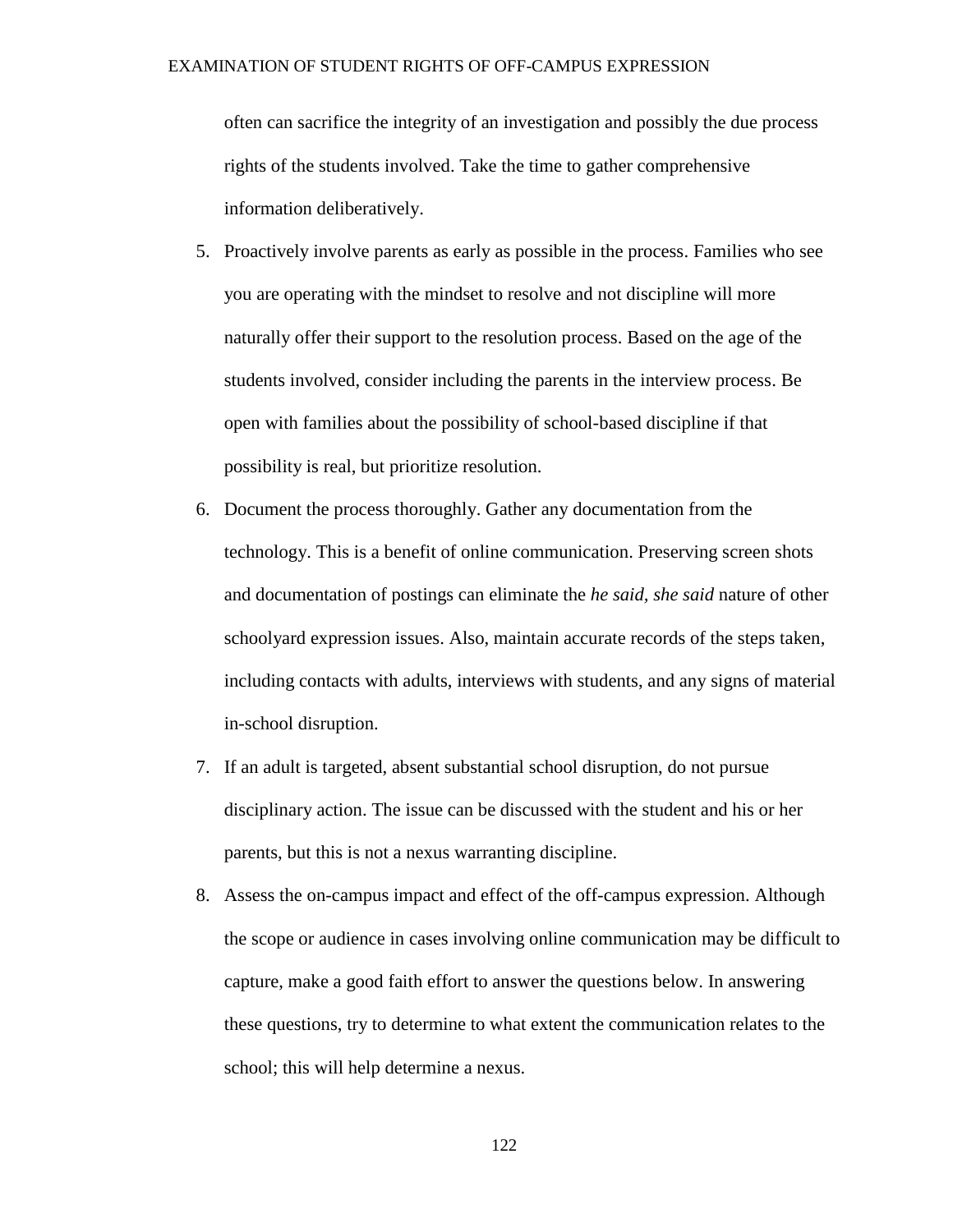often can sacrifice the integrity of an investigation and possibly the due process rights of the students involved. Take the time to gather comprehensive information deliberatively.

5. Proactively involve parents as early as possible in the process. Families who see you are operating with the mindset to resolve and not discipline will more naturally offer their support to the resolution process. Based on the age of the students involved, consider including the parents in the interview process. Be open with families about the possibility of school-based discipline if that possibility is real, but prioritize resolution.
6. Document the process thoroughly. Gather any documentation from the technology. This is a benefit of online communication. Preserving screen shots and documentation of postings can eliminate the *he said, she said* nature of other schoolyard expression issues. Also, maintain accurate records of the steps taken, including contacts with adults, interviews with students, and any signs of material in-school disruption.
7. If an adult is targeted, absent substantial school disruption, do not pursue disciplinary action. The issue can be discussed with the student and his or her parents, but this is not a nexus warranting discipline.
8. Assess the on-campus impact and effect of the off-campus expression. Although the scope or audience in cases involving online communication may be difficult to capture, make a good faith effort to answer the questions below. In answering these questions, try to determine to what extent the communication relates to the school; this will help determine a nexus.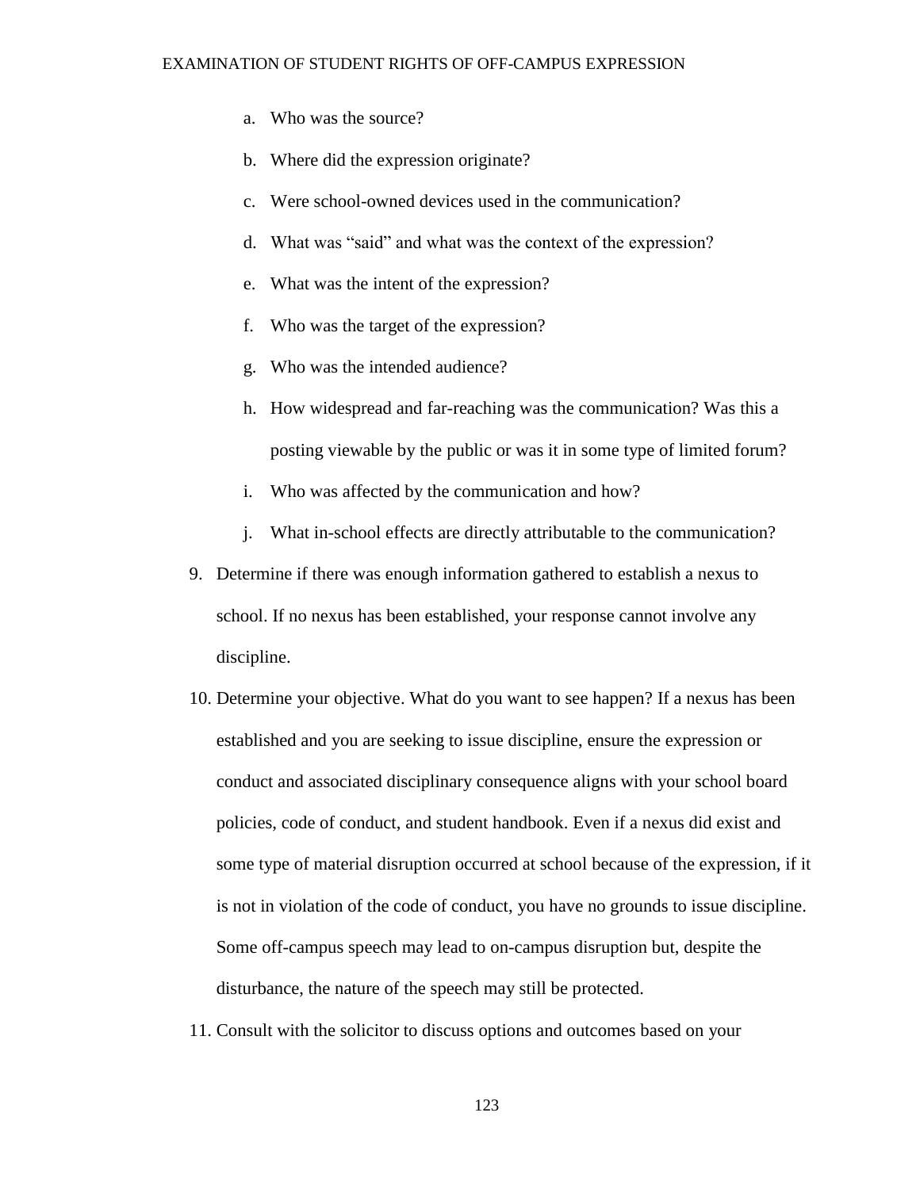a. Who was the source?
b. Where did the expression originate?
c. Were school-owned devices used in the communication?
d. What was "said" and what was the context of the expression?
e. What was the intent of the expression?
f. Who was the target of the expression?
g. Who was the intended audience?
h. How widespread and far-reaching was the communication? Was this a posting viewable by the public or was it in some type of limited forum?
i. Who was affected by the communication and how?
j. What in-school effects are directly attributable to the communication?

9. Determine if there was enough information gathered to establish a nexus to school. If no nexus has been established, your response cannot involve any discipline.
10. Determine your objective. What do you want to see happen? If a nexus has been established and you are seeking to issue discipline, ensure the expression or conduct and associated disciplinary consequence aligns with your school board policies, code of conduct, and student handbook. Even if a nexus did exist and some type of material disruption occurred at school because of the expression, if it is not in violation of the code of conduct, you have no grounds to issue discipline. Some off-campus speech may lead to on-campus disruption but, despite the disturbance, the nature of the speech may still be protected.
11. Consult with the solicitor to discuss options and outcomes based on your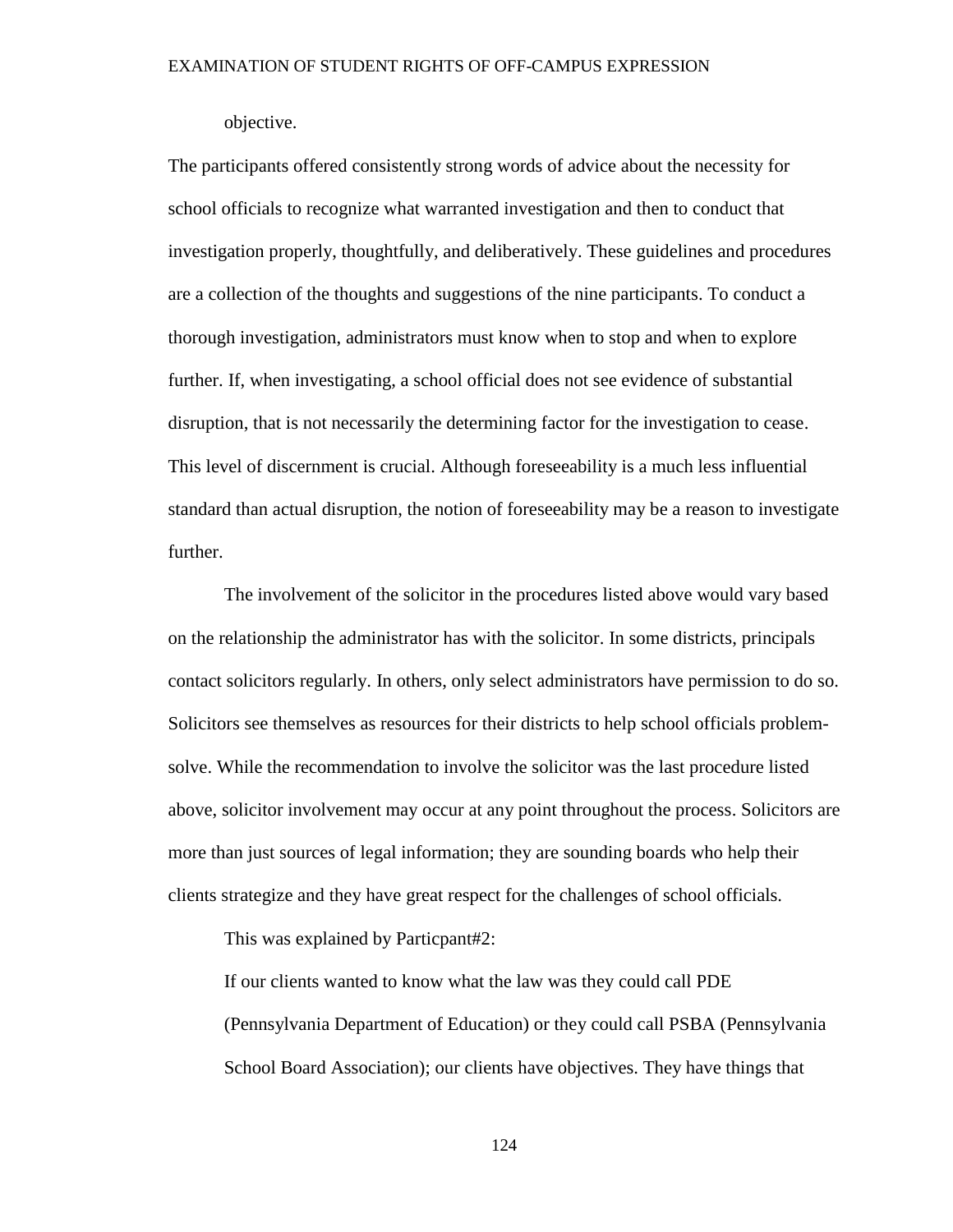objective.

The participants offered consistently strong words of advice about the necessity for school officials to recognize what warranted investigation and then to conduct that investigation properly, thoughtfully, and deliberatively. These guidelines and procedures are a collection of the thoughts and suggestions of the nine participants. To conduct a thorough investigation, administrators must know when to stop and when to explore further. If, when investigating, a school official does not see evidence of substantial disruption, that is not necessarily the determining factor for the investigation to cease. This level of discernment is crucial. Although foreseeability is a much less influential standard than actual disruption, the notion of foreseeability may be a reason to investigate further.

The involvement of the solicitor in the procedures listed above would vary based on the relationship the administrator has with the solicitor. In some districts, principals contact solicitors regularly. In others, only select administrators have permission to do so. Solicitors see themselves as resources for their districts to help school officials problem-solve. While the recommendation to involve the solicitor was the last procedure listed above, solicitor involvement may occur at any point throughout the process. Solicitors are more than just sources of legal information; they are sounding boards who help their clients strategize and they have great respect for the challenges of school officials.

This was explained by Particpant#2:

> If our clients wanted to know what the law was they could call PDE (Pennsylvania Department of Education) or they could call PSBA (Pennsylvania School Board Association); our clients have objectives. They have things that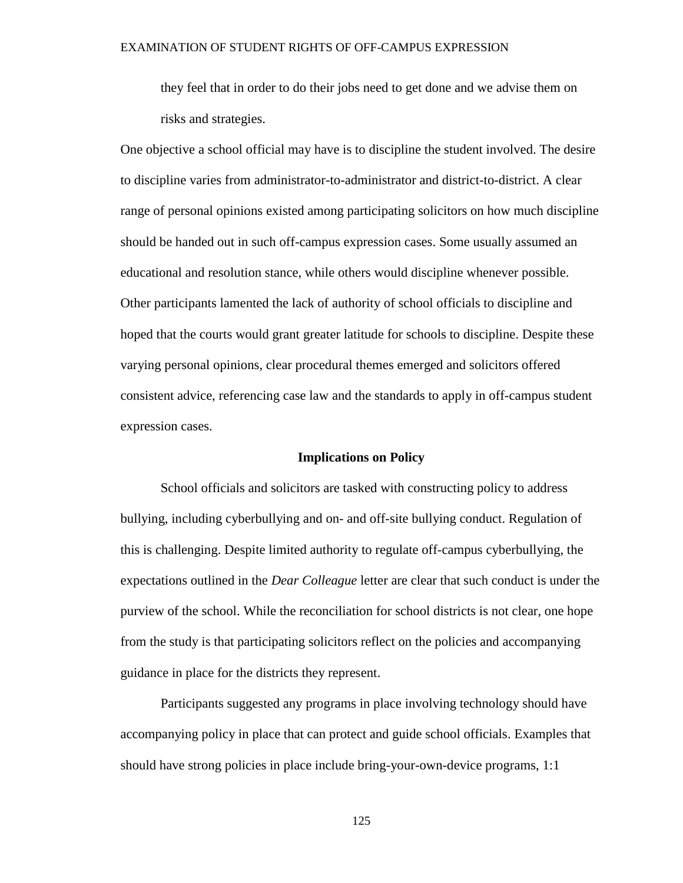they feel that in order to do their jobs need to get done and we advise them on risks and strategies.

One objective a school official may have is to discipline the student involved. The desire to discipline varies from administrator-to-administrator and district-to-district. A clear range of personal opinions existed among participating solicitors on how much discipline should be handed out in such off-campus expression cases. Some usually assumed an educational and resolution stance, while others would discipline whenever possible. Other participants lamented the lack of authority of school officials to discipline and hoped that the courts would grant greater latitude for schools to discipline. Despite these varying personal opinions, clear procedural themes emerged and solicitors offered consistent advice, referencing case law and the standards to apply in off-campus student expression cases.

## Implications on Policy

School officials and solicitors are tasked with constructing policy to address bullying, including cyberbullying and on- and off-site bullying conduct. Regulation of this is challenging. Despite limited authority to regulate off-campus cyberbullying, the expectations outlined in the *Dear Colleague* letter are clear that such conduct is under the purview of the school. While the reconciliation for school districts is not clear, one hope from the study is that participating solicitors reflect on the policies and accompanying guidance in place for the districts they represent.

Participants suggested any programs in place involving technology should have accompanying policy in place that can protect and guide school officials. Examples that should have strong policies in place include bring-your-own-device programs, 1:1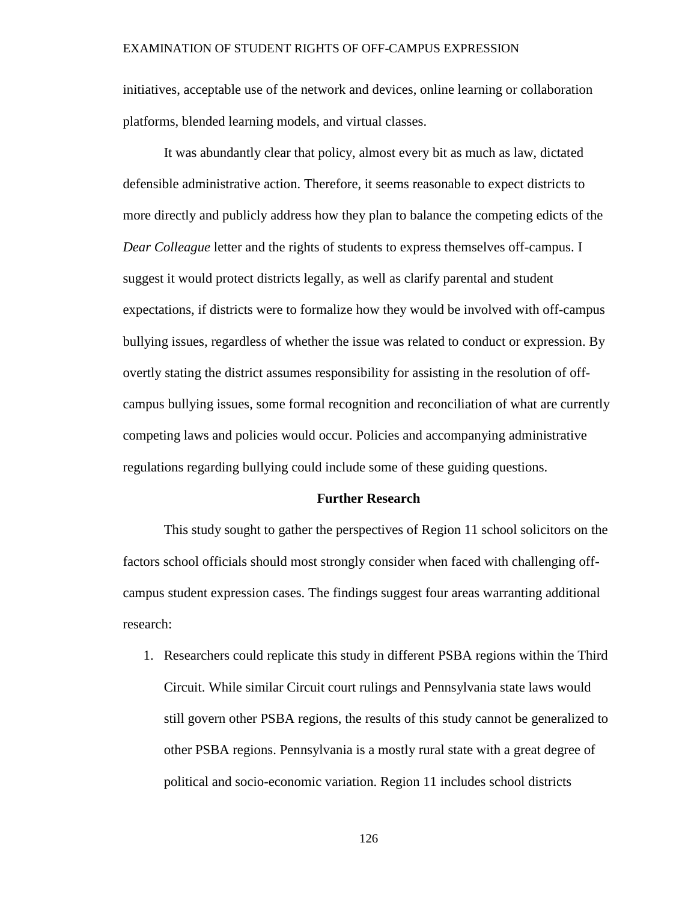initiatives, acceptable use of the network and devices, online learning or collaboration platforms, blended learning models, and virtual classes.

It was abundantly clear that policy, almost every bit as much as law, dictated defensible administrative action. Therefore, it seems reasonable to expect districts to more directly and publicly address how they plan to balance the competing edicts of the *Dear Colleague* letter and the rights of students to express themselves off-campus. I suggest it would protect districts legally, as well as clarify parental and student expectations, if districts were to formalize how they would be involved with off-campus bullying issues, regardless of whether the issue was related to conduct or expression. By overtly stating the district assumes responsibility for assisting in the resolution of off-campus bullying issues, some formal recognition and reconciliation of what are currently competing laws and policies would occur. Policies and accompanying administrative regulations regarding bullying could include some of these guiding questions.

## Further Research

This study sought to gather the perspectives of Region 11 school solicitors on the factors school officials should most strongly consider when faced with challenging off-campus student expression cases. The findings suggest four areas warranting additional research:

1. Researchers could replicate this study in different PSBA regions within the Third Circuit. While similar Circuit court rulings and Pennsylvania state laws would still govern other PSBA regions, the results of this study cannot be generalized to other PSBA regions. Pennsylvania is a mostly rural state with a great degree of political and socio-economic variation. Region 11 includes school districts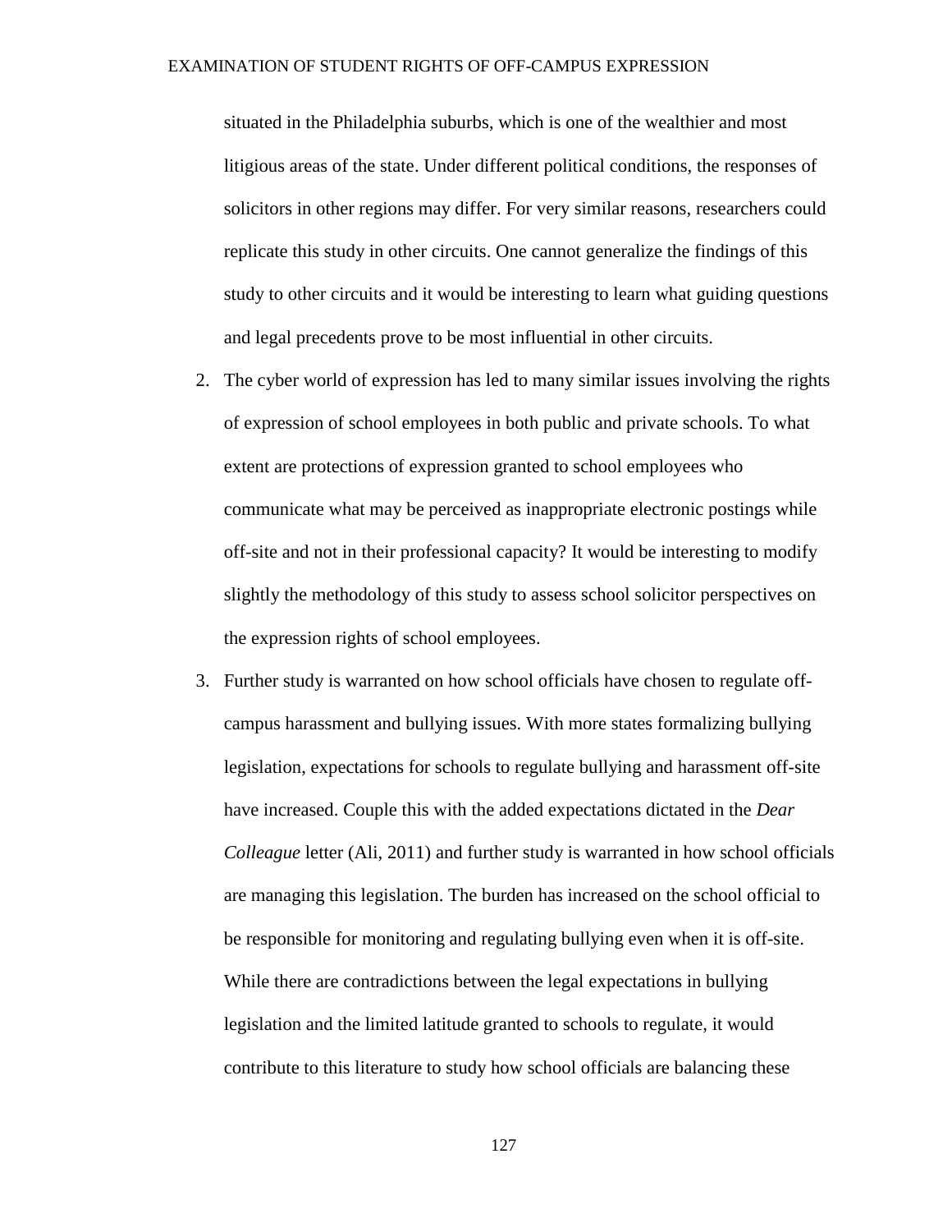situated in the Philadelphia suburbs, which is one of the wealthier and most litigious areas of the state. Under different political conditions, the responses of solicitors in other regions may differ. For very similar reasons, researchers could replicate this study in other circuits. One cannot generalize the findings of this study to other circuits and it would be interesting to learn what guiding questions and legal precedents prove to be most influential in other circuits.

2. The cyber world of expression has led to many similar issues involving the rights of expression of school employees in both public and private schools. To what extent are protections of expression granted to school employees who communicate what may be perceived as inappropriate electronic postings while off-site and not in their professional capacity? It would be interesting to modify slightly the methodology of this study to assess school solicitor perspectives on the expression rights of school employees.
3. Further study is warranted on how school officials have chosen to regulate off-campus harassment and bullying issues. With more states formalizing bullying legislation, expectations for schools to regulate bullying and harassment off-site have increased. Couple this with the added expectations dictated in the *Dear Colleague* letter (Ali, 2011) and further study is warranted in how school officials are managing this legislation. The burden has increased on the school official to be responsible for monitoring and regulating bullying even when it is off-site. While there are contradictions between the legal expectations in bullying legislation and the limited latitude granted to schools to regulate, it would contribute to this literature to study how school officials are balancing these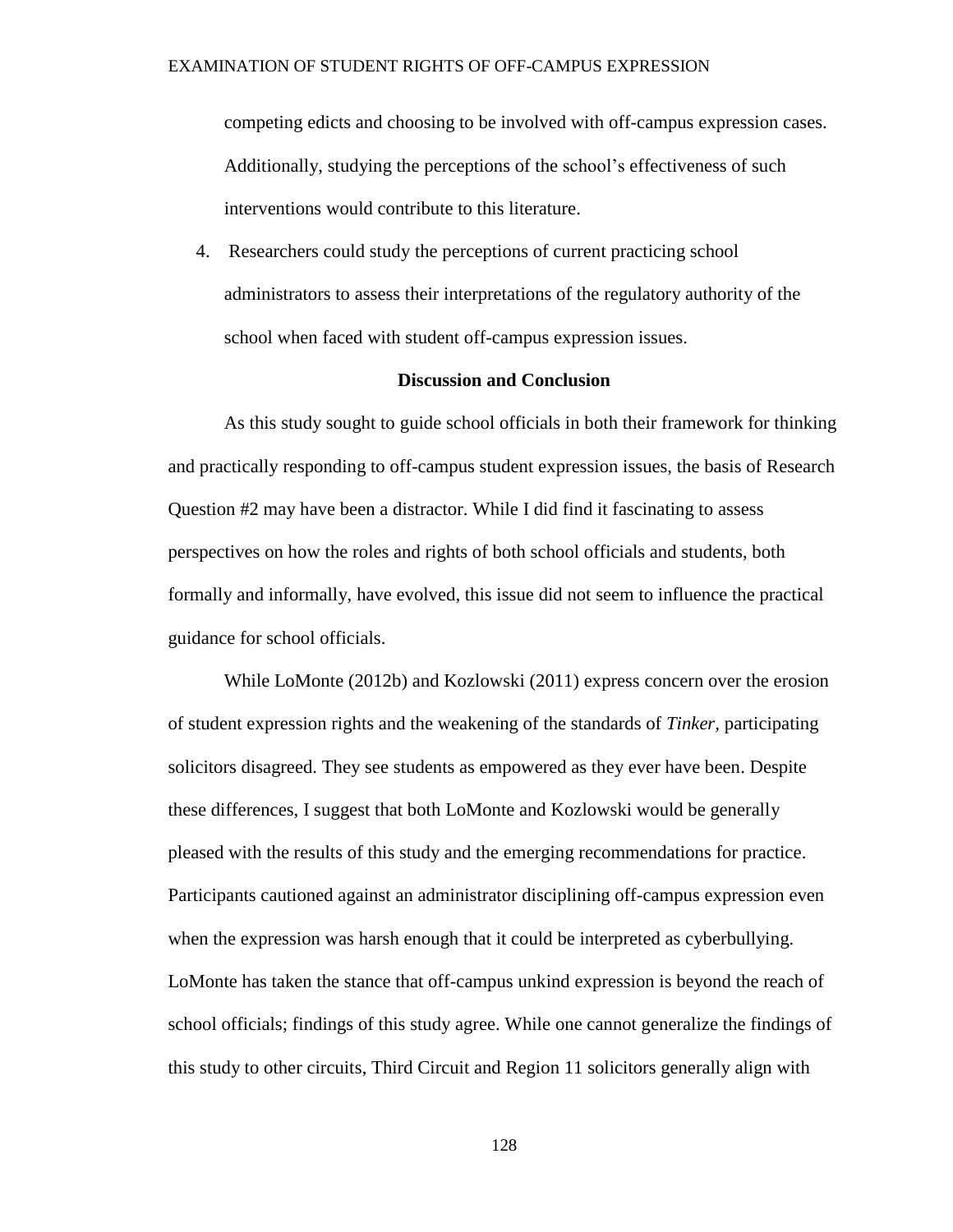competing edicts and choosing to be involved with off-campus expression cases. Additionally, studying the perceptions of the school's effectiveness of such interventions would contribute to this literature.

4. Researchers could study the perceptions of current practicing school administrators to assess their interpretations of the regulatory authority of the school when faced with student off-campus expression issues.

## Discussion and Conclusion

As this study sought to guide school officials in both their framework for thinking and practically responding to off-campus student expression issues, the basis of Research Question #2 may have been a distractor. While I did find it fascinating to assess perspectives on how the roles and rights of both school officials and students, both formally and informally, have evolved, this issue did not seem to influence the practical guidance for school officials.

While LoMonte (2012b) and Kozlowski (2011) express concern over the erosion of student expression rights and the weakening of the standards of *Tinker*, participating solicitors disagreed. They see students as empowered as they ever have been. Despite these differences, I suggest that both LoMonte and Kozlowski would be generally pleased with the results of this study and the emerging recommendations for practice. Participants cautioned against an administrator disciplining off-campus expression even when the expression was harsh enough that it could be interpreted as cyberbullying. LoMonte has taken the stance that off-campus unkind expression is beyond the reach of school officials; findings of this study agree. While one cannot generalize the findings of this study to other circuits, Third Circuit and Region 11 solicitors generally align with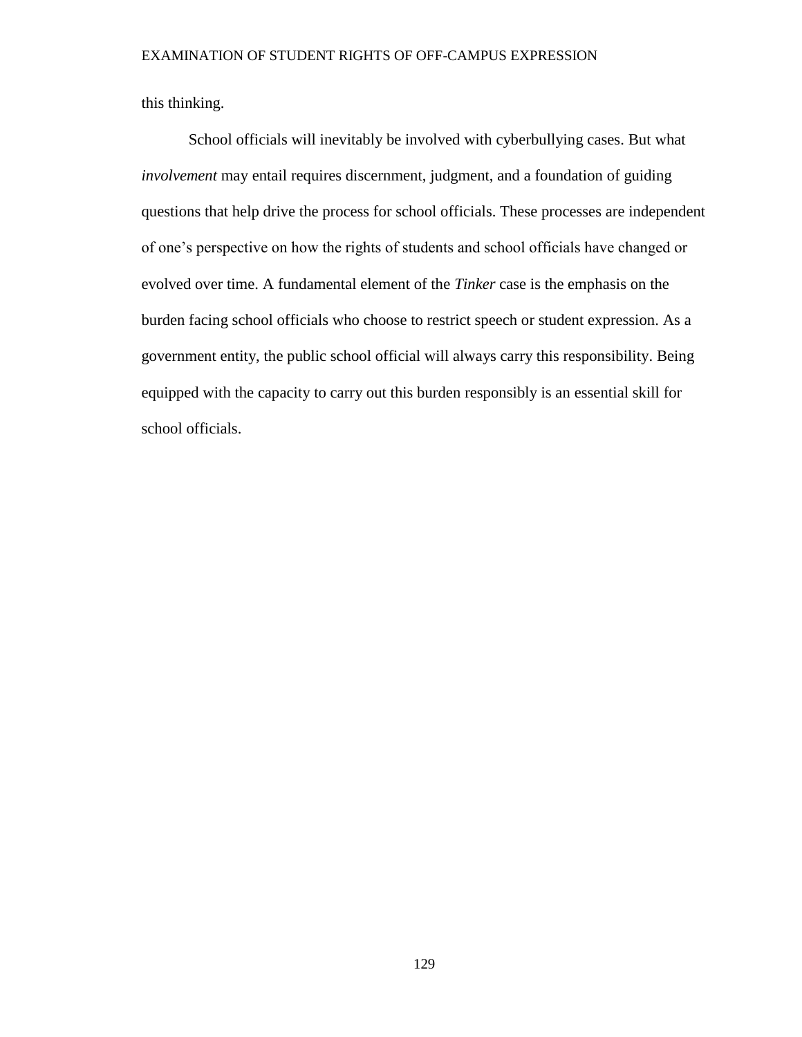this thinking.

School officials will inevitably be involved with cyberbullying cases. But what *involvement* may entail requires discernment, judgment, and a foundation of guiding questions that help drive the process for school officials. These processes are independent of one's perspective on how the rights of students and school officials have changed or evolved over time. A fundamental element of the *Tinker* case is the emphasis on the burden facing school officials who choose to restrict speech or student expression. As a government entity, the public school official will always carry this responsibility. Being equipped with the capacity to carry out this burden responsibly is an essential skill for school officials.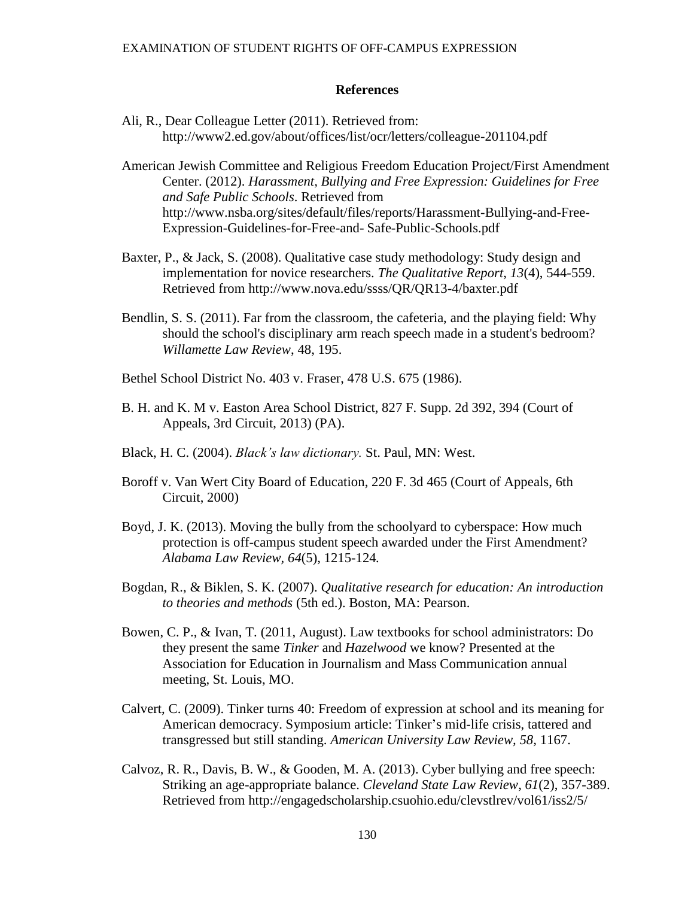# References

Ali, R., Dear Colleague Letter (2011). Retrieved from: http://www2.ed.gov/about/offices/list/ocr/letters/colleague-201104.pdf

American Jewish Committee and Religious Freedom Education Project/First Amendment Center. (2012). *Harassment, Bullying and Free Expression: Guidelines for Free and Safe Public Schools*. Retrieved from http://www.nsba.org/sites/default/files/reports/Harassment-Bullying-and-Free-Expression-Guidelines-for-Free-and- Safe-Public-Schools.pdf

Baxter, P., & Jack, S. (2008). Qualitative case study methodology: Study design and implementation for novice researchers. *The Qualitative Report*, *13*(4), 544-559. Retrieved from http://www.nova.edu/ssss/QR/QR13-4/baxter.pdf

Bendlin, S. S. (2011). Far from the classroom, the cafeteria, and the playing field: Why should the school's disciplinary arm reach speech made in a student's bedroom? *Willamette Law Review*, 48, 195.

Bethel School District No. 403 v. Fraser, 478 U.S. 675 (1986).

B. H. and K. M v. Easton Area School District, 827 F. Supp. 2d 392, 394 (Court of Appeals, 3rd Circuit, 2013) (PA).

Black, H. C. (2004). *Black's law dictionary.* St. Paul, MN: West.

Boroff v. Van Wert City Board of Education, 220 F. 3d 465 (Court of Appeals, 6th Circuit, 2000)

Boyd, J. K. (2013). Moving the bully from the schoolyard to cyberspace: How much protection is off-campus student speech awarded under the First Amendment? *Alabama Law Review*, *64*(5), 1215-124*.*

Bogdan, R., & Biklen, S. K. (2007). *Qualitative research for education: An introduction to theories and methods* (5th ed.). Boston, MA: Pearson.

Bowen, C. P., & Ivan, T. (2011, August). Law textbooks for school administrators: Do they present the same *Tinker* and *Hazelwood* we know? Presented at the Association for Education in Journalism and Mass Communication annual meeting, St. Louis, MO.

Calvert, C. (2009). Tinker turns 40: Freedom of expression at school and its meaning for American democracy. Symposium article: Tinker's mid-life crisis, tattered and transgressed but still standing. *American University Law Review*, *58*, 1167.

Calvoz, R. R., Davis, B. W., & Gooden, M. A. (2013). Cyber bullying and free speech: Striking an age-appropriate balance. *Cleveland State Law Review*, *61*(2), 357-389. Retrieved from http://engagedscholarship.csuohio.edu/clevstlrev/vol61/iss2/5/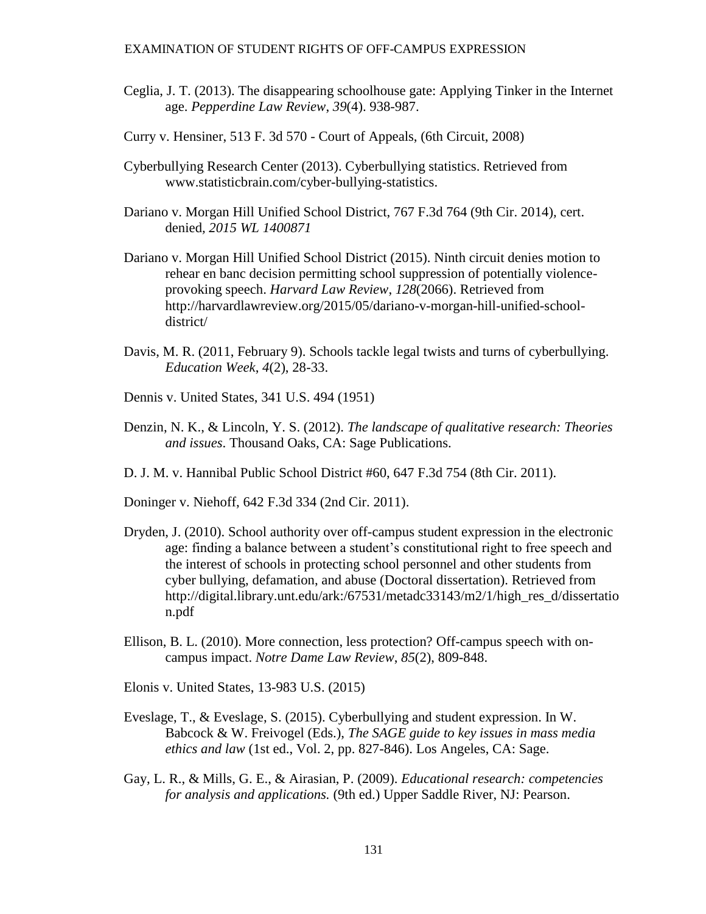Ceglia, J. T. (2013). The disappearing schoolhouse gate: Applying Tinker in the Internet age. *Pepperdine Law Review*, *39*(4). 938-987.

Curry v. Hensiner, 513 F. 3d 570 - Court of Appeals, (6th Circuit, 2008)

Cyberbullying Research Center (2013). Cyberbullying statistics. Retrieved from www.statisticbrain.com/cyber-bullying-statistics.

Dariano v. Morgan Hill Unified School District, 767 F.3d 764 (9th Cir. 2014), cert. denied, *2015 WL 1400871*

Dariano v. Morgan Hill Unified School District (2015). Ninth circuit denies motion to rehear en banc decision permitting school suppression of potentially violence-provoking speech. *Harvard Law Review*, *128*(2066). Retrieved from http://harvardlawreview.org/2015/05/dariano-v-morgan-hill-unified-school-district/

Davis, M. R. (2011, February 9). Schools tackle legal twists and turns of cyberbullying. *Education Week*, *4*(2), 28-33.

Dennis v. United States, 341 U.S. 494 (1951)

Denzin, N. K., & Lincoln, Y. S. (2012). *The landscape of qualitative research: Theories and issues*. Thousand Oaks, CA: Sage Publications.

D. J. M. v. Hannibal Public School District #60, 647 F.3d 754 (8th Cir. 2011).

Doninger v. Niehoff, 642 F.3d 334 (2nd Cir. 2011).

Dryden, J. (2010). School authority over off-campus student expression in the electronic age: finding a balance between a student's constitutional right to free speech and the interest of schools in protecting school personnel and other students from cyber bullying, defamation, and abuse (Doctoral dissertation). Retrieved from http://digital.library.unt.edu/ark:/67531/metadc33143/m2/1/high_res_d/dissertation.pdf

Ellison, B. L. (2010). More connection, less protection? Off-campus speech with on-campus impact. *Notre Dame Law Review*, *85*(2), 809-848.

Elonis v. United States, 13-983 U.S. (2015)

Eveslage, T., & Eveslage, S. (2015). Cyberbullying and student expression. In W. Babcock & W. Freivogel (Eds.), *The SAGE guide to key issues in mass media ethics and law* (1st ed., Vol. 2, pp. 827-846). Los Angeles, CA: Sage.

Gay, L. R., & Mills, G. E., & Airasian, P. (2009). *Educational research: competencies for analysis and applications.* (9th ed.) Upper Saddle River, NJ: Pearson.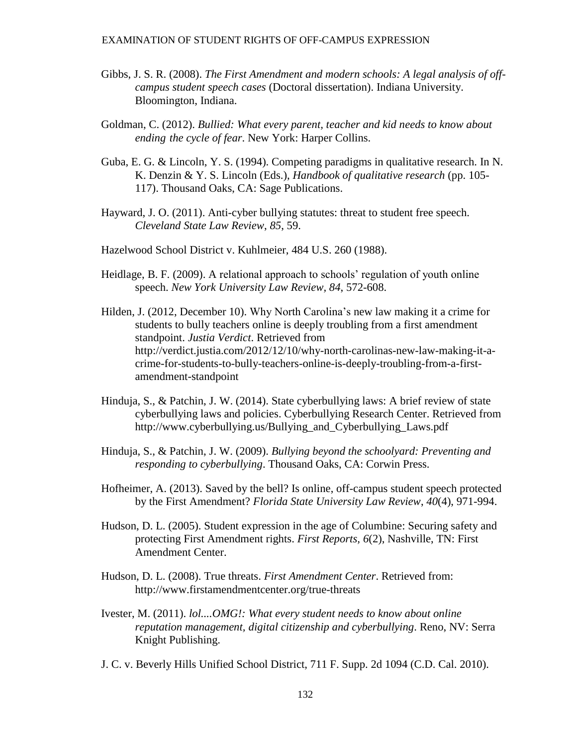Gibbs, J. S. R. (2008). *The First Amendment and modern schools: A legal analysis of off-campus student speech cases* (Doctoral dissertation). Indiana University. Bloomington, Indiana.

Goldman, C. (2012). *Bullied: What every parent, teacher and kid needs to know about ending the cycle of fear*. New York: Harper Collins.

Guba, E. G. & Lincoln, Y. S. (1994). Competing paradigms in qualitative research. In N. K. Denzin & Y. S. Lincoln (Eds.), *Handbook of qualitative research* (pp. 105-117). Thousand Oaks, CA: Sage Publications.

Hayward, J. O. (2011). Anti-cyber bullying statutes: threat to student free speech. *Cleveland State Law Review*, *85*, 59.

Hazelwood School District v. Kuhlmeier, 484 U.S. 260 (1988).

Heidlage, B. F. (2009). A relational approach to schools' regulation of youth online speech. *New York University Law Review, 84*, 572-608.

Hilden, J. (2012, December 10). Why North Carolina's new law making it a crime for students to bully teachers online is deeply troubling from a first amendment standpoint. *Justia Verdict*. Retrieved from http://verdict.justia.com/2012/12/10/why-north-carolinas-new-law-making-it-a-crime-for-students-to-bully-teachers-online-is-deeply-troubling-from-a-first-amendment-standpoint

Hinduja, S., & Patchin, J. W. (2014). State cyberbullying laws: A brief review of state cyberbullying laws and policies. Cyberbullying Research Center. Retrieved from http://www.cyberbullying.us/Bullying_and_Cyberbullying_Laws.pdf

Hinduja, S., & Patchin, J. W. (2009). *Bullying beyond the schoolyard: Preventing and responding to cyberbullying*. Thousand Oaks, CA: Corwin Press.

Hofheimer, A. (2013). Saved by the bell? Is online, off-campus student speech protected by the First Amendment? *Florida State University Law Review*, *40*(4), 971-994.

Hudson, D. L. (2005). Student expression in the age of Columbine: Securing safety and protecting First Amendment rights. *First Reports*, *6*(2), Nashville, TN: First Amendment Center.

Hudson, D. L. (2008). True threats. *First Amendment Center*. Retrieved from: http://www.firstamendmentcenter.org/true-threats

Ivester, M. (2011). *lol....OMG!: What every student needs to know about online reputation management, digital citizenship and cyberbullying*. Reno, NV: Serra Knight Publishing.

J. C. v. Beverly Hills Unified School District, 711 F. Supp. 2d 1094 (C.D. Cal. 2010).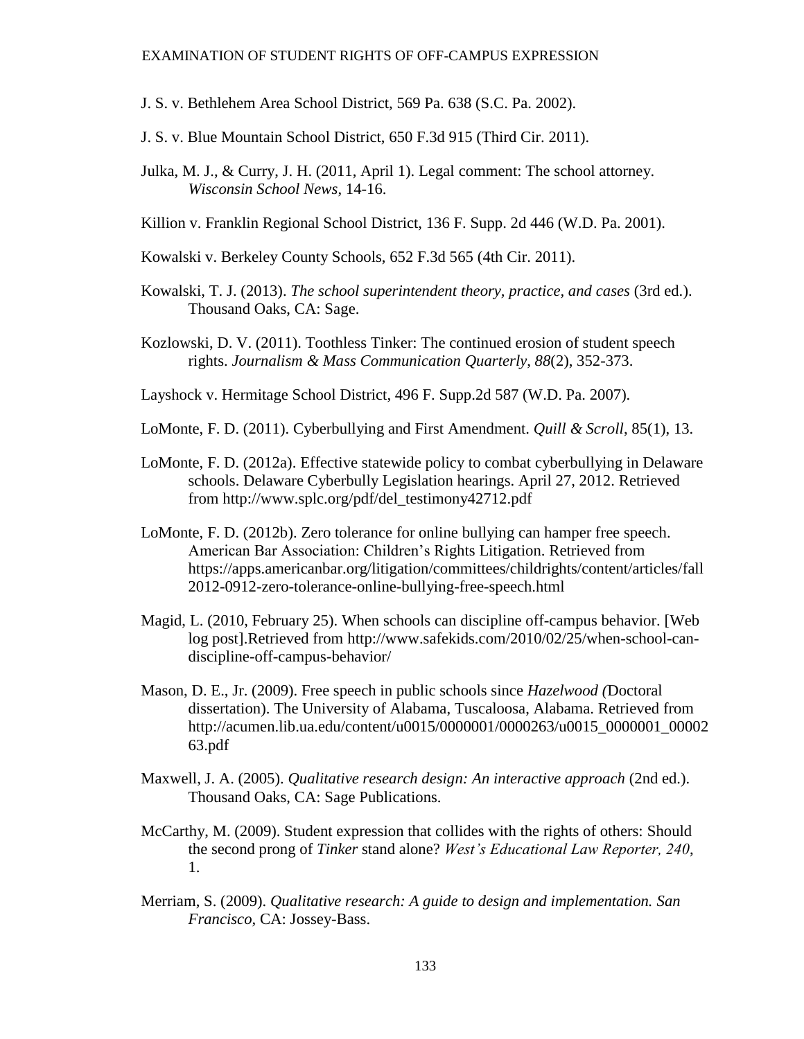J. S. v. Bethlehem Area School District, 569 Pa. 638 (S.C. Pa. 2002).

J. S. v. Blue Mountain School District, 650 F.3d 915 (Third Cir. 2011).

Julka, M. J., & Curry, J. H. (2011, April 1). Legal comment: The school attorney. *Wisconsin School News*, 14-16.

Killion v. Franklin Regional School District, 136 F. Supp. 2d 446 (W.D. Pa. 2001).

Kowalski v. Berkeley County Schools, 652 F.3d 565 (4th Cir. 2011).

Kowalski, T. J. (2013). *The school superintendent theory, practice, and cases* (3rd ed.). Thousand Oaks, CA: Sage.

Kozlowski, D. V. (2011). Toothless Tinker: The continued erosion of student speech rights. *Journalism & Mass Communication Quarterly*, *88*(2), 352-373.

Layshock v. Hermitage School District, 496 F. Supp.2d 587 (W.D. Pa. 2007).

LoMonte, F. D. (2011). Cyberbullying and First Amendment. *Quill & Scroll*, 85(1), 13.

LoMonte, F. D. (2012a). Effective statewide policy to combat cyberbullying in Delaware schools. Delaware Cyberbully Legislation hearings. April 27, 2012. Retrieved from http://www.splc.org/pdf/del_testimony42712.pdf

LoMonte, F. D. (2012b). Zero tolerance for online bullying can hamper free speech. American Bar Association: Children's Rights Litigation. Retrieved from https://apps.americanbar.org/litigation/committees/childrights/content/articles/fall2012-0912-zero-tolerance-online-bullying-free-speech.html

Magid, L. (2010, February 25). When schools can discipline off-campus behavior. [Web log post].Retrieved from http://www.safekids.com/2010/02/25/when-school-can-discipline-off-campus-behavior/

Mason, D. E., Jr. (2009). Free speech in public schools since *Hazelwood (*Doctoral dissertation). The University of Alabama, Tuscaloosa, Alabama. Retrieved from http://acumen.lib.ua.edu/content/u0015/0000001/0000263/u0015_0000001_0000263.pdf

Maxwell, J. A. (2005). *Qualitative research design: An interactive approach* (2nd ed.). Thousand Oaks, CA: Sage Publications.

McCarthy, M. (2009). Student expression that collides with the rights of others: Should the second prong of *Tinker* stand alone? *West's Educational Law Reporter, 240*, 1.

Merriam, S. (2009). *Qualitative research: A guide to design and implementation. San Francisco*, CA: Jossey-Bass.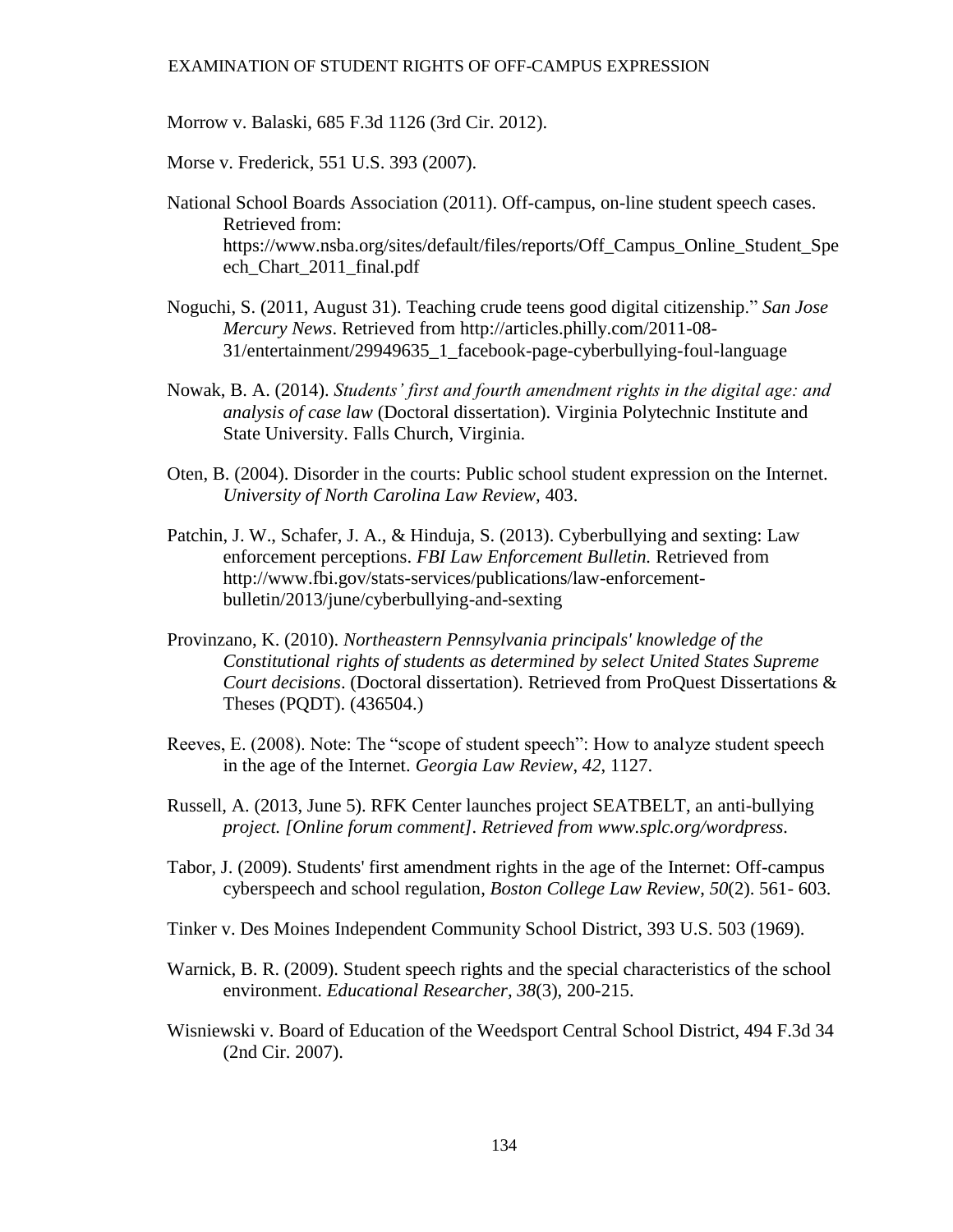Morrow v. Balaski, 685 F.3d 1126 (3rd Cir. 2012).

Morse v. Frederick, 551 U.S. 393 (2007).

National School Boards Association (2011). Off-campus, on-line student speech cases. Retrieved from: https://www.nsba.org/sites/default/files/reports/Off_Campus_Online_Student_Speech_Chart_2011_final.pdf

Noguchi, S. (2011, August 31). Teaching crude teens good digital citizenship." *San Jose Mercury News*. Retrieved from http://articles.philly.com/2011-08-31/entertainment/29949635_1_facebook-page-cyberbullying-foul-language

Nowak, B. A. (2014). *Students' first and fourth amendment rights in the digital age: and analysis of case law* (Doctoral dissertation). Virginia Polytechnic Institute and State University. Falls Church, Virginia.

Oten, B. (2004). Disorder in the courts: Public school student expression on the Internet. *University of North Carolina Law Review*, 403.

Patchin, J. W., Schafer, J. A., & Hinduja, S. (2013). Cyberbullying and sexting: Law enforcement perceptions. *FBI Law Enforcement Bulletin.* Retrieved from http://www.fbi.gov/stats-services/publications/law-enforcement-bulletin/2013/june/cyberbullying-and-sexting

Provinzano, K. (2010). *Northeastern Pennsylvania principals' knowledge of the Constitutional rights of students as determined by select United States Supreme Court decisions*. (Doctoral dissertation). Retrieved from ProQuest Dissertations & Theses (PQDT). (436504.)

Reeves, E. (2008). Note: The "scope of student speech": How to analyze student speech in the age of the Internet. *Georgia Law Review*, *42*, 1127.

Russell, A. (2013, June 5). RFK Center launches project SEATBELT, an anti-bullying *project. [Online forum comment]. Retrieved from www.splc.org/wordpress.*

Tabor, J. (2009). Students' first amendment rights in the age of the Internet: Off-campus cyberspeech and school regulation, *Boston College Law Review*, *50*(2). 561- 603.

Tinker v. Des Moines Independent Community School District, 393 U.S. 503 (1969).

Warnick, B. R. (2009). Student speech rights and the special characteristics of the school environment. *Educational Researcher, 38*(3), 200-215.

Wisniewski v. Board of Education of the Weedsport Central School District, 494 F.3d 34 (2nd Cir. 2007).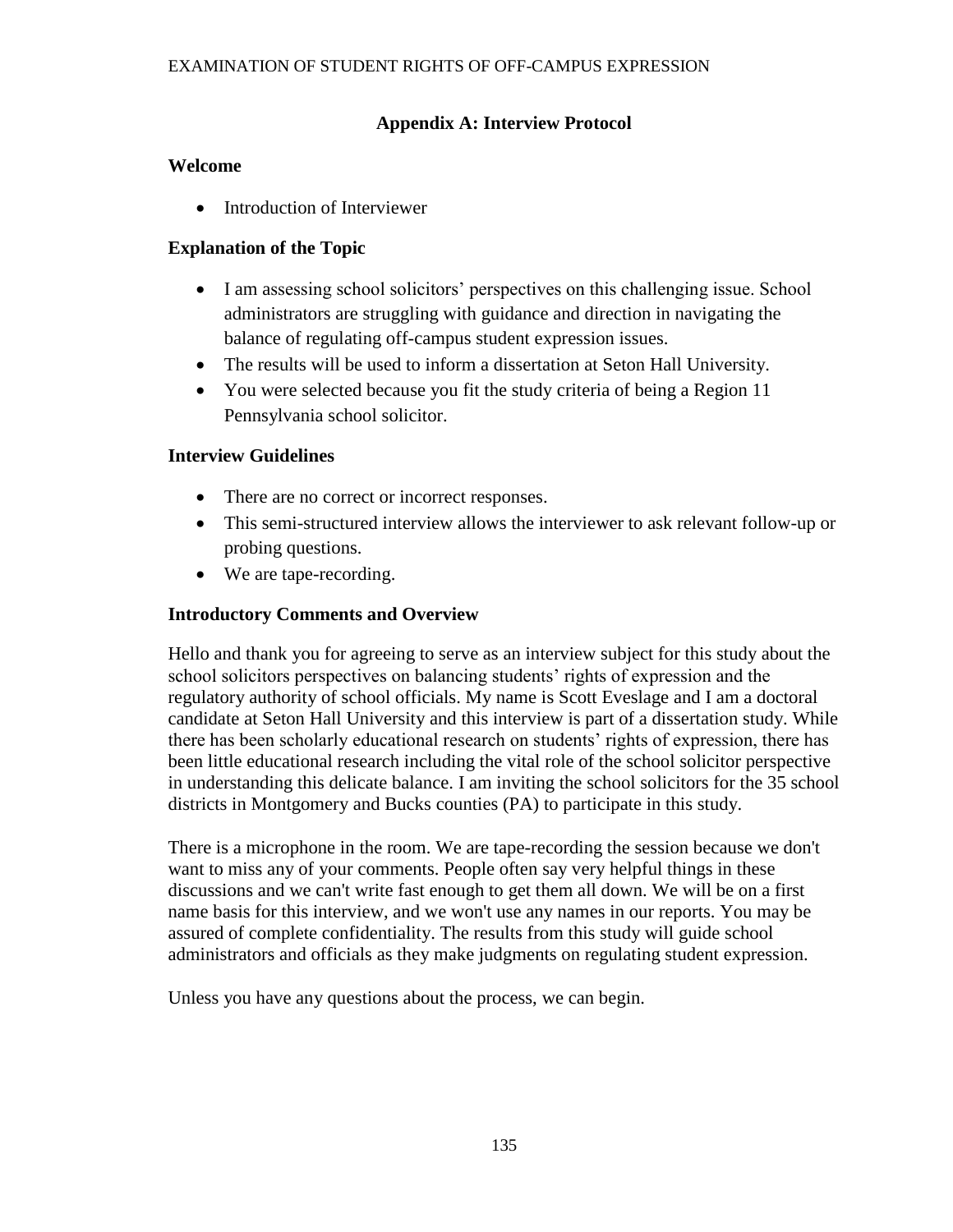## Appendix A: Interview Protocol

### Welcome

- Introduction of Interviewer

### Explanation of the Topic

- I am assessing school solicitors' perspectives on this challenging issue. School administrators are struggling with guidance and direction in navigating the balance of regulating off-campus student expression issues.
- The results will be used to inform a dissertation at Seton Hall University.
- You were selected because you fit the study criteria of being a Region 11 Pennsylvania school solicitor.

### Interview Guidelines

- There are no correct or incorrect responses.
- This semi-structured interview allows the interviewer to ask relevant follow-up or probing questions.
- We are tape-recording.

### Introductory Comments and Overview

Hello and thank you for agreeing to serve as an interview subject for this study about the school solicitors perspectives on balancing students' rights of expression and the regulatory authority of school officials. My name is Scott Eveslage and I am a doctoral candidate at Seton Hall University and this interview is part of a dissertation study. While there has been scholarly educational research on students' rights of expression, there has been little educational research including the vital role of the school solicitor perspective in understanding this delicate balance. I am inviting the school solicitors for the 35 school districts in Montgomery and Bucks counties (PA) to participate in this study.

There is a microphone in the room. We are tape-recording the session because we don't want to miss any of your comments. People often say very helpful things in these discussions and we can't write fast enough to get them all down. We will be on a first name basis for this interview, and we won't use any names in our reports. You may be assured of complete confidentiality. The results from this study will guide school administrators and officials as they make judgments on regulating student expression.

Unless you have any questions about the process, we can begin.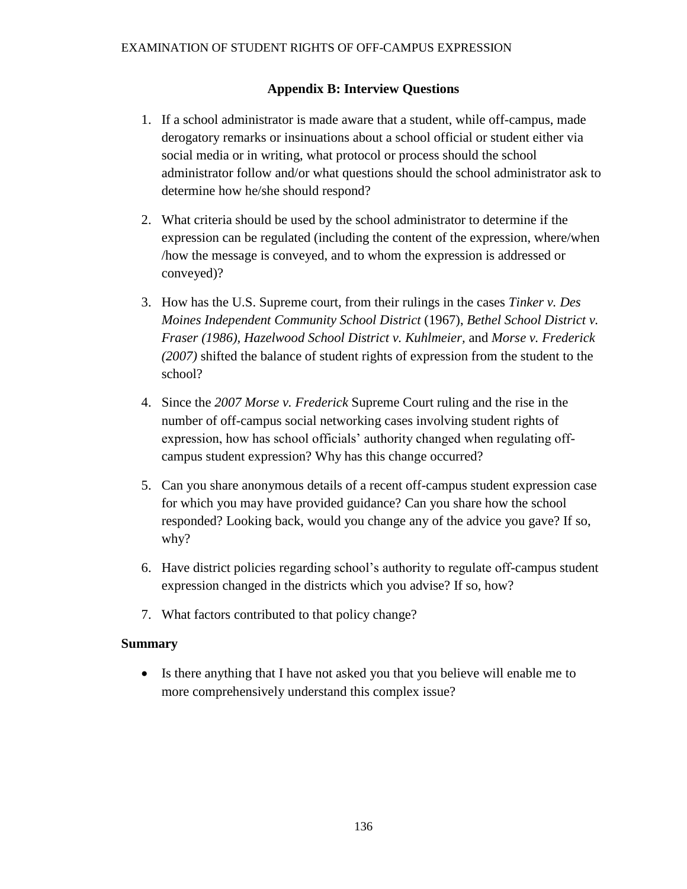## Appendix B: Interview Questions

1. If a school administrator is made aware that a student, while off-campus, made derogatory remarks or insinuations about a school official or student either via social media or in writing, what protocol or process should the school administrator follow and/or what questions should the school administrator ask to determine how he/she should respond?

2. What criteria should be used by the school administrator to determine if the expression can be regulated (including the content of the expression, where/when /how the message is conveyed, and to whom the expression is addressed or conveyed)?

3. How has the U.S. Supreme court, from their rulings in the cases *Tinker v. Des Moines Independent Community School District* (1967), *Bethel School District v. Fraser (1986), Hazelwood School District v. Kuhlmeier,* and *Morse v. Frederick (2007)* shifted the balance of student rights of expression from the student to the school?

4. Since the *2007 Morse v. Frederick* Supreme Court ruling and the rise in the number of off-campus social networking cases involving student rights of expression, how has school officials' authority changed when regulating off-campus student expression? Why has this change occurred?

5. Can you share anonymous details of a recent off-campus student expression case for which you may have provided guidance? Can you share how the school responded? Looking back, would you change any of the advice you gave? If so, why?

6. Have district policies regarding school's authority to regulate off-campus student expression changed in the districts which you advise? If so, how?

7. What factors contributed to that policy change?

### Summary

- Is there anything that I have not asked you that you believe will enable me to more comprehensively understand this complex issue?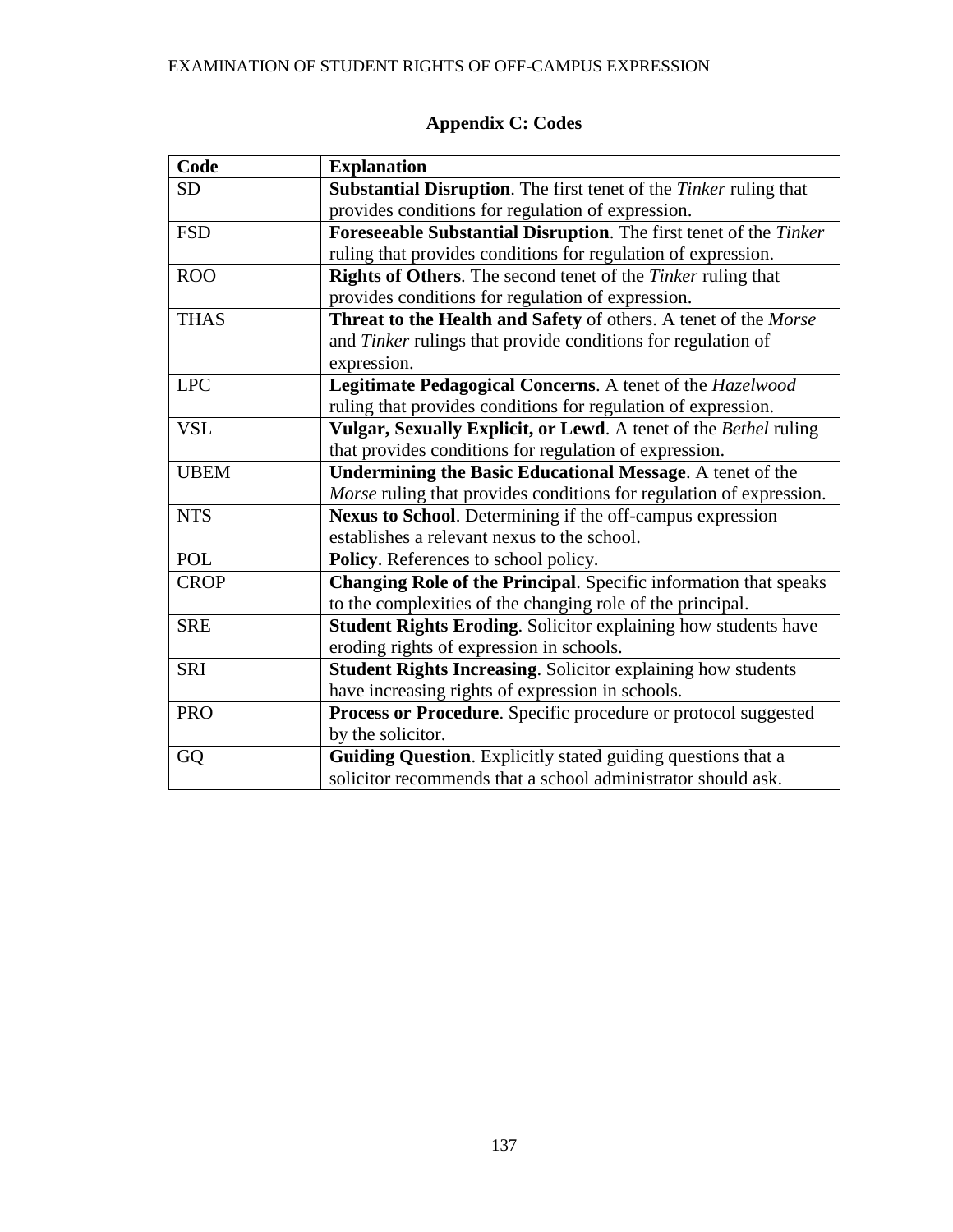## Appendix C: Codes

| Code | Explanation |
|---|---|
| SD | **Substantial Disruption**. The first tenet of the *Tinker* ruling that provides conditions for regulation of expression. |
| FSD | **Foreseeable Substantial Disruption**. The first tenet of the *Tinker* ruling that provides conditions for regulation of expression. |
| ROO | **Rights of Others**. The second tenet of the *Tinker* ruling that provides conditions for regulation of expression. |
| THAS | **Threat to the Health and Safety** of others. A tenet of the *Morse* and *Tinker* rulings that provide conditions for regulation of expression. |
| LPC | **Legitimate Pedagogical Concerns**. A tenet of the *Hazelwood* ruling that provides conditions for regulation of expression. |
| VSL | **Vulgar, Sexually Explicit, or Lewd**. A tenet of the *Bethel* ruling that provides conditions for regulation of expression. |
| UBEM | **Undermining the Basic Educational Message**. A tenet of the *Morse* ruling that provides conditions for regulation of expression. |
| NTS | **Nexus to School**. Determining if the off-campus expression establishes a relevant nexus to the school. |
| POL | **Policy**. References to school policy. |
| CROP | **Changing Role of the Principal**. Specific information that speaks to the complexities of the changing role of the principal. |
| SRE | **Student Rights Eroding**. Solicitor explaining how students have eroding rights of expression in schools. |
| SRI | **Student Rights Increasing**. Solicitor explaining how students have increasing rights of expression in schools. |
| PRO | **Process or Procedure**. Specific procedure or protocol suggested by the solicitor. |
| GQ | **Guiding Question**. Explicitly stated guiding questions that a solicitor recommends that a school administrator should ask. |